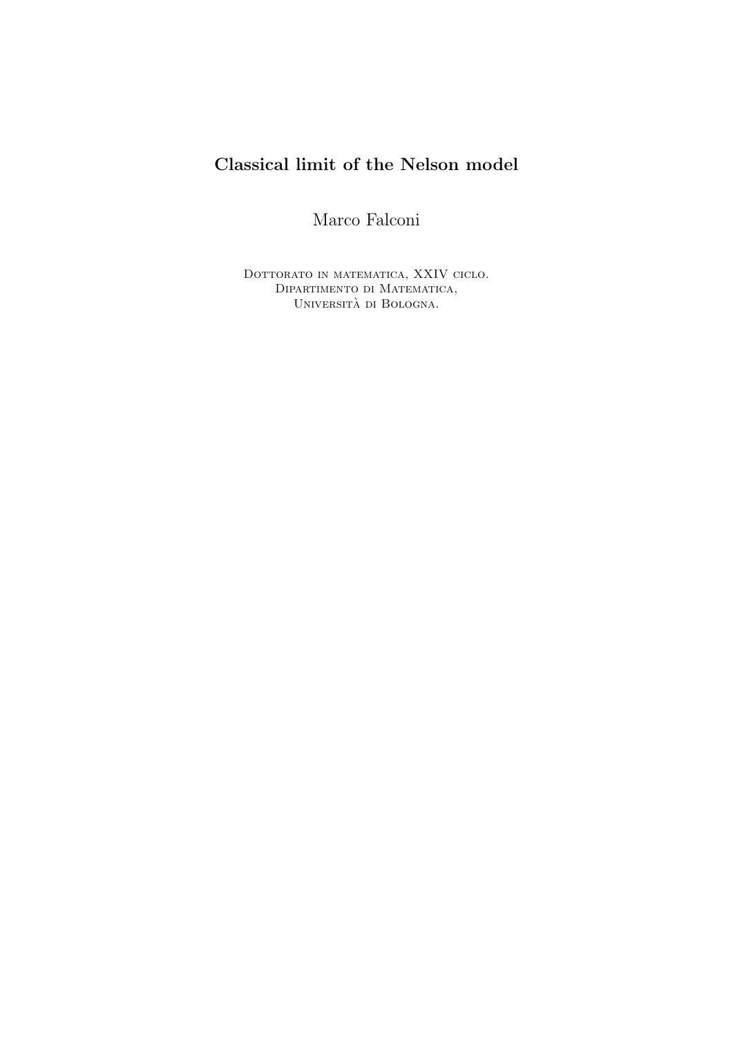# Classical limit of the Nelson model

Marco Falconi

Dottorato in matematica, XXIV ciclo.
Dipartimento di Matematica,
Università di Bologna.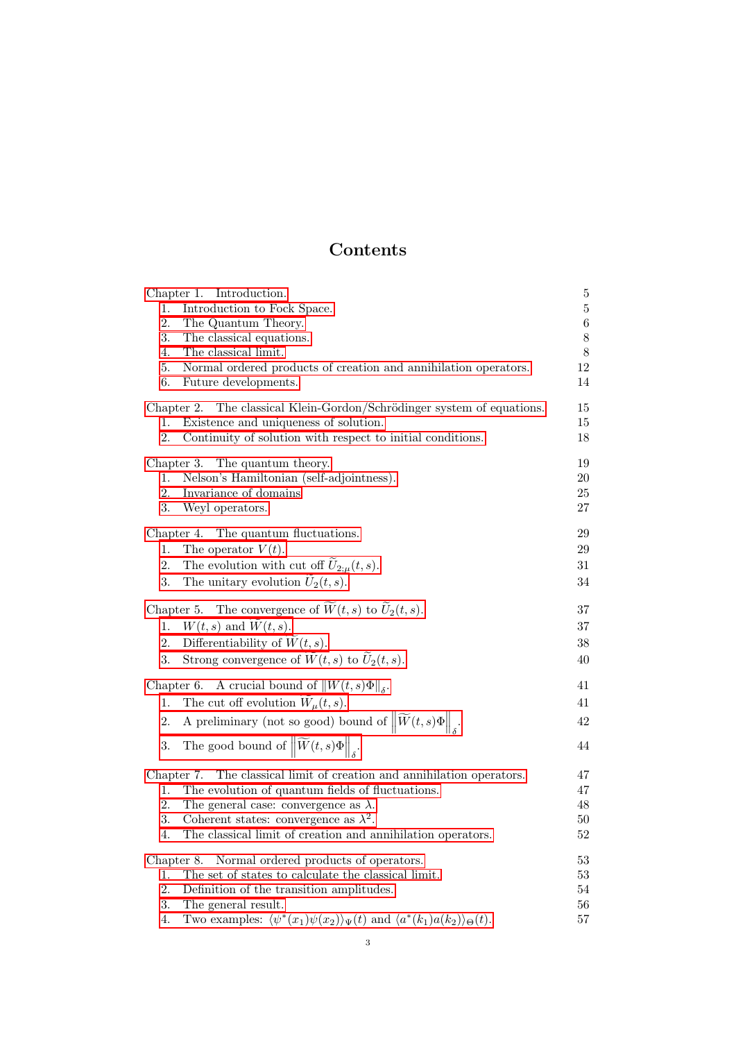# Contents

| | |
|---|---|
| Chapter 1. Introduction. | 5 |
| 1. Introduction to Fock Space. | 5 |
| 2. The Quantum Theory. | 6 |
| 3. The classical equations. | 8 |
| 4. The classical limit. | 8 |
| 5. Normal ordered products of creation and annihilation operators. | 12 |
| 6. Future developments. | 14 |
| Chapter 2. The classical Klein-Gordon/Schrödinger system of equations. | 15 |
| 1. Existence and uniqueness of solution. | 15 |
| 2. Continuity of solution with respect to initial conditions. | 18 |
| Chapter 3. The quantum theory. | 19 |
| 1. Nelson's Hamiltonian (self-adjointness). | 20 |
| 2. Invariance of domains | 25 |
| 3. Weyl operators. | 27 |
| Chapter 4. The quantum fluctuations. | 29 |
| 1. The operator $V(t)$. | 29 |
| 2. The evolution with cut off $\widetilde{U}_{2;\mu}(t,s)$. | 31 |
| 3. The unitary evolution $\widetilde{U}_2(t,s)$. | 34 |
| Chapter 5. The convergence of $\widetilde{W}(t,s)$ to $\widetilde{U}_2(t,s)$. | 37 |
| 1. $W(t,s)$ and $\widetilde{W}(t,s)$. | 37 |
| 2. Differentiability of $\widetilde{W}(t,s)$. | 38 |
| 3. Strong convergence of $\widetilde{W}(t,s)$ to $\widetilde{U}_2(t,s)$. | 40 |
| Chapter 6. A crucial bound of $\left\|W(t,s)\Phi\right\|_\delta$. | 41 |
| 1. The cut off evolution $\widetilde{W}_\mu(t,s)$. | 41 |
| 2. A preliminary (not so good) bound of $\left\|\widetilde{W}(t,s)\Phi\right\|_\delta$. | 42 |
| 3. The good bound of $\left\|\widetilde{W}(t,s)\Phi\right\|_\delta$. | 44 |
| Chapter 7. The classical limit of creation and annihilation operators. | 47 |
| 1. The evolution of quantum fields of fluctuations. | 47 |
| 2. The general case: convergence as $\lambda$. | 48 |
| 3. Coherent states: convergence as $\lambda^2$. | 50 |
| 4. The classical limit of creation and annihilation operators. | 52 |
| Chapter 8. Normal ordered products of operators. | 53 |
| 1. The set of states to calculate the classical limit. | 53 |
| 2. Definition of the transition amplitudes. | 54 |
| 3. The general result. | 56 |
| 4. Two examples: $\langle\psi^*(x_1)\psi(x_2)\rangle_\Psi(t)$ and $\langle a^*(k_1)a(k_2)\rangle_\Theta(t)$. | 57 |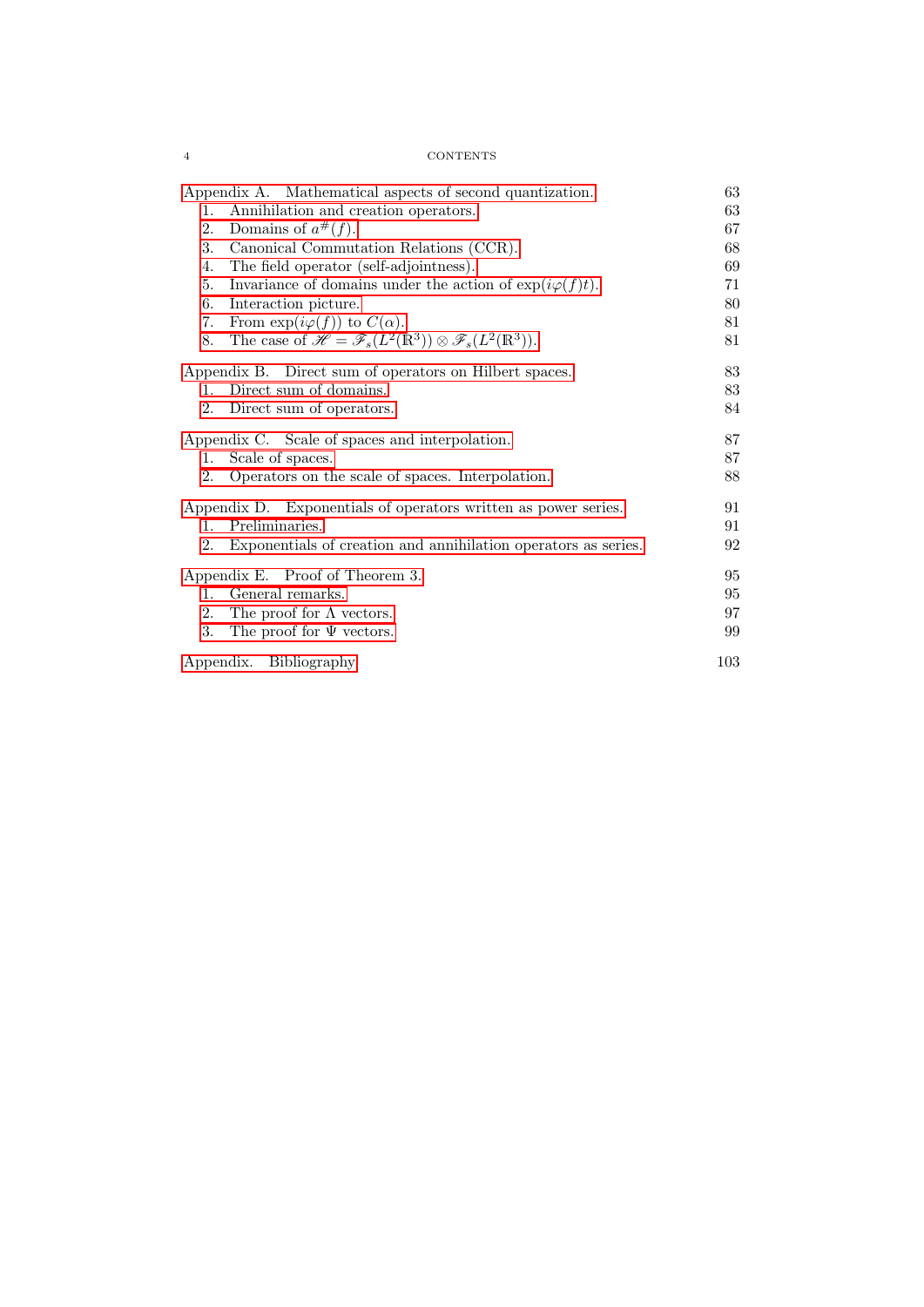| | |
|---|---|
| Appendix A. Mathematical aspects of second quantization. | 63 |
| 1. Annihilation and creation operators. | 63 |
| 2. Domains of $a^{\#}(f)$. | 67 |
| 3. Canonical Commutation Relations (CCR). | 68 |
| 4. The field operator (self-adjointness). | 69 |
| 5. Invariance of domains under the action of $\exp(i\varphi(f)t)$. | 71 |
| 6. Interaction picture. | 80 |
| 7. From $\exp(i\varphi(f))$ to $C(\alpha)$. | 81 |
| 8. The case of $\mathscr{H} = \mathscr{F}_s(L^2(\mathbb{R}^3)) \otimes \mathscr{F}_s(L^2(\mathbb{R}^3))$. | 81 |
| Appendix B. Direct sum of operators on Hilbert spaces. | 83 |
| 1. Direct sum of domains. | 83 |
| 2. Direct sum of operators. | 84 |
| Appendix C. Scale of spaces and interpolation. | 87 |
| 1. Scale of spaces. | 87 |
| 2. Operators on the scale of spaces. Interpolation. | 88 |
| Appendix D. Exponentials of operators written as power series. | 91 |
| 1. Preliminaries. | 91 |
| 2. Exponentials of creation and annihilation operators as series. | 92 |
| Appendix E. Proof of Theorem 3. | 95 |
| 1. General remarks. | 95 |
| 2. The proof for $\Lambda$ vectors. | 97 |
| 3. The proof for $\Psi$ vectors. | 99 |
| Appendix. Bibliography | 103 |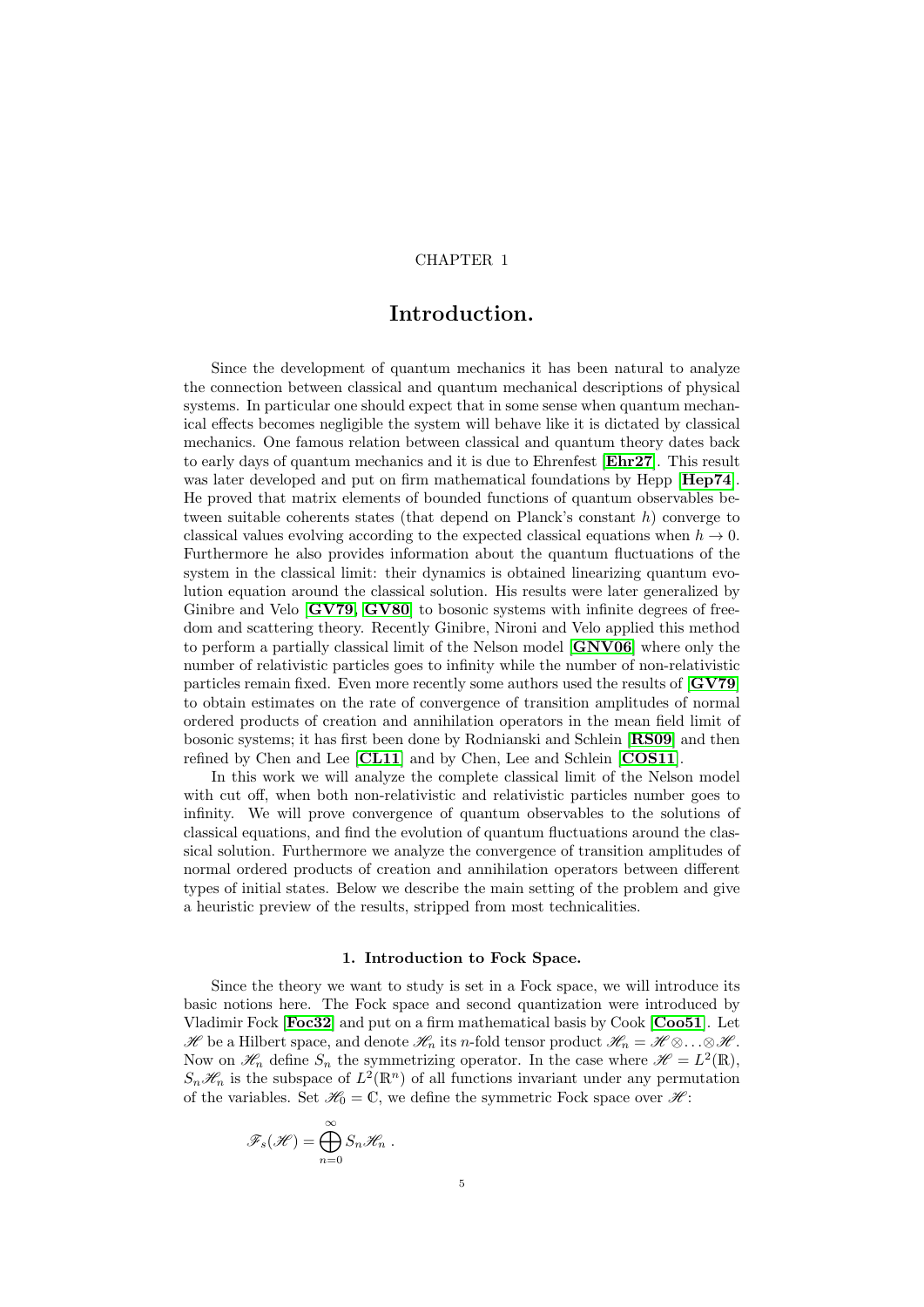CHAPTER 1

# Introduction.

Since the development of quantum mechanics it has been natural to analyze the connection between classical and quantum mechanical descriptions of physical systems. In particular one should expect that in some sense when quantum mechanical effects becomes negligible the system will behave like it is dictated by classical mechanics. One famous relation between classical and quantum theory dates back to early days of quantum mechanics and it is due to Ehrenfest [**Ehr27**]. This result was later developed and put on firm mathematical foundations by Hepp [**Hep74**]. He proved that matrix elements of bounded functions of quantum observables between suitable coherents states (that depend on Planck's constant $h$) converge to classical values evolving according to the expected classical equations when $h \to 0$. Furthermore he also provides information about the quantum fluctuations of the system in the classical limit: their dynamics is obtained linearizing quantum evolution equation around the classical solution. His results were later generalized by Ginibre and Velo [**GV79**, **GV80**] to bosonic systems with infinite degrees of freedom and scattering theory. Recently Ginibre, Nironi and Velo applied this method to perform a partially classical limit of the Nelson model [**GNV06**] where only the number of relativistic particles goes to infinity while the number of non-relativistic particles remain fixed. Even more recently some authors used the results of [**GV79**] to obtain estimates on the rate of convergence of transition amplitudes of normal ordered products of creation and annihilation operators in the mean field limit of bosonic systems; it has first been done by Rodnianski and Schlein [**RS09**] and then refined by Chen and Lee [**CL11**] and by Chen, Lee and Schlein [**COS11**].

In this work we will analyze the complete classical limit of the Nelson model with cut off, when both non-relativistic and relativistic particles number goes to infinity. We will prove convergence of quantum observables to the solutions of classical equations, and find the evolution of quantum fluctuations around the classical solution. Furthermore we analyze the convergence of transition amplitudes of normal ordered products of creation and annihilation operators between different types of initial states. Below we describe the main setting of the problem and give a heuristic preview of the results, stripped from most technicalities.

### 1. Introduction to Fock Space.

Since the theory we want to study is set in a Fock space, we will introduce its basic notions here. The Fock space and second quantization were introduced by Vladimir Fock [**Foc32**] and put on a firm mathematical basis by Cook [**Coo51**]. Let $\mathscr{H}$ be a Hilbert space, and denote $\mathscr{H}_n$ its $n$-fold tensor product $\mathscr{H}_n = \mathscr{H} \otimes \ldots \otimes \mathscr{H}$. Now on $\mathscr{H}_n$ define $S_n$ the symmetrizing operator. In the case where $\mathscr{H} = L^2(\mathbb{R})$, $S_n\mathscr{H}_n$ is the subspace of $L^2(\mathbb{R}^n)$ of all functions invariant under any permutation of the variables. Set $\mathscr{H}_0 = \mathbb{C}$, we define the symmetric Fock space over $\mathscr{H}$:

$$\mathscr{F}_s(\mathscr{H}) = \bigoplus_{n=0}^{\infty} S_n\mathscr{H}_n \; .$$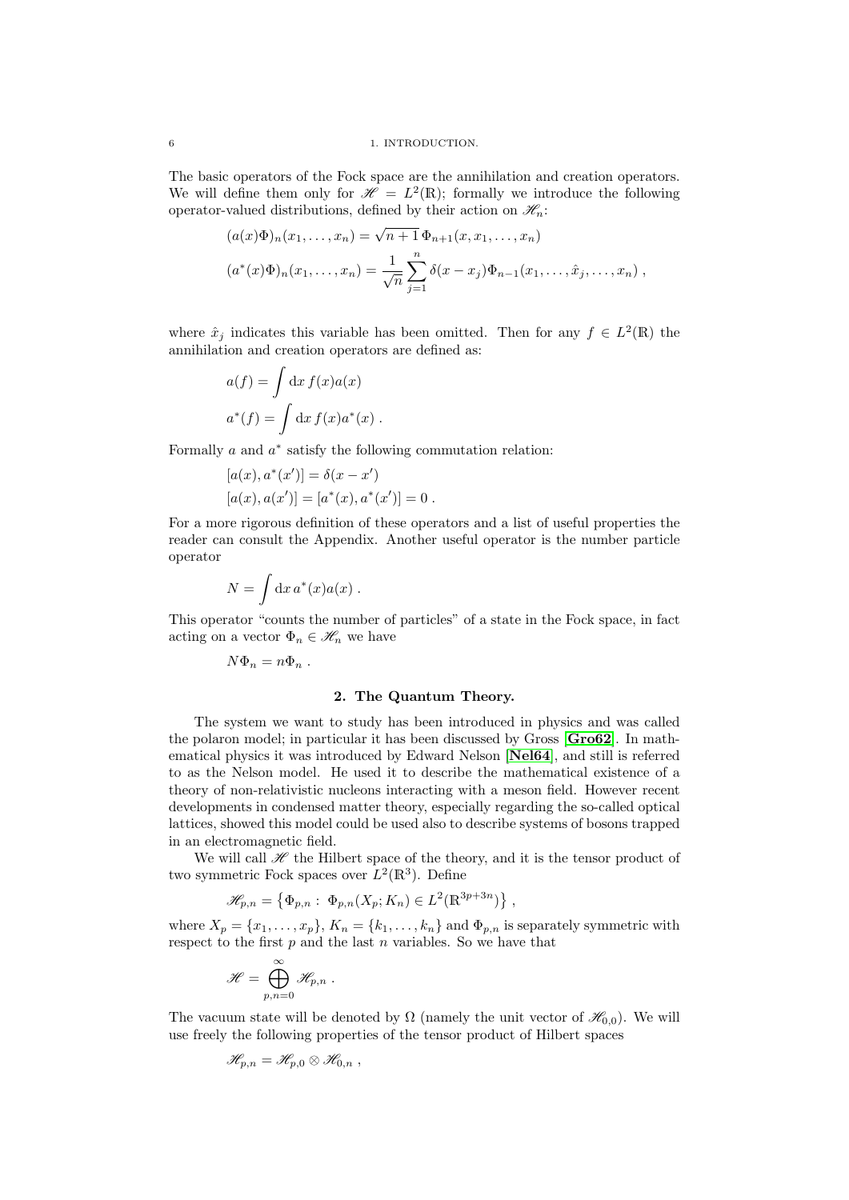The basic operators of the Fock space are the annihilation and creation operators. We will define them only for $\mathscr{H} = L^2(\mathbb{R})$; formally we introduce the following operator-valued distributions, defined by their action on $\mathscr{H}_n$:

$$
\begin{aligned}
(a(x)\Phi)_n(x_1, \dots, x_n) &= \sqrt{n+1}\, \Phi_{n+1}(x, x_1, \dots, x_n) \\
(a^*(x)\Phi)_n(x_1, \dots, x_n) &= \frac{1}{\sqrt{n}} \sum_{j=1}^{n} \delta(x - x_j) \Phi_{n-1}(x_1, \dots, \hat{x}_j, \dots, x_n) \,,
\end{aligned}
$$

where $\hat{x}_j$ indicates this variable has been omitted. Then for any $f \in L^2(\mathbb{R})$ the annihilation and creation operators are defined as:

$$
\begin{aligned}
a(f) &= \int \mathrm{d}x\, f(x) a(x) \\
a^*(f) &= \int \mathrm{d}x\, f(x) a^*(x) \,.
\end{aligned}
$$

Formally $a$ and $a^*$ satisfy the following commutation relation:

$$
\begin{aligned}
&[a(x), a^*(x')] = \delta(x - x') \\
&[a(x), a(x')] = [a^*(x), a^*(x')] = 0 \,.
\end{aligned}
$$

For a more rigorous definition of these operators and a list of useful properties the reader can consult the Appendix. Another useful operator is the number particle operator

$$
N = \int \mathrm{d}x\, a^*(x) a(x) \,.
$$

This operator "counts the number of particles" of a state in the Fock space, in fact acting on a vector $\Phi_n \in \mathscr{H}_n$ we have

$$
N\Phi_n = n\Phi_n \,.
$$

## 2. The Quantum Theory.

The system we want to study has been introduced in physics and was called the polaron model; in particular it has been discussed by Gross [**Gro62**]. In mathematical physics it was introduced by Edward Nelson [**Nel64**], and still is referred to as the Nelson model. He used it to describe the mathematical existence of a theory of non-relativistic nucleons interacting with a meson field. However recent developments in condensed matter theory, especially regarding the so-called optical lattices, showed this model could be used also to describe systems of bosons trapped in an electromagnetic field.

We will call $\mathscr{H}$ the Hilbert space of the theory, and it is the tensor product of two symmetric Fock spaces over $L^2(\mathbb{R}^3)$. Define

$$
\mathscr{H}_{p,n} = \left\{ \Phi_{p,n} :\ \Phi_{p,n}(X_p; K_n) \in L^2(\mathbb{R}^{3p+3n}) \right\} ,
$$

where $X_p = \{x_1, \dots, x_p\}$, $K_n = \{k_1, \dots, k_n\}$ and $\Phi_{p,n}$ is separately symmetric with respect to the first $p$ and the last $n$ variables. So we have that

$$
\mathscr{H} = \bigoplus_{p,n=0}^{\infty} \mathscr{H}_{p,n} \,.
$$

The vacuum state will be denoted by $\Omega$ (namely the unit vector of $\mathscr{H}_{0,0}$). We will use freely the following properties of the tensor product of Hilbert spaces

$$
\mathscr{H}_{p,n} = \mathscr{H}_{p,0} \otimes \mathscr{H}_{0,n} \,,
$$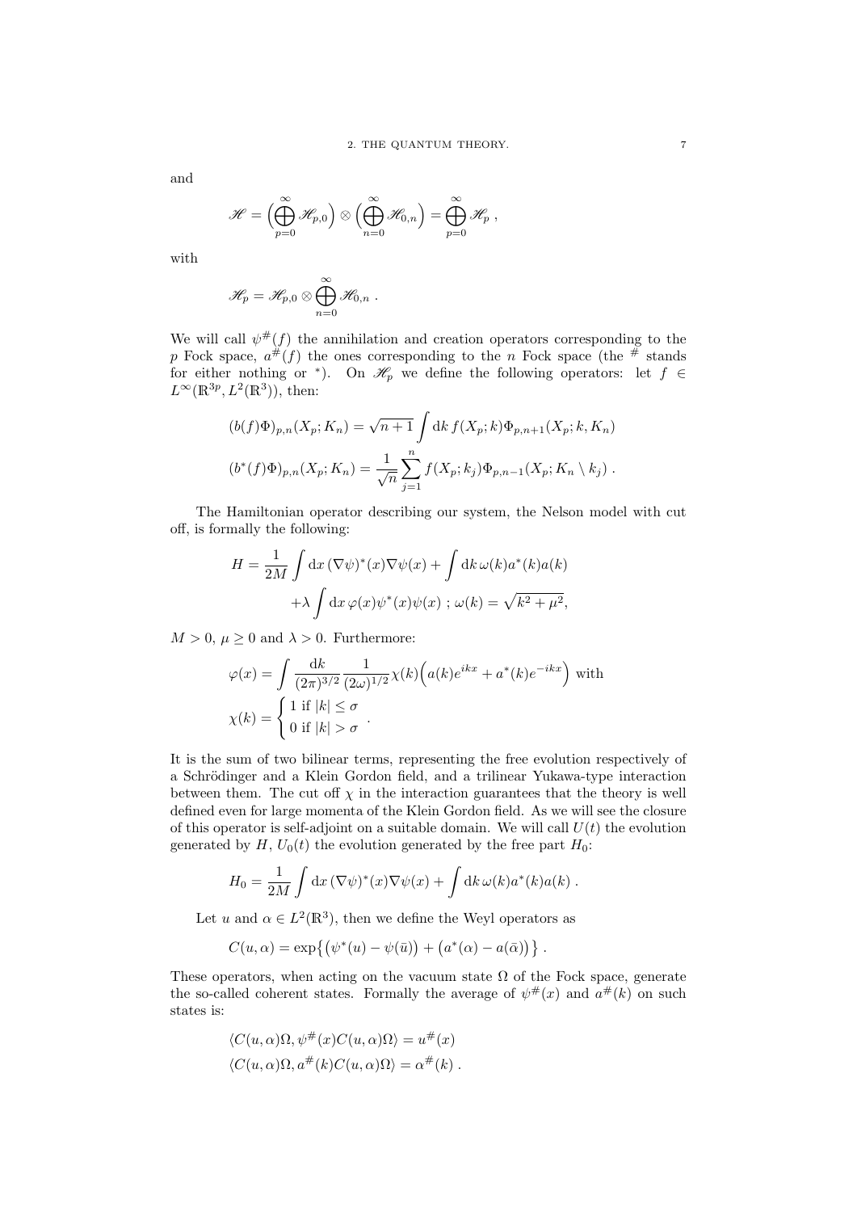and

$$\mathscr{H} = \Big( \bigoplus_{p=0}^{\infty} \mathscr{H}_{p,0} \Big) \otimes \Big( \bigoplus_{n=0}^{\infty} \mathscr{H}_{0,n} \Big) = \bigoplus_{p=0}^{\infty} \mathscr{H}_{p} \; ,$$

with

$$\mathscr{H}_p = \mathscr{H}_{p,0} \otimes \bigoplus_{n=0}^{\infty} \mathscr{H}_{0,n} \; .$$

We will call $\psi^{\#}(f)$ the annihilation and creation operators corresponding to the $p$ Fock space, $a^{\#}(f)$ the ones corresponding to the $n$ Fock space (the $^{\#}$ stands for either nothing or $^{*}$). On $\mathscr{H}_p$ we define the following operators: let $f \in L^{\infty}(\mathbb{R}^{3p}, L^2(\mathbb{R}^3))$, then:

$$\begin{aligned}
(b(f)\Phi)_{p,n}(X_p; K_n) &= \sqrt{n+1} \int \mathrm{d}k \, f(X_p; k) \Phi_{p,n+1}(X_p; k, K_n) \\
(b^*(f)\Phi)_{p,n}(X_p; K_n) &= \frac{1}{\sqrt{n}} \sum_{j=1}^{n} f(X_p; k_j) \Phi_{p,n-1}(X_p; K_n \setminus k_j) \; .
\end{aligned}$$

The Hamiltonian operator describing our system, the Nelson model with cut off, is formally the following:

$$\begin{aligned}
H = \frac{1}{2M} \int \mathrm{d}x \, (\nabla \psi)^*(x) \nabla \psi(x) + \int \mathrm{d}k \, \omega(k) a^*(k) a(k) \\
+ \lambda \int \mathrm{d}x \, \varphi(x) \psi^*(x) \psi(x) \; ; \; \omega(k) = \sqrt{k^2 + \mu^2},
\end{aligned}$$

$M > 0$, $\mu \geq 0$ and $\lambda > 0$. Furthermore:

$$\begin{aligned}
\varphi(x) &= \int \frac{\mathrm{d}k}{(2\pi)^{3/2}} \frac{1}{(2\omega)^{1/2}} \chi(k) \Big( a(k) e^{ikx} + a^*(k) e^{-ikx} \Big) \text{ with} \\
\chi(k) &= \begin{cases} 1 \text{ if } |k| \leq \sigma \\ 0 \text{ if } |k| > \sigma \end{cases} .
\end{aligned}$$

It is the sum of two bilinear terms, representing the free evolution respectively of a Schrödinger and a Klein Gordon field, and a trilinear Yukawa-type interaction between them. The cut off $\chi$ in the interaction guarantees that the theory is well defined even for large momenta of the Klein Gordon field. As we will see the closure of this operator is self-adjoint on a suitable domain. We will call $U(t)$ the evolution generated by $H$, $U_0(t)$ the evolution generated by the free part $H_0$:

$$H_0 = \frac{1}{2M} \int \mathrm{d}x \, (\nabla \psi)^*(x) \nabla \psi(x) + \int \mathrm{d}k \, \omega(k) a^*(k) a(k) \; .$$

Let $u$ and $\alpha \in L^2(\mathbb{R}^3)$, then we define the Weyl operators as

$$C(u, \alpha) = \exp\big\{ \big( \psi^*(u) - \psi(\bar{u}) \big) + \big( a^*(\alpha) - a(\bar{\alpha}) \big) \big\} \; .$$

These operators, when acting on the vacuum state $\Omega$ of the Fock space, generate the so-called coherent states. Formally the average of $\psi^{\#}(x)$ and $a^{\#}(k)$ on such states is:

$$\begin{aligned}
\langle C(u,\alpha)\Omega, \psi^{\#}(x) C(u,\alpha)\Omega \rangle &= u^{\#}(x) \\
\langle C(u,\alpha)\Omega, a^{\#}(k) C(u,\alpha)\Omega \rangle &= \alpha^{\#}(k) \; .
\end{aligned}$$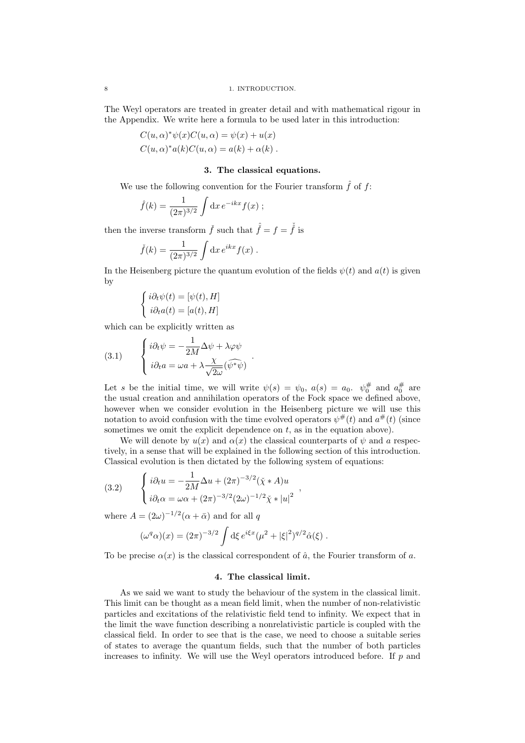The Weyl operators are treated in greater detail and with mathematical rigour in the Appendix. We write here a formula to be used later in this introduction:

$$
\begin{aligned}
&C(u,\alpha)^*\psi(x)C(u,\alpha) = \psi(x) + u(x)\\
&C(u,\alpha)^*a(k)C(u,\alpha) = a(k) + \alpha(k)\ .
\end{aligned}
$$

### 3. The classical equations.

We use the following convention for the Fourier transform $\hat{f}$ of $f$:

$$
\hat{f}(k) = \frac{1}{(2\pi)^{3/2}} \int \mathrm{d}x\, e^{-ikx} f(x)\ ;
$$

then the inverse transform $\check{f}$ such that $\check{\hat{f}} = f = \hat{\check{f}}$ is

$$
\check{f}(k) = \frac{1}{(2\pi)^{3/2}} \int \mathrm{d}x\, e^{ikx} f(x)\ .
$$

In the Heisenberg picture the quantum evolution of the fields $\psi(t)$ and $a(t)$ is given by

$$
\begin{cases}
i\partial_t \psi(t) = [\psi(t), H]\\
i\partial_t a(t) = [a(t), H]
\end{cases}
$$

which can be explicitly written as

$$
\begin{cases}
i\partial_t \psi = -\dfrac{1}{2M}\Delta\psi + \lambda\varphi\psi\\
i\partial_t a = \omega a + \lambda \dfrac{\chi}{\sqrt{2\omega}}(\widehat{\psi^*\psi})
\end{cases} . \tag{3.1}
$$

Let $s$ be the initial time, we will write $\psi(s) = \psi_0$, $a(s) = a_0$. $\psi_0^\#$ and $a_0^\#$ are the usual creation and annihilation operators of the Fock space we defined above, however when we consider evolution in the Heisenberg picture we will use this notation to avoid confusion with the time evolved operators $\psi^\#(t)$ and $a^\#(t)$ (since sometimes we omit the explicit dependence on $t$, as in the equation above).

We will denote by $u(x)$ and $\alpha(x)$ the classical counterparts of $\psi$ and $a$ respectively, in a sense that will be explained in the following section of this introduction. Classical evolution is then dictated by the following system of equations:

$$
\begin{cases}
i\partial_t u = -\dfrac{1}{2M}\Delta u + (2\pi)^{-3/2}(\check{\chi} * A)u\\
i\partial_t \alpha = \omega\alpha + (2\pi)^{-3/2}(2\omega)^{-1/2}\check{\chi} * |u|^2
\end{cases} , \tag{3.2}
$$

where $A = (2\omega)^{-1/2}(\alpha + \bar{\alpha})$ and for all $q$

$$
(\omega^q \alpha)(x) = (2\pi)^{-3/2} \int \mathrm{d}\xi\, e^{i\xi x}(\mu^2 + |\xi|^2)^{q/2}\hat{\alpha}(\xi)\ .
$$

To be precise $\alpha(x)$ is the classical correspondent of $\hat{a}$, the Fourier transform of $a$.

### 4. The classical limit.

As we said we want to study the behaviour of the system in the classical limit. This limit can be thought as a mean field limit, when the number of non-relativistic particles and excitations of the relativistic field tend to infinity. We expect that in the limit the wave function describing a nonrelativistic particle is coupled with the classical field. In order to see that is the case, we need to choose a suitable series of states to average the quantum fields, such that the number of both particles increases to infinity. We will use the Weyl operators introduced before. If $p$ and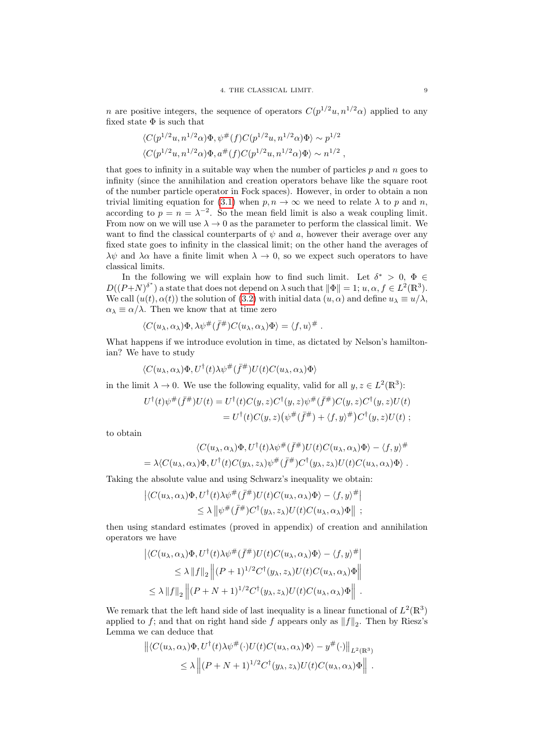$n$ are positive integers, the sequence of operators $C(p^{1/2}u, n^{1/2}\alpha)$ applied to any fixed state $\Phi$ is such that

$$\langle C(p^{1/2}u, n^{1/2}\alpha)\Phi, \psi^{\#}(f)C(p^{1/2}u, n^{1/2}\alpha)\Phi\rangle \sim p^{1/2}$$
$$\langle C(p^{1/2}u, n^{1/2}\alpha)\Phi, a^{\#}(f)C(p^{1/2}u, n^{1/2}\alpha)\Phi\rangle \sim n^{1/2} ,$$

that goes to infinity in a suitable way when the number of particles $p$ and $n$ goes to infinity (since the annihilation and creation operators behave like the square root of the number particle operator in Fock spaces). However, in order to obtain a non trivial limiting equation for (3.1) when $p, n \to \infty$ we need to relate $\lambda$ to $p$ and $n$, according to $p = n = \lambda^{-2}$. So the mean field limit is also a weak coupling limit. From now on we will use $\lambda \to 0$ as the parameter to perform the classical limit. We want to find the classical counterparts of $\psi$ and $a$, however their average over any fixed state goes to infinity in the classical limit; on the other hand the averages of $\lambda\psi$ and $\lambda\alpha$ have a finite limit when $\lambda \to 0$, so we expect such operators to have classical limits.

In the following we will explain how to find such limit. Let $\delta^* > 0$, $\Phi \in D((P+N)^{\delta^*})$ a state that does not depend on $\lambda$ such that $\|\Phi\| = 1$; $u, \alpha, f \in L^2(\mathbb{R}^3)$. We call $(u(t), \alpha(t))$ the solution of (3.2) with initial data $(u, \alpha)$ and define $u_\lambda \equiv u/\lambda$, $\alpha_\lambda \equiv \alpha/\lambda$. Then we know that at time zero

$$\langle C(u_\lambda, \alpha_\lambda)\Phi, \lambda\psi^{\#}(\bar{f}^{\#})C(u_\lambda, \alpha_\lambda)\Phi\rangle = \langle f, u\rangle^{\#} .$$

What happens if we introduce evolution in time, as dictated by Nelson's hamiltonian? We have to study

$$\langle C(u_\lambda, \alpha_\lambda)\Phi, U^\dagger(t)\lambda\psi^{\#}(\bar{f}^{\#})U(t)C(u_\lambda, \alpha_\lambda)\Phi\rangle$$

in the limit $\lambda \to 0$. We use the following equality, valid for all $y, z \in L^2(\mathbb{R}^3)$:

$$\begin{aligned} U^\dagger(t)\psi^{\#}(\bar{f}^{\#})U(t) &= U^\dagger(t)C(y,z)C^\dagger(y,z)\psi^{\#}(\bar{f}^{\#})C(y,z)C^\dagger(y,z)U(t) \\ &= U^\dagger(t)C(y,z)\big(\psi^{\#}(\bar{f}^{\#}) + \langle f, y\rangle^{\#}\big)C^\dagger(y,z)U(t) ; \end{aligned}$$

to obtain

$$\begin{aligned} &\langle C(u_\lambda, \alpha_\lambda)\Phi, U^\dagger(t)\lambda\psi^{\#}(\bar{f}^{\#})U(t)C(u_\lambda, \alpha_\lambda)\Phi\rangle - \langle f, y\rangle^{\#} \\ &= \lambda\langle C(u_\lambda, \alpha_\lambda)\Phi, U^\dagger(t)C(y_\lambda, z_\lambda)\psi^{\#}(\bar{f}^{\#})C^\dagger(y_\lambda, z_\lambda)U(t)C(u_\lambda, \alpha_\lambda)\Phi\rangle . \end{aligned}$$

Taking the absolute value and using Schwarz's inequality we obtain:

$$\begin{aligned} &\big|\langle C(u_\lambda, \alpha_\lambda)\Phi, U^\dagger(t)\lambda\psi^{\#}(\bar{f}^{\#})U(t)C(u_\lambda, \alpha_\lambda)\Phi\rangle - \langle f, y\rangle^{\#}\big| \\ &\qquad \leq \lambda \left\|\psi^{\#}(\bar{f}^{\#})C^\dagger(y_\lambda, z_\lambda)U(t)C(u_\lambda, \alpha_\lambda)\Phi\right\| ; \end{aligned}$$

then using standard estimates (proved in appendix) of creation and annihilation operators we have

$$\begin{aligned} &\big|\langle C(u_\lambda, \alpha_\lambda)\Phi, U^\dagger(t)\lambda\psi^{\#}(\bar{f}^{\#})U(t)C(u_\lambda, \alpha_\lambda)\Phi\rangle - \langle f, y\rangle^{\#}\big| \\ &\qquad \leq \lambda \|f\|_2 \left\|(P+1)^{1/2}C^\dagger(y_\lambda, z_\lambda)U(t)C(u_\lambda, \alpha_\lambda)\Phi\right\| \\ &\qquad \leq \lambda \|f\|_2 \left\|(P+N+1)^{1/2}C^\dagger(y_\lambda, z_\lambda)U(t)C(u_\lambda, \alpha_\lambda)\Phi\right\| . \end{aligned}$$

We remark that the left hand side of last inequality is a linear functional of $L^2(\mathbb{R}^3)$ applied to $f$; and that on right hand side $f$ appears only as $\|f\|_2$. Then by Riesz's Lemma we can deduce that

$$\begin{aligned} &\left\|\langle C(u_\lambda, \alpha_\lambda)\Phi, U^\dagger(t)\lambda\psi^{\#}(\cdot)U(t)C(u_\lambda, \alpha_\lambda)\Phi\rangle - y^{\#}(\cdot)\right\|_{L^2(\mathbb{R}^3)} \\ &\qquad \leq \lambda \left\|(P+N+1)^{1/2}C^\dagger(y_\lambda, z_\lambda)U(t)C(u_\lambda, \alpha_\lambda)\Phi\right\| . \end{aligned}$$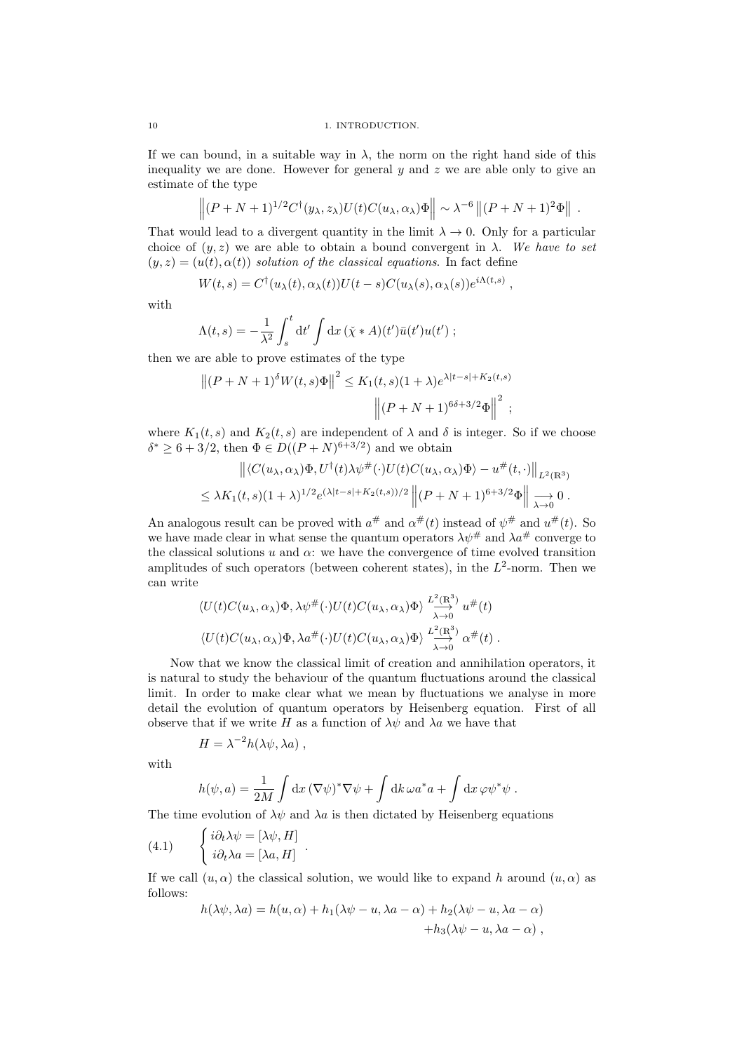If we can bound, in a suitable way in $\lambda$, the norm on the right hand side of this inequality we are done. However for general $y$ and $z$ we are able only to give an estimate of the type

$$\left\|(P+N+1)^{1/2}C^\dagger(y_\lambda,z_\lambda)U(t)C(u_\lambda,\alpha_\lambda)\Phi\right\| \sim \lambda^{-6}\left\|(P+N+1)^2\Phi\right\| .$$

That would lead to a divergent quantity in the limit $\lambda\to 0$. Only for a particular choice of $(y,z)$ we are able to obtain a bound convergent in $\lambda$. *We have to set* $(y,z)=(u(t),\alpha(t))$ *solution of the classical equations*. In fact define

$$W(t,s)=C^\dagger(u_\lambda(t),\alpha_\lambda(t))U(t-s)C(u_\lambda(s),\alpha_\lambda(s))e^{i\Lambda(t,s)} ,$$

with

$$\Lambda(t,s)=-\frac{1}{\lambda^2}\int_s^t \mathrm{d}t'\int \mathrm{d}x\,(\check{\chi}*A)(t')\bar{u}(t')u(t') ;$$

then we are able to prove estimates of the type

$$\left\|(P+N+1)^\delta W(t,s)\Phi\right\|^2 \le K_1(t,s)(1+\lambda)e^{\lambda|t-s|+K_2(t,s)} \left\|(P+N+1)^{6\delta+3/2}\Phi\right\|^2 ;$$

where $K_1(t,s)$ and $K_2(t,s)$ are independent of $\lambda$ and $\delta$ is integer. So if we choose $\delta^*\ge 6+3/2$, then $\Phi\in D((P+N)^{6+3/2})$ and we obtain

$$\begin{aligned}&\left\|\langle C(u_\lambda,\alpha_\lambda)\Phi,U^\dagger(t)\lambda\psi^\#(\cdot)U(t)C(u_\lambda,\alpha_\lambda)\Phi\rangle-u^\#(t,\cdot)\right\|_{L^2(\mathbb{R}^3)}\\ &\le \lambda K_1(t,s)(1+\lambda)^{1/2}e^{(\lambda|t-s|+K_2(t,s))/2}\left\|(P+N+1)^{6+3/2}\Phi\right\|\underset{\lambda\to 0}{\longrightarrow}0 .\end{aligned}$$

An analogous result can be proved with $a^\#$ and $\alpha^\#(t)$ instead of $\psi^\#$ and $u^\#(t)$. So we have made clear in what sense the quantum operators $\lambda\psi^\#$ and $\lambda a^\#$ converge to the classical solutions $u$ and $\alpha$: we have the convergence of time evolved transition amplitudes of such operators (between coherent states), in the $L^2$-norm. Then we can write

$$\begin{aligned}\langle U(t)C(u_\lambda,\alpha_\lambda)\Phi,\lambda\psi^\#(\cdot)U(t)C(u_\lambda,\alpha_\lambda)\Phi\rangle &\underset{\lambda\to 0}{\overset{L^2(\mathbb{R}^3)}{\longrightarrow}} u^\#(t)\\ \langle U(t)C(u_\lambda,\alpha_\lambda)\Phi,\lambda a^\#(\cdot)U(t)C(u_\lambda,\alpha_\lambda)\Phi\rangle &\underset{\lambda\to 0}{\overset{L^2(\mathbb{R}^3)}{\longrightarrow}} \alpha^\#(t) .\end{aligned}$$

Now that we know the classical limit of creation and annihilation operators, it is natural to study the behaviour of the quantum fluctuations around the classical limit. In order to make clear what we mean by fluctuations we analyse in more detail the evolution of quantum operators by Heisenberg equation. First of all observe that if we write $H$ as a function of $\lambda\psi$ and $\lambda a$ we have that

$$H=\lambda^{-2}h(\lambda\psi,\lambda a) ,$$

with

$$h(\psi,a)=\frac{1}{2M}\int \mathrm{d}x\,(\nabla\psi)^*\nabla\psi+\int \mathrm{d}k\,\omega a^*a+\int \mathrm{d}x\,\varphi\psi^*\psi .$$

The time evolution of $\lambda\psi$ and $\lambda a$ is then dictated by Heisenberg equations

$$\left\{\begin{aligned} i\partial_t\lambda\psi&=[\lambda\psi,H]\\ i\partial_t\lambda a&=[\lambda a,H]\end{aligned}\right. . \tag{4.1}$$

If we call $(u,\alpha)$ the classical solution, we would like to expand $h$ around $(u,\alpha)$ as follows:

$$\begin{aligned}h(\lambda\psi,\lambda a)=h(u,\alpha)&+h_1(\lambda\psi-u,\lambda a-\alpha)+h_2(\lambda\psi-u,\lambda a-\alpha)\\ &+h_3(\lambda\psi-u,\lambda a-\alpha) ,\end{aligned}$$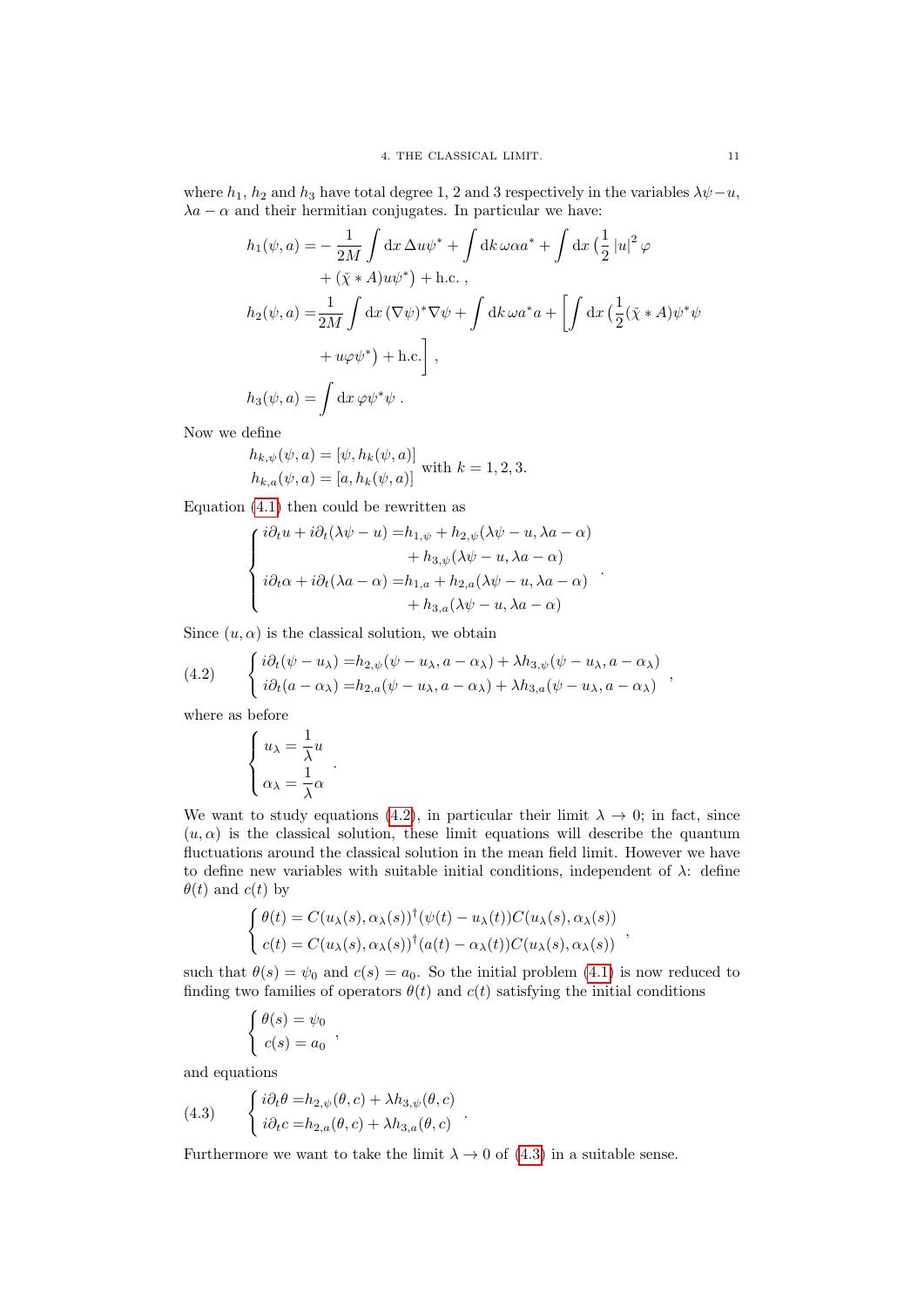where $h_1$, $h_2$ and $h_3$ have total degree 1, 2 and 3 respectively in the variables $\lambda\psi - u$, $\lambda a - \alpha$ and their hermitian conjugates. In particular we have:

$$
\begin{aligned}
h_1(\psi, a) =& -\frac{1}{2M}\int \mathrm{d}x\, \Delta u \psi^* + \int \mathrm{d}k\, \omega \alpha a^* + \int \mathrm{d}x\, \big(\frac{1}{2}\left|u\right|^2 \varphi \\
&+ (\check{\chi} * A) u \psi^*\big) + \text{h.c.}\,, \\
h_2(\psi, a) =& \frac{1}{2M}\int \mathrm{d}x\, (\nabla\psi)^* \nabla\psi + \int \mathrm{d}k\, \omega a^* a + \Big[\int \mathrm{d}x\, \big(\frac{1}{2}(\check{\chi} * A)\psi^*\psi \\
&+ u\varphi\psi^*\big) + \text{h.c.}\Big]\,, \\
h_3(\psi, a) =& \int \mathrm{d}x\, \varphi\psi^*\psi\,.
\end{aligned}
$$

Now we define

$$
\begin{aligned}
h_{k,\psi}(\psi, a) &= [\psi, h_k(\psi, a)] \\
h_{k,a}(\psi, a) &= [a, h_k(\psi, a)]
\end{aligned}
\quad \text{with } k = 1, 2, 3.
$$

Equation (4.1) then could be rewritten as

$$
\begin{cases}
i\partial_t u + i\partial_t(\lambda\psi - u) = h_{1,\psi} + h_{2,\psi}(\lambda\psi - u, \lambda a - \alpha) \\
\qquad\qquad\qquad\qquad\quad + h_{3,\psi}(\lambda\psi - u, \lambda a - \alpha) \\
i\partial_t \alpha + i\partial_t(\lambda a - \alpha) = h_{1,a} + h_{2,a}(\lambda\psi - u, \lambda a - \alpha) \\
\qquad\qquad\qquad\qquad\quad + h_{3,a}(\lambda\psi - u, \lambda a - \alpha)
\end{cases}.
$$

Since $(u, \alpha)$ is the classical solution, we obtain

$$
\begin{cases}
i\partial_t(\psi - u_\lambda) = h_{2,\psi}(\psi - u_\lambda, a - \alpha_\lambda) + \lambda h_{3,\psi}(\psi - u_\lambda, a - \alpha_\lambda) \\
i\partial_t(a - \alpha_\lambda) = h_{2,a}(\psi - u_\lambda, a - \alpha_\lambda) + \lambda h_{3,a}(\psi - u_\lambda, a - \alpha_\lambda)
\end{cases}, \tag{4.2}
$$

where as before

$$
\begin{cases}
u_\lambda = \dfrac{1}{\lambda} u \\
\alpha_\lambda = \dfrac{1}{\lambda}\alpha
\end{cases}.
$$

We want to study equations (4.2), in particular their limit $\lambda \to 0$; in fact, since $(u, \alpha)$ is the classical solution, these limit equations will describe the quantum fluctuations around the classical solution in the mean field limit. However we have to define new variables with suitable initial conditions, independent of $\lambda$: define $\theta(t)$ and $c(t)$ by

$$
\begin{cases}
\theta(t) = C(u_\lambda(s), \alpha_\lambda(s))^\dagger (\psi(t) - u_\lambda(t)) C(u_\lambda(s), \alpha_\lambda(s)) \\
c(t) = C(u_\lambda(s), \alpha_\lambda(s))^\dagger (a(t) - \alpha_\lambda(t)) C(u_\lambda(s), \alpha_\lambda(s))
\end{cases},
$$

such that $\theta(s) = \psi_0$ and $c(s) = a_0$. So the initial problem (4.1) is now reduced to finding two families of operators $\theta(t)$ and $c(t)$ satisfying the initial conditions

$$
\begin{cases}
\theta(s) = \psi_0 \\
c(s) = a_0
\end{cases},
$$

and equations

$$
\begin{cases}
i\partial_t \theta = h_{2,\psi}(\theta, c) + \lambda h_{3,\psi}(\theta, c) \\
i\partial_t c = h_{2,a}(\theta, c) + \lambda h_{3,a}(\theta, c)
\end{cases}. \tag{4.3}
$$

Furthermore we want to take the limit $\lambda \to 0$ of (4.3) in a suitable sense.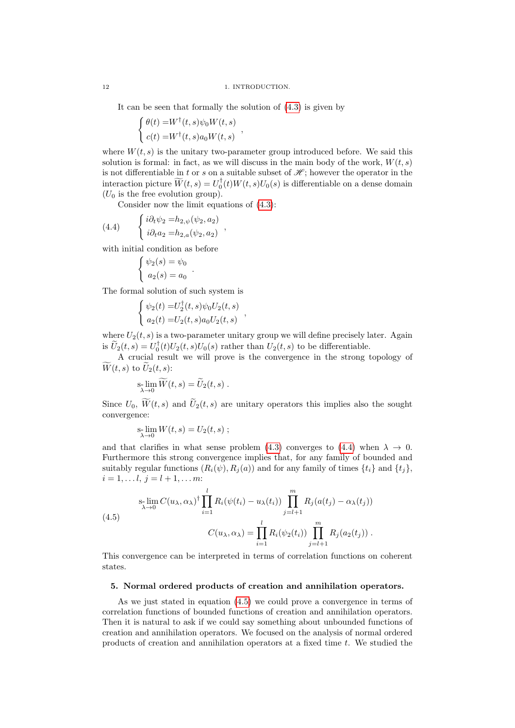It can be seen that formally the solution of (4.3) is given by

$$\begin{cases} \theta(t) = W^{\dagger}(t,s)\psi_0 W(t,s) \\ c(t) = W^{\dagger}(t,s) a_0 W(t,s) \end{cases},$$

where $W(t,s)$ is the unitary two-parameter group introduced before. We said this solution is formal: in fact, as we will discuss in the main body of the work, $W(t,s)$ is not differentiable in $t$ or $s$ on a suitable subset of $\mathscr{H}$; however the operator in the interaction picture $\widetilde{W}(t,s) = U_0^{\dagger}(t) W(t,s) U_0(s)$ is differentiable on a dense domain ($U_0$ is the free evolution group).

Consider now the limit equations of (4.3):

$$\begin{cases} i\partial_t \psi_2 = h_{2,\psi}(\psi_2, a_2) \\ i\partial_t a_2 = h_{2,a}(\psi_2, a_2) \end{cases}, \tag{4.4}$$

with initial condition as before

$$\begin{cases} \psi_2(s) = \psi_0 \\ a_2(s) = a_0 \end{cases}.$$

The formal solution of such system is

$$\begin{cases} \psi_2(t) = U_2^{\dagger}(t,s)\psi_0 U_2(t,s) \\ a_2(t) = U_2(t,s) a_0 U_2(t,s) \end{cases},$$

where $U_2(t,s)$ is a two-parameter unitary group we will define precisely later. Again is $\widetilde{U}_2(t,s) = U_0^{\dagger}(t) U_2(t,s) U_0(s)$ rather than $U_2(t,s)$ to be differentiable.

A crucial result we will prove is the convergence in the strong topology of $\widetilde{W}(t,s)$ to $\widetilde{U}_2(t,s)$:

$$\operatorname*{s-lim}_{\lambda\to 0} \widetilde{W}(t,s) = \widetilde{U}_2(t,s) \; .$$

Since $U_0$, $\widetilde{W}(t,s)$ and $\widetilde{U}_2(t,s)$ are unitary operators this implies also the sought convergence:

$$\operatorname*{s-lim}_{\lambda\to 0} W(t,s) = U_2(t,s) \; ;$$

and that clarifies in what sense problem (4.3) converges to (4.4) when $\lambda \to 0$. Furthermore this strong convergence implies that, for any family of bounded and suitably regular functions $(R_i(\psi), R_j(a))$ and for any family of times $\{t_i\}$ and $\{t_j\}$, $i = 1, \dots l$, $j = l+1, \dots m$:

$$\begin{aligned} \operatorname*{s-lim}_{\lambda\to 0} C(u_\lambda, \alpha_\lambda)^{\dagger} \prod_{i=1}^{l} R_i(\psi(t_i) - u_\lambda(t_i)) \prod_{j=l+1}^{m} R_j(a(t_j) - \alpha_\lambda(t_j)) \\ C(u_\lambda, \alpha_\lambda) = \prod_{i=1}^{l} R_i(\psi_2(t_i)) \prod_{j=l+1}^{m} R_j(a_2(t_j)) \; . \end{aligned} \tag{4.5}$$

This convergence can be interpreted in terms of correlation functions on coherent states.

## 5. Normal ordered products of creation and annihilation operators.

As we just stated in equation (4.5) we could prove a convergence in terms of correlation functions of bounded functions of creation and annihilation operators. Then it is natural to ask if we could say something about unbounded functions of creation and annihilation operators. We focused on the analysis of normal ordered products of creation and annihilation operators at a fixed time $t$. We studied the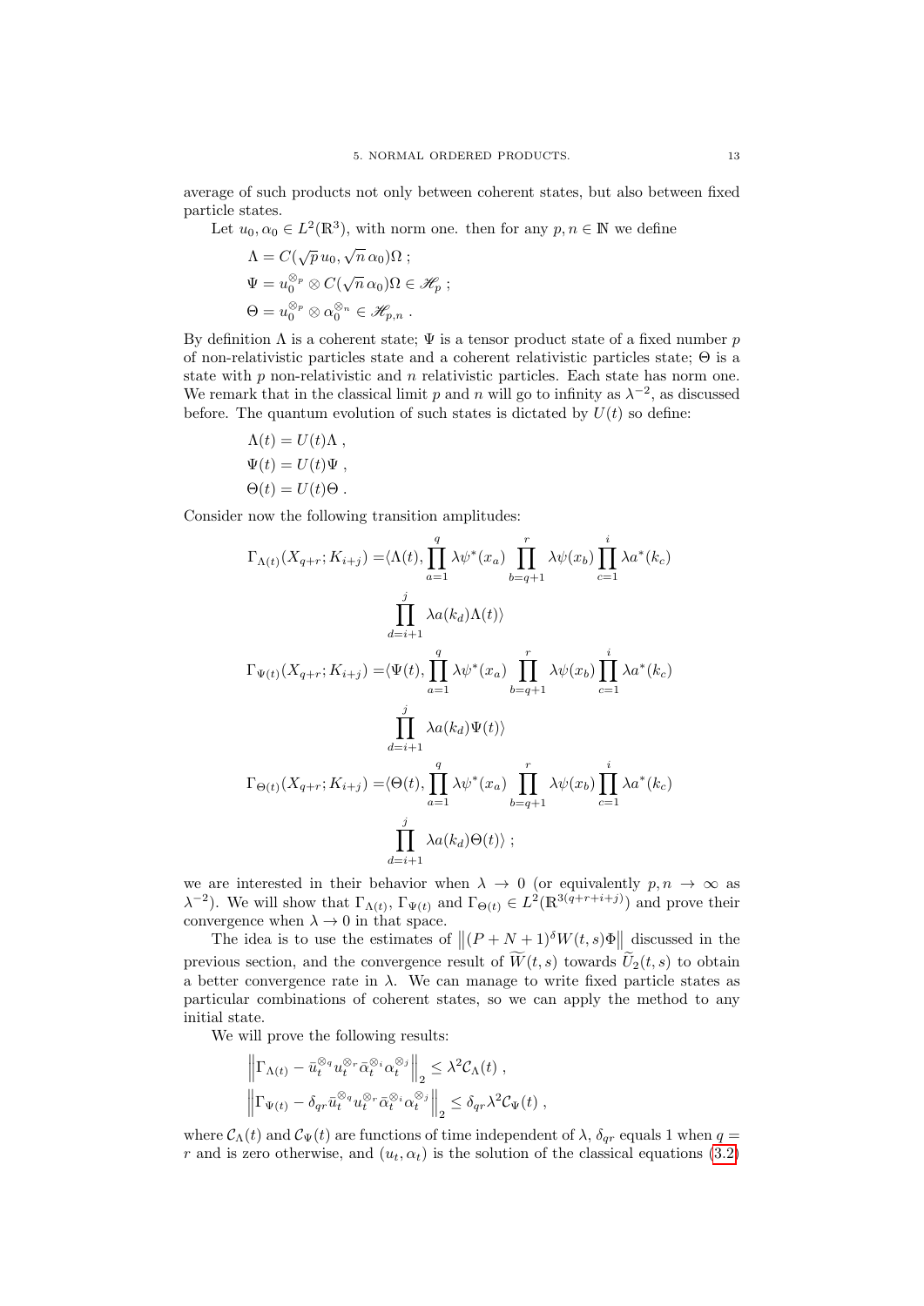average of such products not only between coherent states, but also between fixed particle states.

Let $u_0, \alpha_0 \in L^2(\mathbb{R}^3)$, with norm one. then for any $p, n \in \mathbb{N}$ we define

$$
\begin{aligned}
&\Lambda = C(\sqrt{p}\, u_0, \sqrt{n}\, \alpha_0)\Omega \;;\\
&\Psi = u_0^{\otimes_p} \otimes C(\sqrt{n}\, \alpha_0)\Omega \in \mathscr{H}_p \;;\\
&\Theta = u_0^{\otimes_p} \otimes \alpha_0^{\otimes_n} \in \mathscr{H}_{p,n} \;.
\end{aligned}
$$

By definition $\Lambda$ is a coherent state; $\Psi$ is a tensor product state of a fixed number $p$ of non-relativistic particles state and a coherent relativistic particles state; $\Theta$ is a state with $p$ non-relativistic and $n$ relativistic particles. Each state has norm one. We remark that in the classical limit $p$ and $n$ will go to infinity as $\lambda^{-2}$, as discussed before. The quantum evolution of such states is dictated by $U(t)$ so define:

$$
\begin{aligned}
&\Lambda(t) = U(t)\Lambda \;,\\
&\Psi(t) = U(t)\Psi \;,\\
&\Theta(t) = U(t)\Theta \;.
\end{aligned}
$$

Consider now the following transition amplitudes:

$$
\begin{aligned}
\Gamma_{\Lambda(t)}(X_{q+r}; K_{i+j}) =& \langle \Lambda(t), \prod_{a=1}^{q} \lambda\psi^*(x_a) \prod_{b=q+1}^{r} \lambda\psi(x_b) \prod_{c=1}^{i} \lambda a^*(k_c) \\
& \prod_{d=i+1}^{j} \lambda a(k_d) \Lambda(t)\rangle \\
\Gamma_{\Psi(t)}(X_{q+r}; K_{i+j}) =& \langle \Psi(t), \prod_{a=1}^{q} \lambda\psi^*(x_a) \prod_{b=q+1}^{r} \lambda\psi(x_b) \prod_{c=1}^{i} \lambda a^*(k_c) \\
& \prod_{d=i+1}^{j} \lambda a(k_d) \Psi(t)\rangle \\
\Gamma_{\Theta(t)}(X_{q+r}; K_{i+j}) =& \langle \Theta(t), \prod_{a=1}^{q} \lambda\psi^*(x_a) \prod_{b=q+1}^{r} \lambda\psi(x_b) \prod_{c=1}^{i} \lambda a^*(k_c) \\
& \prod_{d=i+1}^{j} \lambda a(k_d) \Theta(t)\rangle \;;
\end{aligned}
$$

we are interested in their behavior when $\lambda \to 0$ (or equivalently $p, n \to \infty$ as $\lambda^{-2}$). We will show that $\Gamma_{\Lambda(t)}$, $\Gamma_{\Psi(t)}$ and $\Gamma_{\Theta(t)} \in L^2(\mathbb{R}^{3(q+r+i+j)})$ and prove their convergence when $\lambda \to 0$ in that space.

The idea is to use the estimates of $\left\| (P+N+1)^\delta W(t,s)\Phi \right\|$ discussed in the previous section, and the convergence result of $\widetilde{W}(t,s)$ towards $\widetilde{U}_2(t,s)$ to obtain a better convergence rate in $\lambda$. We can manage to write fixed particle states as particular combinations of coherent states, so we can apply the method to any initial state.

We will prove the following results:

$$
\begin{aligned}
&\left\| \Gamma_{\Lambda(t)} - \bar{u}_t^{\otimes_q} u_t^{\otimes_r} \bar{\alpha}_t^{\otimes_i} \alpha_t^{\otimes_j} \right\|_2 \leq \lambda^2 \mathcal{C}_\Lambda(t) \;,\\
&\left\| \Gamma_{\Psi(t)} - \delta_{qr} \bar{u}_t^{\otimes_q} u_t^{\otimes_r} \bar{\alpha}_t^{\otimes_i} \alpha_t^{\otimes_j} \right\|_2 \leq \delta_{qr} \lambda^2 \mathcal{C}_\Psi(t) \;,
\end{aligned}
$$

where $\mathcal{C}_\Lambda(t)$ and $\mathcal{C}_\Psi(t)$ are functions of time independent of $\lambda$, $\delta_{qr}$ equals 1 when $q = r$ and is zero otherwise, and $(u_t, \alpha_t)$ is the solution of the classical equations (3.2)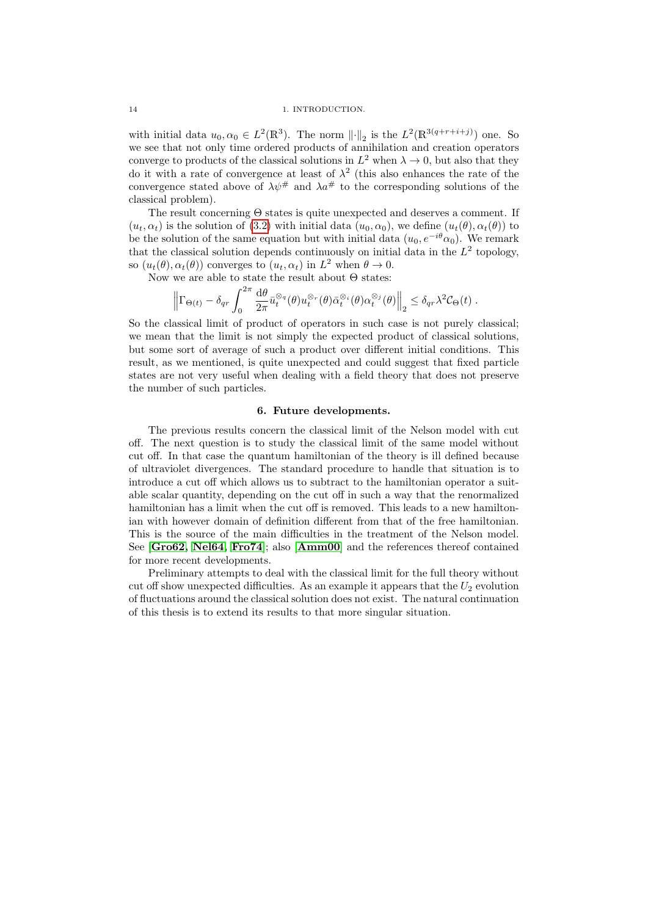with initial data $u_0, \alpha_0 \in L^2(\mathbb{R}^3)$. The norm $\|\cdot\|_2$ is the $L^2(\mathbb{R}^{3(q+r+i+j)})$ one. So we see that not only time ordered products of annihilation and creation operators converge to products of the classical solutions in $L^2$ when $\lambda \to 0$, but also that they do it with a rate of convergence at least of $\lambda^2$ (this also enhances the rate of the convergence stated above of $\lambda\psi^\#$ and $\lambda a^\#$ to the corresponding solutions of the classical problem).

The result concerning $\Theta$ states is quite unexpected and deserves a comment. If $(u_t, \alpha_t)$ is the solution of (3.2) with initial data $(u_0, \alpha_0)$, we define $(u_t(\theta), \alpha_t(\theta))$ to be the solution of the same equation but with initial data $(u_0, e^{-i\theta}\alpha_0)$. We remark that the classical solution depends continuously on initial data in the $L^2$ topology, so $(u_t(\theta), \alpha_t(\theta))$ converges to $(u_t, \alpha_t)$ in $L^2$ when $\theta \to 0$.

Now we are able to state the result about $\Theta$ states:

$$\left\| \Gamma_{\Theta(t)} - \delta_{qr} \int_0^{2\pi} \frac{\mathrm{d}\theta}{2\pi} \bar{u}_t^{\otimes_q}(\theta) u_t^{\otimes_r}(\theta) \bar{\alpha}_t^{\otimes_i}(\theta) \alpha_t^{\otimes_j}(\theta) \right\|_2 \leq \delta_{qr} \lambda^2 \mathcal{C}_\Theta(t) \; .$$

So the classical limit of product of operators in such case is not purely classical; we mean that the limit is not simply the expected product of classical solutions, but some sort of average of such a product over different initial conditions. This result, as we mentioned, is quite unexpected and could suggest that fixed particle states are not very useful when dealing with a field theory that does not preserve the number of such particles.

## 6. Future developments.

The previous results concern the classical limit of the Nelson model with cut off. The next question is to study the classical limit of the same model without cut off. In that case the quantum hamiltonian of the theory is ill defined because of ultraviolet divergences. The standard procedure to handle that situation is to introduce a cut off which allows us to subtract to the hamiltonian operator a suitable scalar quantity, depending on the cut off in such a way that the renormalized hamiltonian has a limit when the cut off is removed. This leads to a new hamiltonian with however domain of definition different from that of the free hamiltonian. This is the source of the main difficulties in the treatment of the Nelson model. See [**Gro62**, **Nel64**, **Fro74**]; also [**Amm00**] and the references thereof contained for more recent developments.

Preliminary attempts to deal with the classical limit for the full theory without cut off show unexpected difficulties. As an example it appears that the $U_2$ evolution of fluctuations around the classical solution does not exist. The natural continuation of this thesis is to extend its results to that more singular situation.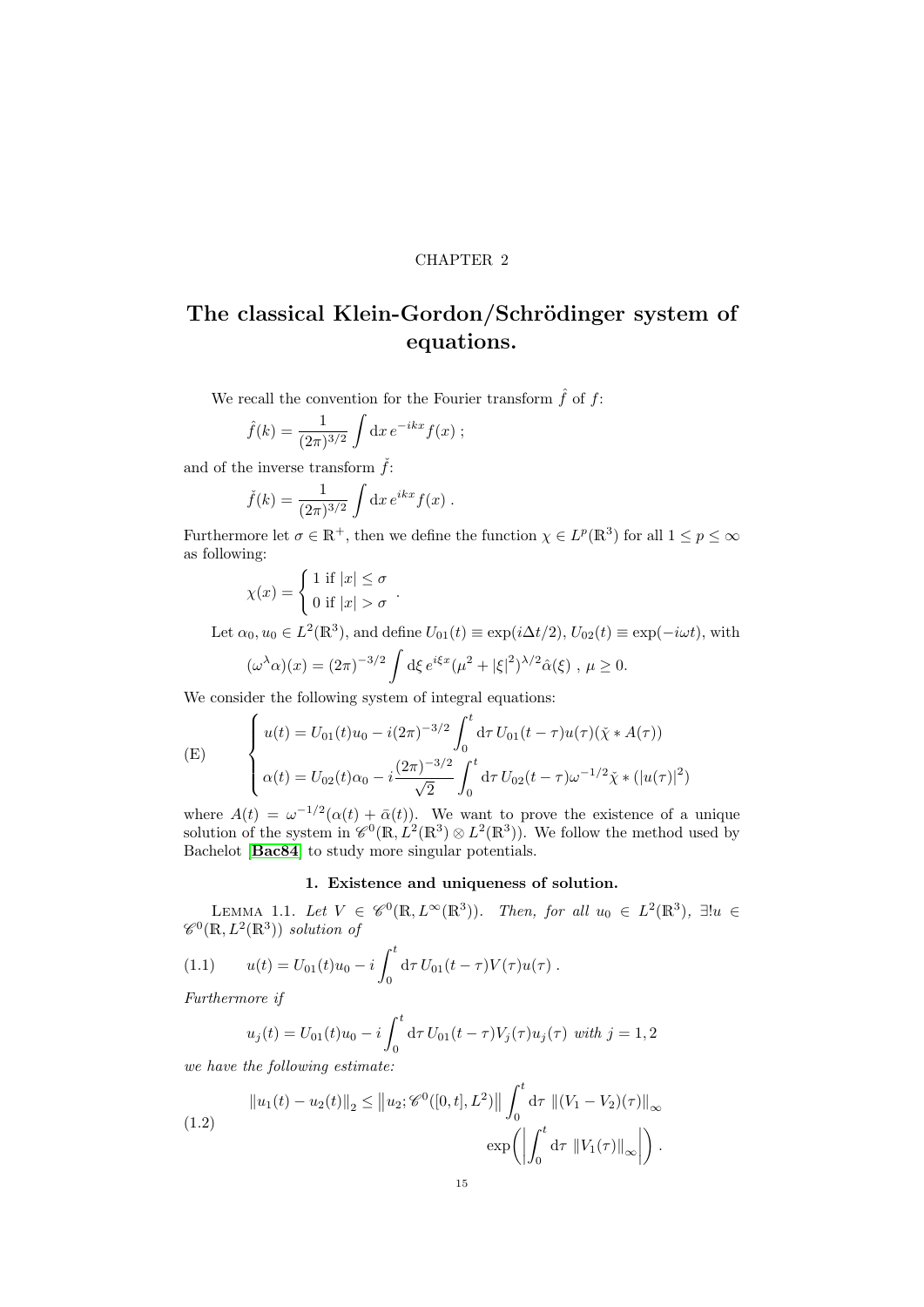CHAPTER 2

# The classical Klein-Gordon/Schrödinger system of equations.

We recall the convention for the Fourier transform $\hat{f}$ of $f$:

$$\hat{f}(k) = \frac{1}{(2\pi)^{3/2}} \int \mathrm{d}x \, e^{-ikx} f(x) \; ;$$

and of the inverse transform $\check{f}$:

$$\check{f}(k) = \frac{1}{(2\pi)^{3/2}} \int \mathrm{d}x \, e^{ikx} f(x) \; .$$

Furthermore let $\sigma \in \mathbb{R}^+$, then we define the function $\chi \in L^p(\mathbb{R}^3)$ for all $1 \leq p \leq \infty$ as following:

$$\chi(x) = \begin{cases} 1 \text{ if } |x| \leq \sigma \\ 0 \text{ if } |x| > \sigma \end{cases} .$$

Let $\alpha_0, u_0 \in L^2(\mathbb{R}^3)$, and define $U_{01}(t) \equiv \exp(i\Delta t/2)$, $U_{02}(t) \equiv \exp(-i\omega t)$, with

$$(\omega^\lambda \alpha)(x) = (2\pi)^{-3/2} \int \mathrm{d}\xi \, e^{i\xi x} (\mu^2 + |\xi|^2)^{\lambda/2} \hat{\alpha}(\xi) \; , \; \mu \geq 0.$$

We consider the following system of integral equations:

$$\text{(E)} \qquad \begin{cases} u(t) = U_{01}(t) u_0 - i(2\pi)^{-3/2} \displaystyle\int_0^t \mathrm{d}\tau \, U_{01}(t-\tau) u(\tau) (\check{\chi} * A(\tau)) \\ \alpha(t) = U_{02}(t)\alpha_0 - i \dfrac{(2\pi)^{-3/2}}{\sqrt{2}} \displaystyle\int_0^t \mathrm{d}\tau \, U_{02}(t-\tau) \omega^{-1/2} \check{\chi} * (|u(\tau)|^2) \end{cases}$$

where $A(t) = \omega^{-1/2}(\alpha(t) + \bar{\alpha}(t))$. We want to prove the existence of a unique solution of the system in $\mathscr{C}^0(\mathbb{R}, L^2(\mathbb{R}^3) \otimes L^2(\mathbb{R}^3))$. We follow the method used by Bachelot [**Bac84**] to study more singular potentials.

## 1. Existence and uniqueness of solution.

Lemma 1.1. *Let $V \in \mathscr{C}^0(\mathbb{R}, L^\infty(\mathbb{R}^3))$. Then, for all $u_0 \in L^2(\mathbb{R}^3)$, $\exists! u \in \mathscr{C}^0(\mathbb{R}, L^2(\mathbb{R}^3))$ solution of*

$$u(t) = U_{01}(t) u_0 - i \int_0^t \mathrm{d}\tau \, U_{01}(t-\tau) V(\tau) u(\tau) \; . \tag{1.1}$$

*Furthermore if*

$$u_j(t) = U_{01}(t) u_0 - i \int_0^t \mathrm{d}\tau \, U_{01}(t-\tau) V_j(\tau) u_j(\tau) \text{ with } j = 1, 2$$

*we have the following estimate:*

$$\begin{aligned} \left\| u_1(t) - u_2(t) \right\|_2 \leq \left\| u_2; \mathscr{C}^0([0,t], L^2) \right\| \int_0^t \mathrm{d}\tau \, \left\| (V_1 - V_2)(\tau) \right\|_\infty \\ \exp\Bigl( \Bigl| \int_0^t \mathrm{d}\tau \, \left\| V_1(\tau) \right\|_\infty \Bigr| \Bigr) . \end{aligned} \tag{1.2}$$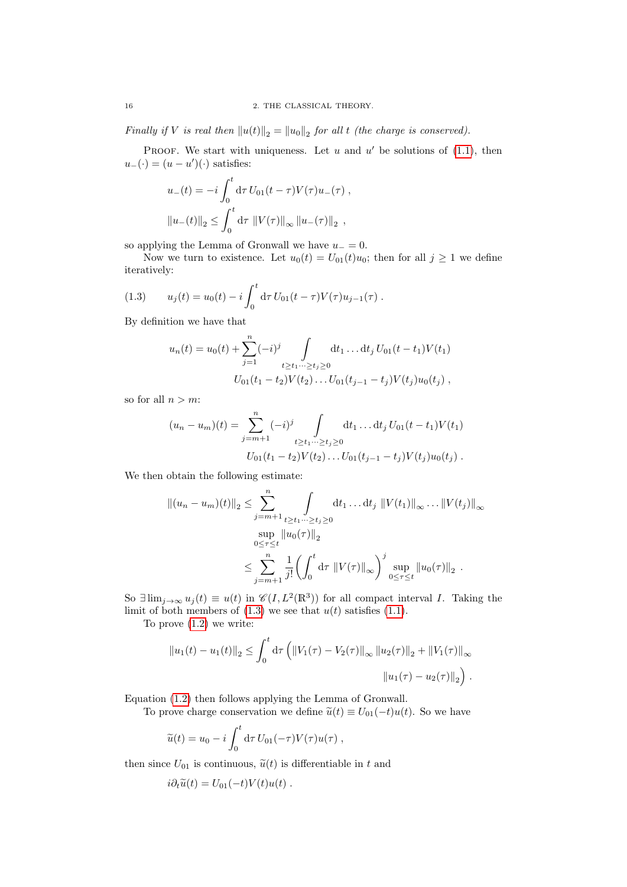*Finally if $V$ is real then $\|u(t)\|_2 = \|u_0\|_2$ for all $t$ (the charge is conserved).*

PROOF. We start with uniqueness. Let $u$ and $u'$ be solutions of (1.1), then $u_-(\cdot) = (u - u')(\cdot)$ satisfies:

$$u_-(t) = -i \int_0^t \mathrm{d}\tau \, U_{01}(t-\tau) V(\tau) u_-(\tau) \; ,$$

$$\|u_-(t)\|_2 \leq \int_0^t \mathrm{d}\tau \; \|V(\tau)\|_\infty \|u_-(\tau)\|_2 \; ,$$

so applying the Lemma of Gronwall we have $u_- = 0$.

Now we turn to existence. Let $u_0(t) = U_{01}(t) u_0$; then for all $j \geq 1$ we define iteratively:

$$u_j(t) = u_0(t) - i \int_0^t \mathrm{d}\tau \, U_{01}(t-\tau) V(\tau) u_{j-1}(\tau) \; . \tag{1.3}$$

By definition we have that

$$u_n(t) = u_0(t) + \sum_{j=1}^n (-i)^j \int\limits_{t \geq t_1 \cdots \geq t_j \geq 0} \mathrm{d}t_1 \ldots \mathrm{d}t_j \, U_{01}(t - t_1) V(t_1)$$
$$U_{01}(t_1 - t_2) V(t_2) \ldots U_{01}(t_{j-1} - t_j) V(t_j) u_0(t_j) \; ,$$

so for all $n > m$:

$$(u_n - u_m)(t) = \sum_{j=m+1}^n (-i)^j \int\limits_{t \geq t_1 \cdots \geq t_j \geq 0} \mathrm{d}t_1 \ldots \mathrm{d}t_j \, U_{01}(t - t_1) V(t_1)$$
$$U_{01}(t_1 - t_2) V(t_2) \ldots U_{01}(t_{j-1} - t_j) V(t_j) u_0(t_j) \; .$$

We then obtain the following estimate:

$$\|(u_n - u_m)(t)\|_2 \leq \sum_{j=m+1}^n \int\limits_{t \geq t_1 \cdots \geq t_j \geq 0} \mathrm{d}t_1 \ldots \mathrm{d}t_j \; \|V(t_1)\|_\infty \ldots \|V(t_j)\|_\infty \sup_{0 \leq \tau \leq t} \|u_0(\tau)\|_2$$
$$\leq \sum_{j=m+1}^n \frac{1}{j!} \left( \int_0^t \mathrm{d}\tau \; \|V(\tau)\|_\infty \right)^j \sup_{0 \leq \tau \leq t} \|u_0(\tau)\|_2 \; .$$

So $\exists \lim_{j \to \infty} u_j(t) \equiv u(t)$ in $\mathscr{C}(I, L^2(\mathbb{R}^3))$ for all compact interval $I$. Taking the limit of both members of (1.3) we see that $u(t)$ satisfies (1.1).

To prove (1.2) we write:

$$\|u_1(t) - u_1(t)\|_2 \leq \int_0^t \mathrm{d}\tau \left( \|V_1(\tau) - V_2(\tau)\|_\infty \|u_2(\tau)\|_2 + \|V_1(\tau)\|_\infty \|u_1(\tau) - u_2(\tau)\|_2 \right) .$$

Equation (1.2) then follows applying the Lemma of Gronwall.

To prove charge conservation we define $\widetilde{u}(t) \equiv U_{01}(-t) u(t)$. So we have

$$\widetilde{u}(t) = u_0 - i \int_0^t \mathrm{d}\tau \, U_{01}(-\tau) V(\tau) u(\tau) \; ,$$

then since $U_{01}$ is continuous, $\widetilde{u}(t)$ is differentiable in $t$ and

$$i \partial_t \widetilde{u}(t) = U_{01}(-t) V(t) u(t) \; .$$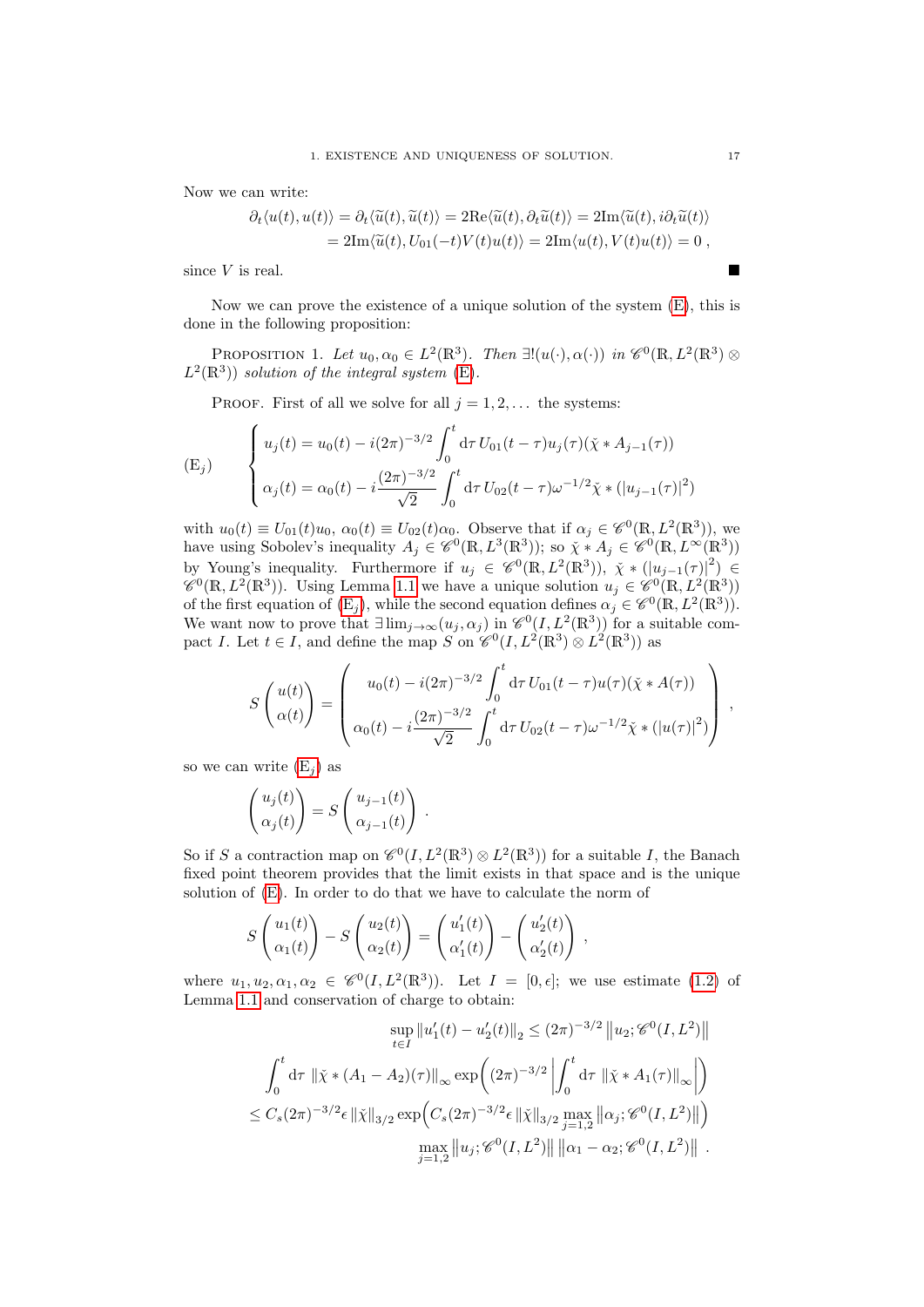Now we can write:

$$\partial_t \langle u(t), u(t)\rangle = \partial_t \langle \widetilde{u}(t), \widetilde{u}(t)\rangle = 2\mathrm{Re}\langle \widetilde{u}(t), \partial_t \widetilde{u}(t)\rangle = 2\mathrm{Im}\langle \widetilde{u}(t), i\partial_t \widetilde{u}(t)\rangle$$
$$= 2\mathrm{Im}\langle \widetilde{u}(t), U_{01}(-t)V(t)u(t)\rangle = 2\mathrm{Im}\langle u(t), V(t)u(t)\rangle = 0\ ,$$

since $V$ is real. ■

Now we can prove the existence of a unique solution of the system (E), this is done in the following proposition:

Proposition 1. *Let $u_0, \alpha_0 \in L^2(\mathbb{R}^3)$. Then $\exists!(u(\cdot), \alpha(\cdot))$ in $\mathscr{C}^0(\mathbb{R}, L^2(\mathbb{R}^3) \otimes L^2(\mathbb{R}^3))$ solution of the integral system* (E).

Proof. First of all we solve for all $j = 1, 2, \ldots$ the systems:

$$(\mathrm{E}_j) \qquad \begin{cases} u_j(t) = u_0(t) - i(2\pi)^{-3/2} \displaystyle\int_0^t \mathrm{d}\tau\, U_{01}(t-\tau) u_j(\tau)(\check{\chi} * A_{j-1}(\tau)) \\ \alpha_j(t) = \alpha_0(t) - i\dfrac{(2\pi)^{-3/2}}{\sqrt{2}} \displaystyle\int_0^t \mathrm{d}\tau\, U_{02}(t-\tau)\omega^{-1/2}\check{\chi} * (|u_{j-1}(\tau)|^2) \end{cases}$$

with $u_0(t) \equiv U_{01}(t)u_0$, $\alpha_0(t) \equiv U_{02}(t)\alpha_0$. Observe that if $\alpha_j \in \mathscr{C}^0(\mathbb{R}, L^2(\mathbb{R}^3))$, we have using Sobolev's inequality $A_j \in \mathscr{C}^0(\mathbb{R}, L^3(\mathbb{R}^3))$; so $\check{\chi} * A_j \in \mathscr{C}^0(\mathbb{R}, L^\infty(\mathbb{R}^3))$ by Young's inequality. Furthermore if $u_j \in \mathscr{C}^0(\mathbb{R}, L^2(\mathbb{R}^3))$, $\check{\chi} * (|u_{j-1}(\tau)|^2) \in \mathscr{C}^0(\mathbb{R}, L^2(\mathbb{R}^3))$. Using Lemma 1.1 we have a unique solution $u_j \in \mathscr{C}^0(\mathbb{R}, L^2(\mathbb{R}^3))$ of the first equation of ($\mathrm{E}_j$), while the second equation defines $\alpha_j \in \mathscr{C}^0(\mathbb{R}, L^2(\mathbb{R}^3))$. We want now to prove that $\exists \lim_{j\to\infty}(u_j, \alpha_j)$ in $\mathscr{C}^0(I, L^2(\mathbb{R}^3))$ for a suitable compact $I$. Let $t \in I$, and define the map $S$ on $\mathscr{C}^0(I, L^2(\mathbb{R}^3) \otimes L^2(\mathbb{R}^3))$ as

$$S\begin{pmatrix} u(t) \\ \alpha(t) \end{pmatrix} = \begin{pmatrix} u_0(t) - i(2\pi)^{-3/2} \displaystyle\int_0^t \mathrm{d}\tau\, U_{01}(t-\tau) u(\tau)(\check{\chi} * A(\tau)) \\ \alpha_0(t) - i\dfrac{(2\pi)^{-3/2}}{\sqrt{2}} \displaystyle\int_0^t \mathrm{d}\tau\, U_{02}(t-\tau)\omega^{-1/2}\check{\chi} * (|u(\tau)|^2) \end{pmatrix}\ ,$$

so we can write ($\mathrm{E}_j$) as

$$\begin{pmatrix} u_j(t) \\ \alpha_j(t) \end{pmatrix} = S\begin{pmatrix} u_{j-1}(t) \\ \alpha_{j-1}(t) \end{pmatrix}\ .$$

So if $S$ a contraction map on $\mathscr{C}^0(I, L^2(\mathbb{R}^3) \otimes L^2(\mathbb{R}^3))$ for a suitable $I$, the Banach fixed point theorem provides that the limit exists in that space and is the unique solution of (E). In order to do that we have to calculate the norm of

$$S\begin{pmatrix} u_1(t) \\ \alpha_1(t) \end{pmatrix} - S\begin{pmatrix} u_2(t) \\ \alpha_2(t) \end{pmatrix} = \begin{pmatrix} u_1'(t) \\ \alpha_1'(t) \end{pmatrix} - \begin{pmatrix} u_2'(t) \\ \alpha_2'(t) \end{pmatrix}\ ,$$

where $u_1, u_2, \alpha_1, \alpha_2 \in \mathscr{C}^0(I, L^2(\mathbb{R}^3))$. Let $I = [0, \epsilon]$; we use estimate (1.2) of Lemma 1.1 and conservation of charge to obtain:

$$\sup_{t\in I} \|u_1'(t) - u_2'(t)\|_2 \leq (2\pi)^{-3/2} \left\|u_2; \mathscr{C}^0(I, L^2)\right\|$$
$$\int_0^t \mathrm{d}\tau\, \|\check{\chi} * (A_1 - A_2)(\tau)\|_\infty \exp\Big((2\pi)^{-3/2} \Big|\int_0^t \mathrm{d}\tau\, \|\check{\chi} * A_1(\tau)\|_\infty\Big|\Big)$$
$$\leq C_s (2\pi)^{-3/2}\epsilon\, \|\check{\chi}\|_{3/2} \exp\Big(C_s (2\pi)^{-3/2}\epsilon\, \|\check{\chi}\|_{3/2} \max_{j=1,2} \left\|\alpha_j; \mathscr{C}^0(I, L^2)\right\|\Big)$$
$$\max_{j=1,2} \left\|u_j; \mathscr{C}^0(I, L^2)\right\| \left\|\alpha_1 - \alpha_2; \mathscr{C}^0(I, L^2)\right\|\ .$$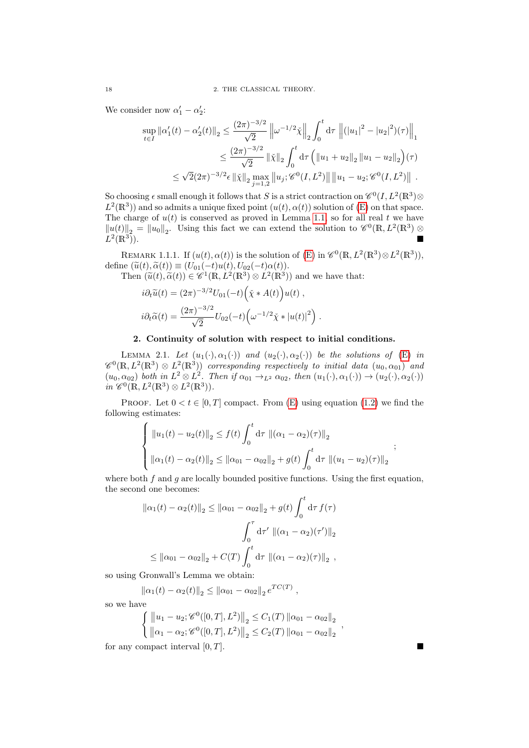We consider now $\alpha_1' - \alpha_2'$:

$$\sup_{t\in I} \|\alpha_1'(t) - \alpha_2'(t)\|_2 \leq \frac{(2\pi)^{-3/2}}{\sqrt{2}} \left\|\omega^{-1/2}\check{\chi}\right\|_2 \int_0^t \mathrm{d}\tau \left\|(|u_1|^2 - |u_2|^2)(\tau)\right\|_1$$

$$\leq \frac{(2\pi)^{-3/2}}{\sqrt{2}} \|\check{\chi}\|_2 \int_0^t \mathrm{d}\tau \Big(\|u_1 + u_2\|_2 \|u_1 - u_2\|_2\Big)(\tau)$$

$$\leq \sqrt{2}(2\pi)^{-3/2}\epsilon \|\check{\chi}\|_2 \max_{j=1,2} \left\|u_j; \mathscr{C}^0(I, L^2)\right\| \left\|u_1 - u_2; \mathscr{C}^0(I, L^2)\right\| .$$

So choosing $\epsilon$ small enough it follows that $S$ is a strict contraction on $\mathscr{C}^0(I, L^2(\mathbb{R}^3)\otimes L^2(\mathbb{R}^3))$ and so admits a unique fixed point $(u(t), \alpha(t))$ solution of (E) on that space. The charge of $u(t)$ is conserved as proved in Lemma 1.1, so for all real $t$ we have $\|u(t)\|_2 = \|u_0\|_2$. Using this fact we can extend the solution to $\mathscr{C}^0(\mathbb{R}, L^2(\mathbb{R}^3) \otimes L^2(\mathbb{R}^3))$. ■

REMARK 1.1.1. If $(u(t), \alpha(t))$ is the solution of (E) in $\mathscr{C}^0(\mathbb{R}, L^2(\mathbb{R}^3)\otimes L^2(\mathbb{R}^3))$, define $(\widetilde{u}(t), \widetilde{\alpha}(t)) \equiv (U_{01}(-t)u(t), U_{02}(-t)\alpha(t))$.

Then $(\widetilde{u}(t), \widetilde{\alpha}(t)) \in \mathscr{C}^1(\mathbb{R}, L^2(\mathbb{R}^3) \otimes L^2(\mathbb{R}^3))$ and we have that:

$$i\partial_t\widetilde{u}(t) = (2\pi)^{-3/2} U_{01}(-t)\Big(\check{\chi} * A(t)\Big)u(t) \ ,$$

$$i\partial_t\widetilde{\alpha}(t) = \frac{(2\pi)^{-3/2}}{\sqrt{2}} U_{02}(-t)\Big(\omega^{-1/2}\check{\chi} * |u(t)|^2\Big) \ .$$

## 2. Continuity of solution with respect to initial conditions.

LEMMA 2.1. *Let $(u_1(\cdot), \alpha_1(\cdot))$ and $(u_2(\cdot), \alpha_2(\cdot))$ be the solutions of (E) in $\mathscr{C}^0(\mathbb{R}, L^2(\mathbb{R}^3) \otimes L^2(\mathbb{R}^3))$ corresponding respectively to initial data $(u_0, \alpha_{01})$ and $(u_0, \alpha_{02})$ both in $L^2 \otimes L^2$. Then if $\alpha_{01} \to_{L^2} \alpha_{02}$, then $(u_1(\cdot), \alpha_1(\cdot)) \to (u_2(\cdot), \alpha_2(\cdot))$ in $\mathscr{C}^0(\mathbb{R}, L^2(\mathbb{R}^3) \otimes L^2(\mathbb{R}^3))$.*

PROOF. Let $0 < t \in [0, T]$ compact. From (E) using equation (1.2) we find the following estimates:

$$\begin{cases} \|u_1(t) - u_2(t)\|_2 \leq f(t) \displaystyle\int_0^t \mathrm{d}\tau \ \|(\alpha_1 - \alpha_2)(\tau)\|_2 \\ \|\alpha_1(t) - \alpha_2(t)\|_2 \leq \|\alpha_{01} - \alpha_{02}\|_2 + g(t) \displaystyle\int_0^t \mathrm{d}\tau \ \|(u_1 - u_2)(\tau)\|_2 \end{cases} ;$$

where both $f$ and $g$ are locally bounded positive functions. Using the first equation, the second one becomes:

$$\|\alpha_1(t) - \alpha_2(t)\|_2 \leq \|\alpha_{01} - \alpha_{02}\|_2 + g(t) \int_0^t \mathrm{d}\tau \, f(\tau)$$

$$\int_0^\tau \mathrm{d}\tau' \ \|(\alpha_1 - \alpha_2)(\tau')\|_2$$

$$\leq \|\alpha_{01} - \alpha_{02}\|_2 + C(T) \int_0^t \mathrm{d}\tau \ \|(\alpha_1 - \alpha_2)(\tau)\|_2 \ ,$$

so using Gronwall's Lemma we obtain:

$$\|\alpha_1(t) - \alpha_2(t)\|_2 \leq \|\alpha_{01} - \alpha_{02}\|_2 \, e^{TC(T)} \ ,$$

so we have

$$\begin{cases} \left\|u_1 - u_2; \mathscr{C}^0([0, T], L^2)\right\|_2 \leq C_1(T) \|\alpha_{01} - \alpha_{02}\|_2 \\ \left\|\alpha_1 - \alpha_2; \mathscr{C}^0([0, T], L^2)\right\|_2 \leq C_2(T) \|\alpha_{01} - \alpha_{02}\|_2 \end{cases} ,$$

for any compact interval $[0, T]$. ■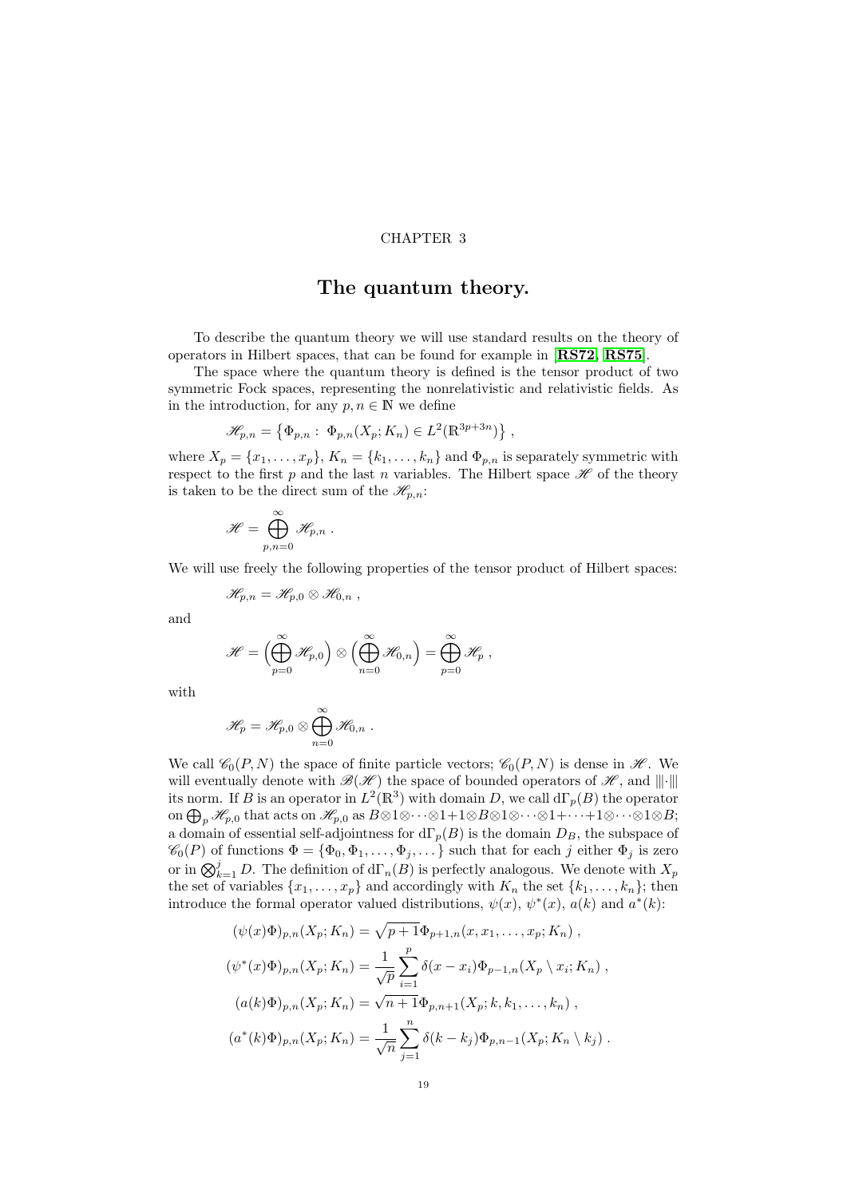CHAPTER 3

# The quantum theory.

To describe the quantum theory we will use standard results on the theory of operators in Hilbert spaces, that can be found for example in [**RS72**, **RS75**].

The space where the quantum theory is defined is the tensor product of two symmetric Fock spaces, representing the nonrelativistic and relativistic fields. As in the introduction, for any $p, n \in \mathbb{N}$ we define

$$\mathscr{H}_{p,n} = \left\{ \Phi_{p,n} : \ \Phi_{p,n}(X_p; K_n) \in L^2(\mathbb{R}^{3p+3n}) \right\} ,$$

where $X_p = \{x_1, \dots, x_p\}$, $K_n = \{k_1, \dots, k_n\}$ and $\Phi_{p,n}$ is separately symmetric with respect to the first $p$ and the last $n$ variables. The Hilbert space $\mathscr{H}$ of the theory is taken to be the direct sum of the $\mathscr{H}_{p,n}$:

$$\mathscr{H} = \bigoplus_{p,n=0}^{\infty} \mathscr{H}_{p,n} .$$

We will use freely the following properties of the tensor product of Hilbert spaces:

$$\mathscr{H}_{p,n} = \mathscr{H}_{p,0} \otimes \mathscr{H}_{0,n} ,$$

and

$$\mathscr{H} = \Bigl( \bigoplus_{p=0}^{\infty} \mathscr{H}_{p,0} \Bigr) \otimes \Bigl( \bigoplus_{n=0}^{\infty} \mathscr{H}_{0,n} \Bigr) = \bigoplus_{p=0}^{\infty} \mathscr{H}_p ,$$

with

$$\mathscr{H}_p = \mathscr{H}_{p,0} \otimes \bigoplus_{n=0}^{\infty} \mathscr{H}_{0,n} .$$

We call $\mathscr{C}_0(P,N)$ the space of finite particle vectors; $\mathscr{C}_0(P,N)$ is dense in $\mathscr{H}$. We will eventually denote with $\mathscr{B}(\mathscr{H})$ the space of bounded operators of $\mathscr{H}$, and $|||\cdot|||$ its norm. If $B$ is an operator in $L^2(\mathbb{R}^3)$ with domain $D$, we call $\mathrm{d}\Gamma_p(B)$ the operator on $\bigoplus_p \mathscr{H}_{p,0}$ that acts on $\mathscr{H}_{p,0}$ as $B \otimes 1 \otimes \cdots \otimes 1 + 1 \otimes B \otimes 1 \otimes \cdots \otimes 1 + \cdots + 1 \otimes \cdots \otimes 1 \otimes B$; a domain of essential self-adjointness for $\mathrm{d}\Gamma_p(B)$ is the domain $D_B$, the subspace of $\mathscr{C}_0(P)$ of functions $\Phi = \{\Phi_0, \Phi_1, \dots, \Phi_j, \dots\}$ such that for each $j$ either $\Phi_j$ is zero or in $\bigotimes_{k=1}^{j} D$. The definition of $\mathrm{d}\Gamma_n(B)$ is perfectly analogous. We denote with $X_p$ the set of variables $\{x_1, \dots, x_p\}$ and accordingly with $K_n$ the set $\{k_1, \dots, k_n\}$; then introduce the formal operator valued distributions, $\psi(x)$, $\psi^*(x)$, $a(k)$ and $a^*(k)$:

$$(\psi(x)\Phi)_{p,n}(X_p; K_n) = \sqrt{p+1}\,\Phi_{p+1,n}(x, x_1, \dots, x_p; K_n) ,$$

$$(\psi^*(x)\Phi)_{p,n}(X_p; K_n) = \frac{1}{\sqrt{p}} \sum_{i=1}^{p} \delta(x - x_i) \Phi_{p-1,n}(X_p \setminus x_i; K_n) ,$$

$$(a(k)\Phi)_{p,n}(X_p; K_n) = \sqrt{n+1}\,\Phi_{p,n+1}(X_p; k, k_1, \dots, k_n) ,$$

$$(a^*(k)\Phi)_{p,n}(X_p; K_n) = \frac{1}{\sqrt{n}} \sum_{j=1}^{n} \delta(k - k_j) \Phi_{p,n-1}(X_p; K_n \setminus k_j) .$$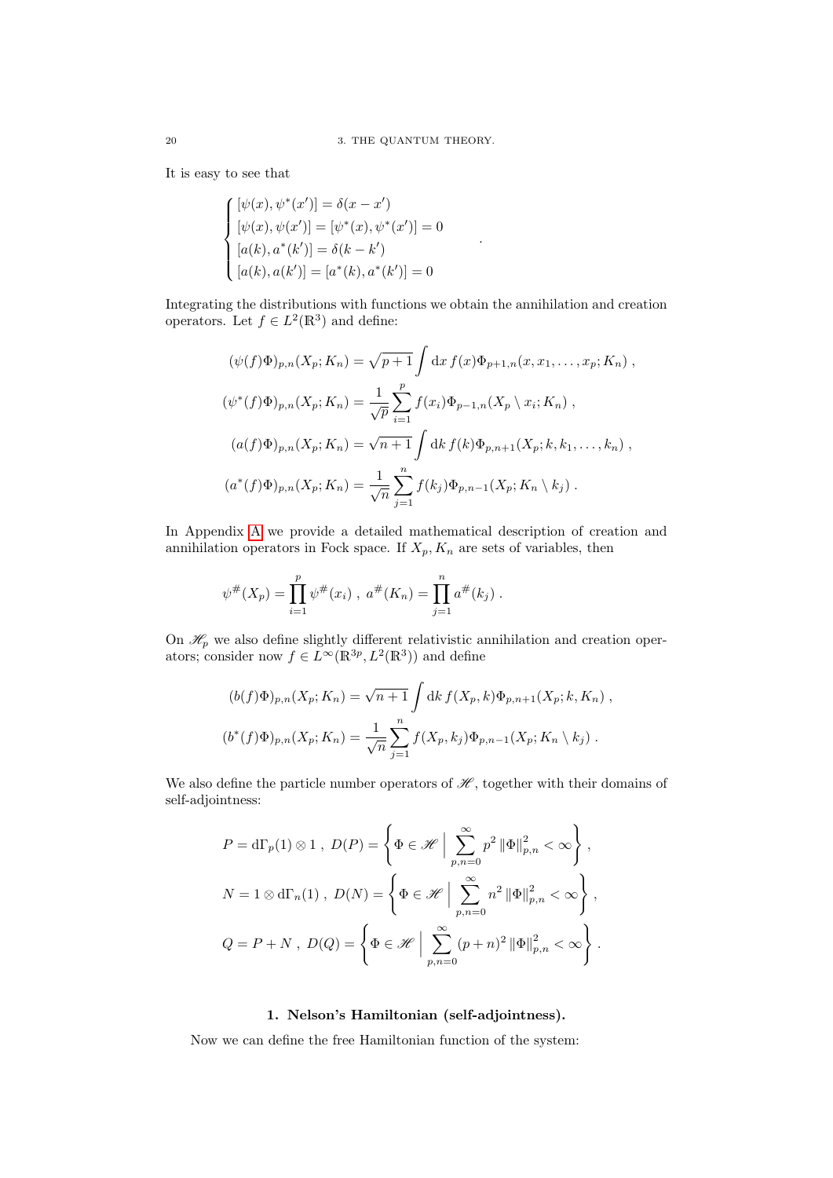It is easy to see that

$$\begin{cases} [\psi(x), \psi^*(x')] = \delta(x - x') \\ [\psi(x), \psi(x')] = [\psi^*(x), \psi^*(x')] = 0 \\ [a(k), a^*(k')] = \delta(k - k') \\ [a(k), a(k')] = [a^*(k), a^*(k')] = 0 \end{cases} .$$

Integrating the distributions with functions we obtain the annihilation and creation operators. Let $f \in L^2(\mathbb{R}^3)$ and define:

$$(\psi(f)\Phi)_{p,n}(X_p; K_n) = \sqrt{p+1} \int \mathrm{d}x\, f(x) \Phi_{p+1,n}(x, x_1, \dots, x_p; K_n) ,$$

$$(\psi^*(f)\Phi)_{p,n}(X_p; K_n) = \frac{1}{\sqrt{p}} \sum_{i=1}^{p} f(x_i) \Phi_{p-1,n}(X_p \setminus x_i; K_n) ,$$

$$(a(f)\Phi)_{p,n}(X_p; K_n) = \sqrt{n+1} \int \mathrm{d}k\, f(k) \Phi_{p,n+1}(X_p; k, k_1, \dots, k_n) ,$$

$$(a^*(f)\Phi)_{p,n}(X_p; K_n) = \frac{1}{\sqrt{n}} \sum_{j=1}^{n} f(k_j) \Phi_{p,n-1}(X_p; K_n \setminus k_j) .$$

In Appendix A we provide a detailed mathematical description of creation and annihilation operators in Fock space. If $X_p, K_n$ are sets of variables, then

$$\psi^{\#}(X_p) = \prod_{i=1}^{p} \psi^{\#}(x_i) \ , \ a^{\#}(K_n) = \prod_{j=1}^{n} a^{\#}(k_j) .$$

On $\mathscr{H}_p$ we also define slightly different relativistic annihilation and creation operators; consider now $f \in L^\infty(\mathbb{R}^{3p}, L^2(\mathbb{R}^3))$ and define

$$(b(f)\Phi)_{p,n}(X_p; K_n) = \sqrt{n+1} \int \mathrm{d}k\, f(X_p, k) \Phi_{p,n+1}(X_p; k, K_n) ,$$

$$(b^*(f)\Phi)_{p,n}(X_p; K_n) = \frac{1}{\sqrt{n}} \sum_{j=1}^{n} f(X_p, k_j) \Phi_{p,n-1}(X_p; K_n \setminus k_j) .$$

We also define the particle number operators of $\mathscr{H}$, together with their domains of self-adjointness:

$$P = \mathrm{d}\Gamma_p(1) \otimes 1 \ , \ D(P) = \left\{ \Phi \in \mathscr{H} \ \Big| \ \sum_{p,n=0}^{\infty} p^2 \left\| \Phi \right\|_{p,n}^2 < \infty \right\} ,$$

$$N = 1 \otimes \mathrm{d}\Gamma_n(1) \ , \ D(N) = \left\{ \Phi \in \mathscr{H} \ \Big| \ \sum_{p,n=0}^{\infty} n^2 \left\| \Phi \right\|_{p,n}^2 < \infty \right\} ,$$

$$Q = P + N \ , \ D(Q) = \left\{ \Phi \in \mathscr{H} \ \Big| \ \sum_{p,n=0}^{\infty} (p+n)^2 \left\| \Phi \right\|_{p,n}^2 < \infty \right\} .$$

## 1. Nelson's Hamiltonian (self-adjointness).

Now we can define the free Hamiltonian function of the system: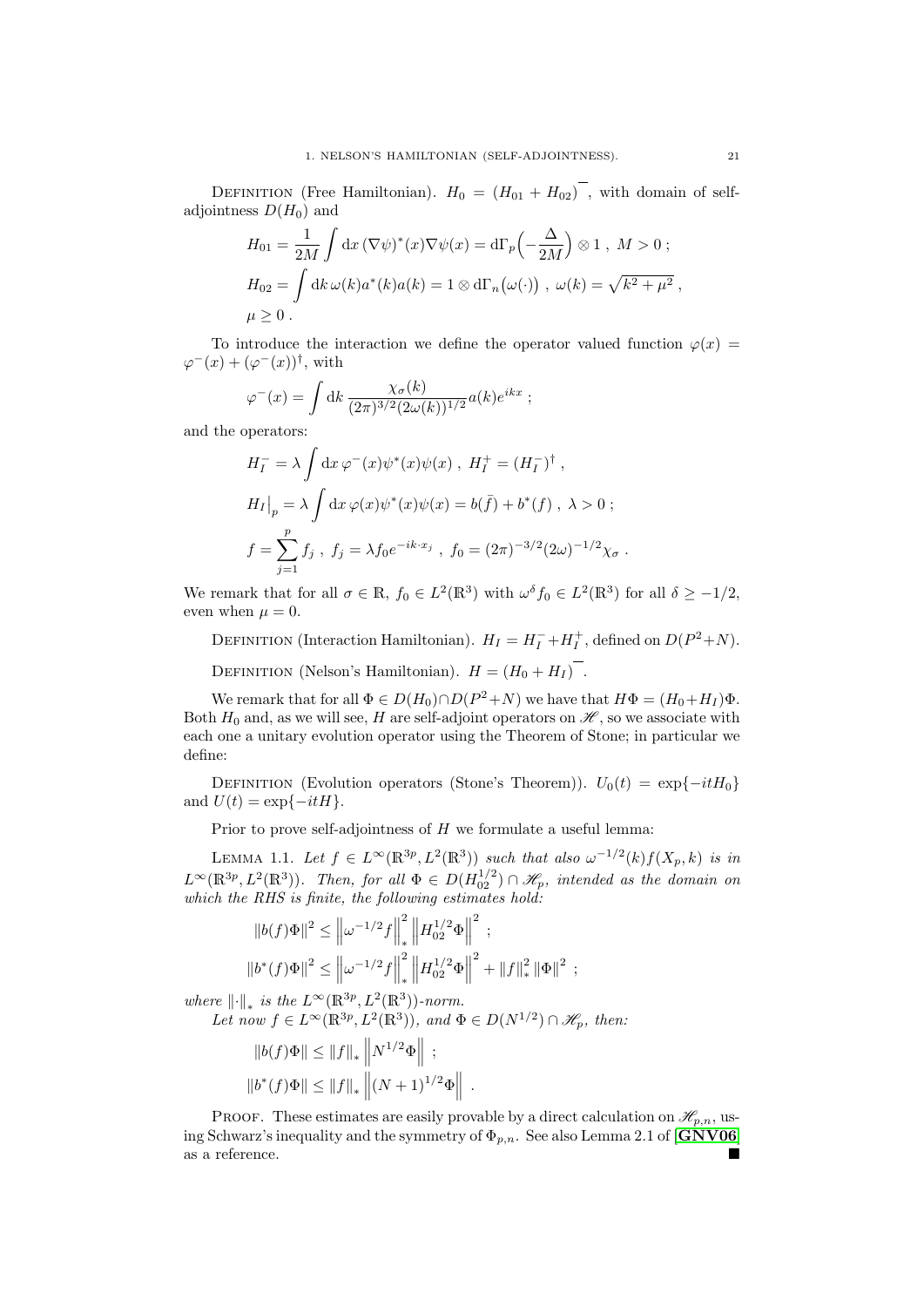Definition (Free Hamiltonian). $H_0 = \overline{(H_{01} + H_{02})}$, with domain of self-adjointness $D(H_0)$ and

$$H_{01} = \frac{1}{2M} \int \mathrm{d}x \, (\nabla\psi)^*(x) \nabla\psi(x) = \mathrm{d}\Gamma_p\Big(-\frac{\Delta}{2M}\Big) \otimes 1 \ , \ M > 0 \ ;$$
$$H_{02} = \int \mathrm{d}k \, \omega(k) a^*(k) a(k) = 1 \otimes \mathrm{d}\Gamma_n\big(\omega(\cdot)\big) \ , \ \omega(k) = \sqrt{k^2 + \mu^2} \ ,$$
$$\mu \geq 0 \ .$$

To introduce the interaction we define the operator valued function $\varphi(x) = \varphi^-(x) + (\varphi^-(x))^\dagger$, with

$$\varphi^-(x) = \int \mathrm{d}k \, \frac{\chi_\sigma(k)}{(2\pi)^{3/2}(2\omega(k))^{1/2}} a(k) e^{ikx} \ ;$$

and the operators:

$$H_I^- = \lambda \int \mathrm{d}x \, \varphi^-(x) \psi^*(x) \psi(x) \ , \ H_I^+ = (H_I^-)^\dagger \ ,$$
$$H_I\big|_p = \lambda \int \mathrm{d}x \, \varphi(x) \psi^*(x) \psi(x) = b(\bar{f}) + b^*(f) \ , \ \lambda > 0 \ ;$$
$$f = \sum_{j=1}^{p} f_j \ , \ f_j = \lambda f_0 e^{-ik\cdot x_j} \ , \ f_0 = (2\pi)^{-3/2}(2\omega)^{-1/2}\chi_\sigma \ .$$

We remark that for all $\sigma \in \mathbb{R}$, $f_0 \in L^2(\mathbb{R}^3)$ with $\omega^\delta f_0 \in L^2(\mathbb{R}^3)$ for all $\delta \geq -1/2$, even when $\mu = 0$.

Definition (Interaction Hamiltonian). $H_I = H_I^- + H_I^+$, defined on $D(P^2+N)$.

Definition (Nelson's Hamiltonian). $H = \overline{(H_0 + H_I)}$.

We remark that for all $\Phi \in D(H_0) \cap D(P^2+N)$ we have that $H\Phi = (H_0 + H_I)\Phi$. Both $H_0$ and, as we will see, $H$ are self-adjoint operators on $\mathscr{H}$, so we associate with each one a unitary evolution operator using the Theorem of Stone; in particular we define:

Definition (Evolution operators (Stone's Theorem)). $U_0(t) = \exp\{-itH_0\}$ and $U(t) = \exp\{-itH\}$.

Prior to prove self-adjointness of $H$ we formulate a useful lemma:

Lemma 1.1. *Let $f \in L^\infty(\mathbb{R}^{3p}, L^2(\mathbb{R}^3))$ such that also $\omega^{-1/2}(k) f(X_p, k)$ is in $L^\infty(\mathbb{R}^{3p}, L^2(\mathbb{R}^3))$. Then, for all $\Phi \in D(H_{02}^{1/2}) \cap \mathscr{H}_p$, intended as the domain on which the RHS is finite, the following estimates hold:*

$$\|b(f)\Phi\|^2 \leq \left\|\omega^{-1/2} f\right\|_*^2 \left\|H_{02}^{1/2}\Phi\right\|^2 \ ;$$
$$\|b^*(f)\Phi\|^2 \leq \left\|\omega^{-1/2} f\right\|_*^2 \left\|H_{02}^{1/2}\Phi\right\|^2 + \|f\|_*^2 \|\Phi\|^2 \ ;$$

*where $\|\cdot\|_*$ is the $L^\infty(\mathbb{R}^{3p}, L^2(\mathbb{R}^3))$-norm.*

*Let now $f \in L^\infty(\mathbb{R}^{3p}, L^2(\mathbb{R}^3))$, and $\Phi \in D(N^{1/2}) \cap \mathscr{H}_p$, then:*

$$\|b(f)\Phi\| \leq \|f\|_* \left\|N^{1/2}\Phi\right\| \ ;$$
$$\|b^*(f)\Phi\| \leq \|f\|_* \left\|(N+1)^{1/2}\Phi\right\| \ .$$

Proof. These estimates are easily provable by a direct calculation on $\mathscr{H}_{p,n}$, using Schwarz's inequality and the symmetry of $\Phi_{p,n}$. See also Lemma 2.1 of **[GNV06]** as a reference. ∎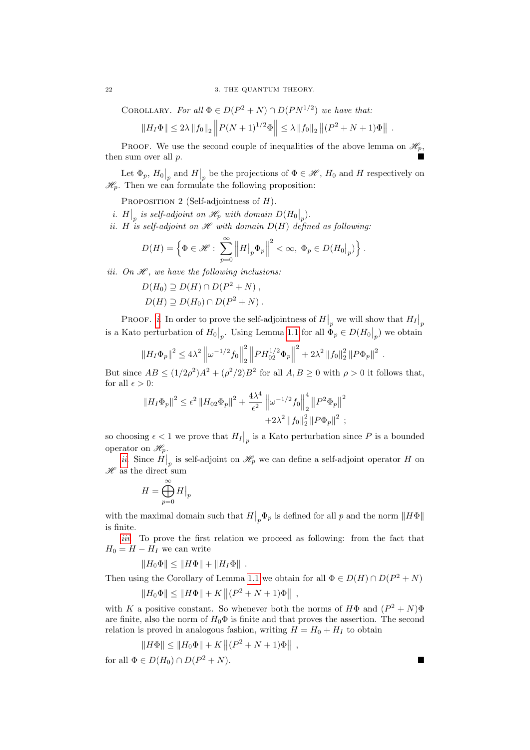Corollary. *For all $\Phi \in D(P^2+N) \cap D(PN^{1/2})$ we have that:*

$$\|H_I \Phi\| \leq 2\lambda \|f_0\|_2 \left\| P(N+1)^{1/2}\Phi \right\| \leq \lambda \|f_0\|_2 \left\|(P^2+N+1)\Phi\right\| .$$

Proof. We use the second couple of inequalities of the above lemma on $\mathscr{H}_p$, then sum over all $p$. ■

Let $\Phi_p$, $H_0\big|_p$ and $H\big|_p$ be the projections of $\Phi \in \mathscr{H}$, $H_0$ and $H$ respectively on $\mathscr{H}_p$. Then we can formulate the following proposition:

Proposition 2 (Self-adjointness of $H$).

*i.* $H\big|_p$ *is self-adjoint on* $\mathscr{H}_p$ *with domain* $D(H_0\big|_p)$.

*ii.* $H$ *is self-adjoint on* $\mathscr{H}$ *with domain* $D(H)$ *defined as following:*

$$D(H) = \left\{ \Phi \in \mathscr{H} : \sum_{p=0}^{\infty} \left\| H\big|_p \Phi_p \right\|^2 < \infty,\ \Phi_p \in D(H_0\big|_p) \right\} .$$

*iii. On* $\mathscr{H}$*, we have the following inclusions:*

$$D(H_0) \supseteq D(H) \cap D(P^2+N) ,$$
$$D(H) \supseteq D(H_0) \cap D(P^2+N) .$$

Proof. *i.* In order to prove the self-adjointness of $H\big|_p$ we will show that $H_I\big|_p$ is a Kato perturbation of $H_0\big|_p$. Using Lemma 1.1 for all $\Phi_p \in D(H_0\big|_p)$ we obtain

$$\|H_I \Phi_p\|^2 \leq 4\lambda^2 \left\|\omega^{-1/2} f_0\right\|_2^2 \left\| P H_{02}^{1/2} \Phi_p \right\|^2 + 2\lambda^2 \|f_0\|_2^2 \|P\Phi_p\|^2 .$$

But since $AB \leq (1/2\rho^2)A^2 + (\rho^2/2)B^2$ for all $A, B \geq 0$ with $\rho > 0$ it follows that, for all $\epsilon > 0$:

$$\|H_I \Phi_p\|^2 \leq \epsilon^2 \|H_{02}\Phi_p\|^2 + \frac{4\lambda^4}{\epsilon^2} \left\|\omega^{-1/2} f_0\right\|_2^4 \left\|P^2 \Phi_p\right\|^2 + 2\lambda^2 \|f_0\|_2^2 \|P\Phi_p\|^2 ;$$

so choosing $\epsilon < 1$ we prove that $H_I\big|_p$ is a Kato perturbation since $P$ is a bounded operator on $\mathscr{H}_p$.

*ii.* Since $H\big|_p$ is self-adjoint on $\mathscr{H}_p$ we can define a self-adjoint operator $H$ on $\mathscr{H}$ as the direct sum

$$H = \bigoplus_{p=0}^{\infty} H\big|_p$$

with the maximal domain such that $H\big|_p \Phi_p$ is defined for all $p$ and the norm $\|H\Phi\|$ is finite.

*iii.* To prove the first relation we proceed as following: from the fact that $H_0 = H - H_I$ we can write

$$\|H_0 \Phi\| \leq \|H\Phi\| + \|H_I \Phi\| .$$

Then using the Corollary of Lemma 1.1 we obtain for all $\Phi \in D(H) \cap D(P^2+N)$

$$\|H_0 \Phi\| \leq \|H\Phi\| + K \left\|(P^2+N+1)\Phi\right\| ,$$

with $K$ a positive constant. So whenever both the norms of $H\Phi$ and $(P^2+N)\Phi$ are finite, also the norm of $H_0\Phi$ is finite and that proves the assertion. The second relation is proved in analogous fashion, writing $H = H_0 + H_I$ to obtain

$$\|H\Phi\| \leq \|H_0\Phi\| + K \left\|(P^2+N+1)\Phi\right\| ,$$

for all $\Phi \in D(H_0) \cap D(P^2+N)$. ■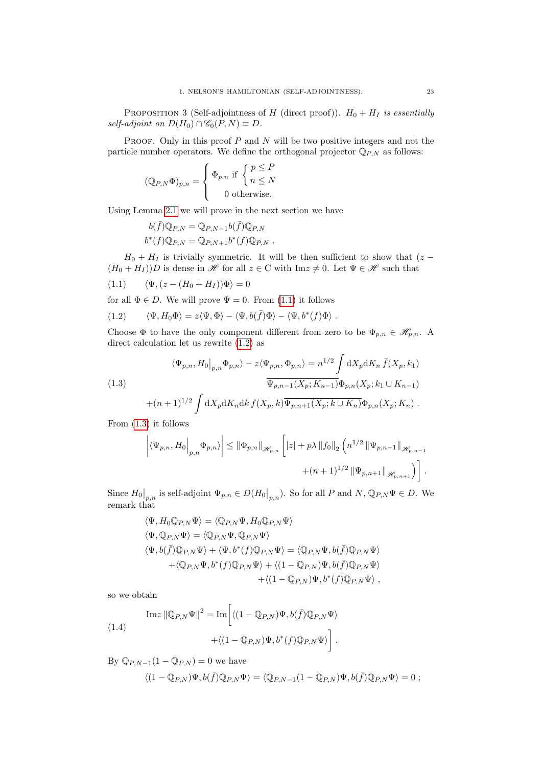Proposition 3 (Self-adjointness of $H$ (direct proof)). *$H_0 + H_I$ is essentially self-adjoint on $D(H_0) \cap \mathscr{C}_0(P,N) \equiv D$.*

Proof. Only in this proof $P$ and $N$ will be two positive integers and not the particle number operators. We define the orthogonal projector $\mathbb{Q}_{P,N}$ as follows:

$$(\mathbb{Q}_{P,N}\Phi)_{p,n} = \begin{cases} \Phi_{p,n} \text{ if } \begin{cases} p \leq P \\ n \leq N \end{cases} \\ \quad 0 \text{ otherwise.} \end{cases}$$

Using Lemma 2.1 we will prove in the next section we have

$$b(\bar{f})\mathbb{Q}_{P,N} = \mathbb{Q}_{P,N-1} b(\bar{f})\mathbb{Q}_{P,N}$$
$$b^*(f)\mathbb{Q}_{P,N} = \mathbb{Q}_{P,N+1} b^*(f)\mathbb{Q}_{P,N} \; .$$

$H_0 + H_I$ is trivially symmetric. It will be then sufficient to show that $(z - (H_0 + H_I))D$ is dense in $\mathscr{H}$ for all $z \in \mathbb{C}$ with $\mathrm{Im} z \neq 0$. Let $\Psi \in \mathscr{H}$ such that

$$\langle \Psi, (z - (H_0 + H_I))\Phi \rangle = 0 \tag{1.1}$$

for all $\Phi \in D$. We will prove $\Psi = 0$. From (1.1) it follows

$$\langle \Psi, H_0 \Phi \rangle = z \langle \Psi, \Phi \rangle - \langle \Psi, b(\bar{f})\Phi \rangle - \langle \Psi, b^*(f)\Phi \rangle \; . \tag{1.2}$$

Choose $\Phi$ to have the only component different from zero to be $\Phi_{p,n} \in \mathscr{H}_{p,n}$. A direct calculation let us rewrite (1.2) as

$$\begin{aligned}\langle \Psi_{p,n}, H_0\big|_{p,n} \Phi_{p,n} \rangle - z \langle \Psi_{p,n}, \Phi_{p,n} \rangle = n^{1/2} \int \mathrm{d}X_p \mathrm{d}K_n \, \bar{f}(X_p, k_1) \\ \overline{\Psi_{p,n-1}(X_p; K_{n-1})} \Phi_{p,n}(X_p; k_1 \cup K_{n-1}) \\ + (n+1)^{1/2} \int \mathrm{d}X_p \mathrm{d}K_n \mathrm{d}k \, f(X_p, k) \overline{\Psi_{p,n+1}(X_p; k \cup K_n)} \Phi_{p,n}(X_p; K_n) \; .\end{aligned} \tag{1.3}$$

From (1.3) it follows

$$\left| \langle \Psi_{p,n}, H_0\big|_{p,n} \Phi_{p,n} \rangle \right| \leq \| \Phi_{p,n} \|_{\mathscr{H}_{p,n}} \Big[ |z| + p\lambda \| f_0 \|_2 \Big( n^{1/2} \| \Psi_{p,n-1} \|_{\mathscr{H}_{p,n-1}} + (n+1)^{1/2} \| \Psi_{p,n+1} \|_{\mathscr{H}_{p,n+1}} \Big) \Big] \; .$$

Since $H_0\big|_{p,n}$ is self-adjoint $\Psi_{p,n} \in D(H_0\big|_{p,n})$. So for all $P$ and $N$, $\mathbb{Q}_{P,N}\Psi \in D$. We remark that

$$\begin{aligned}
&\langle \Psi, H_0 \mathbb{Q}_{P,N} \Psi \rangle = \langle \mathbb{Q}_{P,N}\Psi, H_0 \mathbb{Q}_{P,N}\Psi \rangle \\
&\langle \Psi, \mathbb{Q}_{P,N}\Psi \rangle = \langle \mathbb{Q}_{P,N}\Psi, \mathbb{Q}_{P,N}\Psi \rangle \\
&\langle \Psi, b(\bar{f})\mathbb{Q}_{P,N}\Psi \rangle + \langle \Psi, b^*(f)\mathbb{Q}_{P,N}\Psi \rangle = \langle \mathbb{Q}_{P,N}\Psi, b(\bar{f})\mathbb{Q}_{P,N}\Psi \rangle \\
&\quad + \langle \mathbb{Q}_{P,N}\Psi, b^*(f)\mathbb{Q}_{P,N}\Psi \rangle + \langle (1 - \mathbb{Q}_{P,N})\Psi, b(\bar{f})\mathbb{Q}_{P,N}\Psi \rangle \\
&\quad + \langle (1 - \mathbb{Q}_{P,N})\Psi, b^*(f)\mathbb{Q}_{P,N}\Psi \rangle \; ,
\end{aligned}$$

so we obtain

$$\mathrm{Im} z \, \| \mathbb{Q}_{P,N}\Psi \|^2 = \mathrm{Im} \Big[ \langle (1 - \mathbb{Q}_{P,N})\Psi, b(\bar{f})\mathbb{Q}_{P,N}\Psi \rangle + \langle (1 - \mathbb{Q}_{P,N})\Psi, b^*(f)\mathbb{Q}_{P,N}\Psi \rangle \Big] \; . \tag{1.4}$$

By $\mathbb{Q}_{P,N-1}(1 - \mathbb{Q}_{P,N}) = 0$ we have

$$\langle (1 - \mathbb{Q}_{P,N})\Psi, b(\bar{f})\mathbb{Q}_{P,N}\Psi \rangle = \langle \mathbb{Q}_{P,N-1}(1 - \mathbb{Q}_{P,N})\Psi, b(\bar{f})\mathbb{Q}_{P,N}\Psi \rangle = 0 \; ;$$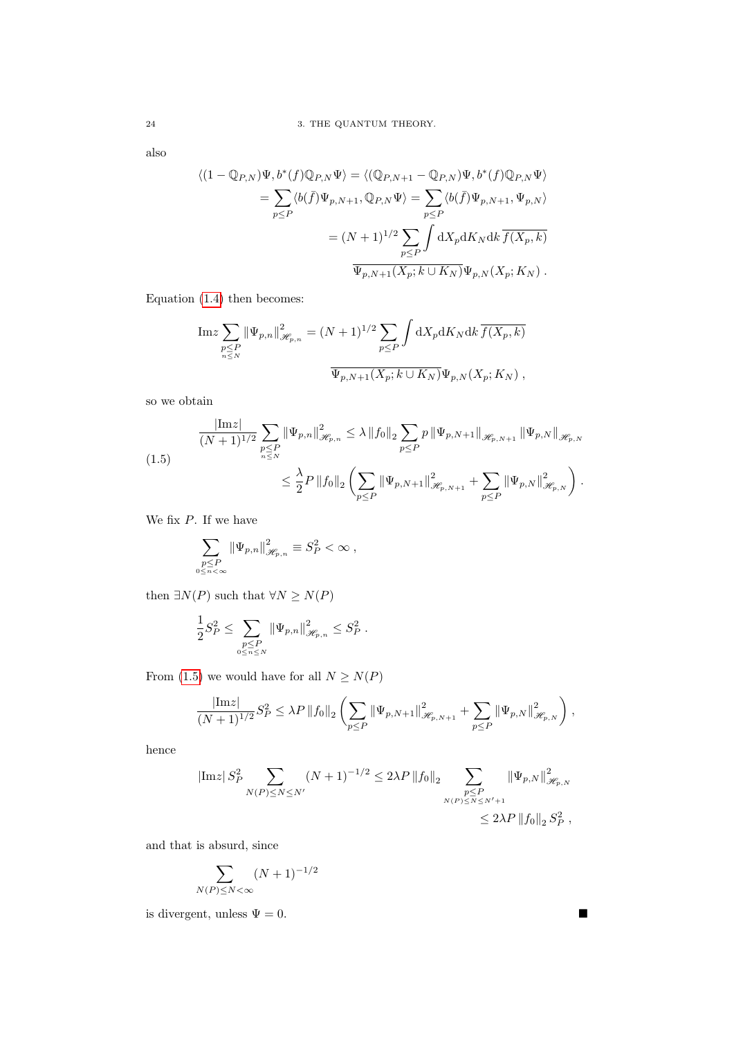also

$$
\begin{aligned}
\langle (1-\mathbb{Q}_{P,N})\Psi, b^*(f)\mathbb{Q}_{P,N}\Psi\rangle &= \langle (\mathbb{Q}_{P,N+1}-\mathbb{Q}_{P,N})\Psi, b^*(f)\mathbb{Q}_{P,N}\Psi\rangle \\
&= \sum_{p\leq P}\langle b(\bar{f})\Psi_{p,N+1}, \mathbb{Q}_{P,N}\Psi\rangle = \sum_{p\leq P}\langle b(\bar{f})\Psi_{p,N+1}, \Psi_{p,N}\rangle \\
&= (N+1)^{1/2}\sum_{p\leq P}\int \mathrm{d}X_p \mathrm{d}K_N \mathrm{d}k\, \overline{f(X_p,k)} \\
&\qquad \overline{\Psi_{p,N+1}(X_p;k\cup K_N)}\Psi_{p,N}(X_p;K_N)\,.
\end{aligned}
$$

Equation (1.4) then becomes:

$$
\begin{aligned}
\mathrm{Im}z \sum_{\substack{p\leq P\\ n\leq N}} \|\Psi_{p,n}\|^2_{\mathscr{H}_{p,n}} &= (N+1)^{1/2}\sum_{p\leq P}\int \mathrm{d}X_p \mathrm{d}K_N \mathrm{d}k\, \overline{f(X_p,k)} \\
&\qquad \overline{\Psi_{p,N+1}(X_p;k\cup K_N)}\Psi_{p,N}(X_p;K_N)\,,
\end{aligned}
$$

so we obtain

$$
\begin{aligned}
\frac{|\mathrm{Im}z|}{(N+1)^{1/2}} \sum_{\substack{p\leq P\\ n\leq N}} \|\Psi_{p,n}\|^2_{\mathscr{H}_{p,n}} &\leq \lambda \|f_0\|_2 \sum_{p\leq P} p\, \|\Psi_{p,N+1}\|_{\mathscr{H}_{p,N+1}} \|\Psi_{p,N}\|_{\mathscr{H}_{p,N}} \\
&\leq \frac{\lambda}{2} P \|f_0\|_2 \left( \sum_{p\leq P} \|\Psi_{p,N+1}\|^2_{\mathscr{H}_{p,N+1}} + \sum_{p\leq P} \|\Psi_{p,N}\|^2_{\mathscr{H}_{p,N}} \right)\,. \qquad (1.5)
\end{aligned}
$$

We fix $P$. If we have

$$
\sum_{\substack{p\leq P\\ 0\leq n<\infty}} \|\Psi_{p,n}\|^2_{\mathscr{H}_{p,n}} \equiv S_P^2 < \infty\,,
$$

then $\exists N(P)$ such that $\forall N \geq N(P)$

$$
\frac{1}{2}S_P^2 \leq \sum_{\substack{p\leq P\\ 0\leq n\leq N}} \|\Psi_{p,n}\|^2_{\mathscr{H}_{p,n}} \leq S_P^2\,.
$$

From (1.5) we would have for all $N\geq N(P)$

$$
\frac{|\mathrm{Im}z|}{(N+1)^{1/2}} S_P^2 \leq \lambda P \|f_0\|_2 \left( \sum_{p\leq P} \|\Psi_{p,N+1}\|^2_{\mathscr{H}_{p,N+1}} + \sum_{p\leq P} \|\Psi_{p,N}\|^2_{\mathscr{H}_{p,N}} \right)\,,
$$

hence

$$
\begin{aligned}
|\mathrm{Im}z|\, S_P^2 \sum_{N(P)\leq N\leq N'} (N+1)^{-1/2} &\leq 2\lambda P \|f_0\|_2 \sum_{\substack{p\leq P\\ N(P)\leq N\leq N'+1}} \|\Psi_{p,N}\|^2_{\mathscr{H}_{p,N}} \\
&\leq 2\lambda P \|f_0\|_2\, S_P^2\,,
\end{aligned}
$$

and that is absurd, since

$$
\sum_{N(P)\leq N<\infty} (N+1)^{-1/2}
$$

is divergent, unless $\Psi = 0$. ■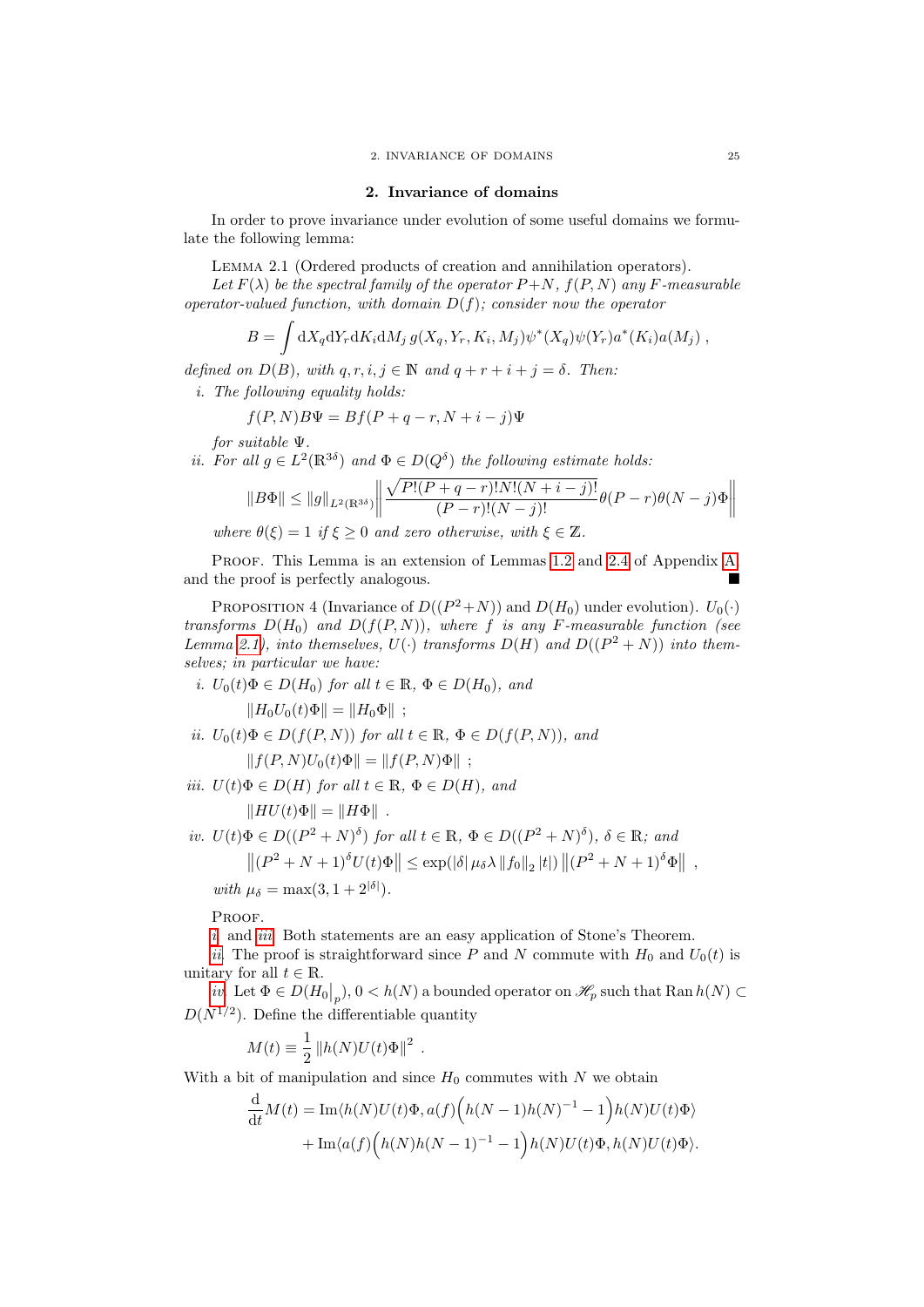## 2. Invariance of domains

In order to prove invariance under evolution of some useful domains we formulate the following lemma:

Lemma 2.1 (Ordered products of creation and annihilation operators). *Let $F(\lambda)$ be the spectral family of the operator $P+N$, $f(P,N)$ any $F$-measurable operator-valued function, with domain $D(f)$; consider now the operator*

$$B = \int \mathrm{d}X_q \mathrm{d}Y_r \mathrm{d}K_i \mathrm{d}M_j \, g(X_q, Y_r, K_i, M_j) \psi^*(X_q) \psi(Y_r) a^*(K_i) a(M_j) \; ,$$

*defined on $D(B)$, with $q, r, i, j \in \mathbb{N}$ and $q+r+i+j = \delta$. Then:*

*i. The following equality holds:*

$$f(P,N) B \Psi = B f(P+q-r, N+i-j) \Psi$$

*for suitable $\Psi$.*

*ii. For all $g \in L^2(\mathbb{R}^{3\delta})$ and $\Phi \in D(Q^\delta)$ the following estimate holds:*

$$\|B\Phi\| \leq \|g\|_{L^2(\mathbb{R}^{3\delta})} \left\| \frac{\sqrt{P!(P+q-r)!N!(N+i-j)!}}{(P-r)!(N-j)!} \theta(P-r)\theta(N-j)\Phi \right\|$$

*where $\theta(\xi) = 1$ if $\xi \geq 0$ and zero otherwise, with $\xi \in \mathbb{Z}$.*

Proof. This Lemma is an extension of Lemmas 1.2 and 2.4 of Appendix A and the proof is perfectly analogous. ∎

Proposition 4 (Invariance of $D((P^2+N))$ and $D(H_0)$ under evolution). *$U_0(\cdot)$ transforms $D(H_0)$ and $D(f(P,N))$, where $f$ is any $F$-measurable function (see Lemma 2.1), into themselves, $U(\cdot)$ transforms $D(H)$ and $D((P^2+N))$ into themselves; in particular we have:*

*i. $U_0(t)\Phi \in D(H_0)$ for all $t \in \mathbb{R}$, $\Phi \in D(H_0)$, and*

$$\|H_0 U_0(t) \Phi\| = \|H_0 \Phi\| \; ;$$

*ii. $U_0(t)\Phi \in D(f(P,N))$ for all $t \in \mathbb{R}$, $\Phi \in D(f(P,N))$, and*

$$\|f(P,N) U_0(t) \Phi\| = \|f(P,N)\Phi\| \; ;$$

*iii. $U(t)\Phi \in D(H)$ for all $t \in \mathbb{R}$, $\Phi \in D(H)$, and*

$$\|H U(t) \Phi\| = \|H \Phi\| \; .$$

*iv. $U(t)\Phi \in D((P^2+N)^\delta)$ for all $t \in \mathbb{R}$, $\Phi \in D((P^2+N)^\delta)$, $\delta \in \mathbb{R}$; and*

$$\left\|(P^2+N+1)^\delta U(t)\Phi\right\| \leq \exp(|\delta|\, \mu_\delta \lambda \left\|f_0\right\|_2 |t|) \left\|(P^2+N+1)^\delta \Phi\right\| \; ,$$

*with $\mu_\delta = \max(3, 1+2^{|\delta|})$.*

Proof.

*i.* and *iii.* Both statements are an easy application of Stone's Theorem.

*ii.* The proof is straightforward since $P$ and $N$ commute with $H_0$ and $U_0(t)$ is unitary for all $t \in \mathbb{R}$.

*iv.* Let $\Phi \in D(H_0\big|_p)$, $0 < h(N)$ a bounded operator on $\mathscr{H}_p$ such that $\operatorname{Ran} h(N) \subset D(N^{1/2})$. Define the differentiable quantity

$$M(t) \equiv \frac{1}{2} \left\|h(N)U(t)\Phi\right\|^2 \; .$$

With a bit of manipulation and since $H_0$ commutes with $N$ we obtain

$$\begin{aligned}
\frac{\mathrm{d}}{\mathrm{d}t} M(t) &= \operatorname{Im}\langle h(N)U(t)\Phi, a(f)\Big(h(N-1)h(N)^{-1} - 1\Big)h(N)U(t)\Phi\rangle \\
&\quad + \operatorname{Im}\langle a(f)\Big(h(N)h(N-1)^{-1} - 1\Big)h(N)U(t)\Phi, h(N)U(t)\Phi\rangle.
\end{aligned}$$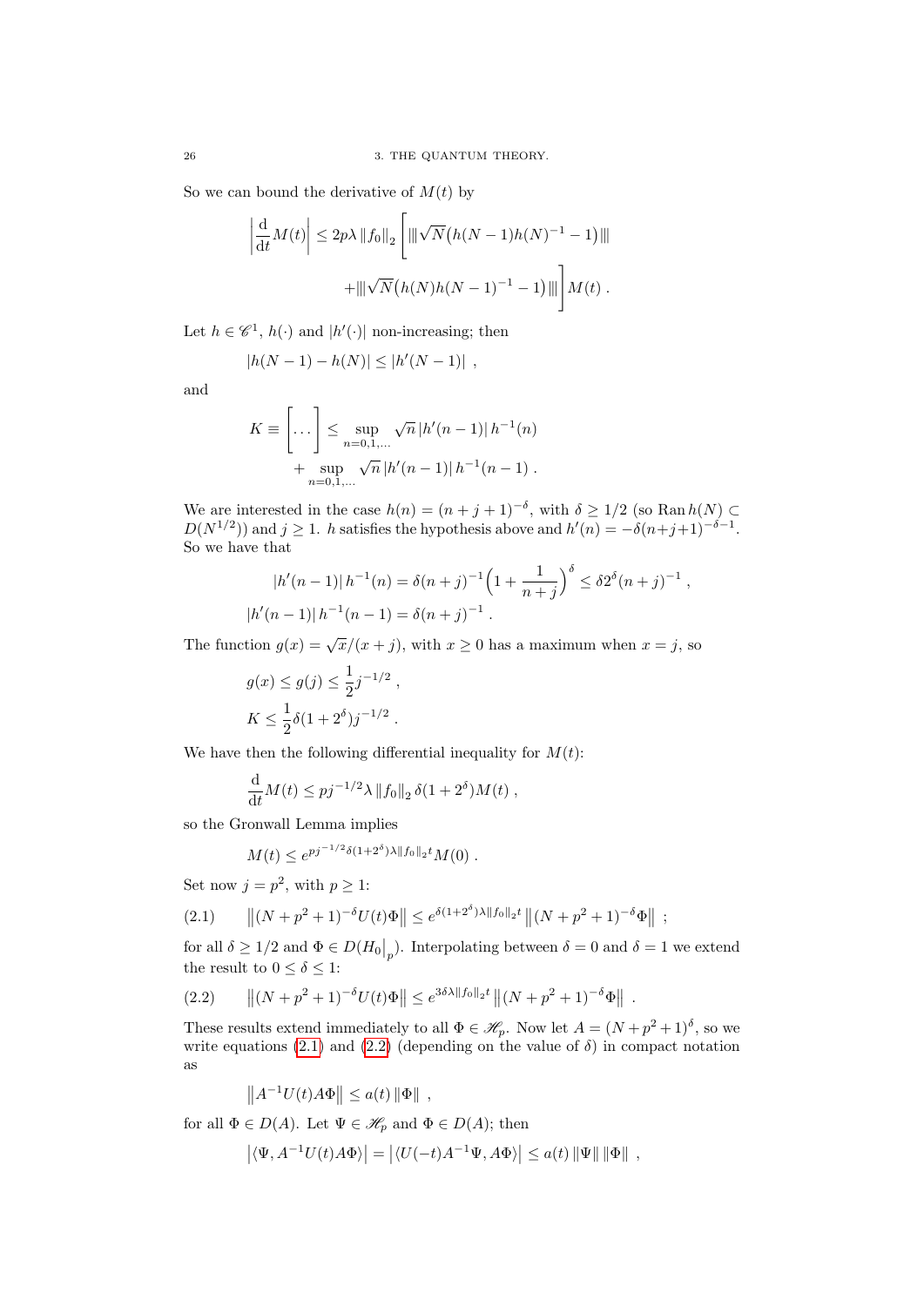So we can bound the derivative of $M(t)$ by

$$\left|\frac{\mathrm{d}}{\mathrm{d}t}M(t)\right| \leq 2p\lambda \left\|f_0\right\|_2 \left[ \left|\!\left|\!\left|\sqrt{N}\big(h(N-1)h(N)^{-1}-1\big)\right|\!\right|\!\right| + \left|\!\left|\!\left|\sqrt{N}\big(h(N)h(N-1)^{-1}-1\big)\right|\!\right|\!\right| \right] M(t) \; .$$

Let $h \in \mathscr{C}^1$, $h(\cdot)$ and $|h'(\cdot)|$ non-increasing; then

$$|h(N-1)-h(N)| \leq |h'(N-1)| \; ,$$

and

$$K \equiv \left[\dots\right] \leq \sup_{n=0,1,\dots} \sqrt{n}\, |h'(n-1)|\, h^{-1}(n) + \sup_{n=0,1,\dots} \sqrt{n}\, |h'(n-1)|\, h^{-1}(n-1) \; .$$

We are interested in the case $h(n) = (n+j+1)^{-\delta}$, with $\delta \geq 1/2$ (so $\operatorname{Ran} h(N) \subset D(N^{1/2})$) and $j \geq 1$. $h$ satisfies the hypothesis above and $h'(n) = -\delta(n+j+1)^{-\delta-1}$. So we have that

$$|h'(n-1)|\, h^{-1}(n) = \delta(n+j)^{-1}\Big(1+\frac{1}{n+j}\Big)^{\delta} \leq \delta 2^{\delta}(n+j)^{-1} \; ,$$
$$|h'(n-1)|\, h^{-1}(n-1) = \delta(n+j)^{-1} \; .$$

The function $g(x) = \sqrt{x}/(x+j)$, with $x \geq 0$ has a maximum when $x = j$, so

$$g(x) \leq g(j) \leq \frac{1}{2} j^{-1/2} \; ,$$
$$K \leq \frac{1}{2}\delta(1+2^{\delta}) j^{-1/2} \; .$$

We have then the following differential inequality for $M(t)$:

$$\frac{\mathrm{d}}{\mathrm{d}t}M(t) \leq p j^{-1/2} \lambda \left\|f_0\right\|_2 \delta(1+2^{\delta}) M(t) \; ,$$

so the Gronwall Lemma implies

$$M(t) \leq e^{p j^{-1/2} \delta(1+2^{\delta})\lambda \left\|f_0\right\|_2 t} M(0) \; .$$

Set now $j = p^2$, with $p \geq 1$:

$$\left\|(N+p^2+1)^{-\delta}U(t)\Phi\right\| \leq e^{\delta(1+2^{\delta})\lambda\left\|f_0\right\|_2 t} \left\|(N+p^2+1)^{-\delta}\Phi\right\| \; ; \tag{2.1}$$

for all $\delta \geq 1/2$ and $\Phi \in D(H_0\big|_p)$. Interpolating between $\delta = 0$ and $\delta = 1$ we extend the result to $0 \leq \delta \leq 1$:

$$\left\|(N+p^2+1)^{-\delta}U(t)\Phi\right\| \leq e^{3\delta\lambda\left\|f_0\right\|_2 t} \left\|(N+p^2+1)^{-\delta}\Phi\right\| \; . \tag{2.2}$$

These results extend immediately to all $\Phi \in \mathscr{H}_p$. Now let $A = (N+p^2+1)^{\delta}$, so we write equations (2.1) and (2.2) (depending on the value of $\delta$) in compact notation as

$$\left\|A^{-1}U(t)A\Phi\right\| \leq a(t)\left\|\Phi\right\| \; ,$$

for all $\Phi \in D(A)$. Let $\Psi \in \mathscr{H}_p$ and $\Phi \in D(A)$; then

$$\left|\langle \Psi, A^{-1}U(t)A\Phi\rangle\right| = \left|\langle U(-t)A^{-1}\Psi, A\Phi\rangle\right| \leq a(t)\left\|\Psi\right\|\left\|\Phi\right\| \; ,$$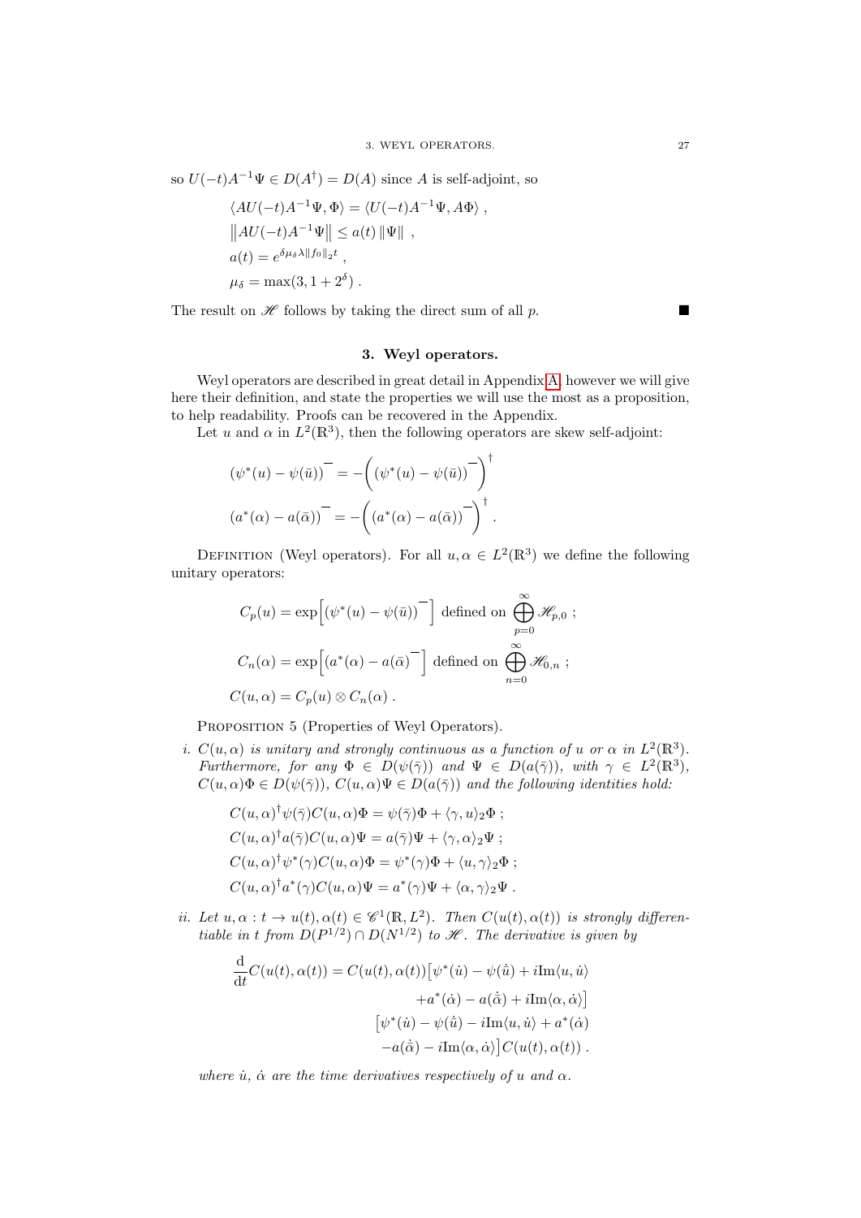so $U(-t)A^{-1}\Psi \in D(A^\dagger) = D(A)$ since $A$ is self-adjoint, so

$$
\begin{aligned}
&\langle AU(-t)A^{-1}\Psi, \Phi\rangle = \langle U(-t)A^{-1}\Psi, A\Phi\rangle \ , \\
&\left\| AU(-t)A^{-1}\Psi \right\| \leq a(t) \left\| \Psi \right\| \ , \\
&a(t) = e^{\delta \mu_\delta \lambda \|f_0\|_2 t} \ , \\
&\mu_\delta = \max(3, 1+2^\delta) \ .
\end{aligned}
$$

The result on $\mathscr{H}$ follows by taking the direct sum of all $p$. ∎

## 3. Weyl operators.

Weyl operators are described in great detail in Appendix A, however we will give here their definition, and state the properties we will use the most as a proposition, to help readability. Proofs can be recovered in the Appendix.

Let $u$ and $\alpha$ in $L^2(\mathbb{R}^3)$, then the following operators are skew self-adjoint:

$$
\begin{aligned}
\overline{(\psi^*(u) - \psi(\bar{u}))} &= -\left(\overline{(\psi^*(u) - \psi(\bar{u}))}\right)^\dagger \\
\overline{(a^*(\alpha) - a(\bar{\alpha}))} &= -\left(\overline{(a^*(\alpha) - a(\bar{\alpha}))}\right)^\dagger .
\end{aligned}
$$

Definition (Weyl operators). For all $u, \alpha \in L^2(\mathbb{R}^3)$ we define the following unitary operators:

$$
\begin{aligned}
&C_p(u) = \exp\left[\overline{(\psi^*(u) - \psi(\bar{u}))}\right] \text{ defined on } \bigoplus_{p=0}^{\infty} \mathscr{H}_{p,0} \ ; \\
&C_n(\alpha) = \exp\left[\overline{(a^*(\alpha) - a(\bar{\alpha})}\right] \text{ defined on } \bigoplus_{n=0}^{\infty} \mathscr{H}_{0,n} \ ; \\
&C(u, \alpha) = C_p(u) \otimes C_n(\alpha) \ .
\end{aligned}
$$

Proposition 5 (Properties of Weyl Operators).

*i.* *$C(u, \alpha)$ is unitary and strongly continuous as a function of $u$ or $\alpha$ in $L^2(\mathbb{R}^3)$. Furthermore, for any $\Phi \in D(\psi(\bar{\gamma}))$ and $\Psi \in D(a(\bar{\gamma}))$, with $\gamma \in L^2(\mathbb{R}^3)$, $C(u, \alpha)\Phi \in D(\psi(\bar{\gamma}))$, $C(u, \alpha)\Psi \in D(a(\bar{\gamma}))$ and the following identities hold:*

$$
\begin{aligned}
&C(u, \alpha)^\dagger \psi(\bar{\gamma}) C(u, \alpha)\Phi = \psi(\bar{\gamma})\Phi + \langle \gamma, u\rangle_2 \Phi \ ; \\
&C(u, \alpha)^\dagger a(\bar{\gamma}) C(u, \alpha)\Psi = a(\bar{\gamma})\Psi + \langle \gamma, \alpha\rangle_2 \Psi \ ; \\
&C(u, \alpha)^\dagger \psi^*(\gamma) C(u, \alpha)\Phi = \psi^*(\gamma)\Phi + \langle u, \gamma\rangle_2 \Phi \ ; \\
&C(u, \alpha)^\dagger a^*(\gamma) C(u, \alpha)\Psi = a^*(\gamma)\Psi + \langle \alpha, \gamma\rangle_2 \Psi \ .
\end{aligned}
$$

*ii.* *Let $u, \alpha : t \to u(t), \alpha(t) \in \mathscr{C}^1(\mathbb{R}, L^2)$. Then $C(u(t), \alpha(t))$ is strongly differentiable in $t$ from $D(P^{1/2}) \cap D(N^{1/2})$ to $\mathscr{H}$. The derivative is given by*

$$
\begin{aligned}
\frac{\mathrm{d}}{\mathrm{d}t} C(u(t), \alpha(t)) = C(u(t), \alpha(t)) \big[ &\psi^*(\dot{u}) - \psi(\bar{\dot{u}}) + i \mathrm{Im}\langle u, \dot{u}\rangle \\
&+ a^*(\dot{\alpha}) - a(\bar{\dot{\alpha}}) + i \mathrm{Im}\langle \alpha, \dot{\alpha}\rangle \big] \\
\big[ &\psi^*(\dot{u}) - \psi(\bar{\dot{u}}) - i \mathrm{Im}\langle u, \dot{u}\rangle + a^*(\dot{\alpha}) \\
&- a(\bar{\dot{\alpha}}) - i \mathrm{Im}\langle \alpha, \dot{\alpha}\rangle \big] C(u(t), \alpha(t)) \ .
\end{aligned}
$$

*where $\dot{u}$, $\dot{\alpha}$ are the time derivatives respectively of $u$ and $\alpha$.*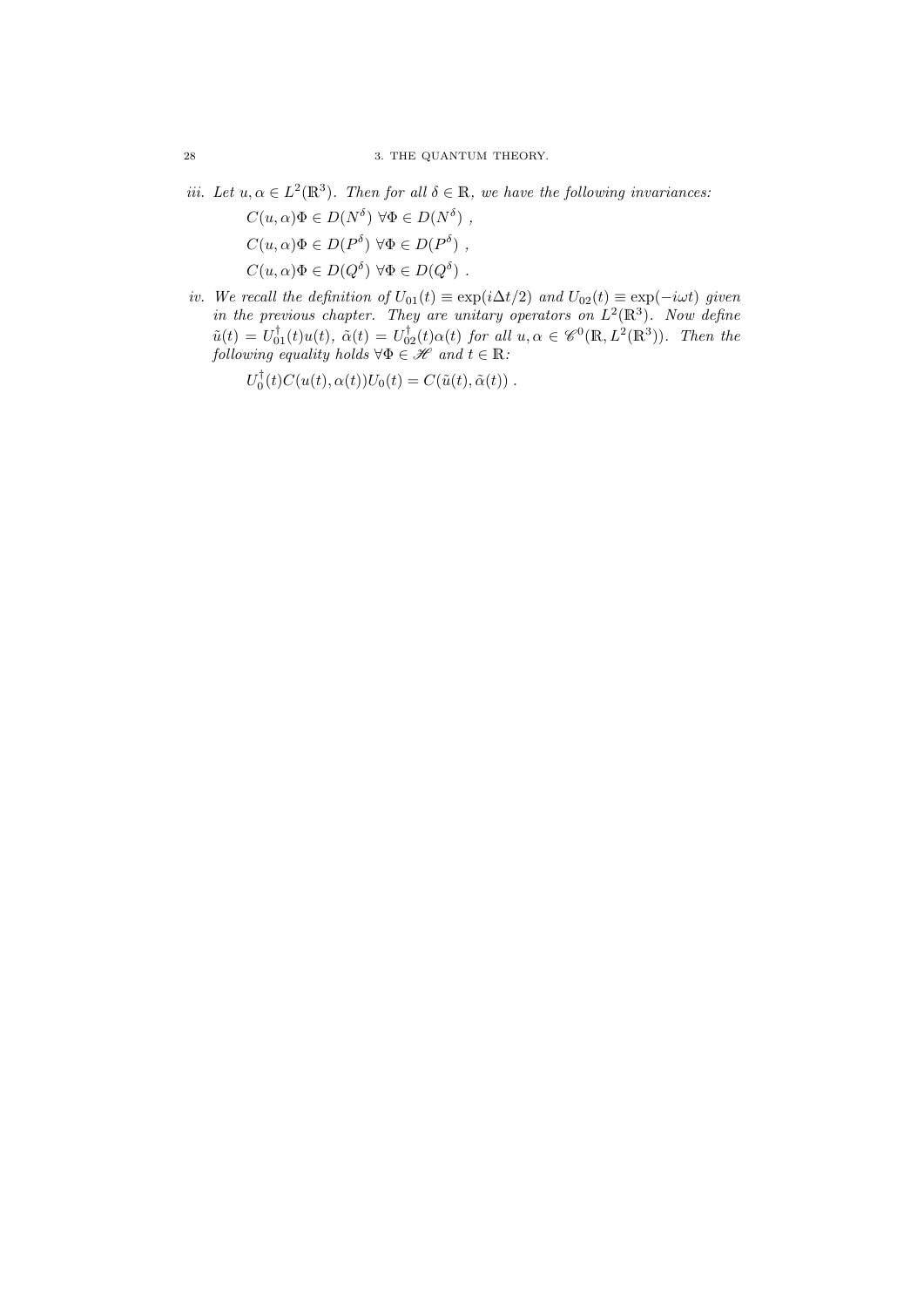*iii. Let $u, \alpha \in L^2(\mathbb{R}^3)$. Then for all $\delta \in \mathbb{R}$, we have the following invariances:*

$$C(u,\alpha)\Phi \in D(N^\delta)\ \forall \Phi \in D(N^\delta)\ ,$$

$$C(u,\alpha)\Phi \in D(P^\delta)\ \forall \Phi \in D(P^\delta)\ ,$$

$$C(u,\alpha)\Phi \in D(Q^\delta)\ \forall \Phi \in D(Q^\delta)\ .$$

*iv. We recall the definition of $U_{01}(t) \equiv \exp(i\Delta t/2)$ and $U_{02}(t) \equiv \exp(-i\omega t)$ given in the previous chapter. They are unitary operators on $L^2(\mathbb{R}^3)$. Now define $\tilde{u}(t) = U_{01}^\dagger(t)u(t)$, $\tilde{\alpha}(t) = U_{02}^\dagger(t)\alpha(t)$ for all $u, \alpha \in \mathscr{C}^0(\mathbb{R}, L^2(\mathbb{R}^3))$. Then the following equality holds $\forall \Phi \in \mathscr{H}$ and $t \in \mathbb{R}$:*

$$U_0^\dagger(t)C(u(t),\alpha(t))U_0(t) = C(\tilde{u}(t),\tilde{\alpha}(t))\ .$$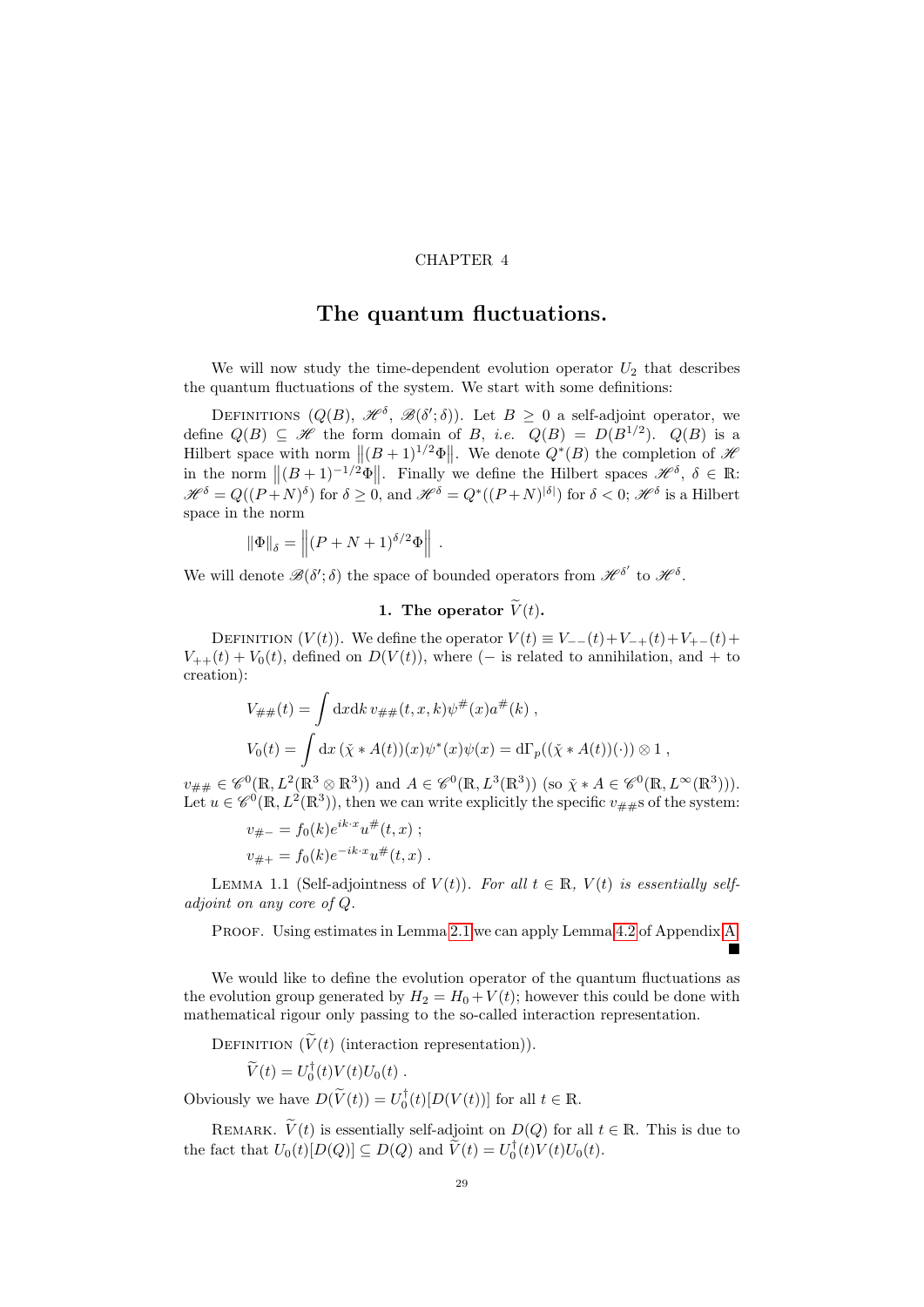CHAPTER 4

# The quantum fluctuations.

We will now study the time-dependent evolution operator $U_2$ that describes the quantum fluctuations of the system. We start with some definitions:

Definitions ($Q(B)$, $\mathscr{H}^\delta$, $\mathscr{B}(\delta';\delta)$). Let $B \geq 0$ a self-adjoint operator, we define $Q(B) \subseteq \mathscr{H}$ the form domain of $B$, *i.e.* $Q(B) = D(B^{1/2})$. $Q(B)$ is a Hilbert space with norm $\left\|(B+1)^{1/2}\Phi\right\|$. We denote $Q^*(B)$ the completion of $\mathscr{H}$ in the norm $\left\|(B+1)^{-1/2}\Phi\right\|$. Finally we define the Hilbert spaces $\mathscr{H}^\delta$, $\delta \in \mathbb{R}$: $\mathscr{H}^\delta = Q((P+N)^\delta)$ for $\delta \geq 0$, and $\mathscr{H}^\delta = Q^*((P+N)^{|\delta|})$ for $\delta < 0$; $\mathscr{H}^\delta$ is a Hilbert space in the norm

$$\|\Phi\|_\delta = \left\|(P+N+1)^{\delta/2}\Phi\right\| \; .$$

We will denote $\mathscr{B}(\delta';\delta)$ the space of bounded operators from $\mathscr{H}^{\delta'}$ to $\mathscr{H}^\delta$.

## 1. The operator $\widetilde{V}(t)$.

Definition ($V(t)$). We define the operator $V(t) \equiv V_{--}(t)+V_{-+}(t)+V_{+-}(t)+V_{++}(t)+V_0(t)$, defined on $D(V(t))$, where ($-$ is related to annihilation, and $+$ to creation):

$$V_{\#\#}(t) = \int \mathrm{d}x\mathrm{d}k \, v_{\#\#}(t,x,k)\psi^\#(x)a^\#(k) \; ,$$

$$V_0(t) = \int \mathrm{d}x \, (\check{\chi} * A(t))(x)\psi^*(x)\psi(x) = \mathrm{d}\Gamma_p((\check{\chi} * A(t))(\cdot)) \otimes 1 \; ,$$

$v_{\#\#} \in \mathscr{C}^0(\mathbb{R}, L^2(\mathbb{R}^3 \otimes \mathbb{R}^3))$ and $A \in \mathscr{C}^0(\mathbb{R}, L^3(\mathbb{R}^3))$ (so $\check{\chi} * A \in \mathscr{C}^0(\mathbb{R}, L^\infty(\mathbb{R}^3))$). Let $u \in \mathscr{C}^0(\mathbb{R}, L^2(\mathbb{R}^3))$, then we can write explicitly the specific $v_{\#\#}$s of the system:

$$v_{\#-} = f_0(k)e^{ik\cdot x}u^\#(t,x) \; ;$$

$$v_{\#+} = f_0(k)e^{-ik\cdot x}u^\#(t,x) \; .$$

Lemma 1.1 (Self-adjointness of $V(t)$). *For all $t \in \mathbb{R}$, $V(t)$ is essentially self-adjoint on any core of $Q$.*

Proof. Using estimates in Lemma 2.1 we can apply Lemma 4.2 of Appendix A. ■

We would like to define the evolution operator of the quantum fluctuations as the evolution group generated by $H_2 = H_0 + V(t)$; however this could be done with mathematical rigour only passing to the so-called interaction representation.

Definition ($\widetilde{V}(t)$ (interaction representation)).

$$\widetilde{V}(t) = U_0^\dagger(t)V(t)U_0(t) \; .$$

Obviously we have $D(\widetilde{V}(t)) = U_0^\dagger(t)[D(V(t))]$ for all $t \in \mathbb{R}$.

Remark. $\widetilde{V}(t)$ is essentially self-adjoint on $D(Q)$ for all $t \in \mathbb{R}$. This is due to the fact that $U_0(t)[D(Q)] \subseteq D(Q)$ and $\widetilde{V}(t) = U_0^\dagger(t)V(t)U_0(t)$.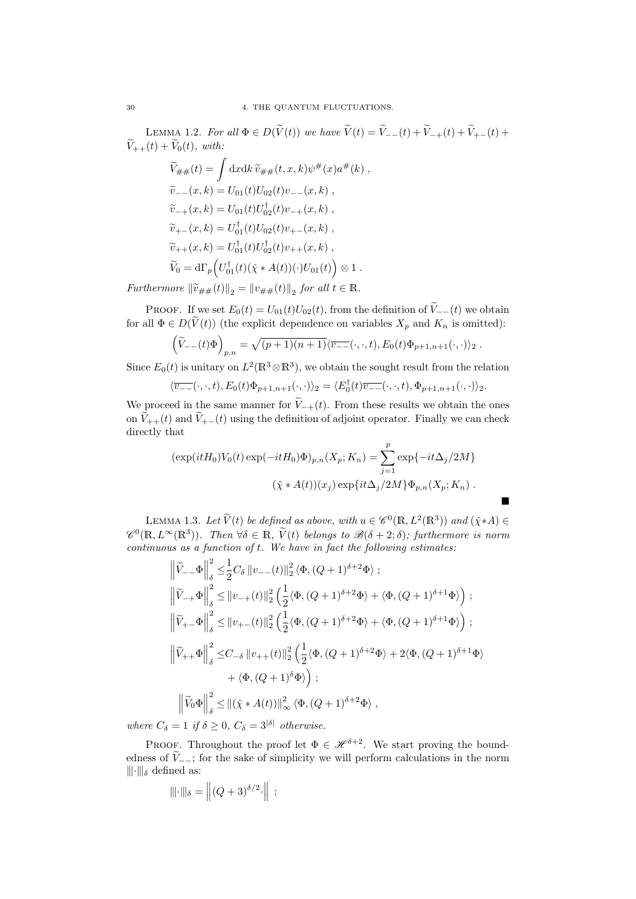LEMMA 1.2. *For all $\Phi \in D(\widetilde{V}(t))$ we have $\widetilde{V}(t) = \widetilde{V}_{--}(t) + \widetilde{V}_{-+}(t) + \widetilde{V}_{+-}(t) + \widetilde{V}_{++}(t) + \widetilde{V}_0(t)$, with:*

$$
\begin{aligned}
&\widetilde{V}_{\#\#}(t) = \int \mathrm{d}x\mathrm{d}k\, \widetilde{v}_{\#\#}(t,x,k)\psi^{\#}(x)a^{\#}(k) \;, \\
&\widetilde{v}_{--}(x,k) = U_{01}(t)U_{02}(t)v_{--}(x,k) \;, \\
&\widetilde{v}_{-+}(x,k) = U_{01}(t)U_{02}^{\dagger}(t)v_{-+}(x,k) \;, \\
&\widetilde{v}_{+-}(x,k) = U_{01}^{\dagger}(t)U_{02}(t)v_{+-}(x,k) \;, \\
&\widetilde{v}_{++}(x,k) = U_{01}^{\dagger}(t)U_{02}^{\dagger}(t)v_{++}(x,k) \;, \\
&\widetilde{V}_0 = \mathrm{d}\Gamma_p\Big(U_{01}^{\dagger}(t)(\check{\chi} * A(t))(\cdot)U_{01}(t)\Big) \otimes 1 \;.
\end{aligned}
$$

*Furthermore $\left\lVert \widetilde{v}_{\#\#}(t)\right\rVert_2 = \left\lVert v_{\#\#}(t)\right\rVert_2$ for all $t \in \mathbb{R}$.*

PROOF. If we set $E_0(t) = U_{01}(t)U_{02}(t)$, from the definition of $\widetilde{V}_{--}(t)$ we obtain for all $\Phi \in D(\widetilde{V}(t))$ (the explicit dependence on variables $X_p$ and $K_n$ is omitted):

$$
\Big(\widetilde{V}_{--}(t)\Phi\Big)_{p,n} = \sqrt{(p+1)(n+1)}\langle \overline{v_{--}}(\cdot,\cdot,t), E_0(t)\Phi_{p+1,n+1}(\cdot,\cdot)\rangle_2 \;.
$$

Since $E_0(t)$ is unitary on $L^2(\mathbb{R}^3 \otimes \mathbb{R}^3)$, we obtain the sought result from the relation

$$
\langle \overline{v_{--}}(\cdot,\cdot,t), E_0(t)\Phi_{p+1,n+1}(\cdot,\cdot)\rangle_2 = \langle E_0^{\dagger}(t)\overline{v_{--}}(\cdot,\cdot,t), \Phi_{p+1,n+1}(\cdot,\cdot)\rangle_2 .
$$

We proceed in the same manner for $\widetilde{V}_{-+}(t)$. From these results we obtain the ones on $\widetilde{V}_{++}(t)$ and $\widetilde{V}_{+-}(t)$ using the definition of adjoint operator. Finally we can check directly that

$$
\begin{aligned}
(\exp(itH_0)V_0(t)\exp(-itH_0)\Phi)_{p,n}(X_p;K_n) = &\sum_{j=1}^{p}\exp\{-it\Delta_j/2M\} \\
&(\check{\chi} * A(t))(x_j)\exp\{it\Delta_j/2M\}\Phi_{p,n}(X_p;K_n) \;.
\end{aligned}
$$

■

LEMMA 1.3. *Let $\widetilde{V}(t)$ be defined as above, with $u \in \mathscr{C}^0(\mathbb{R}, L^2(\mathbb{R}^3))$ and $(\check{\chi}*A) \in \mathscr{C}^0(\mathbb{R}, L^{\infty}(\mathbb{R}^3))$. Then $\forall \delta \in \mathbb{R}$, $\widetilde{V}(t)$ belongs to $\mathscr{B}(\delta+2;\delta)$; furthermore is norm continuous as a function of $t$. We have in fact the following estimates:*

$$
\begin{aligned}
\left\lVert \widetilde{V}_{--}\Phi\right\rVert_{\delta}^2 \leq& \frac{1}{2}C_{\delta}\left\lVert v_{--}(t)\right\rVert_2^2 \langle \Phi, (Q+1)^{\delta+2}\Phi\rangle \;; \\
\left\lVert \widetilde{V}_{-+}\Phi\right\rVert_{\delta}^2 \leq& \left\lVert v_{-+}(t)\right\rVert_2^2 \Big(\frac{1}{2}\langle \Phi, (Q+1)^{\delta+2}\Phi\rangle + \langle \Phi, (Q+1)^{\delta+1}\Phi\rangle\Big) \;; \\
\left\lVert \widetilde{V}_{+-}\Phi\right\rVert_{\delta}^2 \leq& \left\lVert v_{+-}(t)\right\rVert_2^2 \Big(\frac{1}{2}\langle \Phi, (Q+1)^{\delta+2}\Phi\rangle + \langle \Phi, (Q+1)^{\delta+1}\Phi\rangle\Big) \;; \\
\left\lVert \widetilde{V}_{++}\Phi\right\rVert_{\delta}^2 \leq& C_{-\delta}\left\lVert v_{++}(t)\right\rVert_2^2 \Big(\frac{1}{2}\langle \Phi, (Q+1)^{\delta+2}\Phi\rangle + 2\langle \Phi, (Q+1)^{\delta+1}\Phi\rangle \\
&+ \langle \Phi, (Q+1)^{\delta}\Phi\rangle\Big) \;; \\
\left\lVert \widetilde{V}_0\Phi\right\rVert_{\delta}^2 \leq& \left\lVert (\check{\chi} * A(t))\right\rVert_{\infty}^2 \langle \Phi, (Q+1)^{\delta+2}\Phi\rangle \;,
\end{aligned}
$$

*where $C_{\delta} = 1$ if $\delta \geq 0$, $C_{\delta} = 3^{|\delta|}$ otherwise.*

PROOF. Throughout the proof let $\Phi \in \mathscr{H}^{\delta+2}$. We start proving the boundedness of $\widetilde{V}_{--}$; for the sake of simplicity we will perform calculations in the norm $|||\cdot|||_{\delta}$ defined as:

$$
|||\cdot|||_{\delta} = \left\lVert (Q+3)^{\delta/2}\cdot\right\rVert \;;
$$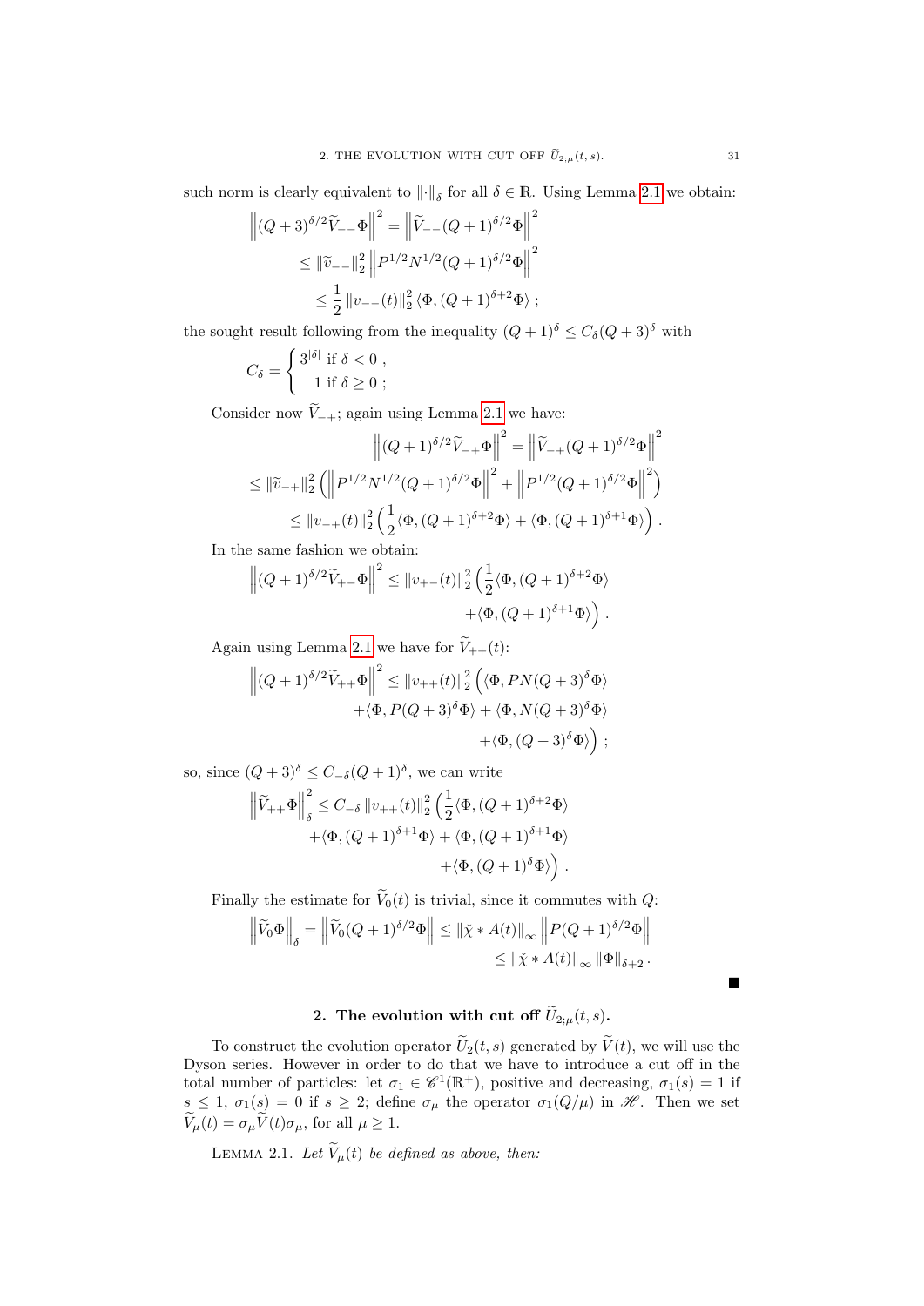such norm is clearly equivalent to $\left\|\cdot\right\|_\delta$ for all $\delta \in \mathbb{R}$. Using Lemma 2.1 we obtain:

$$\begin{aligned}
\left\|(Q+3)^{\delta/2}\widetilde{V}_{--}\Phi\right\|^2 &= \left\|\widetilde{V}_{--}(Q+1)^{\delta/2}\Phi\right\|^2 \\
&\leq \left\|\widetilde{v}_{--}\right\|_2^2 \left\|P^{1/2}N^{1/2}(Q+1)^{\delta/2}\Phi\right\|^2 \\
&\leq \frac{1}{2}\left\|v_{--}(t)\right\|_2^2 \langle\Phi,(Q+1)^{\delta+2}\Phi\rangle \; ;
\end{aligned}$$

the sought result following from the inequality $(Q+1)^\delta \leq C_\delta(Q+3)^\delta$ with

$$C_\delta = \begin{cases} 3^{|\delta|} \text{ if } \delta < 0 \; , \\ 1 \text{ if } \delta \geq 0 \; ; \end{cases}$$

Consider now $\widetilde{V}_{-+}$; again using Lemma 2.1 we have:

$$\begin{aligned}
\left\|(Q+1)^{\delta/2}\widetilde{V}_{-+}\Phi\right\|^2 &= \left\|\widetilde{V}_{-+}(Q+1)^{\delta/2}\Phi\right\|^2 \\
\leq \left\|\widetilde{v}_{-+}\right\|_2^2 &\left(\left\|P^{1/2}N^{1/2}(Q+1)^{\delta/2}\Phi\right\|^2 + \left\|P^{1/2}(Q+1)^{\delta/2}\Phi\right\|^2\right) \\
&\leq \left\|v_{-+}(t)\right\|_2^2 \left(\frac{1}{2}\langle\Phi,(Q+1)^{\delta+2}\Phi\rangle + \langle\Phi,(Q+1)^{\delta+1}\Phi\rangle\right) .
\end{aligned}$$

In the same fashion we obtain:

$$\begin{aligned}
\left\|(Q+1)^{\delta/2}\widetilde{V}_{+-}\Phi\right\|^2 \leq \left\|v_{+-}(t)\right\|_2^2 &\Big(\frac{1}{2}\langle\Phi,(Q+1)^{\delta+2}\Phi\rangle \\
&+\langle\Phi,(Q+1)^{\delta+1}\Phi\rangle\Big) .
\end{aligned}$$

Again using Lemma 2.1 we have for $\widetilde{V}_{++}(t)$:

$$\begin{aligned}
\left\|(Q+1)^{\delta/2}\widetilde{V}_{++}\Phi\right\|^2 \leq \left\|v_{++}(t)\right\|_2^2 &\Big(\langle\Phi,PN(Q+3)^\delta\Phi\rangle \\
+\langle\Phi,P(Q+3)^\delta\Phi\rangle &+ \langle\Phi,N(Q+3)^\delta\Phi\rangle \\
&+\langle\Phi,(Q+3)^\delta\Phi\rangle\Big) \; ;
\end{aligned}$$

so, since $(Q+3)^\delta \leq C_{-\delta}(Q+1)^\delta$, we can write

$$\begin{aligned}
\left\|\widetilde{V}_{++}\Phi\right\|_\delta^2 \leq C_{-\delta}\left\|v_{++}(t)\right\|_2^2 &\Big(\frac{1}{2}\langle\Phi,(Q+1)^{\delta+2}\Phi\rangle \\
+\langle\Phi,(Q+1)^{\delta+1}\Phi\rangle &+ \langle\Phi,(Q+1)^{\delta+1}\Phi\rangle \\
&+\langle\Phi,(Q+1)^{\delta}\Phi\rangle\Big) .
\end{aligned}$$

Finally the estimate for $\widetilde{V}_0(t)$ is trivial, since it commutes with $Q$:

$$\begin{aligned}
\left\|\widetilde{V}_0\Phi\right\|_\delta = \left\|\widetilde{V}_0(Q+1)^{\delta/2}\Phi\right\| &\leq \left\|\check{\chi} * A(t)\right\|_\infty \left\|P(Q+1)^{\delta/2}\Phi\right\| \\
&\leq \left\|\check{\chi} * A(t)\right\|_\infty \left\|\Phi\right\|_{\delta+2} .
\end{aligned}$$

■

## 2. The evolution with cut off $\widetilde{U}_{2;\mu}(t,s)$.

To construct the evolution operator $\widetilde{U}_2(t,s)$ generated by $\widetilde{V}(t)$, we will use the Dyson series. However in order to do that we have to introduce a cut off in the total number of particles: let $\sigma_1 \in \mathscr{C}^1(\mathbb{R}^+)$, positive and decreasing, $\sigma_1(s) = 1$ if $s \leq 1$, $\sigma_1(s) = 0$ if $s \geq 2$; define $\sigma_\mu$ the operator $\sigma_1(Q/\mu)$ in $\mathscr{H}$. Then we set $\widetilde{V}_\mu(t) = \sigma_\mu\widetilde{V}(t)\sigma_\mu$, for all $\mu \geq 1$.

Lemma 2.1. *Let $\widetilde{V}_\mu(t)$ be defined as above, then:*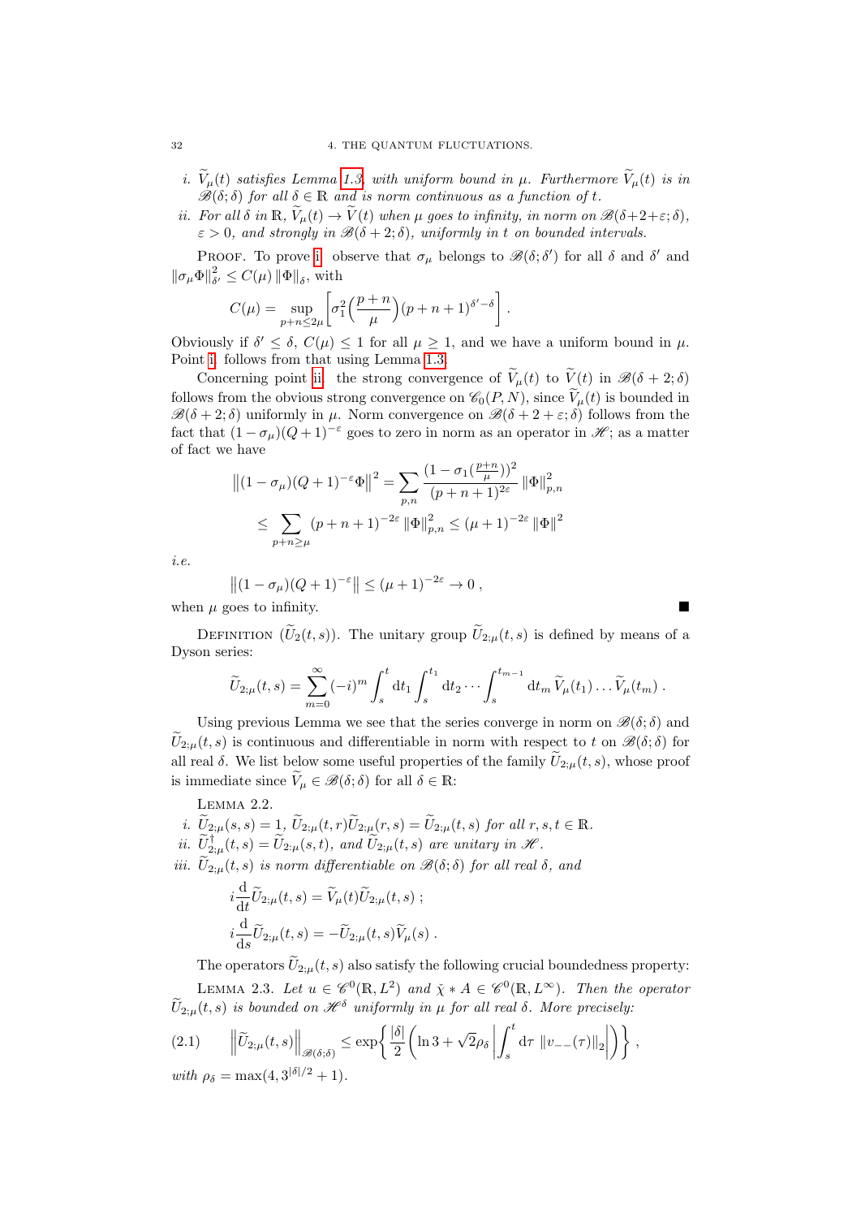*i.* $\widetilde{V}_\mu(t)$ *satisfies Lemma 1.3, with uniform bound in* $\mu$. *Furthermore* $\widetilde{V}_\mu(t)$ *is in* $\mathscr{B}(\delta;\delta)$ *for all* $\delta \in \mathbb{R}$ *and is norm continuous as a function of* $t$.

*ii.* *For all* $\delta$ *in* $\mathbb{R}$, $\widetilde{V}_\mu(t) \to \widetilde{V}(t)$ *when* $\mu$ *goes to infinity, in norm on* $\mathscr{B}(\delta+2+\varepsilon;\delta)$, $\varepsilon > 0$, *and strongly in* $\mathscr{B}(\delta+2;\delta)$, *uniformly in* $t$ *on bounded intervals.*

Proof. To prove i. observe that $\sigma_\mu$ belongs to $\mathscr{B}(\delta;\delta')$ for all $\delta$ and $\delta'$ and $\|\sigma_\mu\Phi\|^2_{\delta'} \leq C(\mu)\,\|\Phi\|_\delta$, with

$$C(\mu) = \sup_{p+n\leq 2\mu}\left[\sigma_1^2\Bigl(\frac{p+n}{\mu}\Bigr)(p+n+1)^{\delta'-\delta}\right].$$

Obviously if $\delta' \leq \delta$, $C(\mu) \leq 1$ for all $\mu \geq 1$, and we have a uniform bound in $\mu$. Point i. follows from that using Lemma 1.3.

Concerning point ii. the strong convergence of $\widetilde{V}_\mu(t)$ to $\widetilde{V}(t)$ in $\mathscr{B}(\delta+2;\delta)$ follows from the obvious strong convergence on $\mathscr{C}_0(P,N)$, since $\widetilde{V}_\mu(t)$ is bounded in $\mathscr{B}(\delta+2;\delta)$ uniformly in $\mu$. Norm convergence on $\mathscr{B}(\delta+2+\varepsilon;\delta)$ follows from the fact that $(1-\sigma_\mu)(Q+1)^{-\varepsilon}$ goes to zero in norm as an operator in $\mathscr{H}$; as a matter of fact we have

$$\begin{aligned}\left\|(1-\sigma_\mu)(Q+1)^{-\varepsilon}\Phi\right\|^2 &= \sum_{p,n}\frac{(1-\sigma_1(\frac{p+n}{\mu}))^2}{(p+n+1)^{2\varepsilon}}\,\|\Phi\|^2_{p,n}\\ &\leq \sum_{p+n\geq\mu}(p+n+1)^{-2\varepsilon}\,\|\Phi\|^2_{p,n} \leq (\mu+1)^{-2\varepsilon}\,\|\Phi\|^2\end{aligned}$$

*i.e.*

$$\left\|(1-\sigma_\mu)(Q+1)^{-\varepsilon}\right\| \leq (\mu+1)^{-2\varepsilon} \to 0\,,$$

when $\mu$ goes to infinity. ∎

Definition ($\widetilde{U}_2(t,s)$). The unitary group $\widetilde{U}_{2;\mu}(t,s)$ is defined by means of a Dyson series:

$$\widetilde{U}_{2;\mu}(t,s) = \sum_{m=0}^{\infty}(-i)^m\int_s^t \mathrm{d}t_1\int_s^{t_1}\mathrm{d}t_2\cdots\int_s^{t_{m-1}}\mathrm{d}t_m\,\widetilde{V}_\mu(t_1)\ldots\widetilde{V}_\mu(t_m)\,.$$

Using previous Lemma we see that the series converge in norm on $\mathscr{B}(\delta;\delta)$ and $\widetilde{U}_{2;\mu}(t,s)$ is continuous and differentiable in norm with respect to $t$ on $\mathscr{B}(\delta;\delta)$ for all real $\delta$. We list below some useful properties of the family $\widetilde{U}_{2;\mu}(t,s)$, whose proof is immediate since $\widetilde{V}_\mu \in \mathscr{B}(\delta;\delta)$ for all $\delta \in \mathbb{R}$:

Lemma 2.2.

*i.* $\widetilde{U}_{2;\mu}(s,s) = 1$, $\widetilde{U}_{2;\mu}(t,r)\widetilde{U}_{2;\mu}(r,s) = \widetilde{U}_{2;\mu}(t,s)$ *for all* $r,s,t \in \mathbb{R}$.

*ii.* $\widetilde{U}^\dagger_{2;\mu}(t,s) = \widetilde{U}_{2:\mu}(s,t)$, *and* $\widetilde{U}_{2;\mu}(t,s)$ *are unitary in* $\mathscr{H}$.

*iii.* $\widetilde{U}_{2;\mu}(t,s)$ *is norm differentiable on* $\mathscr{B}(\delta;\delta)$ *for all real* $\delta$, *and*

$$i\frac{\mathrm{d}}{\mathrm{d}t}\widetilde{U}_{2;\mu}(t,s) = \widetilde{V}_\mu(t)\widetilde{U}_{2;\mu}(t,s)\,;$$

$$i\frac{\mathrm{d}}{\mathrm{d}s}\widetilde{U}_{2;\mu}(t,s) = -\widetilde{U}_{2;\mu}(t,s)\widetilde{V}_\mu(s)\,.$$

The operators $\widetilde{U}_{2;\mu}(t,s)$ also satisfy the following crucial boundedness property:

Lemma 2.3. *Let* $u \in \mathscr{C}^0(\mathbb{R},L^2)$ *and* $\check{\chi} * A \in \mathscr{C}^0(\mathbb{R},L^\infty)$. *Then the operator* $\widetilde{U}_{2;\mu}(t,s)$ *is bounded on* $\mathscr{H}^\delta$ *uniformly in* $\mu$ *for all real* $\delta$. *More precisely:*

$$\left\|\widetilde{U}_{2;\mu}(t,s)\right\|_{\mathscr{B}(\delta;\delta)} \leq \exp\left\{\frac{|\delta|}{2}\left(\ln 3 + \sqrt{2}\rho_\delta\left|\int_s^t \mathrm{d}\tau\,\|v_{--}(\tau)\|_2\right|\right)\right\}, \tag{2.1}$$

*with* $\rho_\delta = \max(4, 3^{|\delta|/2}+1)$.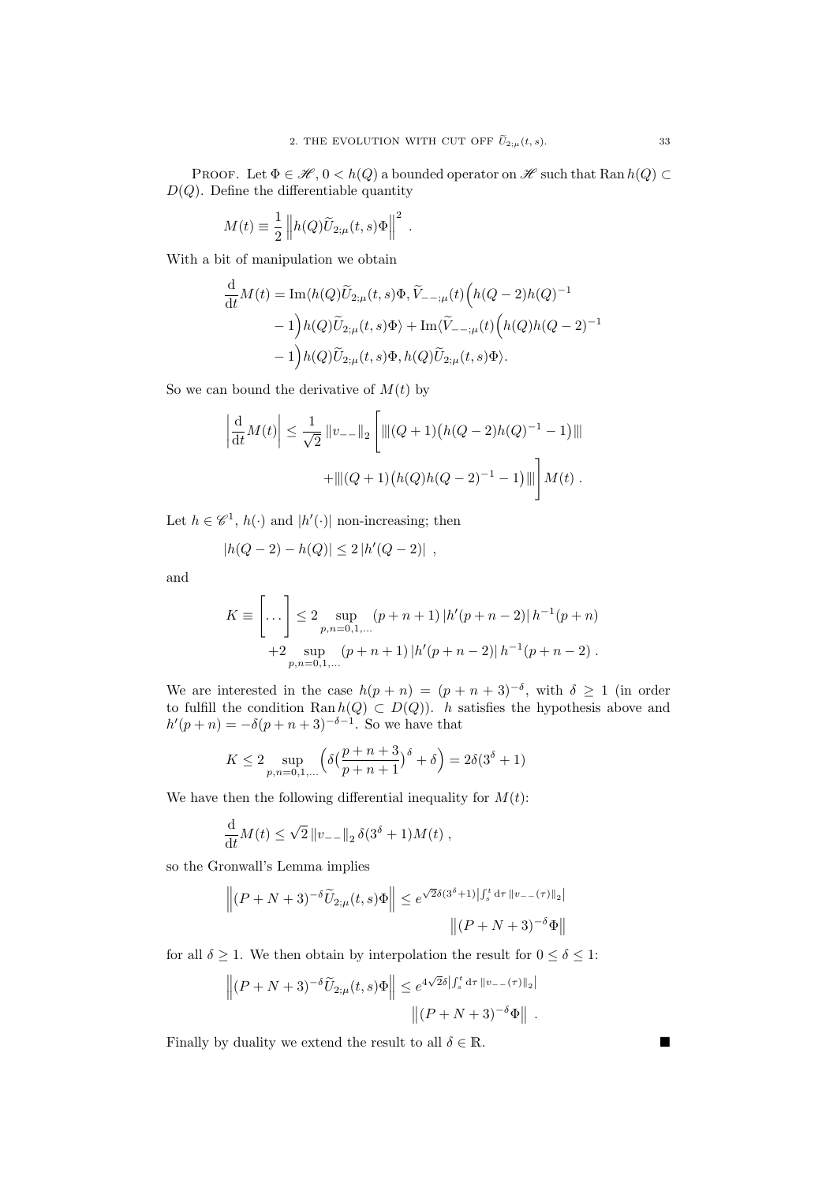PROOF. Let $\Phi \in \mathscr{H}$, $0 < h(Q)$ a bounded operator on $\mathscr{H}$ such that $\operatorname{Ran} h(Q) \subset D(Q)$. Define the differentiable quantity

$$M(t) \equiv \frac{1}{2} \left\| h(Q) \widetilde{U}_{2;\mu}(t,s)\Phi \right\|^2 .$$

With a bit of manipulation we obtain

$$\begin{aligned}\frac{\mathrm{d}}{\mathrm{d}t} M(t) = \operatorname{Im}\langle h(Q)\widetilde{U}_{2;\mu}(t,s)\Phi, \widetilde{V}_{--;\mu}(t)\Big(h(Q-2)h(Q)^{-1} \\ - 1\Big)h(Q)\widetilde{U}_{2;\mu}(t,s)\Phi\rangle + \operatorname{Im}\langle \widetilde{V}_{--;\mu}(t)\Big(h(Q)h(Q-2)^{-1} \\ - 1\Big)h(Q)\widetilde{U}_{2;\mu}(t,s)\Phi, h(Q)\widetilde{U}_{2;\mu}(t,s)\Phi\rangle.\end{aligned}$$

So we can bound the derivative of $M(t)$ by

$$\left|\frac{\mathrm{d}}{\mathrm{d}t} M(t)\right| \leq \frac{1}{\sqrt{2}} \left\| v_{--} \right\|_2 \Bigg[ \left|\!\left|\!\left| (Q+1)\big(h(Q-2)h(Q)^{-1} - 1\big) \right|\!\right|\!\right| + \left|\!\left|\!\left| (Q+1)\big(h(Q)h(Q-2)^{-1} - 1\big) \right|\!\right|\!\right| \Bigg] M(t) .$$

Let $h \in \mathscr{C}^1$, $h(\cdot)$ and $|h'(\cdot)|$ non-increasing; then

$$|h(Q-2) - h(Q)| \leq 2\,|h'(Q-2)| \ ,$$

and

$$\begin{aligned} K \equiv \Big[ \dots \Big] \leq 2 \sup_{p,n=0,1,\dots} (p+n+1)\,|h'(p+n-2)|\, h^{-1}(p+n) \\ +2 \sup_{p,n=0,1,\dots} (p+n+1)\,|h'(p+n-2)|\, h^{-1}(p+n-2) \ . \end{aligned}$$

We are interested in the case $h(p+n) = (p+n+3)^{-\delta}$, with $\delta \geq 1$ (in order to fulfill the condition $\operatorname{Ran} h(Q) \subset D(Q)$). $h$ satisfies the hypothesis above and $h'(p+n) = -\delta(p+n+3)^{-\delta-1}$. So we have that

$$K \leq 2 \sup_{p,n=0,1,\dots} \Big( \delta \big(\frac{p+n+3}{p+n+1}\big)^{\delta} + \delta \Big) = 2\delta(3^{\delta} + 1)$$

We have then the following differential inequality for $M(t)$:

$$\frac{\mathrm{d}}{\mathrm{d}t} M(t) \leq \sqrt{2}\, \|v_{--}\|_2\, \delta(3^{\delta}+1) M(t) \ ,$$

so the Gronwall's Lemma implies

$$\left\| (P+N+3)^{-\delta} \widetilde{U}_{2;\mu}(t,s)\Phi \right\| \leq e^{\sqrt{2}\delta(3^{\delta}+1)\left|\int_s^t \mathrm{d}\tau\, \|v_{--}(\tau)\|_2\right|} \left\| (P+N+3)^{-\delta}\Phi \right\|$$

for all $\delta \geq 1$. We then obtain by interpolation the result for $0 \leq \delta \leq 1$:

$$\left\| (P+N+3)^{-\delta} \widetilde{U}_{2;\mu}(t,s)\Phi \right\| \leq e^{4\sqrt{2}\delta\left|\int_s^t \mathrm{d}\tau\, \|v_{--}(\tau)\|_2\right|} \left\| (P+N+3)^{-\delta}\Phi \right\| \ .$$

Finally by duality we extend the result to all $\delta \in \mathbb{R}$. ■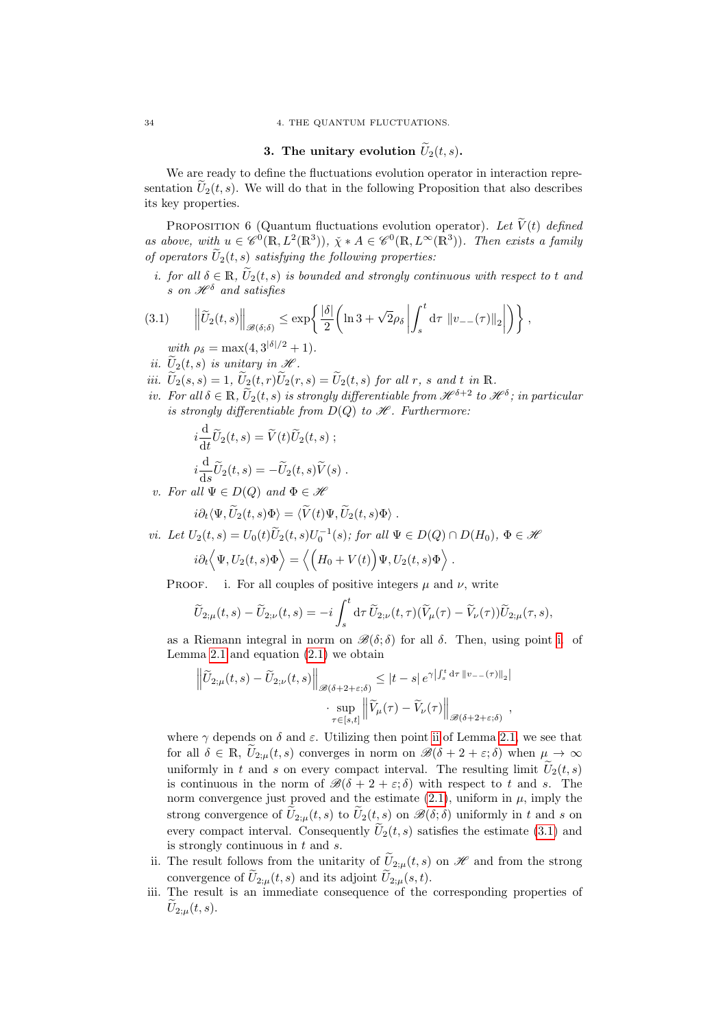## 3. The unitary evolution $\widetilde{U}_2(t,s)$.

We are ready to define the fluctuations evolution operator in interaction representation $\widetilde{U}_2(t,s)$. We will do that in the following Proposition that also describes its key properties.

Proposition 6 (Quantum fluctuations evolution operator). *Let $\widetilde{V}(t)$ defined as above, with $u \in \mathscr{C}^0(\mathbb{R}, L^2(\mathbb{R}^3))$, $\check{\chi} * A \in \mathscr{C}^0(\mathbb{R}, L^\infty(\mathbb{R}^3))$. Then exists a family of operators $\widetilde{U}_2(t,s)$ satisfying the following properties:*

i. *for all $\delta \in \mathbb{R}$, $\widetilde{U}_2(t,s)$ is bounded and strongly continuous with respect to $t$ and $s$ on $\mathscr{H}^\delta$ and satisfies*

$$\left\|\widetilde{U}_2(t,s)\right\|_{\mathscr{B}(\delta;\delta)} \leq \exp\left\{ \frac{|\delta|}{2}\left( \ln 3 + \sqrt{2}\rho_\delta \left| \int_s^t \mathrm{d}\tau \, \|v_{--}(\tau)\|_2 \right| \right) \right\}, \tag{3.1}$$

*with $\rho_\delta = \max(4, 3^{|\delta|/2}+1)$.*

ii. *$\widetilde{U}_2(t,s)$ is unitary in $\mathscr{H}$.*

iii. *$\widetilde{U}_2(s,s) = 1$, $\widetilde{U}_2(t,r)\widetilde{U}_2(r,s) = \widetilde{U}_2(t,s)$ for all $r$, $s$ and $t$ in $\mathbb{R}$.*

iv. *For all $\delta \in \mathbb{R}$, $\widetilde{U}_2(t,s)$ is strongly differentiable from $\mathscr{H}^{\delta+2}$ to $\mathscr{H}^\delta$; in particular is strongly differentiable from $D(Q)$ to $\mathscr{H}$. Furthermore:*

$$i\frac{\mathrm{d}}{\mathrm{d}t}\widetilde{U}_2(t,s) = \widetilde{V}(t)\widetilde{U}_2(t,s) \; ;$$

$$i\frac{\mathrm{d}}{\mathrm{d}s}\widetilde{U}_2(t,s) = -\widetilde{U}_2(t,s)\widetilde{V}(s) \; .$$

v. *For all $\Psi \in D(Q)$ and $\Phi \in \mathscr{H}$*

$$i\partial_t \langle \Psi, \widetilde{U}_2(t,s)\Phi \rangle = \langle \widetilde{V}(t)\Psi, \widetilde{U}_2(t,s)\Phi \rangle \; .$$

vi. *Let $U_2(t,s) = U_0(t)\widetilde{U}_2(t,s)U_0^{-1}(s)$; for all $\Psi \in D(Q) \cap D(H_0)$, $\Phi \in \mathscr{H}$*

$$i\partial_t \Big\langle \Psi, U_2(t,s)\Phi \Big\rangle = \Big\langle \Big(H_0 + V(t)\Big)\Psi, U_2(t,s)\Phi \Big\rangle \; .$$

Proof. i. For all couples of positive integers $\mu$ and $\nu$, write

$$\widetilde{U}_{2;\mu}(t,s) - \widetilde{U}_{2;\nu}(t,s) = -i\int_s^t \mathrm{d}\tau \, \widetilde{U}_{2;\nu}(t,\tau)(\widetilde{V}_\mu(\tau) - \widetilde{V}_\nu(\tau))\widetilde{U}_{2;\mu}(\tau,s),$$

as a Riemann integral in norm on $\mathscr{B}(\delta;\delta)$ for all $\delta$. Then, using point i of Lemma 2.1 and equation (2.1) we obtain

$$\begin{aligned}\left\|\widetilde{U}_{2;\mu}(t,s) - \widetilde{U}_{2;\nu}(t,s)\right\|_{\mathscr{B}(\delta+2+\varepsilon;\delta)} &\leq |t-s| \, e^{\gamma\left|\int_s^t \mathrm{d}\tau \, \|v_{--}(\tau)\|_2\right|} \\ &\quad \cdot \sup_{\tau\in[s,t]} \left\|\widetilde{V}_\mu(\tau) - \widetilde{V}_\nu(\tau)\right\|_{\mathscr{B}(\delta+2+\varepsilon;\delta)} ,\end{aligned}$$

where $\gamma$ depends on $\delta$ and $\varepsilon$. Utilizing then point ii of Lemma 2.1, we see that for all $\delta \in \mathbb{R}$, $\widetilde{U}_{2;\mu}(t,s)$ converges in norm on $\mathscr{B}(\delta+2+\varepsilon;\delta)$ when $\mu \to \infty$ uniformly in $t$ and $s$ on every compact interval. The resulting limit $\widetilde{U}_2(t,s)$ is continuous in the norm of $\mathscr{B}(\delta+2+\varepsilon;\delta)$ with respect to $t$ and $s$. The norm convergence just proved and the estimate (2.1), uniform in $\mu$, imply the strong convergence of $\widetilde{U}_{2;\mu}(t,s)$ to $\widetilde{U}_2(t,s)$ on $\mathscr{B}(\delta;\delta)$ uniformly in $t$ and $s$ on every compact interval. Consequently $\widetilde{U}_2(t,s)$ satisfies the estimate (3.1) and is strongly continuous in $t$ and $s$.

ii. The result follows from the unitarity of $\widetilde{U}_{2;\mu}(t,s)$ on $\mathscr{H}$ and from the strong convergence of $\widetilde{U}_{2;\mu}(t,s)$ and its adjoint $\widetilde{U}_{2;\mu}(s,t)$.

iii. The result is an immediate consequence of the corresponding properties of $\widetilde{U}_{2;\mu}(t,s)$.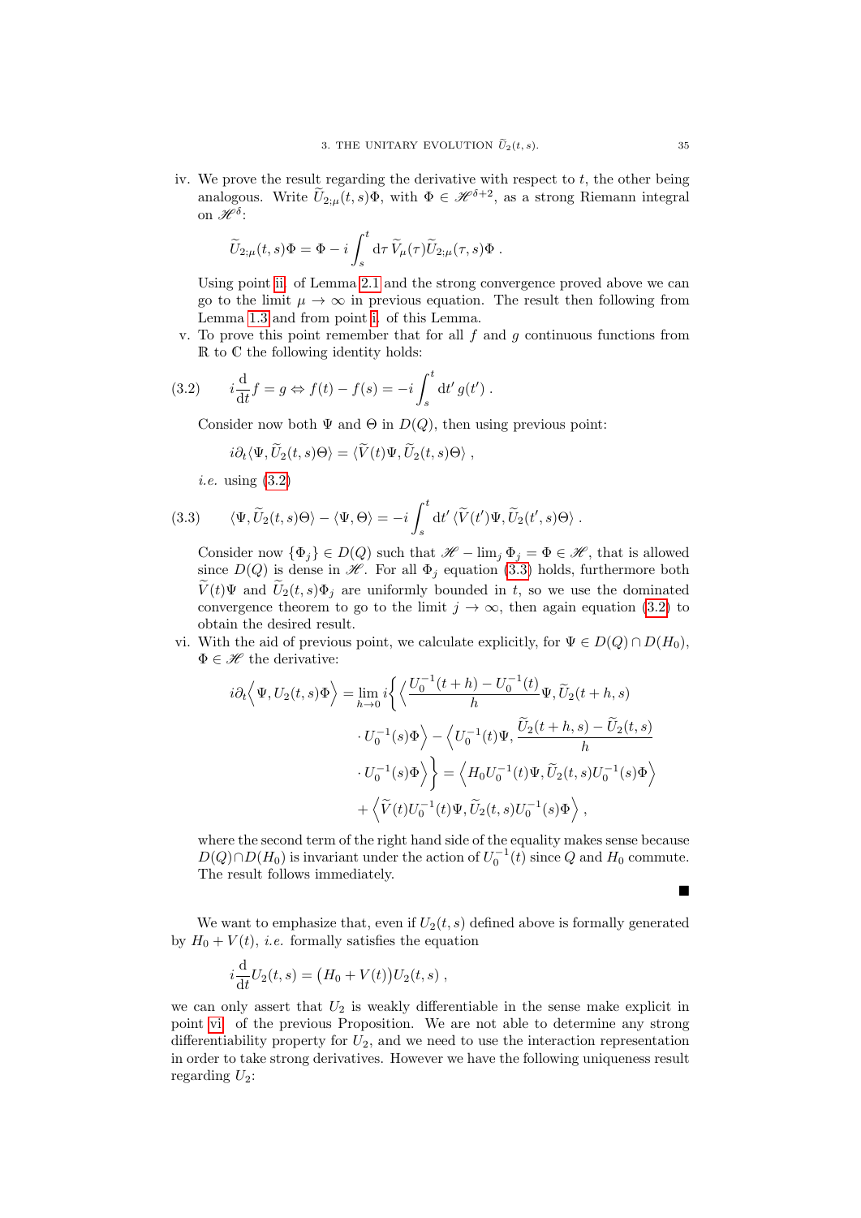iv. We prove the result regarding the derivative with respect to $t$, the other being analogous. Write $\widetilde{U}_{2;\mu}(t,s)\Phi$, with $\Phi \in \mathscr{H}^{\delta+2}$, as a strong Riemann integral on $\mathscr{H}^{\delta}$:

$$\widetilde{U}_{2;\mu}(t,s)\Phi = \Phi - i\int_s^t \mathrm{d}\tau\, \widetilde{V}_\mu(\tau)\widetilde{U}_{2;\mu}(\tau,s)\Phi \,.$$

Using point ii. of Lemma 2.1 and the strong convergence proved above we can go to the limit $\mu \to \infty$ in previous equation. The result then following from Lemma 1.3 and from point i. of this Lemma.

v. To prove this point remember that for all $f$ and $g$ continuous functions from $\mathbb{R}$ to $\mathbb{C}$ the following identity holds:

$$i\frac{\mathrm{d}}{\mathrm{d}t}f = g \Leftrightarrow f(t) - f(s) = -i\int_s^t \mathrm{d}t'\, g(t') \,. \tag{3.2}$$

Consider now both $\Psi$ and $\Theta$ in $D(Q)$, then using previous point:

$$i\partial_t\langle \Psi, \widetilde{U}_2(t,s)\Theta\rangle = \langle \widetilde{V}(t)\Psi, \widetilde{U}_2(t,s)\Theta\rangle \,,$$

*i.e.* using (3.2)

$$\langle \Psi, \widetilde{U}_2(t,s)\Theta\rangle - \langle \Psi, \Theta\rangle = -i\int_s^t \mathrm{d}t'\, \langle \widetilde{V}(t')\Psi, \widetilde{U}_2(t',s)\Theta\rangle \,. \tag{3.3}$$

Consider now $\{\Phi_j\} \in D(Q)$ such that $\mathscr{H} - \lim_j \Phi_j = \Phi \in \mathscr{H}$, that is allowed since $D(Q)$ is dense in $\mathscr{H}$. For all $\Phi_j$ equation (3.3) holds, furthermore both $\widetilde{V}(t)\Psi$ and $\widetilde{U}_2(t,s)\Phi_j$ are uniformly bounded in $t$, so we use the dominated convergence theorem to go to the limit $j \to \infty$, then again equation (3.2) to obtain the desired result.

vi. With the aid of previous point, we calculate explicitly, for $\Psi \in D(Q) \cap D(H_0)$, $\Phi \in \mathscr{H}$ the derivative:

$$\begin{aligned} i\partial_t\Big\langle \Psi, U_2(t,s)\Phi\Big\rangle &= \lim_{h\to 0} i\bigg\{\Big\langle \frac{U_0^{-1}(t+h) - U_0^{-1}(t)}{h}\Psi, \widetilde{U}_2(t+h,s) \\ &\quad \cdot U_0^{-1}(s)\Phi\Big\rangle - \Big\langle U_0^{-1}(t)\Psi, \frac{\widetilde{U}_2(t+h,s) - \widetilde{U}_2(t,s)}{h} \\ &\quad \cdot U_0^{-1}(s)\Phi\Big\rangle\bigg\} = \Big\langle H_0 U_0^{-1}(t)\Psi, \widetilde{U}_2(t,s)U_0^{-1}(s)\Phi\Big\rangle \\ &\quad + \Big\langle \widetilde{V}(t)U_0^{-1}(t)\Psi, \widetilde{U}_2(t,s)U_0^{-1}(s)\Phi\Big\rangle \,, \end{aligned}$$

where the second term of the right hand side of the equality makes sense because $D(Q)\cap D(H_0)$ is invariant under the action of $U_0^{-1}(t)$ since $Q$ and $H_0$ commute. The result follows immediately.

∎

We want to emphasize that, even if $U_2(t,s)$ defined above is formally generated by $H_0 + V(t)$, *i.e.* formally satisfies the equation

$$i\frac{\mathrm{d}}{\mathrm{d}t}U_2(t,s) = \big(H_0 + V(t)\big)U_2(t,s) \,,$$

we can only assert that $U_2$ is weakly differentiable in the sense make explicit in point vi. of the previous Proposition. We are not able to determine any strong differentiability property for $U_2$, and we need to use the interaction representation in order to take strong derivatives. However we have the following uniqueness result regarding $U_2$: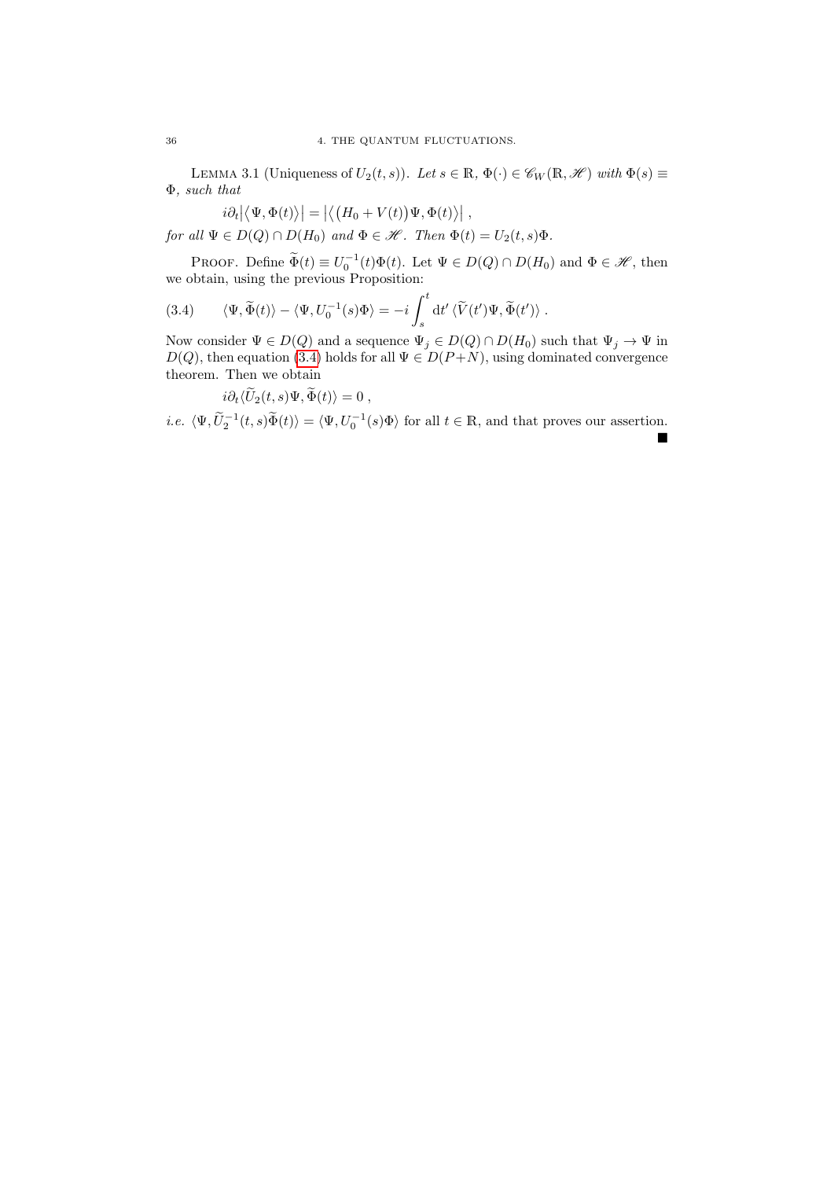LEMMA 3.1 (Uniqueness of $U_2(t,s)$). *Let $s \in \mathbb{R}$, $\Phi(\cdot) \in \mathscr{C}_W(\mathbb{R}, \mathscr{H})$ with $\Phi(s) \equiv \Phi$, such that*

$$i\partial_t \big| \big\langle \Psi, \Phi(t) \big\rangle \big| = \big| \big\langle \big( H_0 + V(t) \big) \Psi, \Phi(t) \big\rangle \big| \,,$$

*for all $\Psi \in D(Q) \cap D(H_0)$ and $\Phi \in \mathscr{H}$. Then $\Phi(t) = U_2(t,s)\Phi$.*

PROOF. Define $\widetilde{\Phi}(t) \equiv U_0^{-1}(t)\Phi(t)$. Let $\Psi \in D(Q) \cap D(H_0)$ and $\Phi \in \mathscr{H}$, then we obtain, using the previous Proposition:

$$\langle \Psi, \widetilde{\Phi}(t) \rangle - \langle \Psi, U_0^{-1}(s)\Phi \rangle = -i \int_s^t \mathrm{d}t' \, \langle \widetilde{V}(t')\Psi, \widetilde{\Phi}(t') \rangle \,. \tag{3.4}$$

Now consider $\Psi \in D(Q)$ and a sequence $\Psi_j \in D(Q) \cap D(H_0)$ such that $\Psi_j \to \Psi$ in $D(Q)$, then equation (3.4) holds for all $\Psi \in D(P+N)$, using dominated convergence theorem. Then we obtain

$$i\partial_t \langle \widetilde{U}_2(t,s)\Psi, \widetilde{\Phi}(t) \rangle = 0 \,,$$

*i.e.* $\langle \Psi, \widetilde{U}_2^{-1}(t,s)\widetilde{\Phi}(t) \rangle = \langle \Psi, U_0^{-1}(s)\Phi \rangle$ for all $t \in \mathbb{R}$, and that proves our assertion. ∎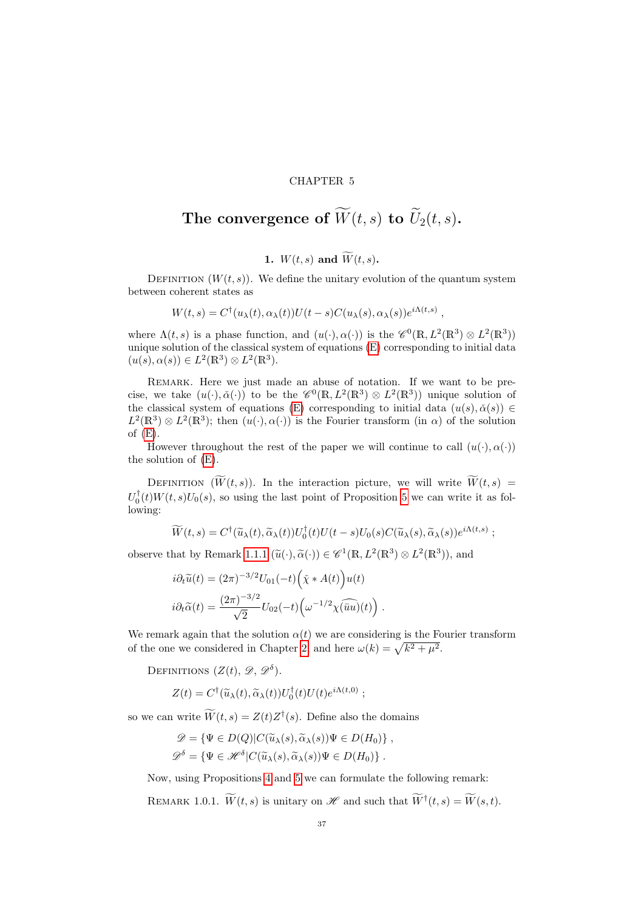CHAPTER 5

# The convergence of $\widetilde{W}(t,s)$ to $\widetilde{U}_2(t,s)$.

## 1. $W(t,s)$ and $\widetilde{W}(t,s)$.

Definition ($W(t,s)$). We define the unitary evolution of the quantum system between coherent states as

$$W(t,s) = C^\dagger(u_\lambda(t), \alpha_\lambda(t)) U(t-s) C(u_\lambda(s), \alpha_\lambda(s)) e^{i\Lambda(t,s)} \,,$$

where $\Lambda(t,s)$ is a phase function, and $(u(\cdot), \alpha(\cdot))$ is the $\mathscr{C}^0(\mathbb{R}, L^2(\mathbb{R}^3) \otimes L^2(\mathbb{R}^3))$ unique solution of the classical system of equations (E) corresponding to initial data $(u(s), \alpha(s)) \in L^2(\mathbb{R}^3) \otimes L^2(\mathbb{R}^3)$.

Remark. Here we just made an abuse of notation. If we want to be precise, we take $(u(\cdot), \check{\alpha}(\cdot))$ to be the $\mathscr{C}^0(\mathbb{R}, L^2(\mathbb{R}^3) \otimes L^2(\mathbb{R}^3))$ unique solution of the classical system of equations (E) corresponding to initial data $(u(s), \check{\alpha}(s)) \in L^2(\mathbb{R}^3) \otimes L^2(\mathbb{R}^3)$; then $(u(\cdot), \alpha(\cdot))$ is the Fourier transform (in $\alpha$) of the solution of (E).

However throughout the rest of the paper we will continue to call $(u(\cdot), \alpha(\cdot))$ the solution of (E).

Definition ($\widetilde{W}(t,s)$). In the interaction picture, we will write $\widetilde{W}(t,s) = U_0^\dagger(t) W(t,s) U_0(s)$, so using the last point of Proposition 5 we can write it as following:

$$\widetilde{W}(t,s) = C^\dagger(\widetilde{u}_\lambda(t), \widetilde{\alpha}_\lambda(t)) U_0^\dagger(t) U(t-s) U_0(s) C(\widetilde{u}_\lambda(s), \widetilde{\alpha}_\lambda(s)) e^{i\Lambda(t,s)} \,;$$

observe that by Remark 1.1.1 $(\widetilde{u}(\cdot), \widetilde{\alpha}(\cdot)) \in \mathscr{C}^1(\mathbb{R}, L^2(\mathbb{R}^3) \otimes L^2(\mathbb{R}^3))$, and

$$i\partial_t \widetilde{u}(t) = (2\pi)^{-3/2} U_{01}(-t) \Big( \check{\chi} * A(t) \Big) u(t)$$

$$i\partial_t \widetilde{\alpha}(t) = \frac{(2\pi)^{-3/2}}{\sqrt{2}} U_{02}(-t) \Big( \omega^{-1/2} \chi \widehat{(\bar{u}u)}(t) \Big) \,.$$

We remark again that the solution $\alpha(t)$ we are considering is the Fourier transform of the one we considered in Chapter 2, and here $\omega(k) = \sqrt{k^2 + \mu^2}$.

Definitions ($Z(t)$, $\mathscr{D}$, $\mathscr{D}^\delta$).

$$Z(t) = C^\dagger(\widetilde{u}_\lambda(t), \widetilde{\alpha}_\lambda(t)) U_0^\dagger(t) U(t) e^{i\Lambda(t,0)} \,;$$

so we can write $\widetilde{W}(t,s) = Z(t) Z^\dagger(s)$. Define also the domains

$$\mathscr{D} = \{ \Psi \in D(Q) | C(\widetilde{u}_\lambda(s), \widetilde{\alpha}_\lambda(s)) \Psi \in D(H_0) \} \,,$$

$$\mathscr{D}^\delta = \{ \Psi \in \mathscr{H}^\delta | C(\widetilde{u}_\lambda(s), \widetilde{\alpha}_\lambda(s)) \Psi \in D(H_0) \} \,.$$

Now, using Propositions 4 and 5 we can formulate the following remark:

Remark 1.0.1. $\widetilde{W}(t,s)$ is unitary on $\mathscr{H}$ and such that $\widetilde{W}^\dagger(t,s) = \widetilde{W}(s,t)$.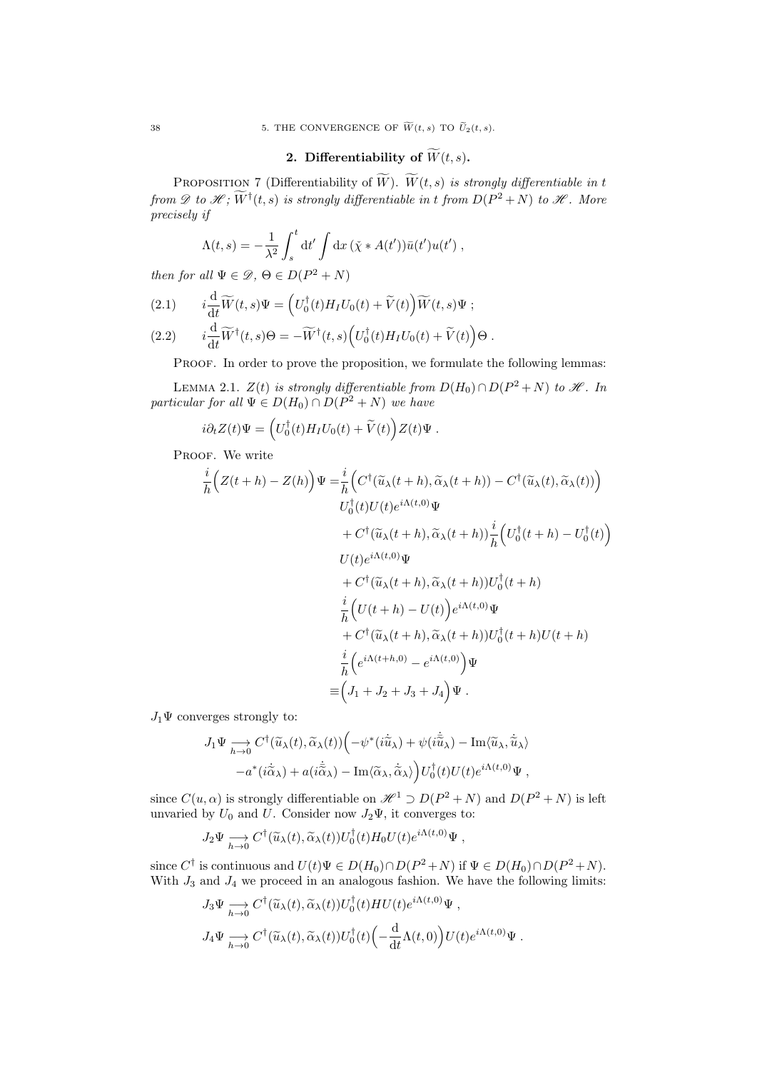## 2. Differentiability of $\widetilde{W}(t,s)$.

PROPOSITION 7 (Differentiability of $\widetilde{W}$). *$\widetilde{W}(t,s)$ is strongly differentiable in $t$ from $\mathscr{D}$ to $\mathscr{H}$; $\widetilde{W}^\dagger(t,s)$ is strongly differentiable in $t$ from $D(P^2+N)$ to $\mathscr{H}$. More precisely if*

$$\Lambda(t,s) = -\frac{1}{\lambda^2}\int_s^t \mathrm{d}t' \int \mathrm{d}x\, (\check{\chi} * A(t'))\bar{u}(t')u(t') ,$$

*then for all $\Psi \in \mathscr{D}$, $\Theta \in D(P^2+N)$*

$$i\frac{\mathrm{d}}{\mathrm{d}t}\widetilde{W}(t,s)\Psi = \Big(U_0^\dagger(t)H_I U_0(t) + \widetilde{V}(t)\Big)\widetilde{W}(t,s)\Psi ; \tag{2.1}$$

$$i\frac{\mathrm{d}}{\mathrm{d}t}\widetilde{W}^\dagger(t,s)\Theta = -\widetilde{W}^\dagger(t,s)\Big(U_0^\dagger(t)H_I U_0(t) + \widetilde{V}(t)\Big)\Theta . \tag{2.2}$$

PROOF. In order to prove the proposition, we formulate the following lemmas:

LEMMA 2.1. *$Z(t)$ is strongly differentiable from $D(H_0)\cap D(P^2+N)$ to $\mathscr{H}$. In particular for all $\Psi \in D(H_0)\cap D(P^2+N)$ we have*

$$i\partial_t Z(t)\Psi = \Big(U_0^\dagger(t)H_I U_0(t) + \widetilde{V}(t)\Big)Z(t)\Psi .$$

PROOF. We write

$$\begin{aligned}
\frac{i}{h}\Big(Z(t+h) - Z(h)\Big)\Psi =& \frac{i}{h}\Big(C^\dagger(\widetilde{u}_\lambda(t+h),\widetilde{\alpha}_\lambda(t+h)) - C^\dagger(\widetilde{u}_\lambda(t),\widetilde{\alpha}_\lambda(t))\Big)\\
& U_0^\dagger(t)U(t)e^{i\Lambda(t,0)}\Psi\\
&+ C^\dagger(\widetilde{u}_\lambda(t+h),\widetilde{\alpha}_\lambda(t+h))\frac{i}{h}\Big(U_0^\dagger(t+h) - U_0^\dagger(t)\Big)\\
& U(t)e^{i\Lambda(t,0)}\Psi\\
&+ C^\dagger(\widetilde{u}_\lambda(t+h),\widetilde{\alpha}_\lambda(t+h))U_0^\dagger(t+h)\\
&\frac{i}{h}\Big(U(t+h) - U(t)\Big)e^{i\Lambda(t,0)}\Psi\\
&+ C^\dagger(\widetilde{u}_\lambda(t+h),\widetilde{\alpha}_\lambda(t+h))U_0^\dagger(t+h)U(t+h)\\
&\frac{i}{h}\Big(e^{i\Lambda(t+h,0)} - e^{i\Lambda(t,0)}\Big)\Psi\\
\equiv& \Big(J_1 + J_2 + J_3 + J_4\Big)\Psi .
\end{aligned}$$

$J_1\Psi$ converges strongly to:

$$\begin{aligned}
J_1\Psi \underset{h\to 0}{\longrightarrow} C^\dagger(\widetilde{u}_\lambda(t),\widetilde{\alpha}_\lambda(t))&\Big(-\psi^*(i\dot{\widetilde{u}}_\lambda) + \psi(i\dot{\widetilde{u}}_\lambda) - \mathrm{Im}\langle\widetilde{u}_\lambda,\dot{\widetilde{u}}_\lambda\rangle\\
&-a^*(i\dot{\widetilde{\alpha}}_\lambda) + a(i\dot{\widetilde{\alpha}}_\lambda) - \mathrm{Im}\langle\widetilde{\alpha}_\lambda,\dot{\widetilde{\alpha}}_\lambda\rangle\Big)U_0^\dagger(t)U(t)e^{i\Lambda(t,0)}\Psi ,
\end{aligned}$$

since $C(u,\alpha)$ is strongly differentiable on $\mathscr{H}^1 \supset D(P^2+N)$ and $D(P^2+N)$ is left unvaried by $U_0$ and $U$. Consider now $J_2\Psi$, it converges to:

$$J_2\Psi \underset{h\to 0}{\longrightarrow} C^\dagger(\widetilde{u}_\lambda(t),\widetilde{\alpha}_\lambda(t))U_0^\dagger(t)H_0U(t)e^{i\Lambda(t,0)}\Psi ,$$

since $C^\dagger$ is continuous and $U(t)\Psi \in D(H_0)\cap D(P^2+N)$ if $\Psi \in D(H_0)\cap D(P^2+N)$. With $J_3$ and $J_4$ we proceed in an analogous fashion. We have the following limits:

$$J_3\Psi \underset{h\to 0}{\longrightarrow} C^\dagger(\widetilde{u}_\lambda(t),\widetilde{\alpha}_\lambda(t))U_0^\dagger(t)HU(t)e^{i\Lambda(t,0)}\Psi ,$$

$$J_4\Psi \underset{h\to 0}{\longrightarrow} C^\dagger(\widetilde{u}_\lambda(t),\widetilde{\alpha}_\lambda(t))U_0^\dagger(t)\Big(-\frac{\mathrm{d}}{\mathrm{d}t}\Lambda(t,0)\Big)U(t)e^{i\Lambda(t,0)}\Psi .$$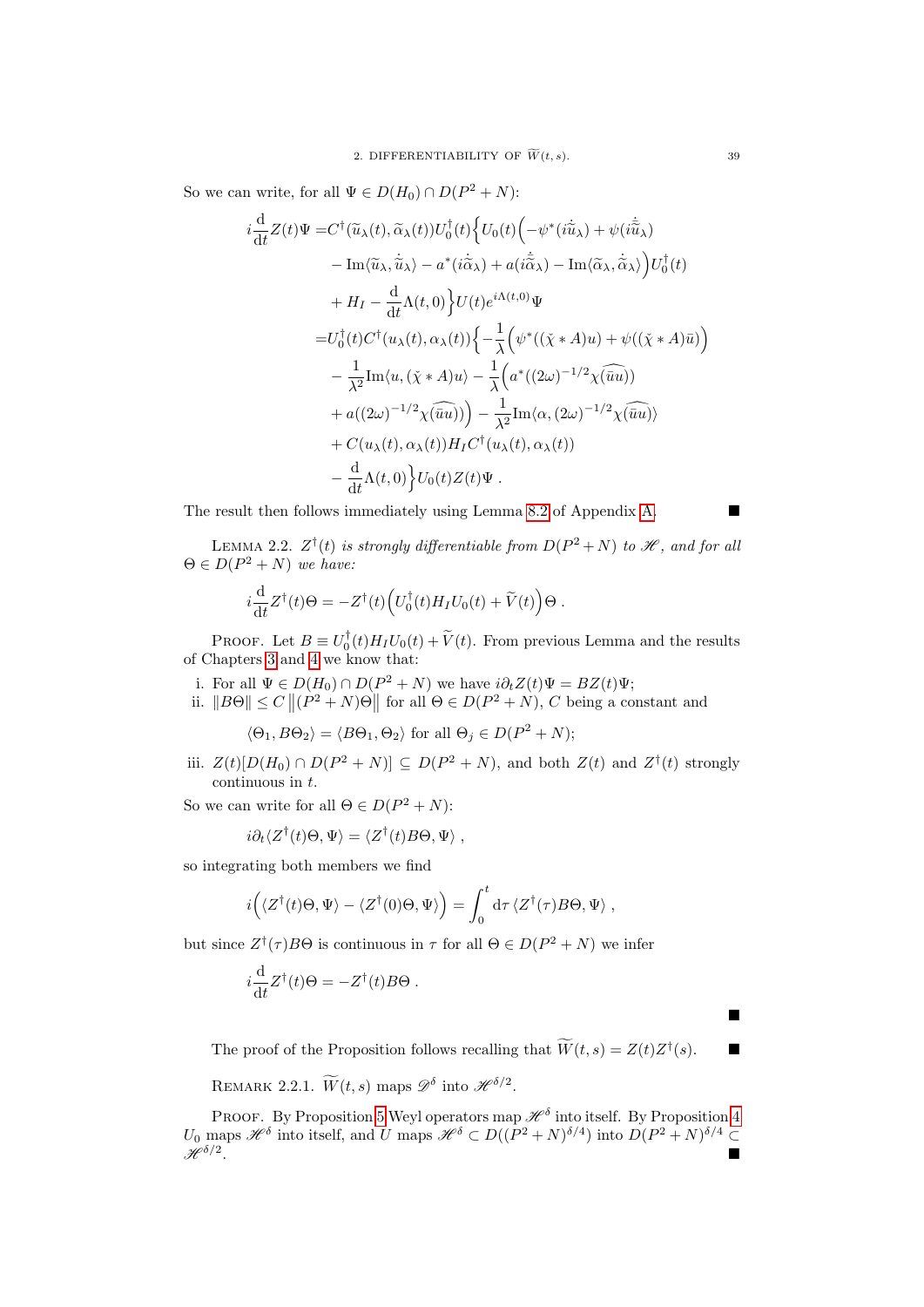So we can write, for all $\Psi \in D(H_0) \cap D(P^2+N)$:

$$
\begin{aligned}
i\frac{\mathrm{d}}{\mathrm{d}t}Z(t)\Psi =& C^\dagger(\widetilde{u}_\lambda(t),\widetilde{\alpha}_\lambda(t))U_0^\dagger(t)\Big\{U_0(t)\Big(-\psi^*(i\dot{\widetilde{u}}_\lambda)+\psi(i\dot{\bar{\widetilde{u}}}_\lambda)\\
&-\mathrm{Im}\langle\widetilde{u}_\lambda,\dot{\widetilde{u}}_\lambda\rangle - a^*(i\dot{\widetilde{\alpha}}_\lambda)+a(i\dot{\bar{\widetilde{\alpha}}}_\lambda)-\mathrm{Im}\langle\widetilde{\alpha}_\lambda,\dot{\widetilde{\alpha}}_\lambda\rangle\Big)U_0^\dagger(t)\\
&+H_I-\frac{\mathrm{d}}{\mathrm{d}t}\Lambda(t,0)\Big\}U(t)e^{i\Lambda(t,0)}\Psi\\
=&U_0^\dagger(t)C^\dagger(u_\lambda(t),\alpha_\lambda(t))\Big\{-\frac{1}{\lambda}\Big(\psi^*((\check{\chi}*A)u)+\psi((\check{\chi}*A)\bar{u})\Big)\\
&-\frac{1}{\lambda^2}\mathrm{Im}\langle u,(\check{\chi}*A)u\rangle-\frac{1}{\lambda}\Big(a^*((2\omega)^{-1/2}\chi\widehat{(\bar{u}u)})\\
&+a((2\omega)^{-1/2}\chi\widehat{(\bar{u}u)})\Big)-\frac{1}{\lambda^2}\mathrm{Im}\langle\alpha,(2\omega)^{-1/2}\chi\widehat{(\bar{u}u)}\rangle\\
&+C(u_\lambda(t),\alpha_\lambda(t))H_IC^\dagger(u_\lambda(t),\alpha_\lambda(t))\\
&-\frac{\mathrm{d}}{\mathrm{d}t}\Lambda(t,0)\Big\}U_0(t)Z(t)\Psi\;.
\end{aligned}
$$

The result then follows immediately using Lemma 8.2 of Appendix A. ∎

LEMMA 2.2. *$Z^\dagger(t)$ is strongly differentiable from $D(P^2+N)$ to $\mathscr{H}$, and for all $\Theta\in D(P^2+N)$ we have:*

$$
i\frac{\mathrm{d}}{\mathrm{d}t}Z^\dagger(t)\Theta=-Z^\dagger(t)\Big(U_0^\dagger(t)H_IU_0(t)+\widetilde{V}(t)\Big)\Theta\;.
$$

PROOF. Let $B\equiv U_0^\dagger(t)H_IU_0(t)+\widetilde{V}(t)$. From previous Lemma and the results of Chapters 3 and 4 we know that:

i. For all $\Psi\in D(H_0)\cap D(P^2+N)$ we have $i\partial_tZ(t)\Psi=BZ(t)\Psi$;
ii. $\|B\Theta\|\leq C\left\|(P^2+N)\Theta\right\|$ for all $\Theta\in D(P^2+N)$, $C$ being a constant and

$$\langle\Theta_1,B\Theta_2\rangle=\langle B\Theta_1,\Theta_2\rangle \text{ for all } \Theta_j\in D(P^2+N);$$

iii. $Z(t)[D(H_0)\cap D(P^2+N)]\subseteq D(P^2+N)$, and both $Z(t)$ and $Z^\dagger(t)$ strongly continuous in $t$.

So we can write for all $\Theta\in D(P^2+N)$:

$$i\partial_t\langle Z^\dagger(t)\Theta,\Psi\rangle=\langle Z^\dagger(t)B\Theta,\Psi\rangle\;,$$

so integrating both members we find

$$i\Big(\langle Z^\dagger(t)\Theta,\Psi\rangle-\langle Z^\dagger(0)\Theta,\Psi\rangle\Big)=\int_0^t\mathrm{d}\tau\,\langle Z^\dagger(\tau)B\Theta,\Psi\rangle\;,$$

but since $Z^\dagger(\tau)B\Theta$ is continuous in $\tau$ for all $\Theta\in D(P^2+N)$ we infer

$$i\frac{\mathrm{d}}{\mathrm{d}t}Z^\dagger(t)\Theta=-Z^\dagger(t)B\Theta\;.$$

∎

The proof of the Proposition follows recalling that $\widetilde{W}(t,s)=Z(t)Z^\dagger(s)$. ∎

REMARK 2.2.1. $\widetilde{W}(t,s)$ maps $\mathscr{D}^\delta$ into $\mathscr{H}^{\delta/2}$.

PROOF. By Proposition 5 Weyl operators map $\mathscr{H}^\delta$ into itself. By Proposition 4 $U_0$ maps $\mathscr{H}^\delta$ into itself, and $U$ maps $\mathscr{H}^\delta\subset D((P^2+N)^{\delta/4})$ into $D(P^2+N)^{\delta/4}\subset\mathscr{H}^{\delta/2}$. ∎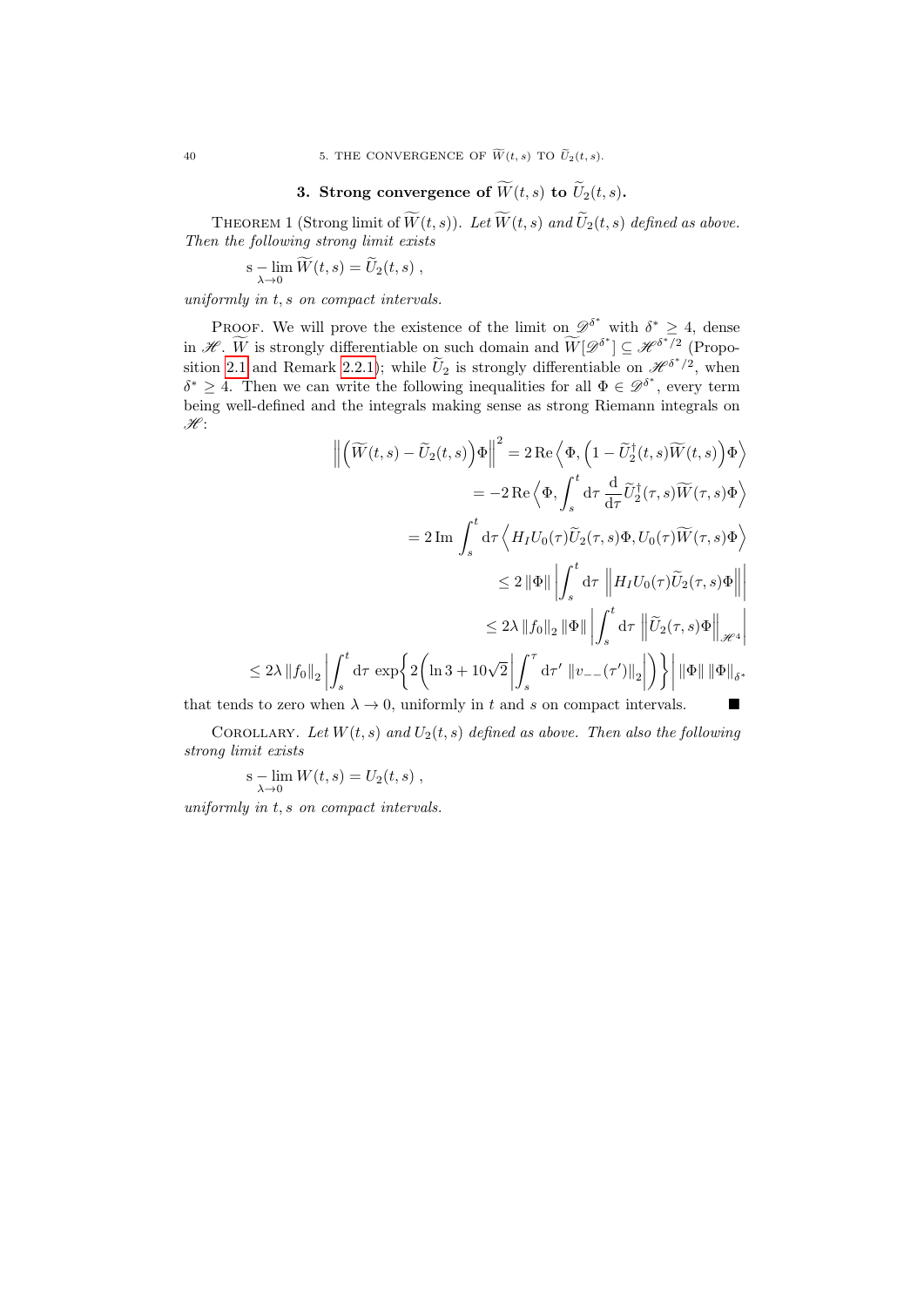## 3. Strong convergence of $\widetilde{W}(t,s)$ to $\widetilde{U}_2(t,s)$.

THEOREM 1 (Strong limit of $\widetilde{W}(t,s)$). *Let $\widetilde{W}(t,s)$ and $\widetilde{U}_2(t,s)$ defined as above. Then the following strong limit exists*

$$\mathrm{s}-\lim_{\lambda\to 0}\widetilde{W}(t,s) = \widetilde{U}_2(t,s)\ ,$$

*uniformly in $t,s$ on compact intervals.*

PROOF. We will prove the existence of the limit on $\mathscr{D}^{\delta^*}$ with $\delta^* \geq 4$, dense in $\mathscr{H}$. $\widetilde{W}$ is strongly differentiable on such domain and $\widetilde{W}[\mathscr{D}^{\delta^*}] \subseteq \mathscr{H}^{\delta^*/2}$ (Proposition 2.1 and Remark 2.2.1); while $\widetilde{U}_2$ is strongly differentiable on $\mathscr{H}^{\delta^*/2}$, when $\delta^* \geq 4$. Then we can write the following inequalities for all $\Phi \in \mathscr{D}^{\delta^*}$, every term being well-defined and the integrals making sense as strong Riemann integrals on $\mathscr{H}$:

$$\begin{aligned}
\left\|\Big(\widetilde{W}(t,s)-\widetilde{U}_2(t,s)\Big)\Phi\right\|^2 &= 2\,\mathrm{Re}\Big\langle \Phi, \Big(1-\widetilde{U}_2^\dagger(t,s)\widetilde{W}(t,s)\Big)\Phi\Big\rangle \\
&= -2\,\mathrm{Re}\Big\langle \Phi, \int_s^t \mathrm{d}\tau\,\frac{\mathrm{d}}{\mathrm{d}\tau}\widetilde{U}_2^\dagger(\tau,s)\widetilde{W}(\tau,s)\Phi\Big\rangle \\
&= 2\,\mathrm{Im}\int_s^t \mathrm{d}\tau\,\Big\langle H_I U_0(\tau)\widetilde{U}_2(\tau,s)\Phi, U_0(\tau)\widetilde{W}(\tau,s)\Phi\Big\rangle \\
&\leq 2\left\|\Phi\right\|\left|\int_s^t \mathrm{d}\tau\,\left\|H_I U_0(\tau)\widetilde{U}_2(\tau,s)\Phi\right\|\right| \\
&\leq 2\lambda\left\|f_0\right\|_2\left\|\Phi\right\|\left|\int_s^t \mathrm{d}\tau\,\left\|\widetilde{U}_2(\tau,s)\Phi\right\|_{\mathscr{H}^4}\right| \\
\leq 2\lambda\left\|f_0\right\|_2\left|\int_s^t \mathrm{d}\tau\,\exp\bigg\{2\Big(\ln 3+10\sqrt{2}\left|\int_s^\tau \mathrm{d}\tau'\,\left\|v_{--}(\tau')\right\|_2\right|\Big)\bigg\}\right|&\left\|\Phi\right\|\left\|\Phi\right\|_{\delta^*}
\end{aligned}$$

that tends to zero when $\lambda \to 0$, uniformly in $t$ and $s$ on compact intervals. ∎

COROLLARY. *Let $W(t,s)$ and $U_2(t,s)$ defined as above. Then also the following strong limit exists*

$$\mathrm{s}-\lim_{\lambda\to 0} W(t,s) = U_2(t,s)\ ,$$

*uniformly in $t,s$ on compact intervals.*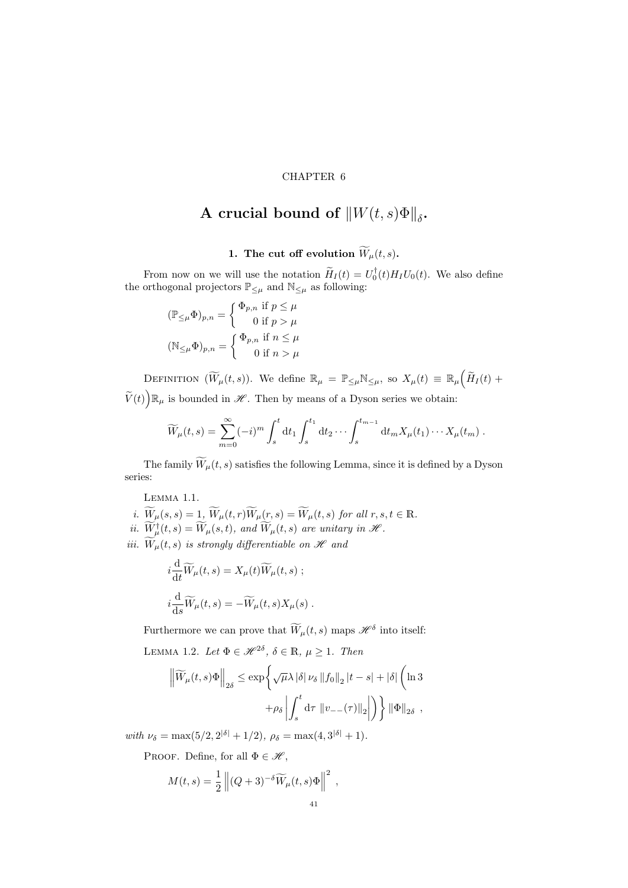CHAPTER 6

# A crucial bound of $\|W(t,s)\Phi\|_\delta$.

## 1. The cut off evolution $\widetilde{W}_\mu(t,s)$.

From now on we will use the notation $\widetilde{H}_I(t) = U_0^\dagger(t) H_I U_0(t)$. We also define the orthogonal projectors $\mathbb{P}_{\leq\mu}$ and $\mathbb{N}_{\leq\mu}$ as following:

$$(\mathbb{P}_{\leq\mu}\Phi)_{p,n} = \begin{cases} \Phi_{p,n} \text{ if } p \leq \mu \\ 0 \text{ if } p > \mu \end{cases}$$

$$(\mathbb{N}_{\leq\mu}\Phi)_{p,n} = \begin{cases} \Phi_{p,n} \text{ if } n \leq \mu \\ 0 \text{ if } n > \mu \end{cases}$$

Definition ($\widetilde{W}_\mu(t,s)$). We define $\mathbb{R}_\mu = \mathbb{P}_{\leq\mu}\mathbb{N}_{\leq\mu}$, so $X_\mu(t) \equiv \mathbb{R}_\mu\Big(\widetilde{H}_I(t) + \widetilde{V}(t)\Big)\mathbb{R}_\mu$ is bounded in $\mathscr{H}$. Then by means of a Dyson series we obtain:

$$\widetilde{W}_\mu(t,s) = \sum_{m=0}^{\infty} (-i)^m \int_s^t \mathrm{d}t_1 \int_s^{t_1} \mathrm{d}t_2 \cdots \int_s^{t_{m-1}} \mathrm{d}t_m X_\mu(t_1)\cdots X_\mu(t_m) \; .$$

The family $\widetilde{W}_\mu(t,s)$ satisfies the following Lemma, since it is defined by a Dyson series:

Lemma 1.1.

*i.* $\widetilde{W}_\mu(s,s) = 1$, $\widetilde{W}_\mu(t,r)\widetilde{W}_\mu(r,s) = \widetilde{W}_\mu(t,s)$ *for all* $r,s,t \in \mathbb{R}$.

*ii.* $\widetilde{W}_\mu^\dagger(t,s) = \widetilde{W}_\mu(s,t)$, *and* $\widetilde{W}_\mu(t,s)$ *are unitary in* $\mathscr{H}$.

*iii.* $\widetilde{W}_\mu(t,s)$ *is strongly differentiable on* $\mathscr{H}$ *and*

$$i\frac{\mathrm{d}}{\mathrm{d}t}\widetilde{W}_\mu(t,s) = X_\mu(t)\widetilde{W}_\mu(t,s) \; ;$$

$$i\frac{\mathrm{d}}{\mathrm{d}s}\widetilde{W}_\mu(t,s) = -\widetilde{W}_\mu(t,s)X_\mu(s) \; .$$

Furthermore we can prove that $\widetilde{W}_\mu(t,s)$ maps $\mathscr{H}^\delta$ into itself:

Lemma 1.2. *Let* $\Phi \in \mathscr{H}^{2\delta}$, $\delta \in \mathbb{R}$, $\mu \geq 1$. *Then*

$$\left\|\widetilde{W}_\mu(t,s)\Phi\right\|_{2\delta} \leq \exp\Bigg\{\sqrt{\mu}\lambda\left|\delta\right|\nu_\delta\left\|f_0\right\|_2\left|t-s\right| + \left|\delta\right|\Bigg(\ln 3 + \rho_\delta\left|\int_s^t \mathrm{d}\tau\ \left\|v_{--}(\tau)\right\|_2\right|\Bigg)\Bigg\}\left\|\Phi\right\|_{2\delta} \; ,$$

*with* $\nu_\delta = \max(5/2, 2^{|\delta|}+1/2)$, $\rho_\delta = \max(4, 3^{|\delta|}+1)$.

Proof. Define, for all $\Phi \in \mathscr{H}$,

$$M(t,s) = \frac{1}{2}\left\|(Q+3)^{-\delta}\widetilde{W}_\mu(t,s)\Phi\right\|^2 \; ,$$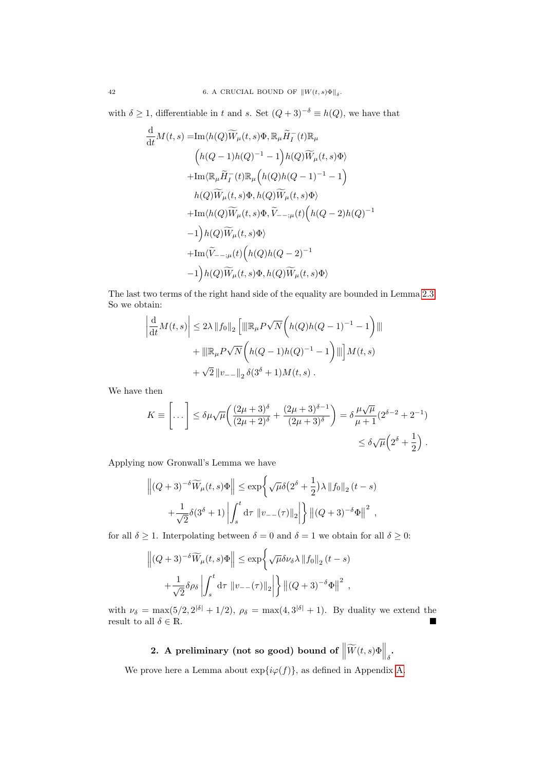with $\delta \geq 1$, differentiable in $t$ and $s$. Set $(Q+3)^{-\delta} \equiv h(Q)$, we have that

$$
\begin{aligned}
\frac{\mathrm{d}}{\mathrm{d}t} M(t,s) =& \mathrm{Im}\langle h(Q)\widetilde{W}_\mu(t,s)\Phi, \mathbb{R}_\mu \widetilde{H}_I^-(t)\mathbb{R}_\mu \\
&\Big(h(Q-1)h(Q)^{-1}-1\Big)h(Q)\widetilde{W}_\mu(t,s)\Phi\rangle \\
&+\mathrm{Im}\langle \mathbb{R}_\mu \widetilde{H}_I^-(t)\mathbb{R}_\mu\Big(h(Q)h(Q-1)^{-1}-1\Big) \\
&h(Q)\widetilde{W}_\mu(t,s)\Phi, h(Q)\widetilde{W}_\mu(t,s)\Phi\rangle \\
&+\mathrm{Im}\langle h(Q)\widetilde{W}_\mu(t,s)\Phi, \widetilde{V}_{--;\mu}(t)\Big(h(Q-2)h(Q)^{-1} \\
&-1\Big)h(Q)\widetilde{W}_\mu(t,s)\Phi\rangle \\
&+\mathrm{Im}\langle \widetilde{V}_{--;\mu}(t)\Big(h(Q)h(Q-2)^{-1} \\
&-1\Big)h(Q)\widetilde{W}_\mu(t,s)\Phi, h(Q)\widetilde{W}_\mu(t,s)\Phi\rangle
\end{aligned}
$$

The last two terms of the right hand side of the equality are bounded in Lemma 2.3. So we obtain:

$$
\begin{aligned}
\left|\frac{\mathrm{d}}{\mathrm{d}t} M(t,s)\right| \leq& \, 2\lambda \left\|f_0\right\|_2 \Big[ |||\mathbb{R}_\mu P\sqrt{N}\Big(h(Q)h(Q-1)^{-1}-1\Big)||| \\
&+ |||\mathbb{R}_\mu P\sqrt{N}\Big(h(Q-1)h(Q)^{-1}-1\Big)|||\Big] M(t,s) \\
&+\sqrt{2}\left\|v_{--}\right\|_2 \delta(3^\delta+1)M(t,s) \; .
\end{aligned}
$$

We have then

$$
\begin{aligned}
K \equiv \Big[\dots\Big] \leq \delta\mu\sqrt{\mu}\Big(\frac{(2\mu+3)^\delta}{(2\mu+2)^\delta}+\frac{(2\mu+3)^{\delta-1}}{(2\mu+3)^\delta}\Big) = \delta\frac{\mu\sqrt{\mu}}{\mu+1}(2^{\delta-2}+2^{-1}) \\
\leq \delta\sqrt{\mu}\Big(2^\delta+\frac{1}{2}\Big) \; .
\end{aligned}
$$

Applying now Gronwall's Lemma we have

$$
\begin{aligned}
\left\|(Q+3)^{-\delta}\widetilde{W}_\mu(t,s)\Phi\right\| \leq& \exp\bigg\{\sqrt{\mu}\delta\big(2^\delta+\frac{1}{2}\big)\lambda\left\|f_0\right\|_2(t-s) \\
&+\frac{1}{\sqrt{2}}\delta(3^\delta+1)\left|\int_s^t \mathrm{d}\tau \left\|v_{--}(\tau)\right\|_2\right|\bigg\}\left\|(Q+3)^{-\delta}\Phi\right\|^2 \; ,
\end{aligned}
$$

for all $\delta \geq 1$. Interpolating between $\delta = 0$ and $\delta = 1$ we obtain for all $\delta \geq 0$:

$$
\begin{aligned}
\left\|(Q+3)^{-\delta}\widetilde{W}_\mu(t,s)\Phi\right\| \leq& \exp\bigg\{\sqrt{\mu}\delta\nu_\delta\lambda\left\|f_0\right\|_2(t-s) \\
&+\frac{1}{\sqrt{2}}\delta\rho_\delta\left|\int_s^t \mathrm{d}\tau \left\|v_{--}(\tau)\right\|_2\right|\bigg\}\left\|(Q+3)^{-\delta}\Phi\right\|^2 \; ,
\end{aligned}
$$

with $\nu_\delta = \max(5/2, 2^{|\delta|}+1/2)$, $\rho_\delta = \max(4, 3^{|\delta|}+1)$. By duality we extend the result to all $\delta \in \mathbb{R}$. ∎

## 2. A preliminary (not so good) bound of $\left\|\widetilde{W}(t,s)\Phi\right\|_\delta$.

We prove here a Lemma about $\exp\{i\varphi(f)\}$, as defined in Appendix A.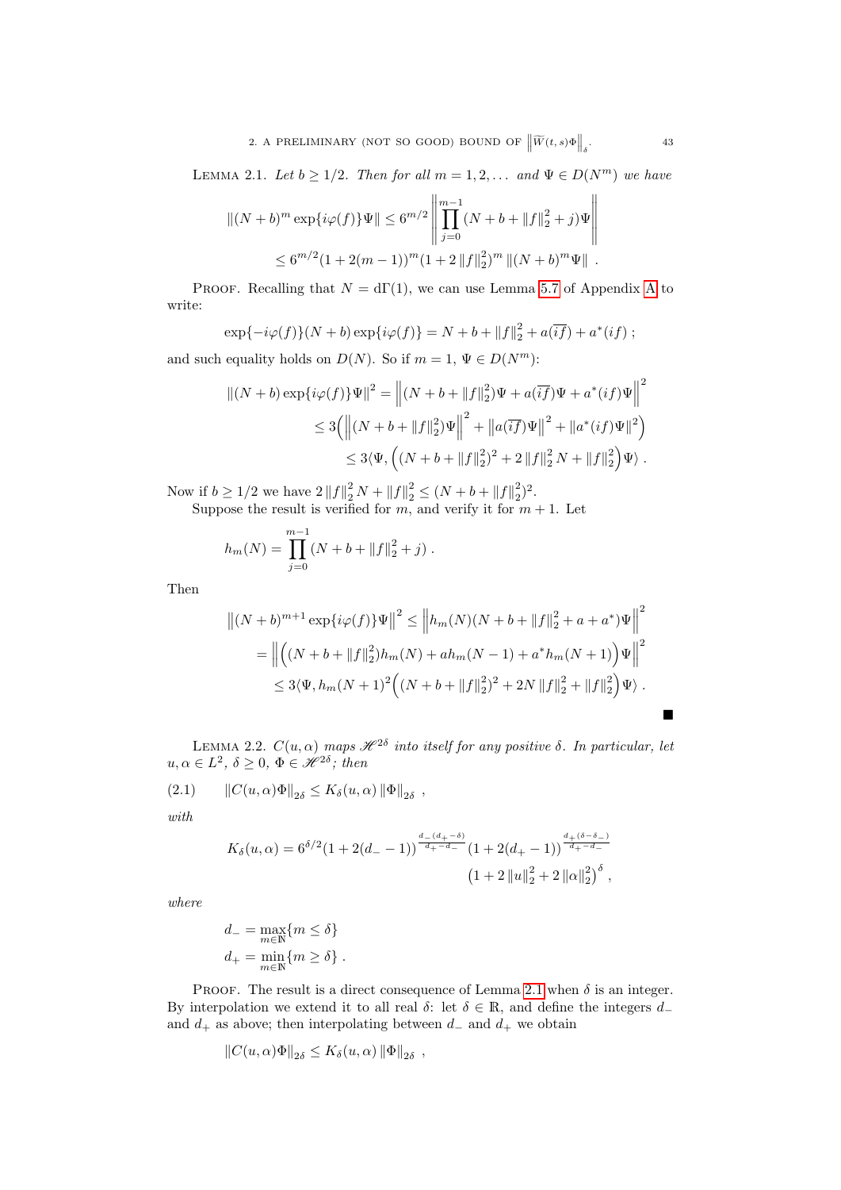LEMMA 2.1. *Let $b \geq 1/2$. Then for all $m = 1, 2, \dots$ and $\Psi \in D(N^m)$ we have*

$$\|(N+b)^m \exp\{i\varphi(f)\}\Psi\| \leq 6^{m/2} \left\| \prod_{j=0}^{m-1} (N + b + \|f\|_2^2 + j)\Psi \right\|$$
$$\leq 6^{m/2}(1 + 2(m-1))^m (1 + 2\|f\|_2^2)^m \|(N+b)^m \Psi\| \ .$$

PROOF. Recalling that $N = \mathrm{d}\Gamma(1)$, we can use Lemma 5.7 of Appendix A to write:

$$\exp\{-i\varphi(f)\}(N+b)\exp\{i\varphi(f)\} = N + b + \|f\|_2^2 + a(\overline{if}) + a^*(if) \ ;$$

and such equality holds on $D(N)$. So if $m = 1$, $\Psi \in D(N^m)$:

$$\|(N+b)\exp\{i\varphi(f)\}\Psi\|^2 = \left\|(N + b + \|f\|_2^2)\Psi + a(\overline{if})\Psi + a^*(if)\Psi\right\|^2$$
$$\leq 3\Big(\left\|(N+b+\|f\|_2^2)\Psi\right\|^2 + \left\|a(\overline{if})\Psi\right\|^2 + \|a^*(if)\Psi\|^2\Big)$$
$$\leq 3\langle \Psi, \Big((N+b+\|f\|_2^2)^2 + 2\|f\|_2^2 N + \|f\|_2^2\Big)\Psi\rangle \ .$$

Now if $b \geq 1/2$ we have $2\|f\|_2^2 N + \|f\|_2^2 \leq (N + b + \|f\|_2^2)^2$.

Suppose the result is verified for $m$, and verify it for $m+1$. Let

$$h_m(N) = \prod_{j=0}^{m-1} (N + b + \|f\|_2^2 + j) \ .$$

Then

$$\left\|(N+b)^{m+1}\exp\{i\varphi(f)\}\Psi\right\|^2 \leq \left\|h_m(N)(N+b+\|f\|_2^2 + a + a^*)\Psi\right\|^2$$
$$= \left\|\Big((N+b+\|f\|_2^2)h_m(N) + a h_m(N-1) + a^* h_m(N+1)\Big)\Psi\right\|^2$$
$$\leq 3\langle \Psi, h_m(N+1)^2\Big((N+b+\|f\|_2^2)^2 + 2N\|f\|_2^2 + \|f\|_2^2\Big)\Psi\rangle \ .$$

■

LEMMA 2.2. *$C(u,\alpha)$ maps $\mathscr{H}^{2\delta}$ into itself for any positive $\delta$. In particular, let $u, \alpha \in L^2$, $\delta \geq 0$, $\Phi \in \mathscr{H}^{2\delta}$; then*

$$\|C(u,\alpha)\Phi\|_{2\delta} \leq K_\delta(u,\alpha)\|\Phi\|_{2\delta} \ , \tag{2.1}$$

*with*

$$K_\delta(u,\alpha) = 6^{\delta/2}(1 + 2(d_- - 1))^{\frac{d_-(d_+-\delta)}{d_+-d_-}}(1 + 2(d_+ - 1))^{\frac{d_+(\delta - \delta_-)}{d_+-d_-}}$$
$$\left(1 + 2\|u\|_2^2 + 2\|\alpha\|_2^2\right)^\delta ,$$

*where*

$$d_- = \max_{m\in\mathbb{N}}\{m \leq \delta\}$$
$$d_+ = \min_{m\in\mathbb{N}}\{m \geq \delta\} \ .$$

PROOF. The result is a direct consequence of Lemma 2.1 when $\delta$ is an integer. By interpolation we extend it to all real $\delta$: let $\delta \in \mathbb{R}$, and define the integers $d_-$ and $d_+$ as above; then interpolating between $d_-$ and $d_+$ we obtain

$$\|C(u,\alpha)\Phi\|_{2\delta} \leq K_\delta(u,\alpha)\|\Phi\|_{2\delta} \ ,$$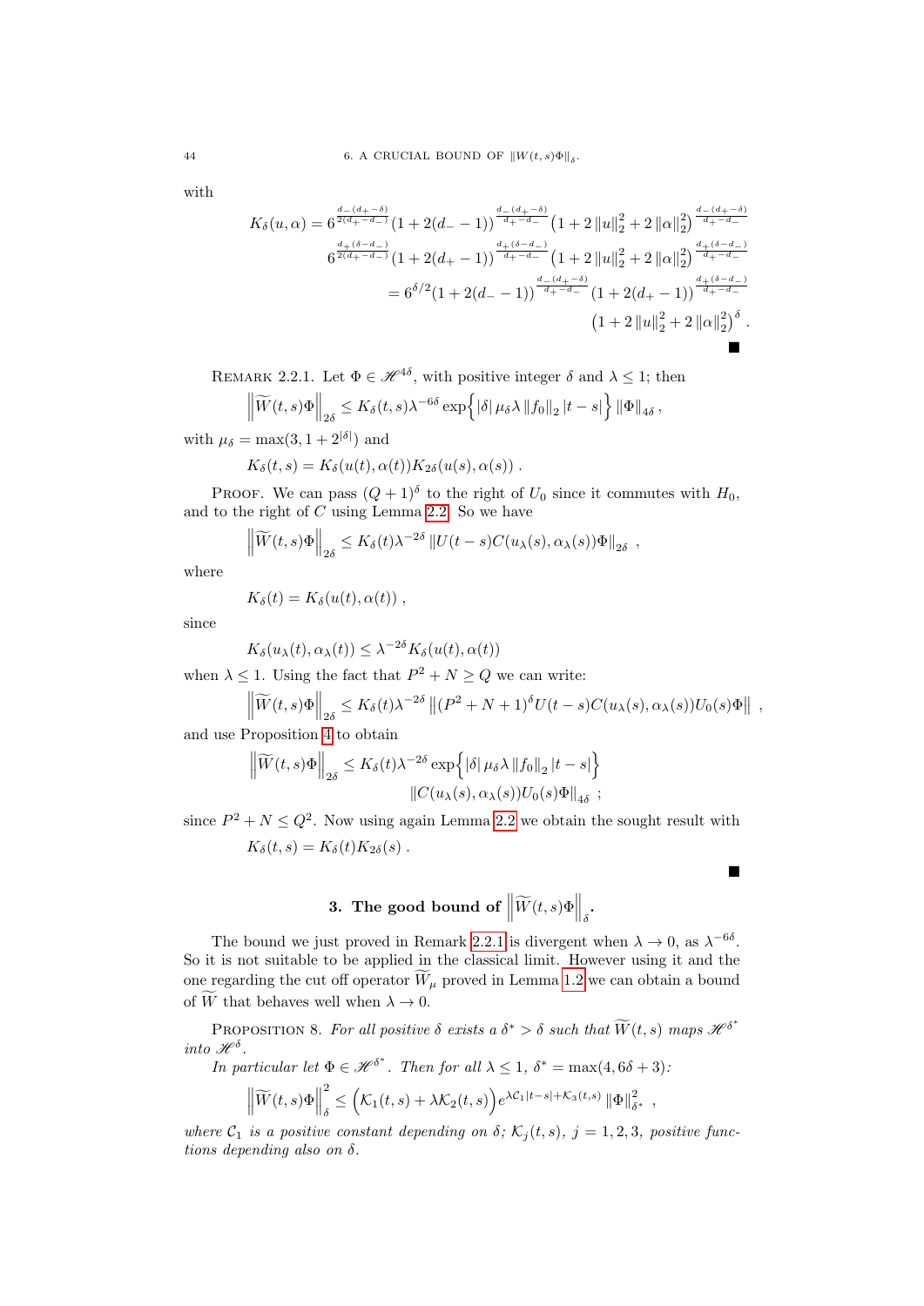with

$$
\begin{aligned}
K_\delta(u,\alpha) = {} & 6^{\frac{d_-(d_+-\delta)}{2(d_+-d_-)}} (1+2(d_- -1))^{\frac{d_-(d_+-\delta)}{d_+-d_-}} \left(1+2\|u\|_2^2 + 2\|\alpha\|_2^2\right)^{\frac{d_-(d_+-\delta)}{d_+-d_-}} \\
& 6^{\frac{d_+(\delta-d_-)}{2(d_+-d_-)}} (1+2(d_+ -1))^{\frac{d_+(\delta-d_-)}{d_+-d_-}} \left(1+2\|u\|_2^2 + 2\|\alpha\|_2^2\right)^{\frac{d_+(\delta-d_-)}{d_+-d_-}} \\
= {} & 6^{\delta/2}(1+2(d_- -1))^{\frac{d_-(d_+-\delta)}{d_+-d_-}} (1+2(d_+ -1))^{\frac{d_+(\delta-d_-)}{d_+-d_-}} \\
& \left(1+2\|u\|_2^2 + 2\|\alpha\|_2^2\right)^{\delta} .
\end{aligned}
$$

■

Remark 2.2.1. Let $\Phi \in \mathscr{H}^{4\delta}$, with positive integer $\delta$ and $\lambda \leq 1$; then

$$
\left\| \widetilde{W}(t,s)\Phi \right\|_{2\delta} \leq K_\delta(t,s)\lambda^{-6\delta} \exp\Big\{ |\delta|\, \mu_\delta \lambda \|f_0\|_2 |t-s| \Big\} \|\Phi\|_{4\delta} ,
$$

with $\mu_\delta = \max(3, 1+2^{|\delta|})$ and

$$
K_\delta(t,s) = K_\delta(u(t),\alpha(t)) K_{2\delta}(u(s),\alpha(s)) .
$$

Proof. We can pass $(Q+1)^\delta$ to the right of $U_0$ since it commutes with $H_0$, and to the right of $C$ using Lemma 2.2. So we have

$$
\left\| \widetilde{W}(t,s)\Phi \right\|_{2\delta} \leq K_\delta(t)\lambda^{-2\delta} \left\| U(t-s)C(u_\lambda(s),\alpha_\lambda(s))\Phi \right\|_{2\delta} ,
$$

where

$$
K_\delta(t) = K_\delta(u(t),\alpha(t)) ,
$$

since

$$
K_\delta(u_\lambda(t),\alpha_\lambda(t)) \leq \lambda^{-2\delta} K_\delta(u(t),\alpha(t))
$$

when $\lambda \leq 1$. Using the fact that $P^2 + N \geq Q$ we can write:

$$
\left\| \widetilde{W}(t,s)\Phi \right\|_{2\delta} \leq K_\delta(t)\lambda^{-2\delta} \left\| (P^2+N+1)^\delta U(t-s)C(u_\lambda(s),\alpha_\lambda(s))U_0(s)\Phi \right\| ,
$$

and use Proposition 4 to obtain

$$
\begin{aligned}
\left\| \widetilde{W}(t,s)\Phi \right\|_{2\delta} \leq {} & K_\delta(t)\lambda^{-2\delta} \exp\Big\{ |\delta|\, \mu_\delta \lambda \|f_0\|_2 |t-s| \Big\} \\
& \left\| C(u_\lambda(s),\alpha_\lambda(s))U_0(s)\Phi \right\|_{4\delta} ;
\end{aligned}
$$

since $P^2 + N \leq Q^2$. Now using again Lemma 2.2 we obtain the sought result with

$$
K_\delta(t,s) = K_\delta(t)K_{2\delta}(s) .
$$

■

### 3. The good bound of $\left\| \widetilde{W}(t,s)\Phi \right\|_\delta$.

The bound we just proved in Remark 2.2.1 is divergent when $\lambda \to 0$, as $\lambda^{-6\delta}$. So it is not suitable to be applied in the classical limit. However using it and the one regarding the cut off operator $\widetilde{W}_\mu$ proved in Lemma 1.2 we can obtain a bound of $\widetilde{W}$ that behaves well when $\lambda \to 0$.

Proposition 8. *For all positive $\delta$ exists a $\delta^* > \delta$ such that $\widetilde{W}(t,s)$ maps $\mathscr{H}^{\delta^*}$ into $\mathscr{H}^\delta$.*

*In particular let $\Phi \in \mathscr{H}^{\delta^*}$. Then for all $\lambda \leq 1$, $\delta^* = \max(4, 6\delta+3)$:*

$$
\left\| \widetilde{W}(t,s)\Phi \right\|_\delta^2 \leq \Big( \mathcal{K}_1(t,s) + \lambda \mathcal{K}_2(t,s) \Big) e^{\lambda \mathcal{C}_1 |t-s| + \mathcal{K}_3(t,s)} \|\Phi\|_{\delta^*}^2 ,
$$

*where $\mathcal{C}_1$ is a positive constant depending on $\delta$; $\mathcal{K}_j(t,s)$, $j = 1,2,3$, positive functions depending also on $\delta$.*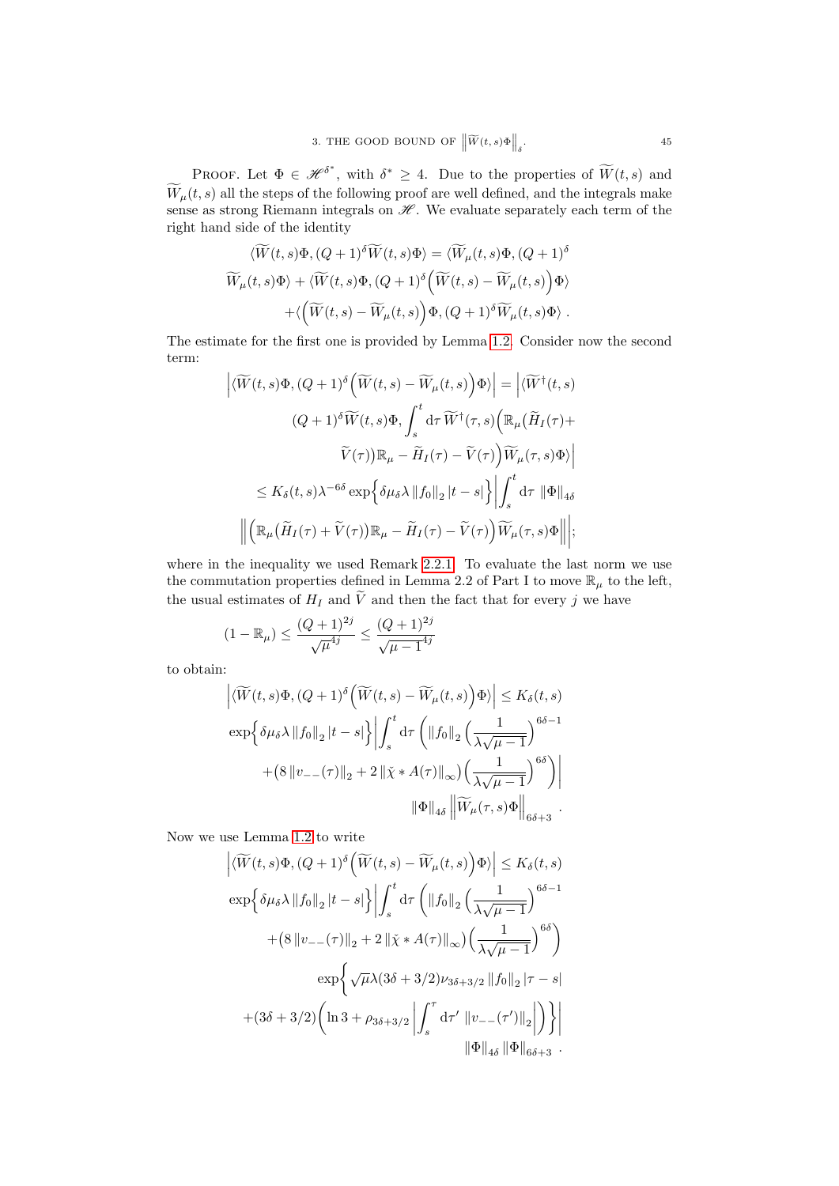Proof. Let $\Phi \in \mathscr{H}^{\delta^*}$, with $\delta^* \geq 4$. Due to the properties of $\widetilde{W}(t,s)$ and $\widetilde{W}_\mu(t,s)$ all the steps of the following proof are well defined, and the integrals make sense as strong Riemann integrals on $\mathscr{H}$. We evaluate separately each term of the right hand side of the identity

$$\langle \widetilde{W}(t,s)\Phi, (Q+1)^\delta \widetilde{W}(t,s)\Phi\rangle = \langle \widetilde{W}_\mu(t,s)\Phi, (Q+1)^\delta \widetilde{W}_\mu(t,s)\Phi\rangle + \langle \widetilde{W}(t,s)\Phi, (Q+1)^\delta \Bigl(\widetilde{W}(t,s) - \widetilde{W}_\mu(t,s)\Bigr)\Phi\rangle + \langle \Bigl(\widetilde{W}(t,s) - \widetilde{W}_\mu(t,s)\Bigr)\Phi, (Q+1)^\delta \widetilde{W}_\mu(t,s)\Phi\rangle \; .$$

The estimate for the first one is provided by Lemma 1.2. Consider now the second term:

$$\Bigl|\langle \widetilde{W}(t,s)\Phi, (Q+1)^\delta \Bigl(\widetilde{W}(t,s) - \widetilde{W}_\mu(t,s)\Bigr)\Phi\rangle\Bigr| = \Bigl|\langle \widetilde{W}^\dagger(t,s) (Q+1)^\delta \widetilde{W}(t,s)\Phi, \int_s^t \mathrm{d}\tau\, \widetilde{W}^\dagger(\tau,s)\Bigl(\mathbb{R}_\mu\bigl(\widetilde{H}_I(\tau) + \widetilde{V}(\tau)\bigr)\mathbb{R}_\mu - \widetilde{H}_I(\tau) - \widetilde{V}(\tau)\Bigr)\widetilde{W}_\mu(\tau,s)\Phi\rangle\Bigr|$$
$$\leq K_\delta(t,s)\lambda^{-6\delta}\exp\Bigl\{\delta\mu_\delta\lambda \left\lVert f_0\right\rVert_2 |t-s|\Bigr\}\Bigl|\int_s^t \mathrm{d}\tau\ \left\lVert\Phi\right\rVert_{4\delta} \Bigl\lVert \Bigl(\mathbb{R}_\mu\bigl(\widetilde{H}_I(\tau) + \widetilde{V}(\tau)\bigr)\mathbb{R}_\mu - \widetilde{H}_I(\tau) - \widetilde{V}(\tau)\Bigr)\widetilde{W}_\mu(\tau,s)\Phi\Bigr\rVert\Bigr|;$$

where in the inequality we used Remark 2.2.1. To evaluate the last norm we use the commutation properties defined in Lemma 2.2 of Part I to move $\mathbb{R}_\mu$ to the left, the usual estimates of $H_I$ and $\widetilde{V}$ and then the fact that for every $j$ we have

$$(1-\mathbb{R}_\mu) \leq \frac{(Q+1)^{2j}}{\sqrt{\mu}^{4j}} \leq \frac{(Q+1)^{2j}}{\sqrt{\mu - 1}^{4j}}$$

to obtain:

$$\Bigl|\langle \widetilde{W}(t,s)\Phi, (Q+1)^\delta \Bigl(\widetilde{W}(t,s) - \widetilde{W}_\mu(t,s)\Bigr)\Phi\rangle\Bigr| \leq K_\delta(t,s) \exp\Bigl\{\delta\mu_\delta\lambda \left\lVert f_0\right\rVert_2 |t-s|\Bigr\}\Bigl|\int_s^t \mathrm{d}\tau\ \Bigl(\left\lVert f_0\right\rVert_2 \Bigl(\frac{1}{\lambda\sqrt{\mu-1}}\Bigr)^{6\delta-1} + \bigl(8\left\lVert v_{--}(\tau)\right\rVert_2 + 2\left\lVert\check{\chi} * A(\tau)\right\rVert_\infty\bigr)\Bigl(\frac{1}{\lambda\sqrt{\mu-1}}\Bigr)^{6\delta}\Bigr)\Bigr| \left\lVert\Phi\right\rVert_{4\delta}\Bigl\lVert\widetilde{W}_\mu(\tau,s)\Phi\Bigr\rVert_{6\delta+3} \; .$$

Now we use Lemma 1.2 to write

$$\Bigl|\langle \widetilde{W}(t,s)\Phi, (Q+1)^\delta \Bigl(\widetilde{W}(t,s) - \widetilde{W}_\mu(t,s)\Bigr)\Phi\rangle\Bigr| \leq K_\delta(t,s) \exp\Bigl\{\delta\mu_\delta\lambda \left\lVert f_0\right\rVert_2 |t-s|\Bigr\}\Bigl|\int_s^t \mathrm{d}\tau\ \Bigl(\left\lVert f_0\right\rVert_2 \Bigl(\frac{1}{\lambda\sqrt{\mu-1}}\Bigr)^{6\delta-1} + \bigl(8\left\lVert v_{--}(\tau)\right\rVert_2 + 2\left\lVert\check{\chi} * A(\tau)\right\rVert_\infty\bigr)\Bigl(\frac{1}{\lambda\sqrt{\mu-1}}\Bigr)^{6\delta}\Bigr)$$
$$\exp\Bigl\{\sqrt{\mu}\lambda(3\delta+3/2)\nu_{3\delta+3/2}\left\lVert f_0\right\rVert_2|\tau-s| + (3\delta+3/2)\Bigl(\ln 3 + \rho_{3\delta+3/2}\Bigl|\int_s^\tau \mathrm{d}\tau'\ \left\lVert v_{--}(\tau')\right\rVert_2\Bigr|\Bigr)\Bigr\}\Bigr| \left\lVert\Phi\right\rVert_{4\delta}\left\lVert\Phi\right\rVert_{6\delta+3} \; .$$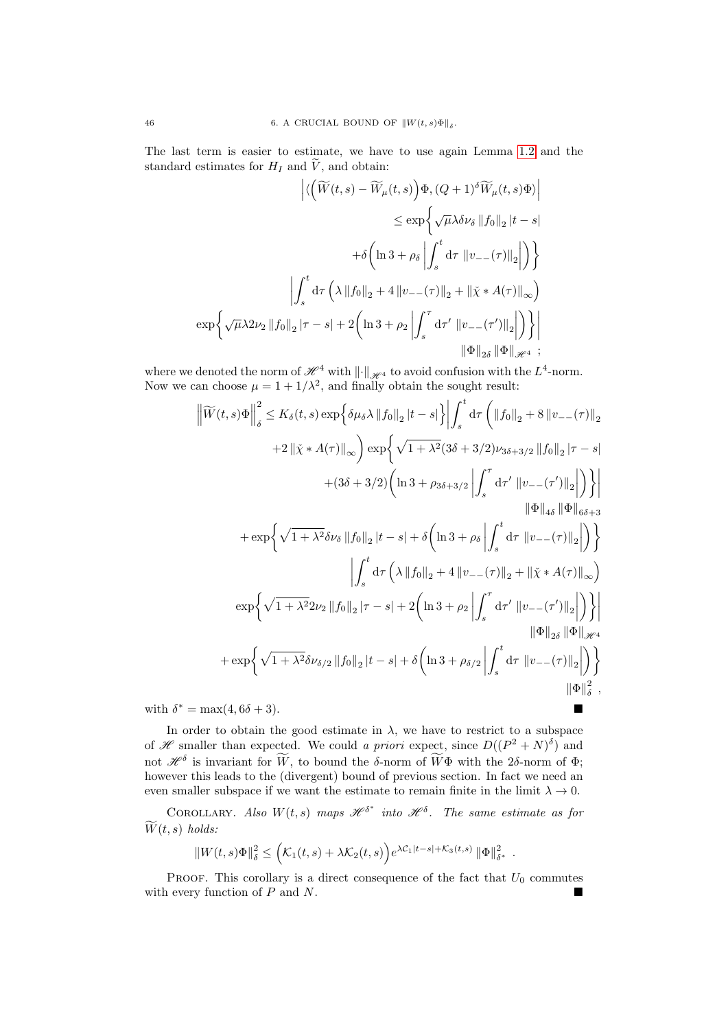The last term is easier to estimate, we have to use again Lemma 1.2 and the standard estimates for $H_I$ and $\widetilde{V}$, and obtain:

$$
\begin{aligned}
&\Bigl|\langle\Bigl(\widetilde{W}(t,s)-\widetilde{W}_\mu(t,s)\Bigr)\Phi,(Q+1)^\delta\widetilde{W}_\mu(t,s)\Phi\rangle\Bigr|\\
&\leq \exp\Bigl\{\sqrt{\mu}\lambda\delta\nu_\delta\left\|f_0\right\|_2|t-s|\\
&+\delta\Bigl(\ln 3+\rho_\delta\Bigl|\int_s^t\mathrm{d}\tau\,\left\|v_{--}(\tau)\right\|_2\Bigr|\Bigr)\Bigr\}\\
&\Bigl|\int_s^t\mathrm{d}\tau\,\Bigl(\lambda\left\|f_0\right\|_2+4\left\|v_{--}(\tau)\right\|_2+\left\|\check{\chi}*A(\tau)\right\|_\infty\Bigr)\\
&\exp\Bigl\{\sqrt{\mu}\lambda 2\nu_2\left\|f_0\right\|_2|\tau-s|+2\Bigl(\ln 3+\rho_2\Bigl|\int_s^\tau\mathrm{d}\tau'\,\left\|v_{--}(\tau')\right\|_2\Bigr|\Bigr)\Bigr\}\Bigr|\\
&\left\|\Phi\right\|_{2\delta}\left\|\Phi\right\|_{\mathscr{H}^4}\ ;
\end{aligned}
$$

where we denoted the norm of $\mathscr{H}^4$ with $\left\|\cdot\right\|_{\mathscr{H}^4}$ to avoid confusion with the $L^4$-norm. Now we can choose $\mu=1+1/\lambda^2$, and finally obtain the sought result:

$$
\begin{aligned}
\Bigl\|\widetilde{W}(t,s)\Phi\Bigr\|_\delta^2 &\leq K_\delta(t,s)\exp\Bigl\{\delta\mu_\delta\lambda\left\|f_0\right\|_2|t-s|\Bigr\}\Bigl|\int_s^t\mathrm{d}\tau\,\Bigl(\left\|f_0\right\|_2+8\left\|v_{--}(\tau)\right\|_2\\
&+2\left\|\check{\chi}*A(\tau)\right\|_\infty\Bigr)\exp\Bigl\{\sqrt{1+\lambda^2}(3\delta+3/2)\nu_{3\delta+3/2}\left\|f_0\right\|_2|\tau-s|\\
&+(3\delta+3/2)\Bigl(\ln 3+\rho_{3\delta+3/2}\Bigl|\int_s^\tau\mathrm{d}\tau'\,\left\|v_{--}(\tau')\right\|_2\Bigr|\Bigr)\Bigr\}\Bigr|\\
&\left\|\Phi\right\|_{4\delta}\left\|\Phi\right\|_{6\delta+3}\\
&+\exp\Bigl\{\sqrt{1+\lambda^2}\delta\nu_\delta\left\|f_0\right\|_2|t-s|+\delta\Bigl(\ln 3+\rho_\delta\Bigl|\int_s^t\mathrm{d}\tau\,\left\|v_{--}(\tau)\right\|_2\Bigr|\Bigr)\Bigr\}\\
&\Bigl|\int_s^t\mathrm{d}\tau\,\Bigl(\lambda\left\|f_0\right\|_2+4\left\|v_{--}(\tau)\right\|_2+\left\|\check{\chi}*A(\tau)\right\|_\infty\Bigr)\\
&\exp\Bigl\{\sqrt{1+\lambda^2}2\nu_2\left\|f_0\right\|_2|\tau-s|+2\Bigl(\ln 3+\rho_2\Bigl|\int_s^\tau\mathrm{d}\tau'\,\left\|v_{--}(\tau')\right\|_2\Bigr|\Bigr)\Bigr\}\Bigr|\\
&\left\|\Phi\right\|_{2\delta}\left\|\Phi\right\|_{\mathscr{H}^4}\\
&+\exp\Bigl\{\sqrt{1+\lambda^2}\delta\nu_{\delta/2}\left\|f_0\right\|_2|t-s|+\delta\Bigl(\ln 3+\rho_{\delta/2}\Bigl|\int_s^t\mathrm{d}\tau\,\left\|v_{--}(\tau)\right\|_2\Bigr|\Bigr)\Bigr\}\\
&\left\|\Phi\right\|_\delta^2\ ,
\end{aligned}
$$

with $\delta^*=\max(4,6\delta+3)$. ∎

In order to obtain the good estimate in $\lambda$, we have to restrict to a subspace of $\mathscr{H}$ smaller than expected. We could *a priori* expect, since $D((P^2+N)^\delta)$ and not $\mathscr{H}^\delta$ is invariant for $\widetilde{W}$, to bound the $\delta$-norm of $\widetilde{W}\Phi$ with the $2\delta$-norm of $\Phi$; however this leads to the (divergent) bound of previous section. In fact we need an even smaller subspace if we want the estimate to remain finite in the limit $\lambda\to 0$.

COROLLARY. *Also $W(t,s)$ maps $\mathscr{H}^{\delta^*}$ into $\mathscr{H}^\delta$. The same estimate as for $\widetilde{W}(t,s)$ holds:*

$$\left\|W(t,s)\Phi\right\|_\delta^2\leq\Bigl(\mathcal{K}_1(t,s)+\lambda\mathcal{K}_2(t,s)\Bigr)e^{\lambda\mathcal{C}_1|t-s|+\mathcal{K}_3(t,s)}\left\|\Phi\right\|_{\delta^*}^2\ .$$

PROOF. This corollary is a direct consequence of the fact that $U_0$ commutes with every function of $P$ and $N$. ∎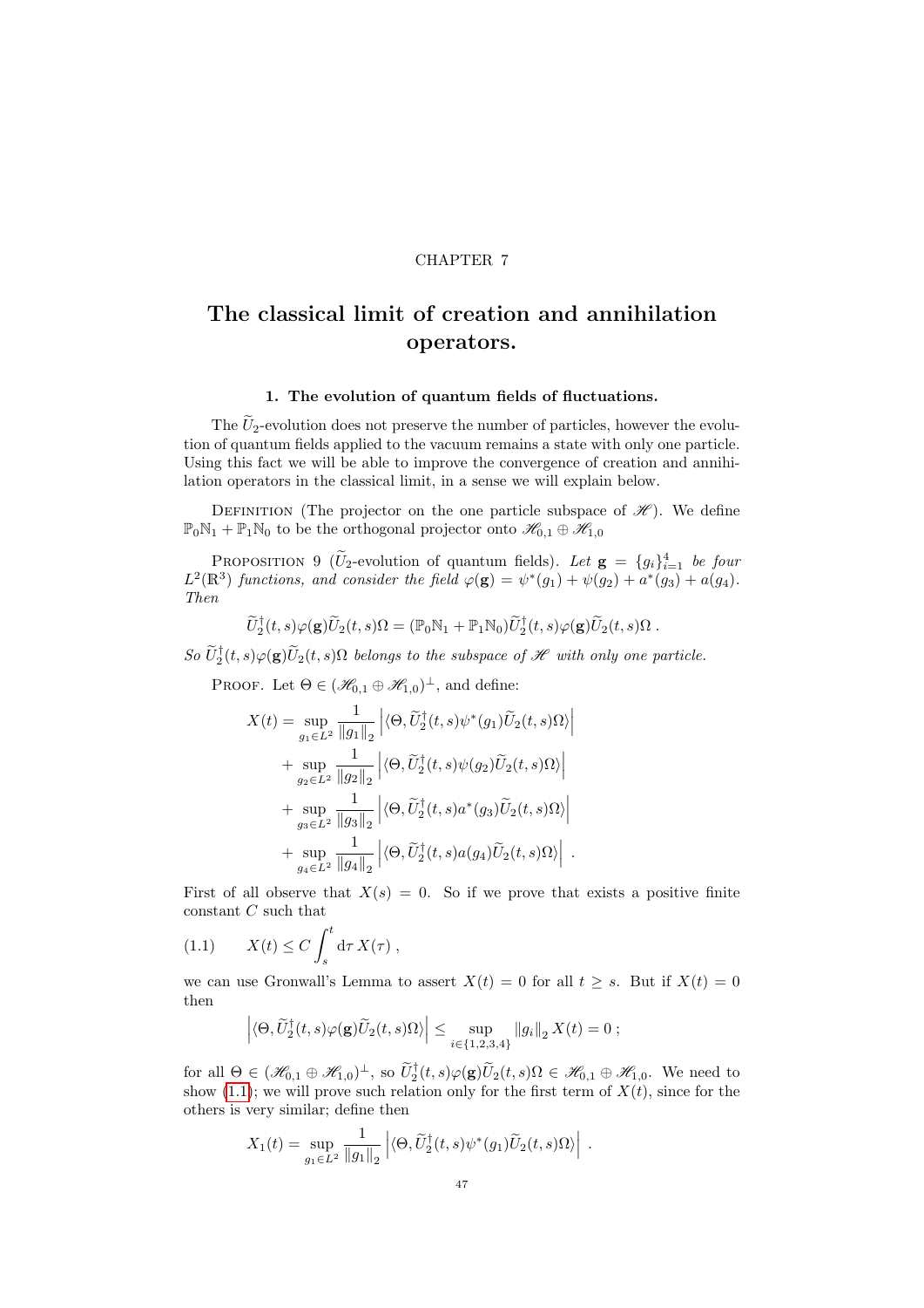CHAPTER 7

# The classical limit of creation and annihilation operators.

### 1. The evolution of quantum fields of fluctuations.

The $\widetilde{U}_2$-evolution does not preserve the number of particles, however the evolution of quantum fields applied to the vacuum remains a state with only one particle. Using this fact we will be able to improve the convergence of creation and annihilation operators in the classical limit, in a sense we will explain below.

Definition (The projector on the one particle subspace of $\mathscr{H}$). We define $\mathbb{P}_0\mathbb{N}_1 + \mathbb{P}_1\mathbb{N}_0$ to be the orthogonal projector onto $\mathscr{H}_{0,1} \oplus \mathscr{H}_{1,0}$

Proposition 9 ($\widetilde{U}_2$-evolution of quantum fields). *Let $\mathbf{g} = \{g_i\}_{i=1}^4$ be four $L^2(\mathbb{R}^3)$ functions, and consider the field $\varphi(\mathbf{g}) = \psi^*(g_1) + \psi(g_2) + a^*(g_3) + a(g_4)$. Then*

$$\widetilde{U}_2^\dagger(t,s)\varphi(\mathbf{g})\widetilde{U}_2(t,s)\Omega = (\mathbb{P}_0\mathbb{N}_1 + \mathbb{P}_1\mathbb{N}_0)\widetilde{U}_2^\dagger(t,s)\varphi(\mathbf{g})\widetilde{U}_2(t,s)\Omega \; .$$

*So $\widetilde{U}_2^\dagger(t,s)\varphi(\mathbf{g})\widetilde{U}_2(t,s)\Omega$ belongs to the subspace of $\mathscr{H}$ with only one particle.*

Proof. Let $\Theta \in (\mathscr{H}_{0,1} \oplus \mathscr{H}_{1,0})^\perp$, and define:

$$\begin{aligned}
X(t) = &\sup_{g_1 \in L^2} \frac{1}{\|g_1\|_2} \left| \langle \Theta, \widetilde{U}_2^\dagger(t,s)\psi^*(g_1)\widetilde{U}_2(t,s)\Omega \rangle \right| \\
&+ \sup_{g_2 \in L^2} \frac{1}{\|g_2\|_2} \left| \langle \Theta, \widetilde{U}_2^\dagger(t,s)\psi(g_2)\widetilde{U}_2(t,s)\Omega \rangle \right| \\
&+ \sup_{g_3 \in L^2} \frac{1}{\|g_3\|_2} \left| \langle \Theta, \widetilde{U}_2^\dagger(t,s)a^*(g_3)\widetilde{U}_2(t,s)\Omega \rangle \right| \\
&+ \sup_{g_4 \in L^2} \frac{1}{\|g_4\|_2} \left| \langle \Theta, \widetilde{U}_2^\dagger(t,s)a(g_4)\widetilde{U}_2(t,s)\Omega \rangle \right| \; .
\end{aligned}$$

First of all observe that $X(s) = 0$. So if we prove that exists a positive finite constant $C$ such that

$$X(t) \leq C \int_s^t \mathrm{d}\tau \, X(\tau) \; , \tag{1.1}$$

we can use Gronwall's Lemma to assert $X(t) = 0$ for all $t \geq s$. But if $X(t) = 0$ then

$$\left| \langle \Theta, \widetilde{U}_2^\dagger(t,s)\varphi(\mathbf{g})\widetilde{U}_2(t,s)\Omega \rangle \right| \leq \sup_{i \in \{1,2,3,4\}} \|g_i\|_2 \, X(t) = 0 \; ;$$

for all $\Theta \in (\mathscr{H}_{0,1} \oplus \mathscr{H}_{1,0})^\perp$, so $\widetilde{U}_2^\dagger(t,s)\varphi(\mathbf{g})\widetilde{U}_2(t,s)\Omega \in \mathscr{H}_{0,1} \oplus \mathscr{H}_{1,0}$. We need to show (1.1); we will prove such relation only for the first term of $X(t)$, since for the others is very similar; define then

$$X_1(t) = \sup_{g_1 \in L^2} \frac{1}{\|g_1\|_2} \left| \langle \Theta, \widetilde{U}_2^\dagger(t,s)\psi^*(g_1)\widetilde{U}_2(t,s)\Omega \rangle \right| \; .$$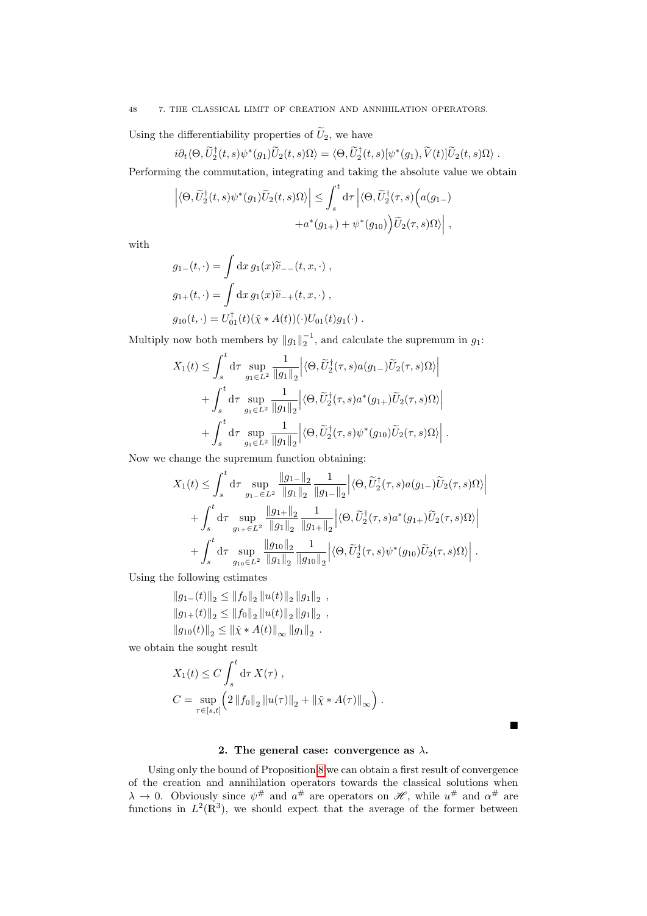Using the differentiability properties of $\widetilde{U}_2$, we have

$$i\partial_t \langle \Theta, \widetilde{U}_2^\dagger(t,s)\psi^*(g_1)\widetilde{U}_2(t,s)\Omega\rangle = \langle \Theta, \widetilde{U}_2^\dagger(t,s)[\psi^*(g_1), \widetilde{V}(t)]\widetilde{U}_2(t,s)\Omega\rangle \; .$$

Performing the commutation, integrating and taking the absolute value we obtain

$$\Bigl|\langle \Theta, \widetilde{U}_2^\dagger(t,s)\psi^*(g_1)\widetilde{U}_2(t,s)\Omega\rangle\Bigr| \leq \int_s^t \mathrm{d}\tau \,\Bigl|\langle \Theta, \widetilde{U}_2^\dagger(\tau,s)\Bigl(a(g_{1-}) + a^*(g_{1+}) + \psi^*(g_{10})\Bigr)\widetilde{U}_2(\tau,s)\Omega\rangle\Bigr| \; ,$$

with

$$g_{1-}(t,\cdot) = \int \mathrm{d}x\, g_1(x)\widetilde{v}_{--}(t,x,\cdot) \; ,$$

$$g_{1+}(t,\cdot) = \int \mathrm{d}x\, g_1(x)\widetilde{v}_{-+}(t,x,\cdot) \; ,$$

$$g_{10}(t,\cdot) = U_{01}^\dagger(t)(\check{\chi} * A(t))(\cdot)U_{01}(t)g_1(\cdot) \; .$$

Multiply now both members by $\left\|g_1\right\|_2^{-1}$, and calculate the supremum in $g_1$:

$$\begin{aligned}
X_1(t) \leq &\int_s^t \mathrm{d}\tau \sup_{g_1\in L^2} \frac{1}{\left\|g_1\right\|_2}\Bigl|\langle \Theta, \widetilde{U}_2^\dagger(\tau,s)a(g_{1-})\widetilde{U}_2(\tau,s)\Omega\rangle\Bigr| \\
&+ \int_s^t \mathrm{d}\tau \sup_{g_1\in L^2} \frac{1}{\left\|g_1\right\|_2}\Bigl|\langle \Theta, \widetilde{U}_2^\dagger(\tau,s)a^*(g_{1+})\widetilde{U}_2(\tau,s)\Omega\rangle\Bigr| \\
&+ \int_s^t \mathrm{d}\tau \sup_{g_1\in L^2} \frac{1}{\left\|g_1\right\|_2}\Bigl|\langle \Theta, \widetilde{U}_2^\dagger(\tau,s)\psi^*(g_{10})\widetilde{U}_2(\tau,s)\Omega\rangle\Bigr| \; .
\end{aligned}$$

Now we change the supremum function obtaining:

$$\begin{aligned}
X_1(t) \leq &\int_s^t \mathrm{d}\tau \sup_{g_{1-}\in L^2} \frac{\left\|g_{1-}\right\|_2}{\left\|g_1\right\|_2}\frac{1}{\left\|g_{1-}\right\|_2}\Bigl|\langle \Theta, \widetilde{U}_2^\dagger(\tau,s)a(g_{1-})\widetilde{U}_2(\tau,s)\Omega\rangle\Bigr| \\
&+ \int_s^t \mathrm{d}\tau \sup_{g_{1+}\in L^2} \frac{\left\|g_{1+}\right\|_2}{\left\|g_1\right\|_2}\frac{1}{\left\|g_{1+}\right\|_2}\Bigl|\langle \Theta, \widetilde{U}_2^\dagger(\tau,s)a^*(g_{1+})\widetilde{U}_2(\tau,s)\Omega\rangle\Bigr| \\
&+ \int_s^t \mathrm{d}\tau \sup_{g_{10}\in L^2} \frac{\left\|g_{10}\right\|_2}{\left\|g_1\right\|_2}\frac{1}{\left\|g_{10}\right\|_2}\Bigl|\langle \Theta, \widetilde{U}_2^\dagger(\tau,s)\psi^*(g_{10})\widetilde{U}_2(\tau,s)\Omega\rangle\Bigr| \; .
\end{aligned}$$

Using the following estimates

$$\left\|g_{1-}(t)\right\|_2 \leq \left\|f_0\right\|_2 \left\|u(t)\right\|_2 \left\|g_1\right\|_2 \; ,$$

$$\left\|g_{1+}(t)\right\|_2 \leq \left\|f_0\right\|_2 \left\|u(t)\right\|_2 \left\|g_1\right\|_2 \; ,$$

$$\left\|g_{10}(t)\right\|_2 \leq \left\|\check{\chi} * A(t)\right\|_\infty \left\|g_1\right\|_2 \; .$$

we obtain the sought result

$$X_1(t) \leq C\int_s^t \mathrm{d}\tau\, X(\tau) \; ,$$

$$C = \sup_{\tau\in[s,t]}\Bigl(2\left\|f_0\right\|_2 \left\|u(\tau)\right\|_2 + \left\|\check{\chi} * A(\tau)\right\|_\infty\Bigr) \; .$$

■

## 2. The general case: convergence as $\lambda$.

Using only the bound of Proposition 8 we can obtain a first result of convergence of the creation and annihilation operators towards the classical solutions when $\lambda \to 0$. Obviously since $\psi^\#$ and $a^\#$ are operators on $\mathscr{H}$, while $u^\#$ and $\alpha^\#$ are functions in $L^2(\mathbb{R}^3)$, we should expect that the average of the former between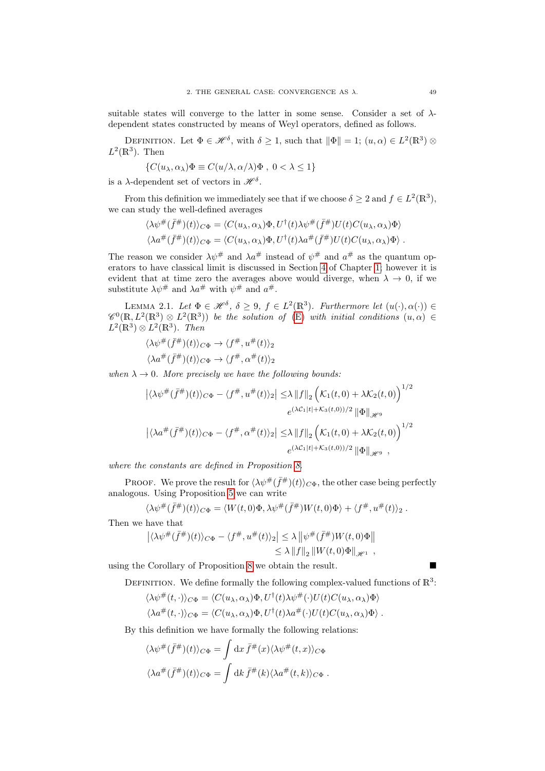suitable states will converge to the latter in some sense. Consider a set of $\lambda$-dependent states constructed by means of Weyl operators, defined as follows.

DEFINITION. Let $\Phi \in \mathscr{H}^\delta$, with $\delta \geq 1$, such that $\|\Phi\| = 1$; $(u, \alpha) \in L^2(\mathbb{R}^3) \otimes L^2(\mathbb{R}^3)$. Then

$$\{C(u_\lambda, \alpha_\lambda)\Phi \equiv C(u/\lambda, \alpha/\lambda)\Phi \ , \ 0 < \lambda \leq 1\}$$

is a $\lambda$-dependent set of vectors in $\mathscr{H}^\delta$.

From this definition we immediately see that if we choose $\delta \geq 2$ and $f \in L^2(\mathbb{R}^3)$, we can study the well-defined averages

$$\langle \lambda\psi^\#(\bar{f}^\#)(t)\rangle_{C\Phi} = \langle C(u_\lambda, \alpha_\lambda)\Phi, U^\dagger(t)\lambda\psi^\#(\bar{f}^\#)U(t)C(u_\lambda, \alpha_\lambda)\Phi\rangle$$

$$\langle \lambda a^\#(\bar{f}^\#)(t)\rangle_{C\Phi} = \langle C(u_\lambda, \alpha_\lambda)\Phi, U^\dagger(t)\lambda a^\#(\bar{f}^\#)U(t)C(u_\lambda, \alpha_\lambda)\Phi\rangle \ .$$

The reason we consider $\lambda\psi^\#$ and $\lambda a^\#$ instead of $\psi^\#$ and $a^\#$ as the quantum operators to have classical limit is discussed in Section 4 of Chapter 1; however it is evident that at time zero the averages above would diverge, when $\lambda \to 0$, if we substitute $\lambda\psi^\#$ and $\lambda a^\#$ with $\psi^\#$ and $a^\#$.

LEMMA 2.1. *Let $\Phi \in \mathscr{H}^\delta$, $\delta \geq 9$, $f \in L^2(\mathbb{R}^3)$. Furthermore let $(u(\cdot), \alpha(\cdot)) \in \mathscr{C}^0(\mathbb{R}, L^2(\mathbb{R}^3) \otimes L^2(\mathbb{R}^3))$ be the solution of (E) with initial conditions $(u, \alpha) \in L^2(\mathbb{R}^3) \otimes L^2(\mathbb{R}^3)$. Then*

$$\langle \lambda\psi^\#(\bar{f}^\#)(t)\rangle_{C\Phi} \to \langle f^\#, u^\#(t)\rangle_2$$

$$\langle \lambda a^\#(\bar{f}^\#)(t)\rangle_{C\Phi} \to \langle f^\#, \alpha^\#(t)\rangle_2$$

*when $\lambda \to 0$. More precisely we have the following bounds:*

$$\left|\langle \lambda\psi^\#(\bar{f}^\#)(t)\rangle_{C\Phi} - \langle f^\#, u^\#(t)\rangle_2\right| \leq \lambda \left\|f\right\|_2 \Big(\mathcal{K}_1(t,0) + \lambda\mathcal{K}_2(t,0)\Big)^{1/2} e^{(\lambda\mathcal{C}_1|t| + \mathcal{K}_3(t,0))/2} \left\|\Phi\right\|_{\mathscr{H}^9}$$

$$\left|\langle \lambda a^\#(\bar{f}^\#)(t)\rangle_{C\Phi} - \langle f^\#, \alpha^\#(t)\rangle_2\right| \leq \lambda \left\|f\right\|_2 \Big(\mathcal{K}_1(t,0) + \lambda\mathcal{K}_2(t,0)\Big)^{1/2} e^{(\lambda\mathcal{C}_1|t| + \mathcal{K}_3(t,0))/2} \left\|\Phi\right\|_{\mathscr{H}^9} \ ,$$

*where the constants are defined in Proposition 8.*

PROOF. We prove the result for $\langle \lambda\psi^\#(\bar{f}^\#)(t)\rangle_{C\Phi}$, the other case being perfectly analogous. Using Proposition 5 we can write

$$\langle \lambda\psi^\#(\bar{f}^\#)(t)\rangle_{C\Phi} = \langle W(t,0)\Phi, \lambda\psi^\#(\bar{f}^\#)W(t,0)\Phi\rangle + \langle f^\#, u^\#(t)\rangle_2 \ .$$

Then we have that

$$\left|\langle \lambda\psi^\#(\bar{f}^\#)(t)\rangle_{C\Phi} - \langle f^\#, u^\#(t)\rangle_2\right| \leq \lambda \left\|\psi^\#(\bar{f}^\#)W(t,0)\Phi\right\| \leq \lambda \left\|f\right\|_2 \left\|W(t,0)\Phi\right\|_{\mathscr{H}^1} \ ,$$

using the Corollary of Proposition 8 we obtain the result. ∎

DEFINITION. We define formally the following complex-valued functions of $\mathbb{R}^3$:

$$\langle \lambda\psi^\#(t,\cdot)\rangle_{C\Phi} = \langle C(u_\lambda, \alpha_\lambda)\Phi, U^\dagger(t)\lambda\psi^\#(\cdot)U(t)C(u_\lambda, \alpha_\lambda)\Phi\rangle$$

$$\langle \lambda a^\#(t,\cdot)\rangle_{C\Phi} = \langle C(u_\lambda, \alpha_\lambda)\Phi, U^\dagger(t)\lambda a^\#(\cdot)U(t)C(u_\lambda, \alpha_\lambda)\Phi\rangle \ .$$

By this definition we have formally the following relations:

$$\langle \lambda\psi^\#(\bar{f}^\#)(t)\rangle_{C\Phi} = \int \mathrm{d}x\, \bar{f}^\#(x)\langle \lambda\psi^\#(t,x)\rangle_{C\Phi}$$

$$\langle \lambda a^\#(\bar{f}^\#)(t)\rangle_{C\Phi} = \int \mathrm{d}k\, \bar{f}^\#(k)\langle \lambda a^\#(t,k)\rangle_{C\Phi} \ .$$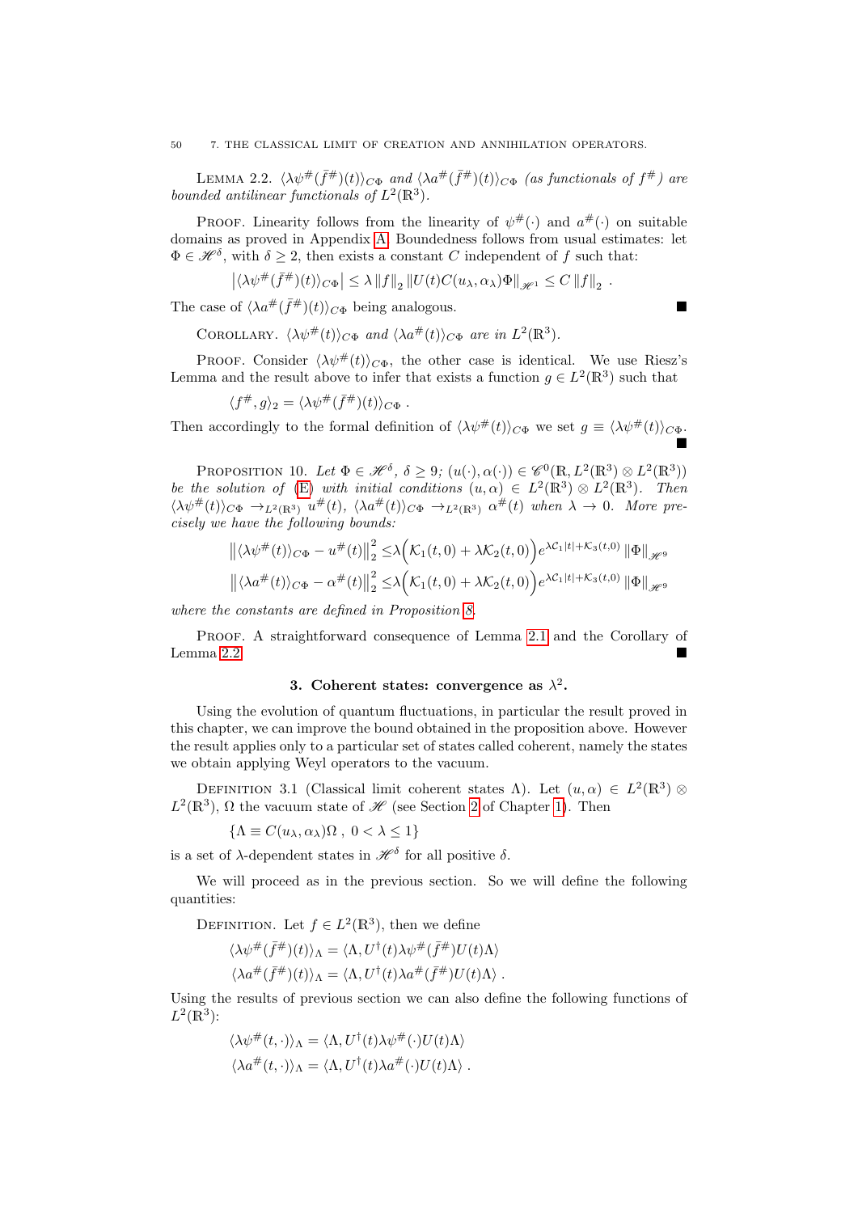Lemma 2.2. *$\langle \lambda\psi^{\#}(\bar{f}^{\#})(t)\rangle_{C\Phi}$ and $\langle \lambda a^{\#}(\bar{f}^{\#})(t)\rangle_{C\Phi}$ (as functionals of $f^{\#}$) are bounded antilinear functionals of $L^2(\mathbb{R}^3)$.*

Proof. Linearity follows from the linearity of $\psi^{\#}(\cdot)$ and $a^{\#}(\cdot)$ on suitable domains as proved in Appendix A. Boundedness follows from usual estimates: let $\Phi \in \mathscr{H}^\delta$, with $\delta \geq 2$, then exists a constant $C$ independent of $f$ such that:

$$\left|\langle \lambda\psi^{\#}(\bar{f}^{\#})(t)\rangle_{C\Phi}\right| \leq \lambda \left\|f\right\|_2 \left\|U(t)C(u_\lambda,\alpha_\lambda)\Phi\right\|_{\mathscr{H}^1} \leq C\left\|f\right\|_2 \ .$$

The case of $\langle \lambda a^{\#}(\bar{f}^{\#})(t)\rangle_{C\Phi}$ being analogous. ■

Corollary. *$\langle \lambda\psi^{\#}(t)\rangle_{C\Phi}$ and $\langle \lambda a^{\#}(t)\rangle_{C\Phi}$ are in $L^2(\mathbb{R}^3)$.*

Proof. Consider $\langle \lambda\psi^{\#}(t)\rangle_{C\Phi}$, the other case is identical. We use Riesz's Lemma and the result above to infer that exists a function $g \in L^2(\mathbb{R}^3)$ such that

$$\langle f^{\#}, g\rangle_2 = \langle \lambda\psi^{\#}(\bar{f}^{\#})(t)\rangle_{C\Phi} \ .$$

Then accordingly to the formal definition of $\langle \lambda\psi^{\#}(t)\rangle_{C\Phi}$ we set $g \equiv \langle \lambda\psi^{\#}(t)\rangle_{C\Phi}$. ■

Proposition 10. *Let $\Phi \in \mathscr{H}^\delta$, $\delta \geq 9$; $(u(\cdot),\alpha(\cdot)) \in \mathscr{C}^0(\mathbb{R}, L^2(\mathbb{R}^3)\otimes L^2(\mathbb{R}^3))$ be the solution of (E) with initial conditions $(u,\alpha) \in L^2(\mathbb{R}^3)\otimes L^2(\mathbb{R}^3)$. Then $\langle \lambda\psi^{\#}(t)\rangle_{C\Phi} \to_{L^2(\mathbb{R}^3)} u^{\#}(t)$, $\langle \lambda a^{\#}(t)\rangle_{C\Phi} \to_{L^2(\mathbb{R}^3)} \alpha^{\#}(t)$ when $\lambda \to 0$. More precisely we have the following bounds:*

$$\left\|\langle \lambda\psi^{\#}(t)\rangle_{C\Phi} - u^{\#}(t)\right\|_2^2 \leq \lambda\Big(\mathcal{K}_1(t,0) + \lambda\mathcal{K}_2(t,0)\Big)e^{\lambda\mathcal{C}_1|t| + \mathcal{K}_3(t,0)}\left\|\Phi\right\|_{\mathscr{H}^9}$$
$$\left\|\langle \lambda a^{\#}(t)\rangle_{C\Phi} - \alpha^{\#}(t)\right\|_2^2 \leq \lambda\Big(\mathcal{K}_1(t,0) + \lambda\mathcal{K}_2(t,0)\Big)e^{\lambda\mathcal{C}_1|t| + \mathcal{K}_3(t,0)}\left\|\Phi\right\|_{\mathscr{H}^9}$$

*where the constants are defined in Proposition 8.*

Proof. A straightforward consequence of Lemma 2.1 and the Corollary of Lemma 2.2. ■

## 3. Coherent states: convergence as $\lambda^2$.

Using the evolution of quantum fluctuations, in particular the result proved in this chapter, we can improve the bound obtained in the proposition above. However the result applies only to a particular set of states called coherent, namely the states we obtain applying Weyl operators to the vacuum.

Definition 3.1 (Classical limit coherent states $\Lambda$). Let $(u,\alpha) \in L^2(\mathbb{R}^3)\otimes L^2(\mathbb{R}^3)$, $\Omega$ the vacuum state of $\mathscr{H}$ (see Section 2 of Chapter 1). Then

$$\{\Lambda \equiv C(u_\lambda,\alpha_\lambda)\Omega \ , \ 0<\lambda\leq 1\}$$

is a set of $\lambda$-dependent states in $\mathscr{H}^\delta$ for all positive $\delta$.

We will proceed as in the previous section. So we will define the following quantities:

Definition. Let $f \in L^2(\mathbb{R}^3)$, then we define

$$\langle \lambda\psi^{\#}(\bar{f}^{\#})(t)\rangle_\Lambda = \langle \Lambda, U^\dagger(t)\lambda\psi^{\#}(\bar{f}^{\#})U(t)\Lambda\rangle$$
$$\langle \lambda a^{\#}(\bar{f}^{\#})(t)\rangle_\Lambda = \langle \Lambda, U^\dagger(t)\lambda a^{\#}(\bar{f}^{\#})U(t)\Lambda\rangle \ .$$

Using the results of previous section we can also define the following functions of $L^2(\mathbb{R}^3)$:

$$\langle \lambda\psi^{\#}(t,\cdot)\rangle_\Lambda = \langle \Lambda, U^\dagger(t)\lambda\psi^{\#}(\cdot)U(t)\Lambda\rangle$$
$$\langle \lambda a^{\#}(t,\cdot)\rangle_\Lambda = \langle \Lambda, U^\dagger(t)\lambda a^{\#}(\cdot)U(t)\Lambda\rangle \ .$$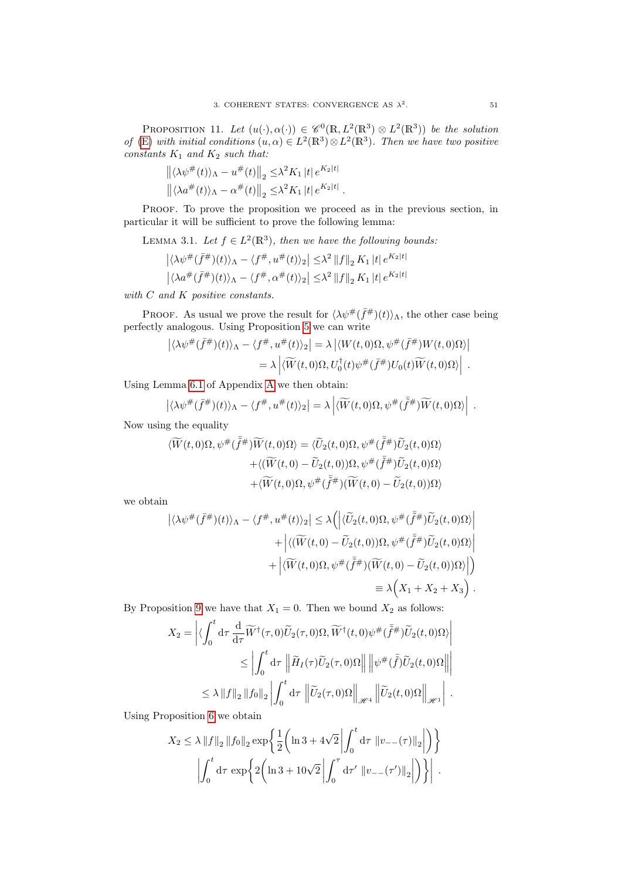PROPOSITION 11. *Let $(u(\cdot),\alpha(\cdot)) \in \mathscr{C}^0(\mathbb{R}, L^2(\mathbb{R}^3)\otimes L^2(\mathbb{R}^3))$ be the solution of* (E) *with initial conditions $(u,\alpha)\in L^2(\mathbb{R}^3)\otimes L^2(\mathbb{R}^3)$. Then we have two positive constants $K_1$ and $K_2$ such that:*

$$\left\| \langle \lambda\psi^{\#}(t)\rangle_\Lambda - u^{\#}(t)\right\|_2 \leq \lambda^2 K_1 \left|t\right| e^{K_2|t|}$$

$$\left\| \langle \lambda a^{\#}(t)\rangle_\Lambda - \alpha^{\#}(t)\right\|_2 \leq \lambda^2 K_1 \left|t\right| e^{K_2|t|} \,.$$

PROOF. To prove the proposition we proceed as in the previous section, in particular it will be sufficient to prove the following lemma:

LEMMA 3.1. *Let $f\in L^2(\mathbb{R}^3)$, then we have the following bounds:*

$$\left| \langle \lambda\psi^{\#}(\bar{f}^{\#})(t)\rangle_\Lambda - \langle f^{\#}, u^{\#}(t)\rangle_2\right| \leq \lambda^2 \left\|f\right\|_2 K_1 \left|t\right| e^{K_2|t|}$$

$$\left| \langle \lambda a^{\#}(\bar{f}^{\#})(t)\rangle_\Lambda - \langle f^{\#}, \alpha^{\#}(t)\rangle_2\right| \leq \lambda^2 \left\|f\right\|_2 K_1 \left|t\right| e^{K_2|t|}$$

*with $C$ and $K$ positive constants.*

PROOF. As usual we prove the result for $\langle \lambda\psi^{\#}(\bar{f}^{\#})(t)\rangle_\Lambda$, the other case being perfectly analogous. Using Proposition 5 we can write

$$\begin{aligned}\left| \langle \lambda\psi^{\#}(\bar{f}^{\#})(t)\rangle_\Lambda - \langle f^{\#}, u^{\#}(t)\rangle_2\right| &= \lambda\left|\langle W(t,0)\Omega, \psi^{\#}(\bar{f}^{\#})W(t,0)\Omega\rangle\right| \\ &= \lambda\left|\langle \widetilde{W}(t,0)\Omega, U_0^{\dagger}(t)\psi^{\#}(\bar{f}^{\#})U_0(t)\widetilde{W}(t,0)\Omega\rangle\right| \,.\end{aligned}$$

Using Lemma 6.1 of Appendix A we then obtain:

$$\left| \langle \lambda\psi^{\#}(\bar{f}^{\#})(t)\rangle_\Lambda - \langle f^{\#}, u^{\#}(t)\rangle_2\right| = \lambda\left|\langle \widetilde{W}(t,0)\Omega, \psi^{\#}(\bar{\tilde{f}}^{\#})\widetilde{W}(t,0)\Omega\rangle\right| \,.$$

Now using the equality

$$\begin{aligned}\langle \widetilde{W}(t,0)\Omega, \psi^{\#}(\bar{\tilde{f}}^{\#})\widetilde{W}(t,0)\Omega\rangle &= \langle \widetilde{U}_2(t,0)\Omega, \psi^{\#}(\bar{\tilde{f}}^{\#})\widetilde{U}_2(t,0)\Omega\rangle \\ &+\langle (\widetilde{W}(t,0)-\widetilde{U}_2(t,0))\Omega, \psi^{\#}(\bar{\tilde{f}}^{\#})\widetilde{U}_2(t,0)\Omega\rangle \\ &+\langle \widetilde{W}(t,0)\Omega, \psi^{\#}(\bar{\tilde{f}}^{\#})(\widetilde{W}(t,0)-\widetilde{U}_2(t,0))\Omega\rangle\end{aligned}$$

we obtain

$$\begin{aligned}\left| \langle \lambda\psi^{\#}(\bar{f}^{\#})(t)\rangle_\Lambda - \langle f^{\#}, u^{\#}(t)\rangle_2\right| &\leq \lambda\Bigl(\left|\langle \widetilde{U}_2(t,0)\Omega, \psi^{\#}(\bar{\tilde{f}}^{\#})\widetilde{U}_2(t,0)\Omega\rangle\right| \\ &+\left|\langle (\widetilde{W}(t,0)-\widetilde{U}_2(t,0))\Omega, \psi^{\#}(\bar{\tilde{f}}^{\#})\widetilde{U}_2(t,0)\Omega\rangle\right| \\ &+\left|\langle \widetilde{W}(t,0)\Omega, \psi^{\#}(\bar{\tilde{f}}^{\#})(\widetilde{W}(t,0)-\widetilde{U}_2(t,0))\Omega\rangle\right|\Bigr) \\ &\equiv \lambda\Bigl(X_1+X_2+X_3\Bigr) \,.\end{aligned}$$

By Proposition 9 we have that $X_1=0$. Then we bound $X_2$ as follows:

$$\begin{aligned}X_2 &= \left|\langle \int_0^t \mathrm{d}\tau\, \frac{\mathrm{d}}{\mathrm{d}\tau}\widetilde{W}^{\dagger}(\tau,0)\widetilde{U}_2(\tau,0)\Omega, \widetilde{W}^{\dagger}(t,0)\psi^{\#}(\bar{\tilde{f}}^{\#})\widetilde{U}_2(t,0)\Omega\rangle\right| \\ &\leq \left|\int_0^t \mathrm{d}\tau\, \left\|\widetilde{H}_I(\tau)\widetilde{U}_2(\tau,0)\Omega\right\| \left\|\psi^{\#}(\bar{\tilde{f}})\widetilde{U}_2(t,0)\Omega\right\|\right| \\ &\leq \lambda\left\|f\right\|_2 \left\|f_0\right\|_2 \left|\int_0^t \mathrm{d}\tau\, \left\|\widetilde{U}_2(\tau,0)\Omega\right\|_{\mathscr{H}^4} \left\|\widetilde{U}_2(t,0)\Omega\right\|_{\mathscr{H}^1}\right| \,.\end{aligned}$$

Using Proposition 6 we obtain

$$\begin{aligned}X_2 \leq \lambda\left\|f\right\|_2 \left\|f_0\right\|_2 \exp\Bigl\{\frac{1}{2}\Bigl(\ln 3 + 4\sqrt{2}\left|\int_0^t \mathrm{d}\tau\, \left\|v_{--}(\tau)\right\|_2\right|\Bigr)\Bigr\} \\ \left|\int_0^t \mathrm{d}\tau\, \exp\Bigl\{2\Bigl(\ln 3 + 10\sqrt{2}\left|\int_0^{\tau} \mathrm{d}\tau'\, \left\|v_{--}(\tau')\right\|_2\right|\Bigr)\Bigr\}\right| \,.\end{aligned}$$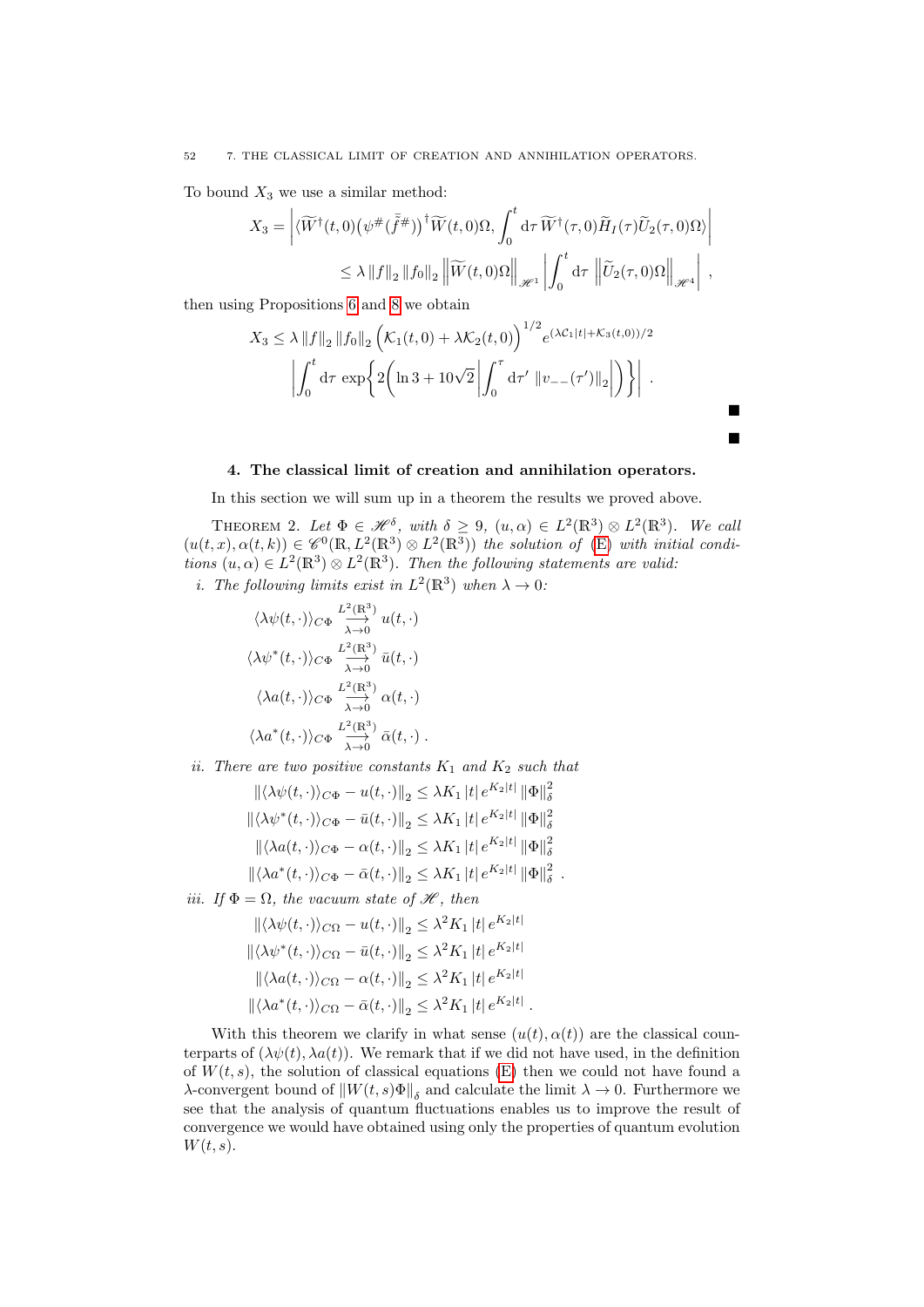To bound $X_3$ we use a similar method:

$$
\begin{aligned}
X_3 = \left| \langle \widetilde{W}^\dagger(t,0)\big(\psi^\#(\bar{\tilde{f}}^\#)\big)^\dagger \widetilde{W}(t,0)\Omega, \int_0^t \mathrm{d}\tau\, \widetilde{W}^\dagger(\tau,0)\widetilde{H}_I(\tau)\widetilde{U}_2(\tau,0)\Omega \rangle \right| \\
\leq \lambda \left\| f \right\|_2 \left\| f_0 \right\|_2 \left\| \widetilde{W}(t,0)\Omega \right\|_{\mathscr{H}^1} \left| \int_0^t \mathrm{d}\tau\, \left\| \widetilde{U}_2(\tau,0)\Omega \right\|_{\mathscr{H}^4} \right| ,
\end{aligned}
$$

then using Propositions 6 and 8 we obtain

$$
\begin{aligned}
X_3 \leq \lambda \left\| f \right\|_2 \left\| f_0 \right\|_2 \Big(\mathcal{K}_1(t,0) + \lambda \mathcal{K}_2(t,0)\Big)^{1/2} e^{(\lambda \mathcal{C}_1 |t| + \mathcal{K}_3(t,0))/2} \\
\left| \int_0^t \mathrm{d}\tau\, \exp\left\{ 2\left( \ln 3 + 10\sqrt{2} \left| \int_0^\tau \mathrm{d}\tau'\, \left\| v_{--}(\tau') \right\|_2 \right| \right) \right\} \right| .
\end{aligned}
$$

■

■

#### 4. The classical limit of creation and annihilation operators.

In this section we will sum up in a theorem the results we proved above.

THEOREM 2. *Let $\Phi \in \mathscr{H}^\delta$, with $\delta \geq 9$, $(u,\alpha) \in L^2(\mathbb{R}^3) \otimes L^2(\mathbb{R}^3)$. We call $(u(t,x), \alpha(t,k)) \in \mathscr{C}^0(\mathbb{R}, L^2(\mathbb{R}^3) \otimes L^2(\mathbb{R}^3))$ the solution of (E) with initial conditions $(u,\alpha) \in L^2(\mathbb{R}^3) \otimes L^2(\mathbb{R}^3)$. Then the following statements are valid:*

*i. The following limits exist in $L^2(\mathbb{R}^3)$ when $\lambda \to 0$:*

$$
\begin{aligned}
\langle \lambda \psi(t,\cdot) \rangle_{C\Phi} &\underset{\lambda \to 0}{\overset{L^2(\mathbb{R}^3)}{\longrightarrow}} u(t,\cdot) \\
\langle \lambda \psi^*(t,\cdot) \rangle_{C\Phi} &\underset{\lambda \to 0}{\overset{L^2(\mathbb{R}^3)}{\longrightarrow}} \bar{u}(t,\cdot) \\
\langle \lambda a(t,\cdot) \rangle_{C\Phi} &\underset{\lambda \to 0}{\overset{L^2(\mathbb{R}^3)}{\longrightarrow}} \alpha(t,\cdot) \\
\langle \lambda a^*(t,\cdot) \rangle_{C\Phi} &\underset{\lambda \to 0}{\overset{L^2(\mathbb{R}^3)}{\longrightarrow}} \bar{\alpha}(t,\cdot) .
\end{aligned}
$$

*ii. There are two positive constants $K_1$ and $K_2$ such that*

$$
\begin{aligned}
\left\| \langle \lambda \psi(t,\cdot) \rangle_{C\Phi} - u(t,\cdot) \right\|_2 &\leq \lambda K_1 |t| e^{K_2 |t|} \left\| \Phi \right\|_\delta^2 \\
\left\| \langle \lambda \psi^*(t,\cdot) \rangle_{C\Phi} - \bar{u}(t,\cdot) \right\|_2 &\leq \lambda K_1 |t| e^{K_2 |t|} \left\| \Phi \right\|_\delta^2 \\
\left\| \langle \lambda a(t,\cdot) \rangle_{C\Phi} - \alpha(t,\cdot) \right\|_2 &\leq \lambda K_1 |t| e^{K_2 |t|} \left\| \Phi \right\|_\delta^2 \\
\left\| \langle \lambda a^*(t,\cdot) \rangle_{C\Phi} - \bar{\alpha}(t,\cdot) \right\|_2 &\leq \lambda K_1 |t| e^{K_2 |t|} \left\| \Phi \right\|_\delta^2 .
\end{aligned}
$$

*iii. If $\Phi = \Omega$, the vacuum state of $\mathscr{H}$, then*

$$
\begin{aligned}
\left\| \langle \lambda \psi(t,\cdot) \rangle_{C\Omega} - u(t,\cdot) \right\|_2 &\leq \lambda^2 K_1 |t| e^{K_2 |t|} \\
\left\| \langle \lambda \psi^*(t,\cdot) \rangle_{C\Omega} - \bar{u}(t,\cdot) \right\|_2 &\leq \lambda^2 K_1 |t| e^{K_2 |t|} \\
\left\| \langle \lambda a(t,\cdot) \rangle_{C\Omega} - \alpha(t,\cdot) \right\|_2 &\leq \lambda^2 K_1 |t| e^{K_2 |t|} \\
\left\| \langle \lambda a^*(t,\cdot) \rangle_{C\Omega} - \bar{\alpha}(t,\cdot) \right\|_2 &\leq \lambda^2 K_1 |t| e^{K_2 |t|} .
\end{aligned}
$$

With this theorem we clarify in what sense $(u(t), \alpha(t))$ are the classical counterparts of $(\lambda\psi(t), \lambda a(t))$. We remark that if we did not have used, in the definition of $W(t,s)$, the solution of classical equations (E) then we could not have found a $\lambda$-convergent bound of $\left\| W(t,s)\Phi \right\|_\delta$ and calculate the limit $\lambda \to 0$. Furthermore we see that the analysis of quantum fluctuations enables us to improve the result of convergence we would have obtained using only the properties of quantum evolution $W(t,s)$.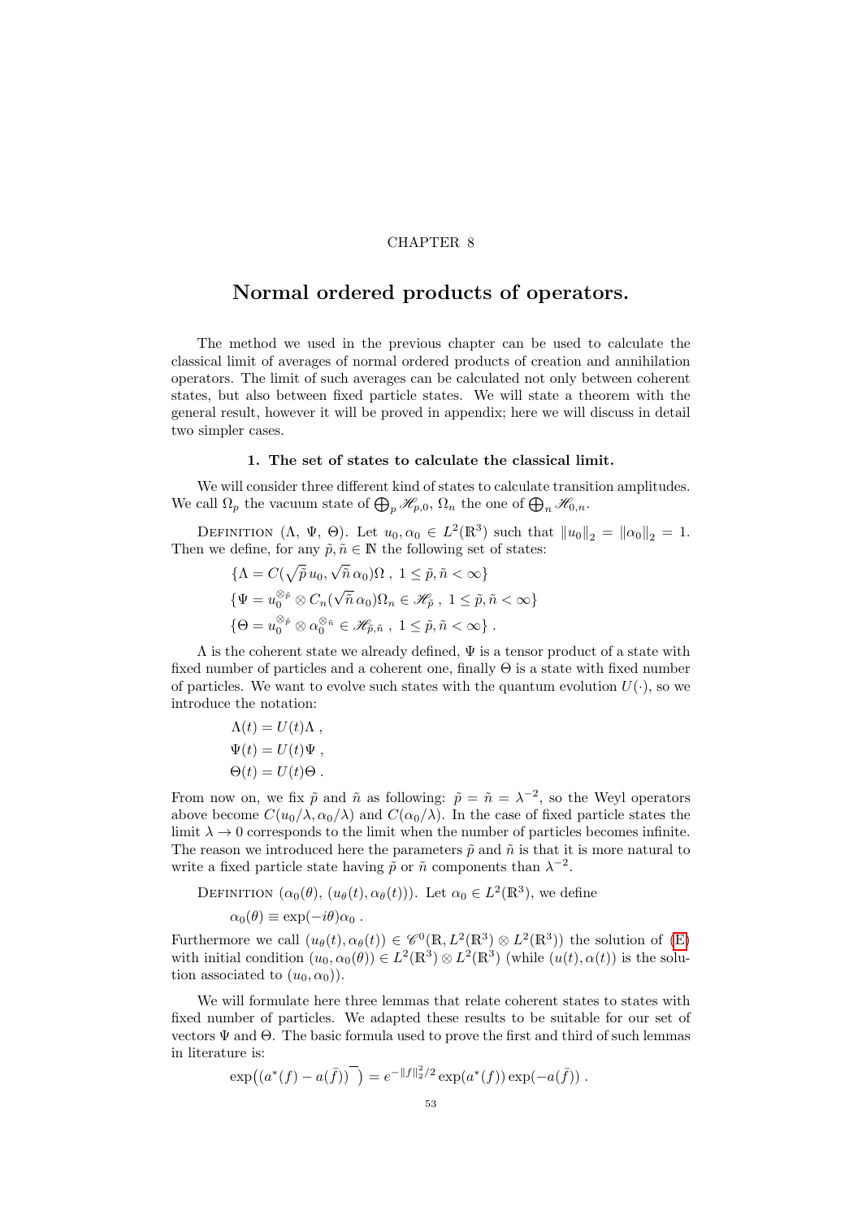CHAPTER 8

# Normal ordered products of operators.

The method we used in the previous chapter can be used to calculate the classical limit of averages of normal ordered products of creation and annihilation operators. The limit of such averages can be calculated not only between coherent states, but also between fixed particle states. We will state a theorem with the general result, however it will be proved in appendix; here we will discuss in detail two simpler cases.

## 1. The set of states to calculate the classical limit.

We will consider three different kind of states to calculate transition amplitudes. We call $\Omega_p$ the vacuum state of $\bigoplus_p \mathscr{H}_{p,0}$, $\Omega_n$ the one of $\bigoplus_n \mathscr{H}_{0,n}$.

Definition ($\Lambda$, $\Psi$, $\Theta$). Let $u_0, \alpha_0 \in L^2(\mathbb{R}^3)$ such that $\|u_0\|_2 = \|\alpha_0\|_2 = 1$. Then we define, for any $\tilde{p}, \tilde{n} \in \mathbb{N}$ the following set of states:

$$\{\Lambda = C(\sqrt{\tilde{p}}\, u_0, \sqrt{\tilde{n}}\, \alpha_0)\Omega \;,\; 1 \leq \tilde{p}, \tilde{n} < \infty\}$$

$$\{\Psi = u_0^{\otimes \tilde{p}} \otimes C_n(\sqrt{\tilde{n}}\, \alpha_0)\Omega_n \in \mathscr{H}_{\tilde{p}} \;,\; 1 \leq \tilde{p}, \tilde{n} < \infty\}$$

$$\{\Theta = u_0^{\otimes \tilde{p}} \otimes \alpha_0^{\otimes \tilde{n}} \in \mathscr{H}_{\tilde{p},\tilde{n}} \;,\; 1 \leq \tilde{p}, \tilde{n} < \infty\} \;.$$

$\Lambda$ is the coherent state we already defined, $\Psi$ is a tensor product of a state with fixed number of particles and a coherent one, finally $\Theta$ is a state with fixed number of particles. We want to evolve such states with the quantum evolution $U(\cdot)$, so we introduce the notation:

$$\Lambda(t) = U(t)\Lambda \;,$$

$$\Psi(t) = U(t)\Psi \;,$$

$$\Theta(t) = U(t)\Theta \;.$$

From now on, we fix $\tilde{p}$ and $\tilde{n}$ as following: $\tilde{p} = \tilde{n} = \lambda^{-2}$, so the Weyl operators above become $C(u_0/\lambda, \alpha_0/\lambda)$ and $C(\alpha_0/\lambda)$. In the case of fixed particle states the limit $\lambda \to 0$ corresponds to the limit when the number of particles becomes infinite. The reason we introduced here the parameters $\tilde{p}$ and $\tilde{n}$ is that it is more natural to write a fixed particle state having $\tilde{p}$ or $\tilde{n}$ components than $\lambda^{-2}$.

Definition ($\alpha_0(\theta)$, $(u_\theta(t), \alpha_\theta(t))$). Let $\alpha_0 \in L^2(\mathbb{R}^3)$, we define

$$\alpha_0(\theta) \equiv \exp(-i\theta)\alpha_0 \;.$$

Furthermore we call $(u_\theta(t), \alpha_\theta(t)) \in \mathscr{C}^0(\mathbb{R}, L^2(\mathbb{R}^3) \otimes L^2(\mathbb{R}^3))$ the solution of (E) with initial condition $(u_0, \alpha_0(\theta)) \in L^2(\mathbb{R}^3) \otimes L^2(\mathbb{R}^3)$ (while $(u(t), \alpha(t))$ is the solution associated to $(u_0, \alpha_0)$).

We will formulate here three lemmas that relate coherent states to states with fixed number of particles. We adapted these results to be suitable for our set of vectors $\Psi$ and $\Theta$. The basic formula used to prove the first and third of such lemmas in literature is:

$$\exp\bigl((a^*(f) - a(\bar{f}))^{\overline{\phantom{x}}}\bigr) = e^{-\|f\|_2^2/2} \exp(a^*(f)) \exp(-a(\bar{f})) \;.$$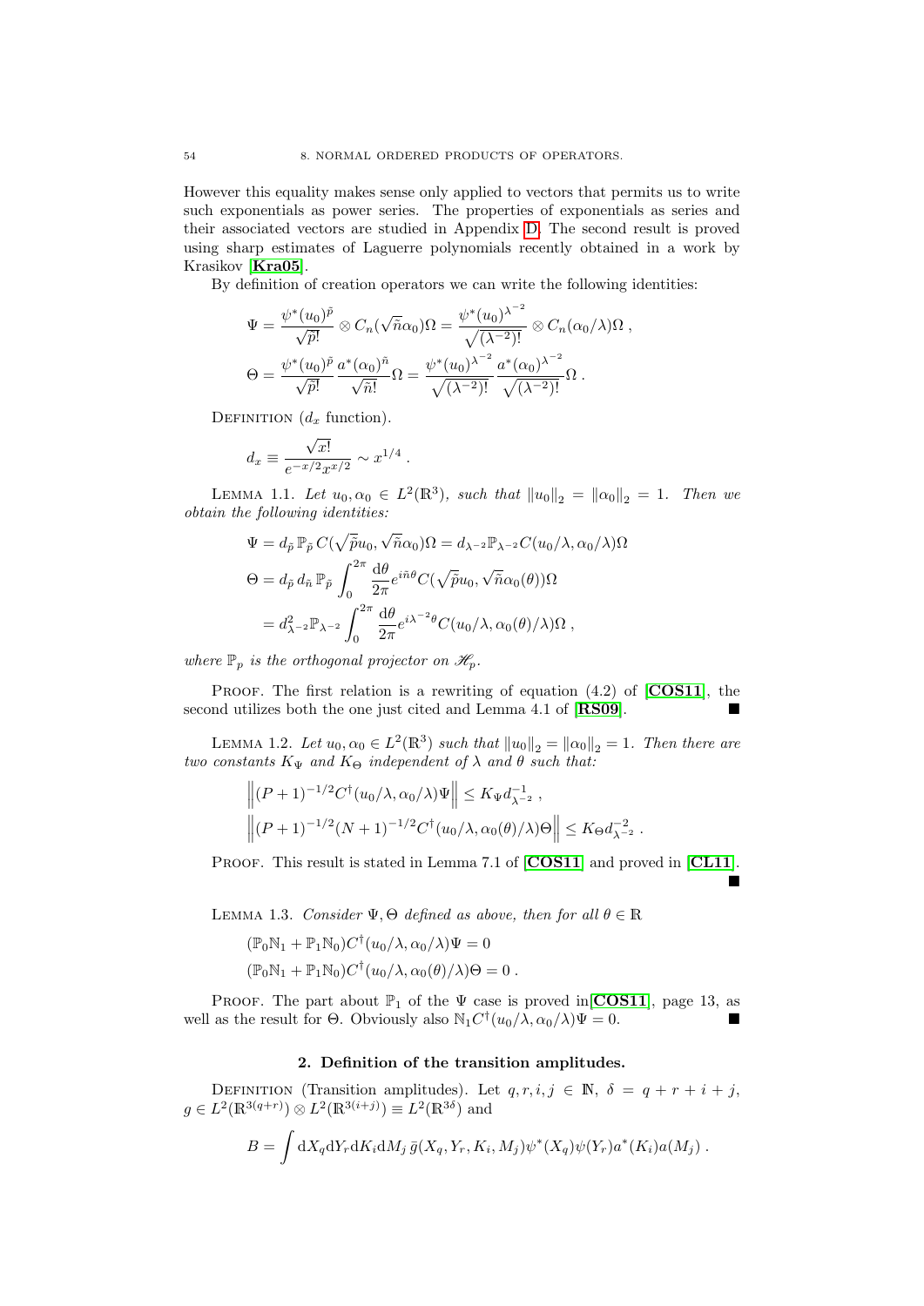However this equality makes sense only applied to vectors that permits us to write such exponentials as power series. The properties of exponentials as series and their associated vectors are studied in Appendix D. The second result is proved using sharp estimates of Laguerre polynomials recently obtained in a work by Krasikov [**Kra05**].

By definition of creation operators we can write the following identities:

$$\Psi = \frac{\psi^*(u_0)^{\tilde{p}}}{\sqrt{\tilde{p}!}} \otimes C_n(\sqrt{\tilde{n}}\alpha_0)\Omega = \frac{\psi^*(u_0)^{\lambda^{-2}}}{\sqrt{(\lambda^{-2})!}} \otimes C_n(\alpha_0/\lambda)\Omega \; ,$$

$$\Theta = \frac{\psi^*(u_0)^{\tilde{p}}}{\sqrt{\tilde{p}!}} \frac{a^*(\alpha_0)^{\tilde{n}}}{\sqrt{\tilde{n}!}}\Omega = \frac{\psi^*(u_0)^{\lambda^{-2}}}{\sqrt{(\lambda^{-2})!}} \frac{a^*(\alpha_0)^{\lambda^{-2}}}{\sqrt{(\lambda^{-2})!}}\Omega \; .$$

Definition ($d_x$ function).

$$d_x \equiv \frac{\sqrt{x!}}{e^{-x/2}x^{x/2}} \sim x^{1/4} \; .$$

Lemma 1.1. *Let $u_0, \alpha_0 \in L^2(\mathbb{R}^3)$, such that $\|u_0\|_2 = \|\alpha_0\|_2 = 1$. Then we obtain the following identities:*

$$\Psi = d_{\tilde{p}}\, \mathbb{P}_{\tilde{p}}\, C(\sqrt{\tilde{p}}u_0, \sqrt{\tilde{n}}\alpha_0)\Omega = d_{\lambda^{-2}}\mathbb{P}_{\lambda^{-2}} C(u_0/\lambda, \alpha_0/\lambda)\Omega$$

$$\Theta = d_{\tilde{p}}\, d_{\tilde{n}}\, \mathbb{P}_{\tilde{p}} \int_0^{2\pi} \frac{\mathrm{d}\theta}{2\pi} e^{i\tilde{n}\theta} C(\sqrt{\tilde{p}}u_0, \sqrt{\tilde{n}}\alpha_0(\theta))\Omega$$

$$= d^2_{\lambda^{-2}}\mathbb{P}_{\lambda^{-2}} \int_0^{2\pi} \frac{\mathrm{d}\theta}{2\pi} e^{i\lambda^{-2}\theta} C(u_0/\lambda, \alpha_0(\theta)/\lambda)\Omega \; ,$$

*where $\mathbb{P}_p$ is the orthogonal projector on $\mathscr{H}_p$.*

Proof. The first relation is a rewriting of equation (4.2) of [**COS11**], the second utilizes both the one just cited and Lemma 4.1 of [**RS09**]. ∎

Lemma 1.2. *Let $u_0, \alpha_0 \in L^2(\mathbb{R}^3)$ such that $\|u_0\|_2 = \|\alpha_0\|_2 = 1$. Then there are two constants $K_\Psi$ and $K_\Theta$ independent of $\lambda$ and $\theta$ such that:*

$$\left\| (P+1)^{-1/2} C^\dagger(u_0/\lambda, \alpha_0/\lambda)\Psi \right\| \leq K_\Psi d^{-1}_{\lambda^{-2}} \; ,$$

$$\left\| (P+1)^{-1/2}(N+1)^{-1/2} C^\dagger(u_0/\lambda, \alpha_0(\theta)/\lambda)\Theta \right\| \leq K_\Theta d^{-2}_{\lambda^{-2}} \; .$$

Proof. This result is stated in Lemma 7.1 of [**COS11**] and proved in [**CL11**]. ∎

Lemma 1.3. *Consider $\Psi, \Theta$ defined as above, then for all $\theta \in \mathbb{R}$*

$$(\mathbb{P}_0\mathbb{N}_1 + \mathbb{P}_1\mathbb{N}_0)C^\dagger(u_0/\lambda, \alpha_0/\lambda)\Psi = 0$$

$$(\mathbb{P}_0\mathbb{N}_1 + \mathbb{P}_1\mathbb{N}_0)C^\dagger(u_0/\lambda, \alpha_0(\theta)/\lambda)\Theta = 0 \; .$$

Proof. The part about $\mathbb{P}_1$ of the $\Psi$ case is proved in[**COS11**], page 13, as well as the result for $\Theta$. Obviously also $\mathbb{N}_1 C^\dagger(u_0/\lambda, \alpha_0/\lambda)\Psi = 0$. ∎

## 2. Definition of the transition amplitudes.

Definition (Transition amplitudes). Let $q, r, i, j \in \mathbb{N}$, $\delta = q + r + i + j$, $g \in L^2(\mathbb{R}^{3(q+r)}) \otimes L^2(\mathbb{R}^{3(i+j)}) \equiv L^2(\mathbb{R}^{3\delta})$ and

$$B = \int \mathrm{d}X_q \mathrm{d}Y_r \mathrm{d}K_i \mathrm{d}M_j\, \bar{g}(X_q, Y_r, K_i, M_j)\psi^*(X_q)\psi(Y_r)a^*(K_i)a(M_j) \; .$$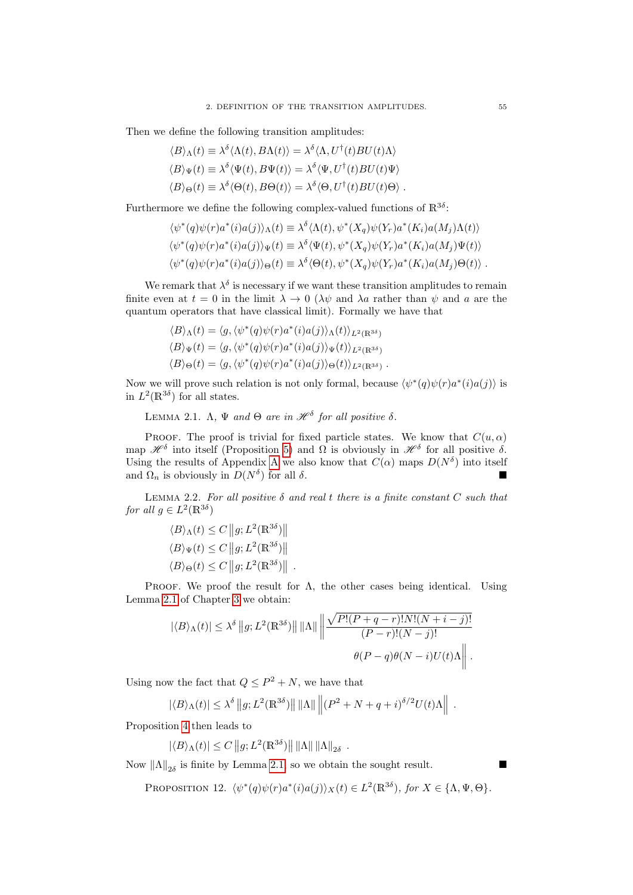Then we define the following transition amplitudes:

$$
\begin{aligned}
\langle B\rangle_\Lambda(t) &\equiv \lambda^\delta \langle \Lambda(t), B\Lambda(t)\rangle = \lambda^\delta \langle \Lambda, U^\dagger(t) B U(t)\Lambda\rangle \\
\langle B\rangle_\Psi(t) &\equiv \lambda^\delta \langle \Psi(t), B\Psi(t)\rangle = \lambda^\delta \langle \Psi, U^\dagger(t) B U(t)\Psi\rangle \\
\langle B\rangle_\Theta(t) &\equiv \lambda^\delta \langle \Theta(t), B\Theta(t)\rangle = \lambda^\delta \langle \Theta, U^\dagger(t) B U(t)\Theta\rangle \ .
\end{aligned}
$$

Furthermore we define the following complex-valued functions of $\mathbb{R}^{3\delta}$:

$$
\begin{aligned}
\langle \psi^*(q)\psi(r)a^*(i)a(j)\rangle_\Lambda(t) &\equiv \lambda^\delta \langle \Lambda(t), \psi^*(X_q)\psi(Y_r)a^*(K_i)a(M_j)\Lambda(t)\rangle \\
\langle \psi^*(q)\psi(r)a^*(i)a(j)\rangle_\Psi(t) &\equiv \lambda^\delta \langle \Psi(t), \psi^*(X_q)\psi(Y_r)a^*(K_i)a(M_j)\Psi(t)\rangle \\
\langle \psi^*(q)\psi(r)a^*(i)a(j)\rangle_\Theta(t) &\equiv \lambda^\delta \langle \Theta(t), \psi^*(X_q)\psi(Y_r)a^*(K_i)a(M_j)\Theta(t)\rangle \ .
\end{aligned}
$$

We remark that $\lambda^\delta$ is necessary if we want these transition amplitudes to remain finite even at $t = 0$ in the limit $\lambda \to 0$ ($\lambda\psi$ and $\lambda a$ rather than $\psi$ and $a$ are the quantum operators that have classical limit). Formally we have that

$$
\begin{aligned}
\langle B\rangle_\Lambda(t) &= \langle g, \langle \psi^*(q)\psi(r)a^*(i)a(j)\rangle_\Lambda(t)\rangle_{L^2(\mathbb{R}^{3\delta})} \\
\langle B\rangle_\Psi(t) &= \langle g, \langle \psi^*(q)\psi(r)a^*(i)a(j)\rangle_\Psi(t)\rangle_{L^2(\mathbb{R}^{3\delta})} \\
\langle B\rangle_\Theta(t) &= \langle g, \langle \psi^*(q)\psi(r)a^*(i)a(j)\rangle_\Theta(t)\rangle_{L^2(\mathbb{R}^{3\delta})} \ .
\end{aligned}
$$

Now we will prove such relation is not only formal, because $\langle \psi^*(q)\psi(r)a^*(i)a(j)\rangle$ is in $L^2(\mathbb{R}^{3\delta})$ for all states.

Lemma 2.1. *$\Lambda$, $\Psi$ and $\Theta$ are in $\mathscr{H}^\delta$ for all positive $\delta$.*

Proof. The proof is trivial for fixed particle states. We know that $C(u, \alpha)$ map $\mathscr{H}^\delta$ into itself (Proposition 5) and $\Omega$ is obviously in $\mathscr{H}^\delta$ for all positive $\delta$. Using the results of Appendix A we also know that $C(\alpha)$ maps $D(N^\delta)$ into itself and $\Omega_n$ is obviously in $D(N^\delta)$ for all $\delta$. ■

Lemma 2.2. *For all positive $\delta$ and real $t$ there is a finite constant $C$ such that for all $g \in L^2(\mathbb{R}^{3\delta})$*

$$
\begin{aligned}
\langle B\rangle_\Lambda(t) &\leq C \left\| g; L^2(\mathbb{R}^{3\delta}) \right\| \\
\langle B\rangle_\Psi(t) &\leq C \left\| g; L^2(\mathbb{R}^{3\delta}) \right\| \\
\langle B\rangle_\Theta(t) &\leq C \left\| g; L^2(\mathbb{R}^{3\delta}) \right\| \ .
\end{aligned}
$$

Proof. We proof the result for $\Lambda$, the other cases being identical. Using Lemma 2.1 of Chapter 3 we obtain:

$$
|\langle B\rangle_\Lambda(t)| \leq \lambda^\delta \left\| g; L^2(\mathbb{R}^{3\delta}) \right\| \|\Lambda\| \left\| \frac{\sqrt{P!(P+q-r)!N!(N+i-j)!}}{(P-r)!(N-j)!} \theta(P-q)\theta(N-i)U(t)\Lambda \right\| .
$$

Using now the fact that $Q \leq P^2 + N$, we have that

$$
|\langle B\rangle_\Lambda(t)| \leq \lambda^\delta \left\| g; L^2(\mathbb{R}^{3\delta}) \right\| \|\Lambda\| \left\| (P^2 + N + q + i)^{\delta/2} U(t)\Lambda \right\| \ .
$$

Proposition 4 then leads to

$$
|\langle B\rangle_\Lambda(t)| \leq C \left\| g; L^2(\mathbb{R}^{3\delta}) \right\| \|\Lambda\| \|\Lambda\|_{2\delta} \ .
$$

Now $\|\Lambda\|_{2\delta}$ is finite by Lemma 2.1, so we obtain the sought result. ■

Proposition 12. *$\langle \psi^*(q)\psi(r)a^*(i)a(j)\rangle_X(t) \in L^2(\mathbb{R}^{3\delta})$, for $X \in \{\Lambda, \Psi, \Theta\}$.*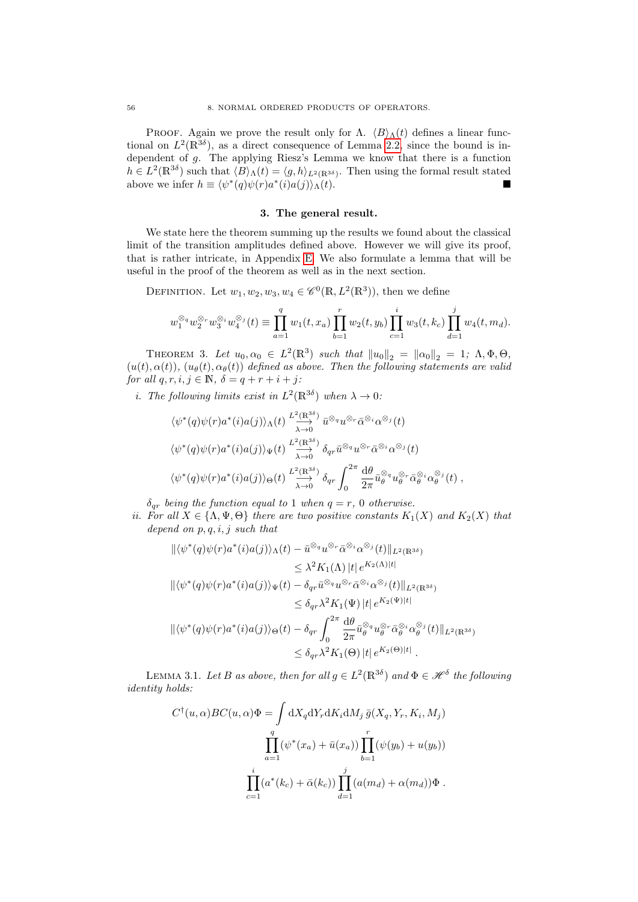PROOF. Again we prove the result only for Λ. $\langle B\rangle_\Lambda(t)$ defines a linear functional on $L^2(\mathbb{R}^{3\delta})$, as a direct consequence of Lemma 2.2, since the bound is independent of $g$. The applying Riesz's Lemma we know that there is a function $h \in L^2(\mathbb{R}^{3\delta})$ such that $\langle B\rangle_\Lambda(t) = \langle g, h\rangle_{L^2(\mathbb{R}^{3\delta})}$. Then using the formal result stated above we infer $h \equiv \langle \psi^*(q)\psi(r)a^*(i)a(j)\rangle_\Lambda(t)$. ■

## 3. The general result.

We state here the theorem summing up the results we found about the classical limit of the transition amplitudes defined above. However we will give its proof, that is rather intricate, in Appendix E. We also formulate a lemma that will be useful in the proof of the theorem as well as in the next section.

DEFINITION. Let $w_1, w_2, w_3, w_4 \in \mathscr{C}^0(\mathbb{R}, L^2(\mathbb{R}^3))$, then we define

$$w_1^{\otimes_q} w_2^{\otimes_r} w_3^{\otimes_i} w_4^{\otimes_j}(t) \equiv \prod_{a=1}^{q} w_1(t, x_a) \prod_{b=1}^{r} w_2(t, y_b) \prod_{c=1}^{i} w_3(t, k_c) \prod_{d=1}^{j} w_4(t, m_d).$$

THEOREM 3. *Let $u_0, \alpha_0 \in L^2(\mathbb{R}^3)$ such that $\|u_0\|_2 = \|\alpha_0\|_2 = 1$; $\Lambda, \Phi, \Theta$, $(u(t), \alpha(t))$, $(u_\theta(t), \alpha_\theta(t))$ defined as above. Then the following statements are valid for all $q, r, i, j \in \mathbb{N}$, $\delta = q + r + i + j$:*

*i. The following limits exist in $L^2(\mathbb{R}^{3\delta})$ when $\lambda \to 0$:*

$$\langle \psi^*(q)\psi(r)a^*(i)a(j)\rangle_\Lambda(t) \underset{\lambda\to 0}{\overset{L^2(\mathbb{R}^{3\delta})}{\longrightarrow}} \bar{u}^{\otimes_q} u^{\otimes_r} \bar{\alpha}^{\otimes_i} \alpha^{\otimes_j}(t)$$

$$\langle \psi^*(q)\psi(r)a^*(i)a(j)\rangle_\Psi(t) \underset{\lambda\to 0}{\overset{L^2(\mathbb{R}^{3\delta})}{\longrightarrow}} \delta_{qr}\bar{u}^{\otimes_q} u^{\otimes_r} \bar{\alpha}^{\otimes_i} \alpha^{\otimes_j}(t)$$

$$\langle \psi^*(q)\psi(r)a^*(i)a(j)\rangle_\Theta(t) \underset{\lambda\to 0}{\overset{L^2(\mathbb{R}^{3\delta})}{\longrightarrow}} \delta_{qr}\int_0^{2\pi} \frac{\mathrm{d}\theta}{2\pi} \bar{u}_\theta^{\otimes_q} u_\theta^{\otimes_r} \bar{\alpha}_\theta^{\otimes_i} \alpha_\theta^{\otimes_j}(t)\ ,$$

*$\delta_{qr}$ being the function equal to 1 when $q = r$, 0 otherwise.*

*ii. For all $X \in \{\Lambda, \Psi, \Theta\}$ there are two positive constants $K_1(X)$ and $K_2(X)$ that depend on $p, q, i, j$ such that*

$$\|\langle \psi^*(q)\psi(r)a^*(i)a(j)\rangle_\Lambda(t) - \bar{u}^{\otimes_q} u^{\otimes_r} \bar{\alpha}^{\otimes_i} \alpha^{\otimes_j}(t)\|_{L^2(\mathbb{R}^{3\delta})} \leq \lambda^2 K_1(\Lambda)\,|t|\, e^{K_2(\Lambda)|t|}$$

$$\|\langle \psi^*(q)\psi(r)a^*(i)a(j)\rangle_\Psi(t) - \delta_{qr}\bar{u}^{\otimes_q} u^{\otimes_r} \bar{\alpha}^{\otimes_i} \alpha^{\otimes_j}(t)\|_{L^2(\mathbb{R}^{3\delta})} \leq \delta_{qr}\lambda^2 K_1(\Psi)\,|t|\, e^{K_2(\Psi)|t|}$$

$$\|\langle \psi^*(q)\psi(r)a^*(i)a(j)\rangle_\Theta(t) - \delta_{qr}\int_0^{2\pi} \frac{\mathrm{d}\theta}{2\pi} \bar{u}_\theta^{\otimes_q} u_\theta^{\otimes_r} \bar{\alpha}_\theta^{\otimes_i} \alpha_\theta^{\otimes_j}(t)\|_{L^2(\mathbb{R}^{3\delta})} \leq \delta_{qr}\lambda^2 K_1(\Theta)\,|t|\, e^{K_2(\Theta)|t|}\ .$$

LEMMA 3.1. *Let $B$ as above, then for all $g \in L^2(\mathbb{R}^{3\delta})$ and $\Phi \in \mathscr{H}^\delta$ the following identity holds:*

$$C^\dagger(u,\alpha)BC(u,\alpha)\Phi = \int \mathrm{d}X_q \mathrm{d}Y_r \mathrm{d}K_i \mathrm{d}M_j\, \bar{g}(X_q, Y_r, K_i, M_j) \prod_{a=1}^{q}(\psi^*(x_a) + \bar{u}(x_a)) \prod_{b=1}^{r}(\psi(y_b) + u(y_b)) \prod_{c=1}^{i}(a^*(k_c) + \bar{\alpha}(k_c)) \prod_{d=1}^{j}(a(m_d) + \alpha(m_d))\Phi\ .$$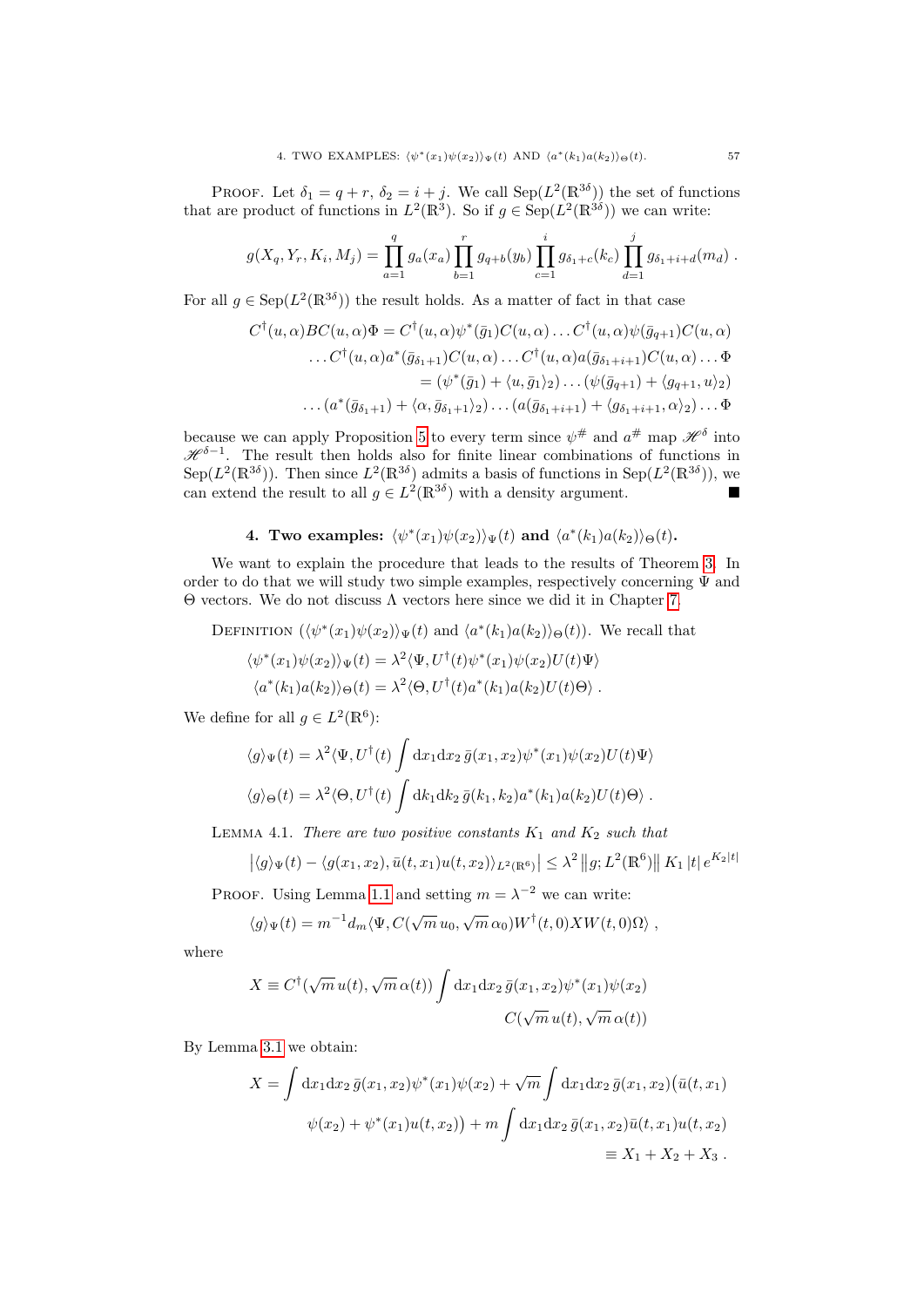Proof. Let $\delta_1 = q + r$, $\delta_2 = i + j$. We call $\mathrm{Sep}(L^2(\mathbb{R}^{3\delta}))$ the set of functions that are product of functions in $L^2(\mathbb{R}^3)$. So if $g \in \mathrm{Sep}(L^2(\mathbb{R}^{3\delta}))$ we can write:

$$g(X_q, Y_r, K_i, M_j) = \prod_{a=1}^{q} g_a(x_a) \prod_{b=1}^{r} g_{q+b}(y_b) \prod_{c=1}^{i} g_{\delta_1+c}(k_c) \prod_{d=1}^{j} g_{\delta_1+i+d}(m_d) \; .$$

For all $g \in \mathrm{Sep}(L^2(\mathbb{R}^{3\delta}))$ the result holds. As a matter of fact in that case

$$\begin{aligned}
C^\dagger(u,\alpha)BC(u,\alpha)\Phi &= C^\dagger(u,\alpha)\psi^*(\bar{g}_1)C(u,\alpha)\dots C^\dagger(u,\alpha)\psi(\bar{g}_{q+1})C(u,\alpha) \\
&\quad \dots C^\dagger(u,\alpha)a^*(\bar{g}_{\delta_1+1})C(u,\alpha)\dots C^\dagger(u,\alpha)a(\bar{g}_{\delta_1+i+1})C(u,\alpha)\dots\Phi \\
&= (\psi^*(\bar{g}_1) + \langle u, \bar{g}_1\rangle_2)\dots(\psi(\bar{g}_{q+1}) + \langle g_{q+1}, u\rangle_2) \\
&\quad \dots(a^*(\bar{g}_{\delta_1+1}) + \langle \alpha, \bar{g}_{\delta_1+1}\rangle_2)\dots(a(\bar{g}_{\delta_1+i+1}) + \langle g_{\delta_1+i+1}, \alpha\rangle_2)\dots\Phi
\end{aligned}$$

because we can apply Proposition 5 to every term since $\psi^\#$ and $a^\#$ map $\mathscr{H}^\delta$ into $\mathscr{H}^{\delta-1}$. The result then holds also for finite linear combinations of functions in $\mathrm{Sep}(L^2(\mathbb{R}^{3\delta}))$. Then since $L^2(\mathbb{R}^{3\delta})$ admits a basis of functions in $\mathrm{Sep}(L^2(\mathbb{R}^{3\delta}))$, we can extend the result to all $g \in L^2(\mathbb{R}^{3\delta})$ with a density argument. ∎

## 4. Two examples: $\langle\psi^*(x_1)\psi(x_2)\rangle_\Psi(t)$ and $\langle a^*(k_1)a(k_2)\rangle_\Theta(t)$.

We want to explain the procedure that leads to the results of Theorem 3. In order to do that we will study two simple examples, respectively concerning $\Psi$ and $\Theta$ vectors. We do not discuss $\Lambda$ vectors here since we did it in Chapter 7.

Definition ($\langle\psi^*(x_1)\psi(x_2)\rangle_\Psi(t)$ and $\langle a^*(k_1)a(k_2)\rangle_\Theta(t)$). We recall that

$$\begin{aligned}
\langle\psi^*(x_1)\psi(x_2)\rangle_\Psi(t) &= \lambda^2\langle\Psi, U^\dagger(t)\psi^*(x_1)\psi(x_2)U(t)\Psi\rangle \\
\langle a^*(k_1)a(k_2)\rangle_\Theta(t) &= \lambda^2\langle\Theta, U^\dagger(t)a^*(k_1)a(k_2)U(t)\Theta\rangle \; .
\end{aligned}$$

We define for all $g \in L^2(\mathbb{R}^6)$:

$$\begin{aligned}
\langle g\rangle_\Psi(t) &= \lambda^2\langle\Psi, U^\dagger(t)\int \mathrm{d}x_1\mathrm{d}x_2\, \bar{g}(x_1,x_2)\psi^*(x_1)\psi(x_2)U(t)\Psi\rangle \\
\langle g\rangle_\Theta(t) &= \lambda^2\langle\Theta, U^\dagger(t)\int \mathrm{d}k_1\mathrm{d}k_2\, \bar{g}(k_1,k_2)a^*(k_1)a(k_2)U(t)\Theta\rangle \; .
\end{aligned}$$

Lemma 4.1. *There are two positive constants $K_1$ and $K_2$ such that*

$$\left|\langle g\rangle_\Psi(t) - \langle g(x_1,x_2), \bar{u}(t,x_1)u(t,x_2)\rangle_{L^2(\mathbb{R}^6)}\right| \leq \lambda^2\left\|g; L^2(\mathbb{R}^6)\right\| K_1\,|t|\,e^{K_2|t|}$$

Proof. Using Lemma 1.1 and setting $m = \lambda^{-2}$ we can write:

$$\langle g\rangle_\Psi(t) = m^{-1}d_m\langle\Psi, C(\sqrt{m}\,u_0, \sqrt{m}\,\alpha_0)W^\dagger(t,0)XW(t,0)\Omega\rangle \; ,$$

where

$$X \equiv C^\dagger(\sqrt{m}\,u(t), \sqrt{m}\,\alpha(t))\int \mathrm{d}x_1\mathrm{d}x_2\,\bar{g}(x_1,x_2)\psi^*(x_1)\psi(x_2) \, C(\sqrt{m}\,u(t), \sqrt{m}\,\alpha(t))$$

By Lemma 3.1 we obtain:

$$\begin{aligned}
X &= \int \mathrm{d}x_1\mathrm{d}x_2\,\bar{g}(x_1,x_2)\psi^*(x_1)\psi(x_2) + \sqrt{m}\int \mathrm{d}x_1\mathrm{d}x_2\,\bar{g}(x_1,x_2)\big(\bar{u}(t,x_1) \\
&\quad \psi(x_2) + \psi^*(x_1)u(t,x_2)\big) + m\int \mathrm{d}x_1\mathrm{d}x_2\,\bar{g}(x_1,x_2)\bar{u}(t,x_1)u(t,x_2) \\
&\equiv X_1 + X_2 + X_3 \; .
\end{aligned}$$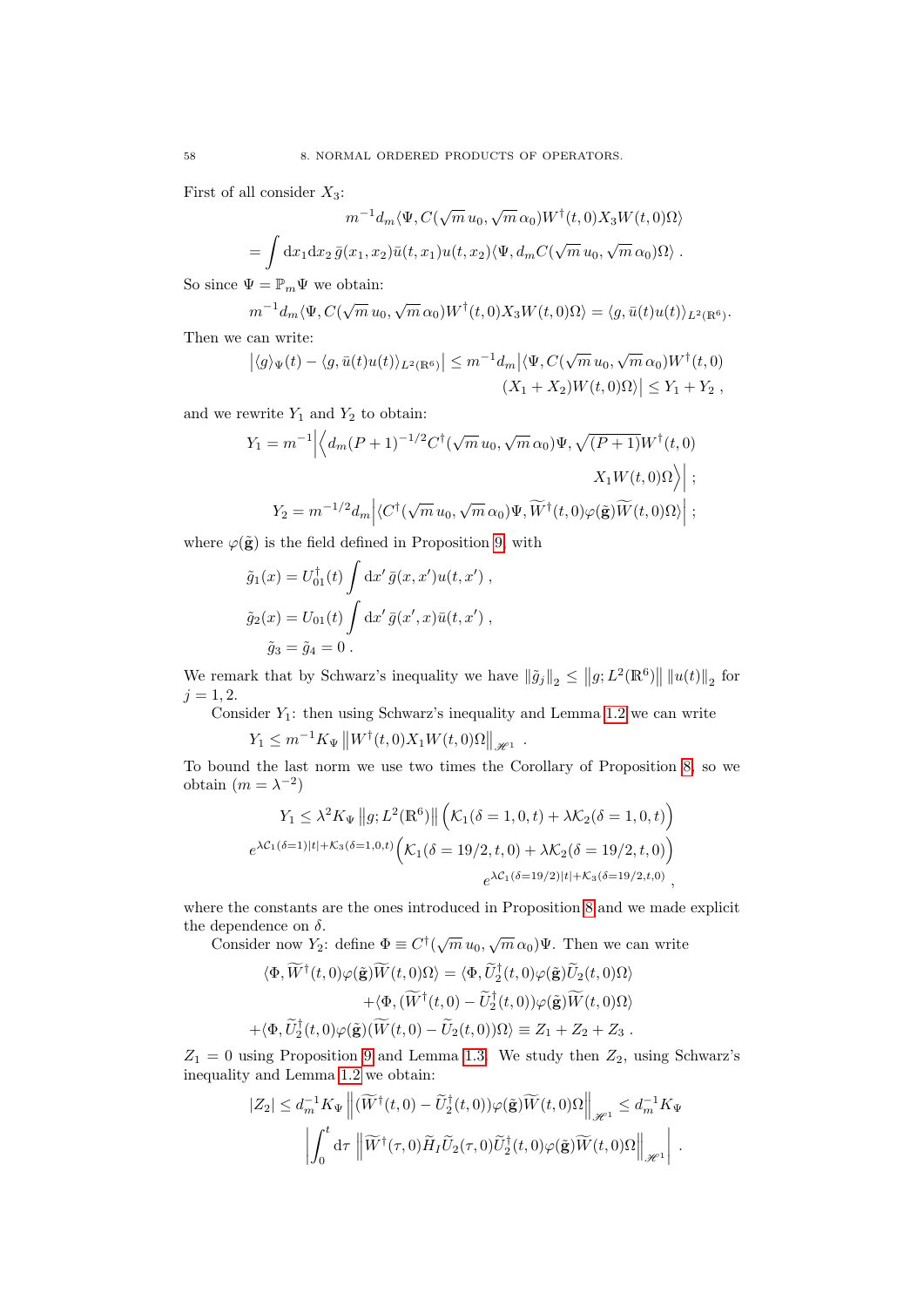First of all consider $X_3$:

$$m^{-1}d_m\langle\Psi, C(\sqrt{m}\,u_0,\sqrt{m}\,\alpha_0)W^\dagger(t,0)X_3W(t,0)\Omega\rangle$$
$$=\int \mathrm{d}x_1\mathrm{d}x_2\,\bar{g}(x_1,x_2)\bar{u}(t,x_1)u(t,x_2)\langle\Psi, d_mC(\sqrt{m}\,u_0,\sqrt{m}\,\alpha_0)\Omega\rangle\;.$$

So since $\Psi=\mathbb{P}_m\Psi$ we obtain:

$$m^{-1}d_m\langle\Psi, C(\sqrt{m}\,u_0,\sqrt{m}\,\alpha_0)W^\dagger(t,0)X_3W(t,0)\Omega\rangle=\langle g,\bar{u}(t)u(t)\rangle_{L^2(\mathbb{R}^6)}.$$

Then we can write:

$$\bigl|\langle g\rangle_\Psi(t)-\langle g,\bar{u}(t)u(t)\rangle_{L^2(\mathbb{R}^6)}\bigr|\leq m^{-1}d_m\bigl|\langle\Psi, C(\sqrt{m}\,u_0,\sqrt{m}\,\alpha_0)W^\dagger(t,0)$$
$$(X_1+X_2)W(t,0)\Omega\rangle\bigr|\leq Y_1+Y_2\;,$$

and we rewrite $Y_1$ and $Y_2$ to obtain:

$$Y_1=m^{-1}\Bigl|\Bigl\langle d_m(P+1)^{-1/2}C^\dagger(\sqrt{m}\,u_0,\sqrt{m}\,\alpha_0)\Psi,\sqrt{(P+1)}W^\dagger(t,0)$$
$$X_1W(t,0)\Omega\Bigr\rangle\Bigr|\;;$$
$$Y_2=m^{-1/2}d_m\Bigl|\langle C^\dagger(\sqrt{m}\,u_0,\sqrt{m}\,\alpha_0)\Psi,\widetilde{W}^\dagger(t,0)\varphi(\tilde{\mathbf{g}})\widetilde{W}(t,0)\Omega\rangle\Bigr|\;;$$

where $\varphi(\tilde{\mathbf{g}})$ is the field defined in Proposition 9, with

$$\tilde{g}_1(x)=U_{01}^\dagger(t)\int\mathrm{d}x'\,\bar{g}(x,x')u(t,x')\;,$$
$$\tilde{g}_2(x)=U_{01}(t)\int\mathrm{d}x'\,\bar{g}(x',x)\bar{u}(t,x')\;,$$
$$\tilde{g}_3=\tilde{g}_4=0\;.$$

We remark that by Schwarz's inequality we have $\|\tilde{g}_j\|_2\leq\|g;L^2(\mathbb{R}^6)\|\,\|u(t)\|_2$ for $j=1,2$.

Consider $Y_1$: then using Schwarz's inequality and Lemma 1.2 we can write

$$Y_1\leq m^{-1}K_\Psi\left\|W^\dagger(t,0)X_1W(t,0)\Omega\right\|_{\mathscr{H}^1}\;.$$

To bound the last norm we use two times the Corollary of Proposition 8, so we obtain ($m=\lambda^{-2}$)

$$Y_1\leq\lambda^2K_\Psi\left\|g;L^2(\mathbb{R}^6)\right\|\Bigl(\mathcal{K}_1(\delta=1,0,t)+\lambda\mathcal{K}_2(\delta=1,0,t)\Bigr)$$
$$e^{\lambda\mathcal{C}_1(\delta=1)|t|+\mathcal{K}_3(\delta=1,0,t)}\Bigl(\mathcal{K}_1(\delta=19/2,t,0)+\lambda\mathcal{K}_2(\delta=19/2,t,0)\Bigr)$$
$$e^{\lambda\mathcal{C}_1(\delta=19/2)|t|+\mathcal{K}_3(\delta=19/2,t,0)}\;,$$

where the constants are the ones introduced in Proposition 8 and we made explicit the dependence on $\delta$.

Consider now $Y_2$: define $\Phi\equiv C^\dagger(\sqrt{m}\,u_0,\sqrt{m}\,\alpha_0)\Psi$. Then we can write

$$\langle\Phi,\widetilde{W}^\dagger(t,0)\varphi(\tilde{\mathbf{g}})\widetilde{W}(t,0)\Omega\rangle=\langle\Phi,\widetilde{U}_2^\dagger(t,0)\varphi(\tilde{\mathbf{g}})\widetilde{U}_2(t,0)\Omega\rangle$$
$$+\langle\Phi,(\widetilde{W}^\dagger(t,0)-\widetilde{U}_2^\dagger(t,0))\varphi(\tilde{\mathbf{g}})\widetilde{W}(t,0)\Omega\rangle$$
$$+\langle\Phi,\widetilde{U}_2^\dagger(t,0)\varphi(\tilde{\mathbf{g}})(\widetilde{W}(t,0)-\widetilde{U}_2(t,0))\Omega\rangle\equiv Z_1+Z_2+Z_3\;.$$

$Z_1=0$ using Proposition 9 and Lemma 1.3. We study then $Z_2$, using Schwarz's inequality and Lemma 1.2 we obtain:

$$|Z_2|\leq d_m^{-1}K_\Psi\left\|(\widetilde{W}^\dagger(t,0)-\widetilde{U}_2^\dagger(t,0))\varphi(\tilde{\mathbf{g}})\widetilde{W}(t,0)\Omega\right\|_{\mathscr{H}^1}\leq d_m^{-1}K_\Psi$$
$$\left|\int_0^t\mathrm{d}\tau\,\left\|\widetilde{W}^\dagger(\tau,0)\widetilde{H}_I\widetilde{U}_2(\tau,0)\widetilde{U}_2^\dagger(t,0)\varphi(\tilde{\mathbf{g}})\widetilde{W}(t,0)\Omega\right\|_{\mathscr{H}^1}\right|\;.$$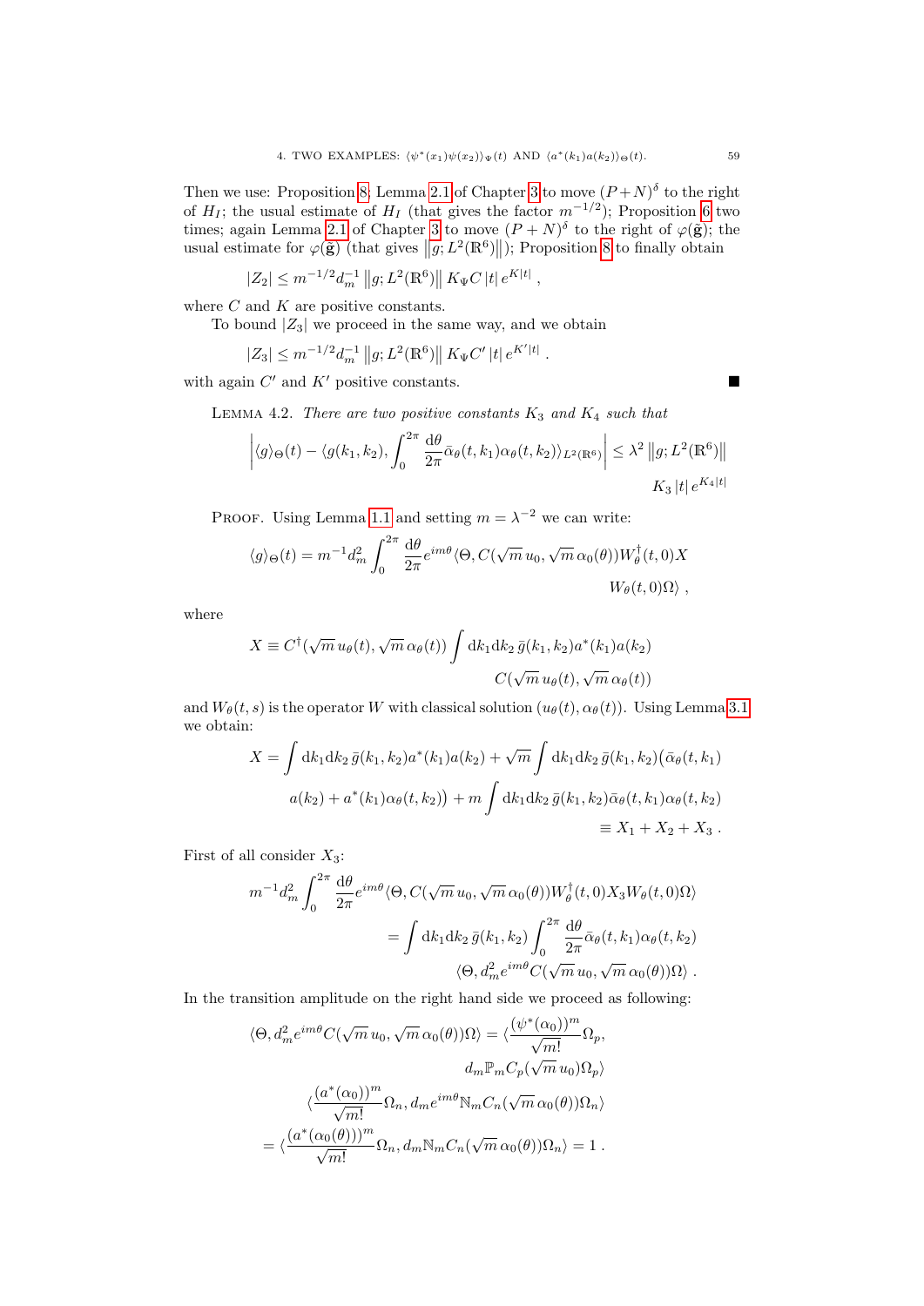Then we use: Proposition 8; Lemma 2.1 of Chapter 3 to move $(P+N)^\delta$ to the right of $H_I$; the usual estimate of $H_I$ (that gives the factor $m^{-1/2}$); Proposition 6 two times; again Lemma 2.1 of Chapter 3 to move $(P+N)^\delta$ to the right of $\varphi(\tilde{\mathbf{g}})$; the usual estimate for $\varphi(\tilde{\mathbf{g}})$ (that gives $\left\|g;L^2(\mathbb{R}^6)\right\|$); Proposition 8 to finally obtain

$$|Z_2| \leq m^{-1/2} d_m^{-1} \left\|g;L^2(\mathbb{R}^6)\right\| K_\Psi C\,|t|\,e^{K|t|}\ ,$$

where $C$ and $K$ are positive constants.

To bound $|Z_3|$ we proceed in the same way, and we obtain

$$|Z_3| \leq m^{-1/2} d_m^{-1} \left\|g;L^2(\mathbb{R}^6)\right\| K_\Psi C'\,|t|\,e^{K'|t|}\ .$$

with again $C'$ and $K'$ positive constants. ∎

LEMMA 4.2. *There are two positive constants $K_3$ and $K_4$ such that*

$$\left|\langle g\rangle_\Theta(t) - \langle g(k_1,k_2), \int_0^{2\pi}\frac{\mathrm{d}\theta}{2\pi}\bar{\alpha}_\theta(t,k_1)\alpha_\theta(t,k_2)\rangle_{L^2(\mathbb{R}^6)}\right| \leq \lambda^2 \left\|g;L^2(\mathbb{R}^6)\right\| K_3\,|t|\,e^{K_4|t|}$$

PROOF. Using Lemma 1.1 and setting $m=\lambda^{-2}$ we can write:

$$\langle g\rangle_\Theta(t) = m^{-1}d_m^2 \int_0^{2\pi}\frac{\mathrm{d}\theta}{2\pi}e^{im\theta}\langle\Theta, C(\sqrt{m}\,u_0,\sqrt{m}\,\alpha_0(\theta))W_\theta^\dagger(t,0)X\, W_\theta(t,0)\Omega\rangle\ ,$$

where

$$X \equiv C^\dagger(\sqrt{m}\,u_\theta(t),\sqrt{m}\,\alpha_\theta(t))\int \mathrm{d}k_1\mathrm{d}k_2\,\bar{g}(k_1,k_2)a^*(k_1)a(k_2)\, C(\sqrt{m}\,u_\theta(t),\sqrt{m}\,\alpha_\theta(t))$$

and $W_\theta(t,s)$ is the operator $W$ with classical solution $(u_\theta(t),\alpha_\theta(t))$. Using Lemma 3.1 we obtain:

$$\begin{aligned}
X = \int \mathrm{d}k_1\mathrm{d}k_2\,\bar{g}(k_1,k_2)a^*(k_1)a(k_2) + \sqrt{m}\int \mathrm{d}k_1\mathrm{d}k_2\,\bar{g}(k_1,k_2)\big(\bar{\alpha}_\theta(t,k_1)\\
a(k_2)+a^*(k_1)\alpha_\theta(t,k_2)\big) + m\int \mathrm{d}k_1\mathrm{d}k_2\,\bar{g}(k_1,k_2)\bar{\alpha}_\theta(t,k_1)\alpha_\theta(t,k_2)\\
\equiv X_1+X_2+X_3\ .
\end{aligned}$$

First of all consider $X_3$:

$$\begin{aligned}
m^{-1}d_m^2\int_0^{2\pi}\frac{\mathrm{d}\theta}{2\pi}e^{im\theta}\langle\Theta, C(\sqrt{m}\,u_0,\sqrt{m}\,\alpha_0(\theta))W_\theta^\dagger(t,0)X_3W_\theta(t,0)\Omega\rangle\\
=\int \mathrm{d}k_1\mathrm{d}k_2\,\bar{g}(k_1,k_2)\int_0^{2\pi}\frac{\mathrm{d}\theta}{2\pi}\bar{\alpha}_\theta(t,k_1)\alpha_\theta(t,k_2)\\
\langle\Theta, d_m^2 e^{im\theta}C(\sqrt{m}\,u_0,\sqrt{m}\,\alpha_0(\theta))\Omega\rangle\ .
\end{aligned}$$

In the transition amplitude on the right hand side we proceed as following:

$$\begin{aligned}
\langle\Theta, d_m^2 e^{im\theta}C(\sqrt{m}\,u_0,\sqrt{m}\,\alpha_0(\theta))\Omega\rangle = \langle\frac{(\psi^*(\alpha_0))^m}{\sqrt{m!}}\Omega_p,\\
d_m\mathbb{P}_mC_p(\sqrt{m}\,u_0)\Omega_p\rangle\\
\langle\frac{(a^*(\alpha_0))^m}{\sqrt{m!}}\Omega_n, d_me^{im\theta}\mathbb{N}_mC_n(\sqrt{m}\,\alpha_0(\theta))\Omega_n\rangle\\
=\langle\frac{(a^*(\alpha_0(\theta)))^m}{\sqrt{m!}}\Omega_n, d_m\mathbb{N}_mC_n(\sqrt{m}\,\alpha_0(\theta))\Omega_n\rangle = 1\ .
\end{aligned}$$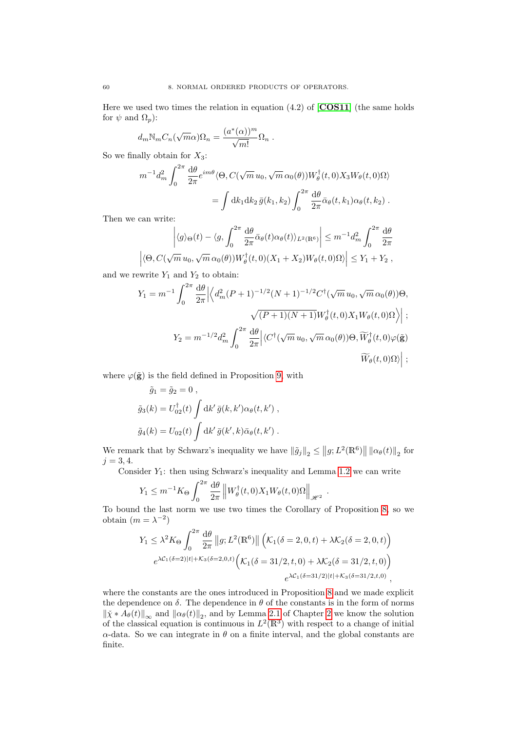Here we used two times the relation in equation (4.2) of [**COS11**] (the same holds for $\psi$ and $\Omega_p$):

$$d_m \mathbb{N}_m C_n(\sqrt{m}\alpha)\Omega_n = \frac{(a^*(\alpha))^m}{\sqrt{m!}}\Omega_n \ .$$

So we finally obtain for $X_3$:

$$m^{-1} d_m^2 \int_0^{2\pi} \frac{\mathrm{d}\theta}{2\pi} e^{im\theta} \langle \Theta, C(\sqrt{m}\, u_0, \sqrt{m}\, \alpha_0(\theta)) W_\theta^\dagger(t,0) X_3 W_\theta(t,0)\Omega\rangle$$
$$= \int \mathrm{d}k_1 \mathrm{d}k_2\, \bar{g}(k_1,k_2) \int_0^{2\pi} \frac{\mathrm{d}\theta}{2\pi} \bar{\alpha}_\theta(t,k_1)\alpha_\theta(t,k_2) \ .$$

Then we can write:

$$\left| \langle g \rangle_\Theta(t) - \langle g, \int_0^{2\pi} \frac{\mathrm{d}\theta}{2\pi} \bar{\alpha}_\theta(t)\alpha_\theta(t)\rangle_{L^2(\mathbb{R}^6)} \right| \leq m^{-1} d_m^2 \int_0^{2\pi} \frac{\mathrm{d}\theta}{2\pi}$$
$$\left| \langle \Theta, C(\sqrt{m}\, u_0, \sqrt{m}\, \alpha_0(\theta)) W_\theta^\dagger(t,0)(X_1 + X_2) W_\theta(t,0)\Omega\rangle \right| \leq Y_1 + Y_2 \ ,$$

and we rewrite $Y_1$ and $Y_2$ to obtain:

$$Y_1 = m^{-1} \int_0^{2\pi} \frac{\mathrm{d}\theta}{2\pi} \Big| \Big\langle d_m^2 (P+1)^{-1/2}(N+1)^{-1/2} C^\dagger(\sqrt{m}\, u_0, \sqrt{m}\, \alpha_0(\theta))\Theta,$$
$$\sqrt{(P+1)(N+1)} W_\theta^\dagger(t,0) X_1 W_\theta(t,0)\Omega \Big\rangle \Big| \ ;$$

$$Y_2 = m^{-1/2} d_m^2 \int_0^{2\pi} \frac{\mathrm{d}\theta}{2\pi} \Big| \langle C^\dagger(\sqrt{m}\, u_0, \sqrt{m}\, \alpha_0(\theta))\Theta, \widetilde{W}_\theta^\dagger(t,0)\varphi(\tilde{\mathbf{g}})$$
$$\widetilde{W}_\theta(t,0)\Omega\rangle \Big| \ ;$$

where $\varphi(\tilde{\mathbf{g}})$ is the field defined in Proposition 9, with

$$\tilde{g}_1 = \tilde{g}_2 = 0 \ ,$$
$$\tilde{g}_3(k) = U_{02}^\dagger(t) \int \mathrm{d}k'\, \bar{g}(k,k')\alpha_\theta(t,k') \ ,$$
$$\tilde{g}_4(k) = U_{02}(t) \int \mathrm{d}k'\, \bar{g}(k',k)\bar{\alpha}_\theta(t,k') \ .$$

We remark that by Schwarz's inequality we have $\left\|\tilde{g}_j\right\|_2 \leq \left\|g; L^2(\mathbb{R}^6)\right\| \left\|\alpha_\theta(t)\right\|_2$ for $j = 3,4$.

Consider $Y_1$: then using Schwarz's inequality and Lemma 1.2 we can write

$$Y_1 \leq m^{-1} K_\Theta \int_0^{2\pi} \frac{\mathrm{d}\theta}{2\pi} \left\| W_\theta^\dagger(t,0) X_1 W_\theta(t,0)\Omega \right\|_{\mathscr{H}^2} \ .$$

To bound the last norm we use two times the Corollary of Proposition 8, so we obtain ($m = \lambda^{-2}$)

$$Y_1 \leq \lambda^2 K_\Theta \int_0^{2\pi} \frac{\mathrm{d}\theta}{2\pi} \left\|g; L^2(\mathbb{R}^6)\right\| \Big( \mathcal{K}_1(\delta = 2, 0, t) + \lambda \mathcal{K}_2(\delta = 2, 0, t) \Big)$$
$$e^{\lambda \mathcal{C}_1(\delta=2)|t| + \mathcal{K}_3(\delta=2,0,t)} \Big( \mathcal{K}_1(\delta = 31/2, t, 0) + \lambda \mathcal{K}_2(\delta = 31/2, t, 0) \Big)$$
$$e^{\lambda \mathcal{C}_1(\delta=31/2)|t| + \mathcal{K}_3(\delta=31/2,t,0)} \ ,$$

where the constants are the ones introduced in Proposition 8 and we made explicit the dependence on $\delta$. The dependence in $\theta$ of the constants is in the form of norms $\left\|\check{\chi} * A_\theta(t)\right\|_\infty$ and $\left\|\alpha_\theta(t)\right\|_2$, and by Lemma 2.1 of Chapter 2 we know the solution of the classical equation is continuous in $L^2(\mathbb{R}^3)$ with respect to a change of initial $\alpha$-data. So we can integrate in $\theta$ on a finite interval, and the global constants are finite.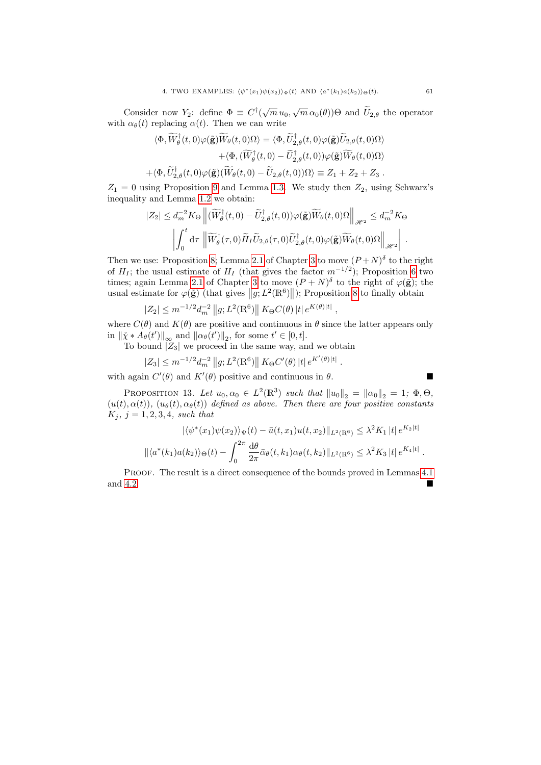Consider now $Y_2$: define $\Phi \equiv C^\dagger(\sqrt{m}\, u_0, \sqrt{m}\, \alpha_0(\theta))\Theta$ and $\widetilde{U}_{2,\theta}$ the operator with $\alpha_\theta(t)$ replacing $\alpha(t)$. Then we can write

$$
\begin{aligned}
\langle \Phi, \widetilde{W}^\dagger_\theta(t,0)\varphi(\tilde{\mathbf{g}})\widetilde{W}_\theta(t,0)\Omega\rangle &= \langle \Phi, \widetilde{U}^\dagger_{2,\theta}(t,0)\varphi(\tilde{\mathbf{g}})\widetilde{U}_{2,\theta}(t,0)\Omega\rangle \\
&\quad + \langle \Phi, (\widetilde{W}^\dagger_\theta(t,0) - \widetilde{U}^\dagger_{2,\theta}(t,0))\varphi(\tilde{\mathbf{g}})\widetilde{W}_\theta(t,0)\Omega\rangle \\
+\langle \Phi, \widetilde{U}^\dagger_{2,\theta}(t,0)\varphi(\tilde{\mathbf{g}})(\widetilde{W}_\theta(t,0) &- \widetilde{U}_{2,\theta}(t,0))\Omega\rangle \equiv Z_1 + Z_2 + Z_3 \,.
\end{aligned}
$$

$Z_1 = 0$ using Proposition 9 and Lemma 1.3. We study then $Z_2$, using Schwarz's inequality and Lemma 1.2 we obtain:

$$
|Z_2| \le d_m^{-2} K_\Theta \left\| (\widetilde{W}^\dagger_\theta(t,0) - \widetilde{U}^\dagger_{2,\theta}(t,0))\varphi(\tilde{\mathbf{g}})\widetilde{W}_\theta(t,0)\Omega \right\|_{\mathscr{H}^2} \le d_m^{-2} K_\Theta
$$
$$
\left| \int_0^t \mathrm{d}\tau \, \left\| \widetilde{W}^\dagger_\theta(\tau,0)\widetilde{H}_I \widetilde{U}_{2,\theta}(\tau,0)\widetilde{U}^\dagger_{2,\theta}(t,0)\varphi(\tilde{\mathbf{g}})\widetilde{W}_\theta(t,0)\Omega \right\|_{\mathscr{H}^2} \right| \,.
$$

Then we use: Proposition 8; Lemma 2.1 of Chapter 3 to move $(P+N)^\delta$ to the right of $H_I$; the usual estimate of $H_I$ (that gives the factor $m^{-1/2}$); Proposition 6 two times; again Lemma 2.1 of Chapter 3 to move $(P+N)^\delta$ to the right of $\varphi(\tilde{\mathbf{g}})$; the usual estimate for $\varphi(\tilde{\mathbf{g}})$ (that gives $\left\|g; L^2(\mathbb{R}^6)\right\|$); Proposition 8 to finally obtain

$$
|Z_2| \le m^{-1/2} d_m^{-2} \left\|g; L^2(\mathbb{R}^6)\right\| K_\Theta C(\theta) \, |t| \, e^{K(\theta)|t|} \,,
$$

where $C(\theta)$ and $K(\theta)$ are positive and continuous in $\theta$ since the latter appears only in $\|\check{\chi} * A_\theta(t')\|_\infty$ and $\|\alpha_\theta(t')\|_2$, for some $t' \in [0,t]$.

To bound $|Z_3|$ we proceed in the same way, and we obtain

$$
|Z_3| \le m^{-1/2} d_m^{-2} \left\|g; L^2(\mathbb{R}^6)\right\| K_\Theta C'(\theta) \, |t| \, e^{K'(\theta)|t|} \,.
$$

with again $C'(\theta)$ and $K'(\theta)$ positive and continuous in $\theta$. ∎

PROPOSITION 13. *Let $u_0, \alpha_0 \in L^2(\mathbb{R}^3)$ such that $\|u_0\|_2 = \|\alpha_0\|_2 = 1$; $\Phi, \Theta$, $(u(t), \alpha(t))$, $(u_\theta(t), \alpha_\theta(t))$ defined as above. Then there are four positive constants $K_j$, $j = 1,2,3,4$, such that*

$$
|\langle \psi^*(x_1)\psi(x_2)\rangle_\Psi(t) - \bar{u}(t,x_1)u(t,x_2)\|_{L^2(\mathbb{R}^6)} \le \lambda^2 K_1 \, |t| \, e^{K_2|t|}
$$
$$
\|\langle a^*(k_1)a(k_2)\rangle_\Theta(t) - \int_0^{2\pi} \frac{\mathrm{d}\theta}{2\pi} \bar{\alpha}_\theta(t,k_1)\alpha_\theta(t,k_2)\|_{L^2(\mathbb{R}^6)} \le \lambda^2 K_3 \, |t| \, e^{K_4|t|} \,.
$$

PROOF. The result is a direct consequence of the bounds proved in Lemmas 4.1 and 4.2. ∎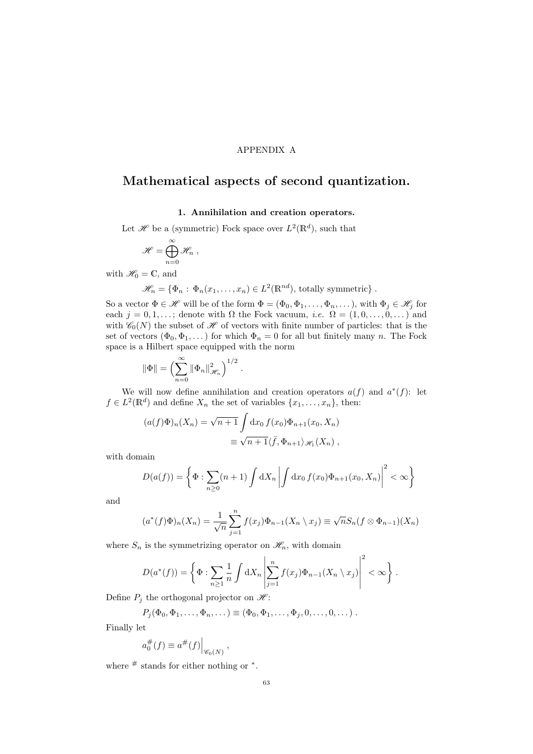APPENDIX A

# Mathematical aspects of second quantization.

### 1. Annihilation and creation operators.

Let $\mathscr{H}$ be a (symmetric) Fock space over $L^2(\mathbb{R}^d)$, such that

$$\mathscr{H} = \bigoplus_{n=0}^{\infty} \mathscr{H}_n \ ,$$

with $\mathscr{H}_0 = \mathbb{C}$, and

$$\mathscr{H}_n = \{\Phi_n : \Phi_n(x_1, \dots, x_n) \in L^2(\mathbb{R}^{nd}), \text{ totally symmetric}\} \ .$$

So a vector $\Phi \in \mathscr{H}$ will be of the form $\Phi = (\Phi_0, \Phi_1, \dots, \Phi_n, \dots)$, with $\Phi_j \in \mathscr{H}_j$ for each $j = 0, 1, \dots$; denote with $\Omega$ the Fock vacuum, *i.e.* $\Omega = (1, 0, \dots, 0, \dots)$ and with $\mathscr{C}_0(N)$ the subset of $\mathscr{H}$ of vectors with finite number of particles: that is the set of vectors $(\Phi_0, \Phi_1, \dots)$ for which $\Phi_n = 0$ for all but finitely many $n$. The Fock space is a Hilbert space equipped with the norm

$$\|\Phi\| = \Big( \sum_{n=0}^{\infty} \|\Phi_n\|^2_{\mathscr{H}_n} \Big)^{1/2} \ .$$

We will now define annihilation and creation operators $a(f)$ and $a^*(f)$: let $f \in L^2(\mathbb{R}^d)$ and define $X_n$ the set of variables $\{x_1, \dots, x_n\}$, then:

$$\begin{aligned}(a(f)\Phi)_n(X_n) &= \sqrt{n+1} \int \mathrm{d}x_0 \, f(x_0) \Phi_{n+1}(x_0, X_n) \\ &\equiv \sqrt{n+1} \langle \bar{f}, \Phi_{n+1} \rangle_{\mathscr{H}_1}(X_n) \ ,\end{aligned}$$

with domain

$$D(a(f)) = \left\{ \Phi : \sum_{n \geq 0} (n+1) \int \mathrm{d}X_n \left| \int \mathrm{d}x_0 \, f(x_0) \Phi_{n+1}(x_0, X_n) \right|^2 < \infty \right\}$$

and

$$(a^*(f)\Phi)_n(X_n) = \frac{1}{\sqrt{n}} \sum_{j=1}^{n} f(x_j) \Phi_{n-1}(X_n \setminus x_j) \equiv \sqrt{n} S_n(f \otimes \Phi_{n-1})(X_n)$$

where $S_n$ is the symmetrizing operator on $\mathscr{H}_n$, with domain

$$D(a^*(f)) = \left\{ \Phi : \sum_{n \geq 1} \frac{1}{n} \int \mathrm{d}X_n \left| \sum_{j=1}^{n} f(x_j) \Phi_{n-1}(X_n \setminus x_j) \right|^2 < \infty \right\} .$$

Define $P_j$ the orthogonal projector on $\mathscr{H}$:

$$P_j(\Phi_0, \Phi_1, \dots, \Phi_n, \dots) \equiv (\Phi_0, \Phi_1, \dots, \Phi_j, 0, \dots, 0, \dots) \ .$$

Finally let

$$a_0^{\#}(f) \equiv a^{\#}(f) \Big|_{\mathscr{C}_0(N)} \ ,$$

where $^{\#}$ stands for either nothing or $^*$.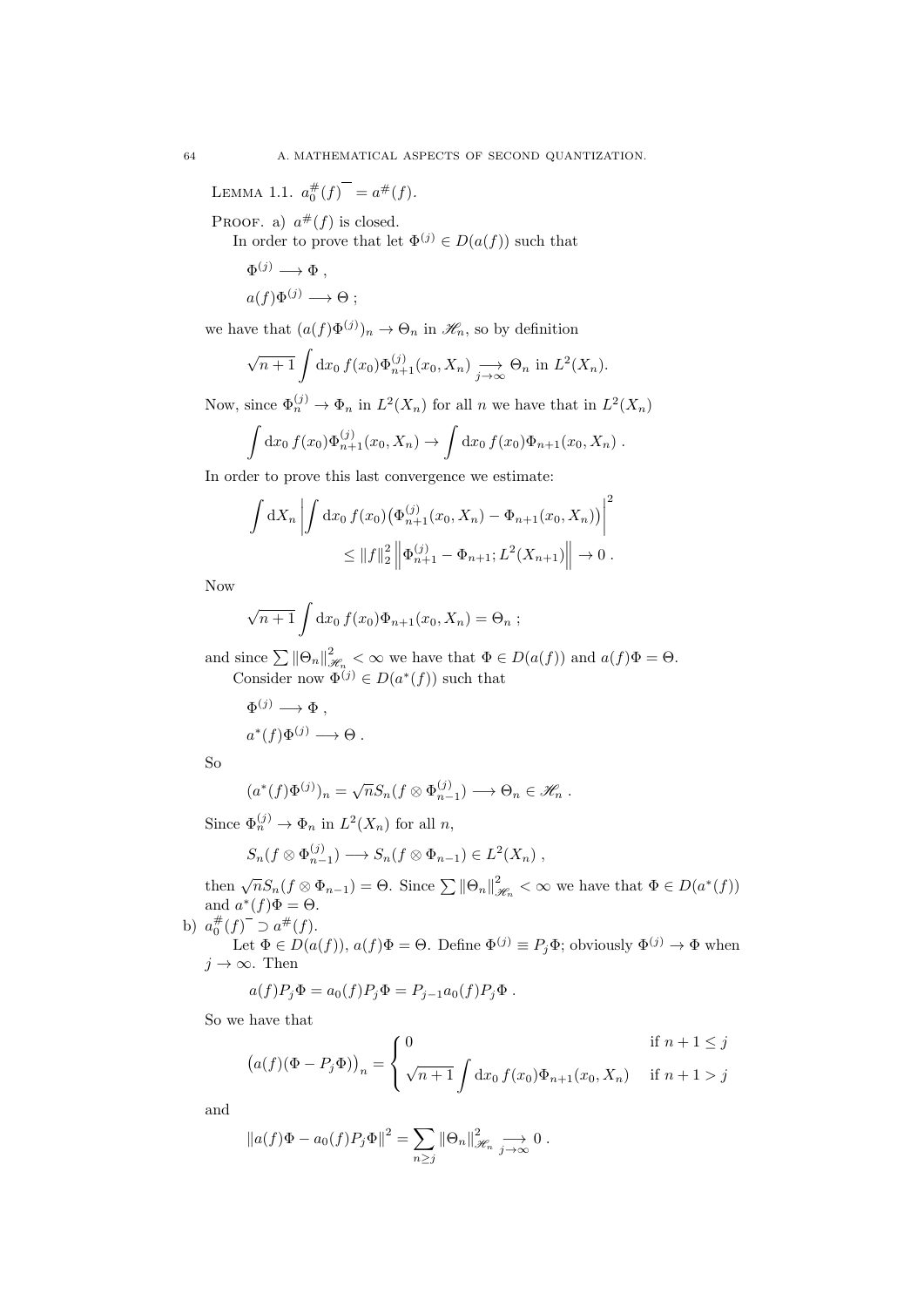LEMMA 1.1. $\overline{a_0^\#(f)} = a^\#(f)$.

PROOF. a) $a^\#(f)$ is closed.

In order to prove that let $\Phi^{(j)} \in D(a(f))$ such that

$$\Phi^{(j)} \longrightarrow \Phi \,,$$

$$a(f)\Phi^{(j)} \longrightarrow \Theta \,;$$

we have that $(a(f)\Phi^{(j)})_n \to \Theta_n$ in $\mathscr{H}_n$, so by definition

$$\sqrt{n+1}\int \mathrm{d}x_0\, f(x_0)\Phi_{n+1}^{(j)}(x_0, X_n) \underset{j\to\infty}{\longrightarrow} \Theta_n \text{ in } L^2(X_n).$$

Now, since $\Phi_n^{(j)} \to \Phi_n$ in $L^2(X_n)$ for all $n$ we have that in $L^2(X_n)$

$$\int \mathrm{d}x_0\, f(x_0)\Phi_{n+1}^{(j)}(x_0, X_n) \to \int \mathrm{d}x_0\, f(x_0)\Phi_{n+1}(x_0, X_n) \,.$$

In order to prove this last convergence we estimate:

$$\int \mathrm{d}X_n \left|\int \mathrm{d}x_0\, f(x_0)\big(\Phi_{n+1}^{(j)}(x_0, X_n) - \Phi_{n+1}(x_0, X_n)\big)\right|^2 \leq \|f\|_2^2 \left\|\Phi_{n+1}^{(j)} - \Phi_{n+1}; L^2(X_{n+1})\right\| \to 0 \,.$$

Now

$$\sqrt{n+1}\int \mathrm{d}x_0\, f(x_0)\Phi_{n+1}(x_0, X_n) = \Theta_n \,;$$

and since $\sum \|\Theta_n\|_{\mathscr{H}_n}^2 < \infty$ we have that $\Phi \in D(a(f))$ and $a(f)\Phi = \Theta$.

Consider now $\Phi^{(j)} \in D(a^*(f))$ such that

$$\Phi^{(j)} \longrightarrow \Phi \,,$$

$$a^*(f)\Phi^{(j)} \longrightarrow \Theta \,.$$

So

$$(a^*(f)\Phi^{(j)})_n = \sqrt{n}S_n(f \otimes \Phi_{n-1}^{(j)}) \longrightarrow \Theta_n \in \mathscr{H}_n \,.$$

Since $\Phi_n^{(j)} \to \Phi_n$ in $L^2(X_n)$ for all $n$,

$$S_n(f \otimes \Phi_{n-1}^{(j)}) \longrightarrow S_n(f \otimes \Phi_{n-1}) \in L^2(X_n) \,,$$

then $\sqrt{n}S_n(f \otimes \Phi_{n-1}) = \Theta$. Since $\sum \|\Theta_n\|_{\mathscr{H}_n}^2 < \infty$ we have that $\Phi \in D(a^*(f))$ and $a^*(f)\Phi = \Theta$.

b) $\overline{a_0^\#(f)} \supset a^\#(f)$.

Let $\Phi \in D(a(f))$, $a(f)\Phi = \Theta$. Define $\Phi^{(j)} \equiv P_j\Phi$; obviously $\Phi^{(j)} \to \Phi$ when $j \to \infty$. Then

$$a(f)P_j\Phi = a_0(f)P_j\Phi = P_{j-1}a_0(f)P_j\Phi \,.$$

So we have that

$$\big(a(f)(\Phi - P_j\Phi)\big)_n = \begin{cases} 0 & \text{if } n+1 \leq j \\ \sqrt{n+1}\displaystyle\int \mathrm{d}x_0\, f(x_0)\Phi_{n+1}(x_0, X_n) & \text{if } n+1 > j \end{cases}$$

and

$$\|a(f)\Phi - a_0(f)P_j\Phi\|^2 = \sum_{n\geq j} \|\Theta_n\|_{\mathscr{H}_n}^2 \underset{j\to\infty}{\longrightarrow} 0 \,.$$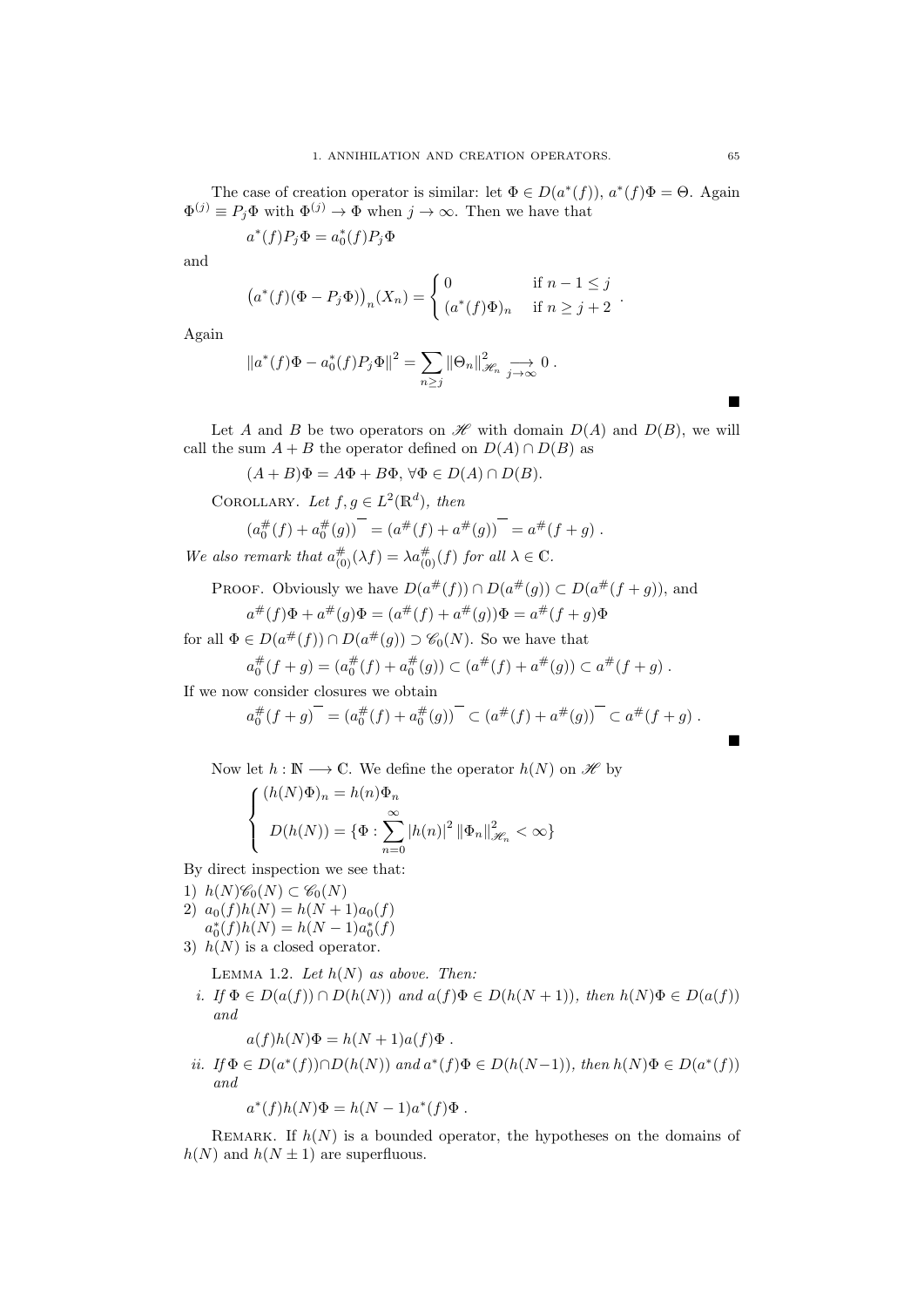The case of creation operator is similar: let $\Phi \in D(a^*(f))$, $a^*(f)\Phi = \Theta$. Again $\Phi^{(j)} \equiv P_j\Phi$ with $\Phi^{(j)} \to \Phi$ when $j \to \infty$. Then we have that

$$a^*(f)P_j\Phi = a_0^*(f)P_j\Phi$$

and

$$\big(a^*(f)(\Phi - P_j\Phi)\big)_n(X_n) = \begin{cases} 0 & \text{if } n-1 \leq j \\ (a^*(f)\Phi)_n & \text{if } n \geq j+2 \end{cases} .$$

Again

$$\|a^*(f)\Phi - a_0^*(f)P_j\Phi\|^2 = \sum_{n \geq j} \|\Theta_n\|^2_{\mathscr{H}_n} \underset{j\to\infty}{\longrightarrow} 0 .$$

■

Let $A$ and $B$ be two operators on $\mathscr{H}$ with domain $D(A)$ and $D(B)$, we will call the sum $A+B$ the operator defined on $D(A)\cap D(B)$ as

$$(A+B)\Phi = A\Phi + B\Phi, \ \forall \Phi \in D(A)\cap D(B).$$

COROLLARY. *Let $f, g \in L^2(\mathbb{R}^d)$, then*

$$\overline{(a_0^\#(f) + a_0^\#(g))} = \overline{(a^\#(f) + a^\#(g))} = a^\#(f+g) .$$

*We also remark that $a_{(0)}^\#(\lambda f) = \lambda a_{(0)}^\#(f)$ for all $\lambda \in \mathbb{C}$.*

PROOF. Obviously we have $D(a^\#(f)) \cap D(a^\#(g)) \subset D(a^\#(f+g))$, and

$$a^\#(f)\Phi + a^\#(g)\Phi = (a^\#(f) + a^\#(g))\Phi = a^\#(f+g)\Phi$$

for all $\Phi \in D(a^\#(f)) \cap D(a^\#(g)) \supset \mathscr{C}_0(N)$. So we have that

$$a_0^\#(f+g) = (a_0^\#(f) + a_0^\#(g)) \subset (a^\#(f) + a^\#(g)) \subset a^\#(f+g) .$$

If we now consider closures we obtain

$$\overline{a_0^\#(f+g)} = \overline{(a_0^\#(f) + a_0^\#(g))} \subset \overline{(a^\#(f) + a^\#(g))} \subset a^\#(f+g) .$$

■

Now let $h : \mathbb{N} \longrightarrow \mathbb{C}$. We define the operator $h(N)$ on $\mathscr{H}$ by

$$\begin{cases} (h(N)\Phi)_n = h(n)\Phi_n \\ D(h(N)) = \{\Phi : \sum_{n=0}^{\infty} |h(n)|^2 \|\Phi_n\|^2_{\mathscr{H}_n} < \infty\} \end{cases}$$

By direct inspection we see that:

1) $h(N)\mathscr{C}_0(N) \subset \mathscr{C}_0(N)$
2) $a_0(f)h(N) = h(N+1)a_0(f)$
   $a_0^*(f)h(N) = h(N-1)a_0^*(f)$
3) $h(N)$ is a closed operator.

LEMMA 1.2. *Let $h(N)$ as above. Then:*

*i. If $\Phi \in D(a(f)) \cap D(h(N))$ and $a(f)\Phi \in D(h(N+1))$, then $h(N)\Phi \in D(a(f))$ and*

$$a(f)h(N)\Phi = h(N+1)a(f)\Phi .$$

*ii. If $\Phi \in D(a^*(f)) \cap D(h(N))$ and $a^*(f)\Phi \in D(h(N-1))$, then $h(N)\Phi \in D(a^*(f))$ and*

$$a^*(f)h(N)\Phi = h(N-1)a^*(f)\Phi .$$

REMARK. If $h(N)$ is a bounded operator, the hypotheses on the domains of $h(N)$ and $h(N\pm 1)$ are superfluous.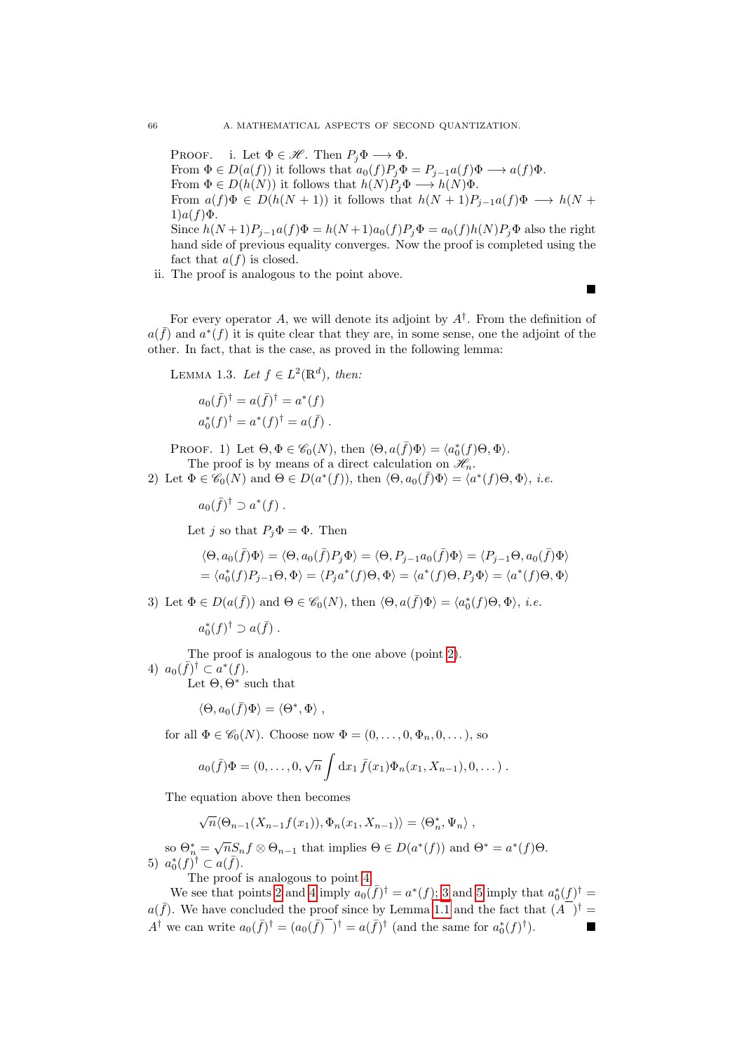PROOF. i. Let $\Phi \in \mathscr{H}$. Then $P_j\Phi \longrightarrow \Phi$.
From $\Phi \in D(a(f))$ it follows that $a_0(f)P_j\Phi = P_{j-1}a(f)\Phi \longrightarrow a(f)\Phi$.
From $\Phi \in D(h(N))$ it follows that $h(N)P_j\Phi \longrightarrow h(N)\Phi$.
From $a(f)\Phi \in D(h(N+1))$ it follows that $h(N+1)P_{j-1}a(f)\Phi \longrightarrow h(N+1)a(f)\Phi$.
Since $h(N+1)P_{j-1}a(f)\Phi = h(N+1)a_0(f)P_j\Phi = a_0(f)h(N)P_j\Phi$ also the right hand side of previous equality converges. Now the proof is completed using the fact that $a(f)$ is closed.

ii. The proof is analogous to the point above.

■

For every operator $A$, we will denote its adjoint by $A^\dagger$. From the definition of $a(\bar{f})$ and $a^*(f)$ it is quite clear that they are, in some sense, one the adjoint of the other. In fact, that is the case, as proved in the following lemma:

LEMMA 1.3. *Let $f \in L^2(\mathbb{R}^d)$, then:*

$$a_0(\bar{f})^\dagger = a(\bar{f})^\dagger = a^*(f)$$
$$a_0^*(f)^\dagger = a^*(f)^\dagger = a(\bar{f}) .$$

PROOF. 1) Let $\Theta, \Phi \in \mathscr{C}_0(N)$, then $\langle \Theta, a(\bar{f})\Phi \rangle = \langle a_0^*(f)\Theta, \Phi \rangle$.
The proof is by means of a direct calculation on $\mathscr{H}_n$.

2) Let $\Phi \in \mathscr{C}_0(N)$ and $\Theta \in D(a^*(f))$, then $\langle \Theta, a_0(\bar{f})\Phi \rangle = \langle a^*(f)\Theta, \Phi \rangle$, *i.e.*

$$a_0(\bar{f})^\dagger \supset a^*(f) .$$

Let $j$ so that $P_j\Phi = \Phi$. Then

$$\langle \Theta, a_0(\bar{f})\Phi \rangle = \langle \Theta, a_0(\bar{f})P_j\Phi \rangle = \langle \Theta, P_{j-1}a_0(\bar{f})\Phi \rangle = \langle P_{j-1}\Theta, a_0(\bar{f})\Phi \rangle$$
$$= \langle a_0^*(f)P_{j-1}\Theta, \Phi \rangle = \langle P_j a^*(f)\Theta, \Phi \rangle = \langle a^*(f)\Theta, P_j\Phi \rangle = \langle a^*(f)\Theta, \Phi \rangle$$

3) Let $\Phi \in D(a(\bar{f}))$ and $\Theta \in \mathscr{C}_0(N)$, then $\langle \Theta, a(\bar{f})\Phi \rangle = \langle a_0^*(f)\Theta, \Phi \rangle$, *i.e.*

$$a_0^*(f)^\dagger \supset a(\bar{f}) .$$

The proof is analogous to the one above (point 2).

4) $a_0(\bar{f})^\dagger \subset a^*(f)$.
Let $\Theta, \Theta^*$ such that

$$\langle \Theta, a_0(\bar{f})\Phi \rangle = \langle \Theta^*, \Phi \rangle ,$$

for all $\Phi \in \mathscr{C}_0(N)$. Choose now $\Phi = (0, \dots, 0, \Phi_n, 0, \dots)$, so

$$a_0(\bar{f})\Phi = (0, \dots, 0, \sqrt{n}\int \mathrm{d}x_1\, \bar{f}(x_1)\Phi_n(x_1, X_{n-1}), 0, \dots) .$$

The equation above then becomes

$$\sqrt{n}\langle \Theta_{n-1}(X_{n-1}f(x_1)), \Phi_n(x_1, X_{n-1}) \rangle = \langle \Theta_n^*, \Psi_n \rangle ,$$

so $\Theta_n^* = \sqrt{n}S_n f \otimes \Theta_{n-1}$ that implies $\Theta \in D(a^*(f))$ and $\Theta^* = a^*(f)\Theta$.

5) $a_0^*(f)^\dagger \subset a(\bar{f})$.
The proof is analogous to point 4.

We see that points 2 and 4 imply $a_0(\bar{f})^\dagger = a^*(f)$; 3 and 5 imply that $a_0^*(f)^\dagger = a(\bar{f})$. We have concluded the proof since by Lemma 1.1 and the fact that $(\overline{A})^\dagger = A^\dagger$ we can write $a_0(\bar{f})^\dagger = (\overline{a_0(\bar{f})})^\dagger = a(\bar{f})^\dagger$ (and the same for $a_0^*(f)^\dagger$). ■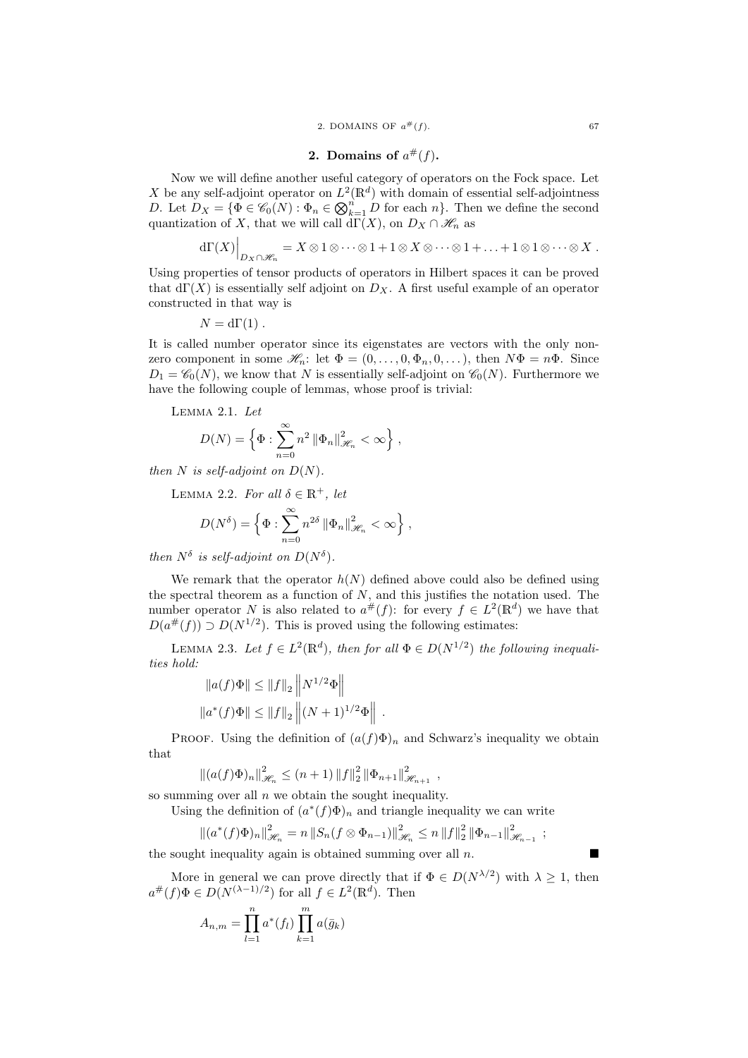## 2. Domains of $a^{\#}(f)$.

Now we will define another useful category of operators on the Fock space. Let $X$ be any self-adjoint operator on $L^2(\mathbb{R}^d)$ with domain of essential self-adjointness $D$. Let $D_X = \{\Phi \in \mathscr{C}_0(N) : \Phi_n \in \bigotimes_{k=1}^n D \text{ for each } n\}$. Then we define the second quantization of $X$, that we will call $\mathrm{d}\Gamma(X)$, on $D_X \cap \mathscr{H}_n$ as

$$\mathrm{d}\Gamma(X)\Big|_{D_X \cap \mathscr{H}_n} = X \otimes 1 \otimes \cdots \otimes 1 + 1 \otimes X \otimes \cdots \otimes 1 + \ldots + 1 \otimes 1 \otimes \cdots \otimes X \ .$$

Using properties of tensor products of operators in Hilbert spaces it can be proved that $\mathrm{d}\Gamma(X)$ is essentially self adjoint on $D_X$. A first useful example of an operator constructed in that way is

$$N = \mathrm{d}\Gamma(1) \ .$$

It is called number operator since its eigenstates are vectors with the only non-zero component in some $\mathscr{H}_n$: let $\Phi = (0, \ldots, 0, \Phi_n, 0, \ldots)$, then $N\Phi = n\Phi$. Since $D_1 = \mathscr{C}_0(N)$, we know that $N$ is essentially self-adjoint on $\mathscr{C}_0(N)$. Furthermore we have the following couple of lemmas, whose proof is trivial:

Lemma 2.1. *Let*

$$D(N) = \Big\{ \Phi : \sum_{n=0}^{\infty} n^2 \left\| \Phi_n \right\|^2_{\mathscr{H}_n} < \infty \Big\} \ ,$$

*then $N$ is self-adjoint on $D(N)$.*

Lemma 2.2. *For all $\delta \in \mathbb{R}^+$, let*

$$D(N^{\delta}) = \Big\{ \Phi : \sum_{n=0}^{\infty} n^{2\delta} \left\| \Phi_n \right\|^2_{\mathscr{H}_n} < \infty \Big\} \ ,$$

*then $N^{\delta}$ is self-adjoint on $D(N^{\delta})$.*

We remark that the operator $h(N)$ defined above could also be defined using the spectral theorem as a function of $N$, and this justifies the notation used. The number operator $N$ is also related to $a^{\#}(f)$: for every $f \in L^2(\mathbb{R}^d)$ we have that $D(a^{\#}(f)) \supset D(N^{1/2})$. This is proved using the following estimates:

Lemma 2.3. *Let $f \in L^2(\mathbb{R}^d)$, then for all $\Phi \in D(N^{1/2})$ the following inequalities hold:*

$$\left\| a(f)\Phi \right\| \leq \left\| f \right\|_2 \left\| N^{1/2}\Phi \right\|$$

$$\left\| a^*(f)\Phi \right\| \leq \left\| f \right\|_2 \left\| (N+1)^{1/2}\Phi \right\| \ .$$

Proof. Using the definition of $(a(f)\Phi)_n$ and Schwarz's inequality we obtain that

$$\left\| (a(f)\Phi)_n \right\|^2_{\mathscr{H}_n} \leq (n+1) \left\| f \right\|_2^2 \left\| \Phi_{n+1} \right\|^2_{\mathscr{H}_{n+1}} \ ,$$

so summing over all $n$ we obtain the sought inequality.

Using the definition of $(a^*(f)\Phi)_n$ and triangle inequality we can write

$$\left\| (a^*(f)\Phi)_n \right\|^2_{\mathscr{H}_n} = n \left\| S_n(f \otimes \Phi_{n-1}) \right\|^2_{\mathscr{H}_n} \leq n \left\| f \right\|_2^2 \left\| \Phi_{n-1} \right\|^2_{\mathscr{H}_{n-1}} \ ;$$

the sought inequality again is obtained summing over all $n$. ∎

More in general we can prove directly that if $\Phi \in D(N^{\lambda/2})$ with $\lambda \geq 1$, then $a^{\#}(f)\Phi \in D(N^{(\lambda-1)/2})$ for all $f \in L^2(\mathbb{R}^d)$. Then

$$A_{n,m} = \prod_{l=1}^{n} a^*(f_l) \prod_{k=1}^{m} a(\bar{g}_k)$$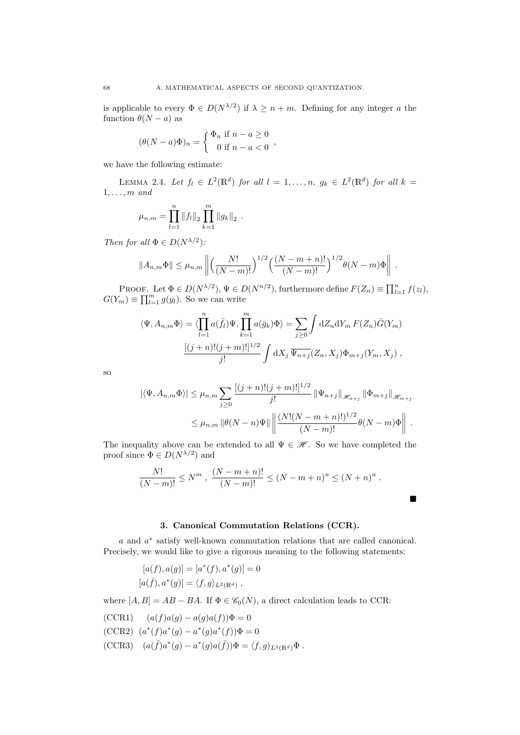is applicable to every $\Phi \in D(N^{\lambda/2})$ if $\lambda \geq n+m$. Defining for any integer $a$ the function $\theta(N-a)$ as

$$(\theta(N-a)\Phi)_n = \begin{cases} \Phi_n \text{ if } n-a \geq 0 \\ 0 \text{ if } n-a < 0 \end{cases},$$

we have the following estimate:

Lemma 2.4. *Let $f_l \in L^2(\mathbb{R}^d)$ for all $l = 1, \ldots, n$, $g_k \in L^2(\mathbb{R}^d)$ for all $k = 1, \ldots, m$ and*

$$\mu_{n,m} = \prod_{l=1}^n \|f_l\|_2 \prod_{k=1}^m \|g_k\|_2 \ .$$

*Then for all $\Phi \in D(N^{\lambda/2})$:*

$$\|A_{n,m}\Phi\| \leq \mu_{n,m} \left\| \Big(\frac{N!}{(N-m)!}\Big)^{1/2} \Big(\frac{(N-m+n)!}{(N-m)!}\Big)^{1/2} \theta(N-m)\Phi \right\| \ .$$

Proof. Let $\Phi \in D(N^{\lambda/2})$, $\Psi \in D(N^{n/2})$, furthermore define $F(Z_n) \equiv \prod_{l=1}^n f(z_l)$, $G(Y_m) \equiv \prod_{l=1}^m g(y_l)$. So we can write

$$\langle \Psi, A_{n,m}\Phi \rangle = \langle \prod_{l=1}^n a(\bar{f}_l)\Psi, \prod_{k=1}^m a(\bar{g}_k)\Phi \rangle = \sum_{j\geq 0} \int \mathrm{d}Z_n \mathrm{d}Y_m \, F(Z_n)\bar{G}(Y_m)$$
$$\frac{[(j+n)!(j+m)!]^{1/2}}{j!} \int \mathrm{d}X_j \, \overline{\Psi_{n+j}}(Z_n, X_j)\Phi_{m+j}(Y_m, X_j) \ ,$$

so

$$|\langle \Psi, A_{n,m}\Phi \rangle| \leq \mu_{n,m} \sum_{j\geq 0} \frac{[(j+n)!(j+m)!]^{1/2}}{j!} \|\Psi_{n+j}\|_{\mathscr{H}_{n+j}} \|\Phi_{m+j}\|_{\mathscr{H}_{m+j}}$$
$$\leq \mu_{n,m} \|\theta(N-n)\Psi\| \left\| \frac{(N!(N-m+n)!)^{1/2}}{(N-m)!} \theta(N-m)\Phi \right\| \ .$$

The inequality above can be extended to all $\Psi \in \mathscr{H}$. So we have completed the proof since $\Phi \in D(N^{\lambda/2})$ and

$$\frac{N!}{(N-m)!} \leq N^m \ , \ \frac{(N-m+n)!}{(N-m)!} \leq (N-m+n)^n \leq (N+n)^n \ .$$

■

### 3. Canonical Commutation Relations (CCR).

$a$ and $a^*$ satisfy well-known commutation relations that are called canonical. Precisely, we would like to give a rigorous meaning to the following statements:

$$[a(f), a(g)] = [a^*(f), a^*(g)] = 0$$
$$[a(\bar{f}), a^*(g)] = \langle f, g \rangle_{L^2(\mathbb{R}^d)} \ ,$$

where $[A, B] = AB - BA$. If $\Phi \in \mathscr{C}_0(N)$, a direct calculation leads to CCR:

(CCR1) $\quad (a(f)a(g) - a(g)a(f))\Phi = 0$

(CCR2) $\quad (a^*(f)a^*(g) - a^*(g)a^*(f))\Phi = 0$

(CCR3) $\quad (a(\bar{f})a^*(g) - a^*(g)a(\bar{f}))\Phi = \langle f, g \rangle_{L^2(\mathbb{R}^d)}\Phi \ .$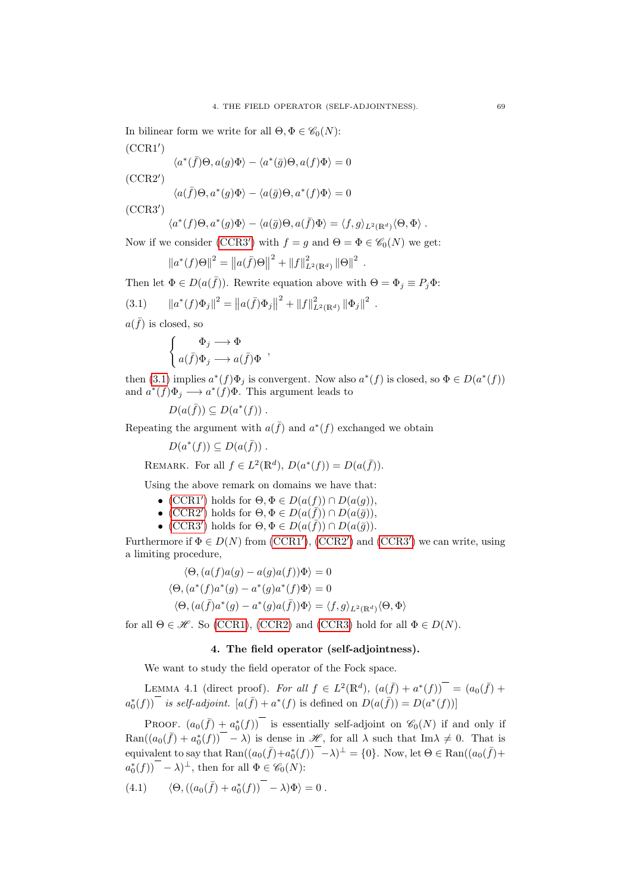In bilinear form we write for all $\Theta, \Phi \in \mathscr{C}_0(N)$:

(CCR1$'$)

$$\langle a^*(\bar{f})\Theta, a(g)\Phi\rangle - \langle a^*(\bar{g})\Theta, a(f)\Phi\rangle = 0$$

(CCR2$'$)

$$\langle a(\bar{f})\Theta, a^*(g)\Phi\rangle - \langle a(\bar{g})\Theta, a^*(f)\Phi\rangle = 0$$

(CCR3$'$)

$$\langle a^*(f)\Theta, a^*(g)\Phi\rangle - \langle a(\bar{g})\Theta, a(\bar{f})\Phi\rangle = \langle f, g\rangle_{L^2(\mathbb{R}^d)}\langle \Theta, \Phi\rangle \ .$$

Now if we consider (CCR3$'$) with $f = g$ and $\Theta = \Phi \in \mathscr{C}_0(N)$ we get:

$$\|a^*(f)\Theta\|^2 = \left\|a(\bar{f})\Theta\right\|^2 + \|f\|^2_{L^2(\mathbb{R}^d)}\|\Theta\|^2 \ .$$

Then let $\Phi \in D(a(\bar{f}))$. Rewrite equation above with $\Theta = \Phi_j \equiv P_j\Phi$:

$$\|a^*(f)\Phi_j\|^2 = \left\|a(\bar{f})\Phi_j\right\|^2 + \|f\|^2_{L^2(\mathbb{R}^d)}\|\Phi_j\|^2 \ . \tag{3.1}$$

$a(\bar{f})$ is closed, so

$$\begin{cases} \Phi_j \longrightarrow \Phi \\ a(\bar{f})\Phi_j \longrightarrow a(\bar{f})\Phi \end{cases} ,$$

then (3.1) implies $a^*(f)\Phi_j$ is convergent. Now also $a^*(f)$ is closed, so $\Phi \in D(a^*(f))$ and $a^*(f)\Phi_j \longrightarrow a^*(f)\Phi$. This argument leads to

$$D(a(\bar{f})) \subseteq D(a^*(f)) \ .$$

Repeating the argument with $a(\bar{f})$ and $a^*(f)$ exchanged we obtain

$$D(a^*(f)) \subseteq D(a(\bar{f})) \ .$$

REMARK. For all $f \in L^2(\mathbb{R}^d)$, $D(a^*(f)) = D(a(\bar{f}))$.

Using the above remark on domains we have that:

- (CCR1$'$) holds for $\Theta, \Phi \in D(a(f)) \cap D(a(g))$,
- (CCR2$'$) holds for $\Theta, \Phi \in D(a(\bar{f})) \cap D(a(\bar{g}))$,
- (CCR3$'$) holds for $\Theta, \Phi \in D(a(\bar{f})) \cap D(a(\bar{g}))$.

Furthermore if $\Phi \in D(N)$ from (CCR1$'$), (CCR2$'$) and (CCR3$'$) we can write, using a limiting procedure,

$$\langle \Theta, (a(f)a(g) - a(g)a(f))\Phi\rangle = 0$$
$$\langle \Theta, (a^*(f)a^*(g) - a^*(g)a^*(f))\Phi\rangle = 0$$
$$\langle \Theta, (a(\bar{f})a^*(g) - a^*(g)a(\bar{f}))\Phi\rangle = \langle f, g\rangle_{L^2(\mathbb{R}^d)}\langle \Theta, \Phi\rangle$$

for all $\Theta \in \mathscr{H}$. So (CCR1), (CCR2) and (CCR3) hold for all $\Phi \in D(N)$.

## 4. The field operator (self-adjointness).

We want to study the field operator of the Fock space.

LEMMA 4.1 (direct proof). *For all $f \in L^2(\mathbb{R}^d)$, $\overline{(a(\bar{f}) + a^*(f))} = \overline{(a_0(\bar{f}) + a_0^*(f))}$ is self-adjoint.* [$a(\bar{f}) + a^*(f)$ is defined on $D(a(\bar{f})) = D(a^*(f))$]

PROOF. $\overline{(a_0(\bar{f}) + a_0^*(f))}$ is essentially self-adjoint on $\mathscr{C}_0(N)$ if and only if $\mathrm{Ran}(\overline{(a_0(\bar{f}) + a_0^*(f))} - \lambda)$ is dense in $\mathscr{H}$, for all $\lambda$ such that $\mathrm{Im}\lambda \neq 0$. That is equivalent to say that $\mathrm{Ran}(\overline{(a_0(\bar{f})+a_0^*(f))}-\lambda)^\perp = \{0\}$. Now, let $\Theta \in \mathrm{Ran}(\overline{(a_0(\bar{f})+a_0^*(f))} - \lambda)^\perp$, then for all $\Phi \in \mathscr{C}_0(N)$:

$$\langle \Theta, (\overline{(a_0(\bar{f}) + a_0^*(f))} - \lambda)\Phi\rangle = 0 \ . \tag{4.1}$$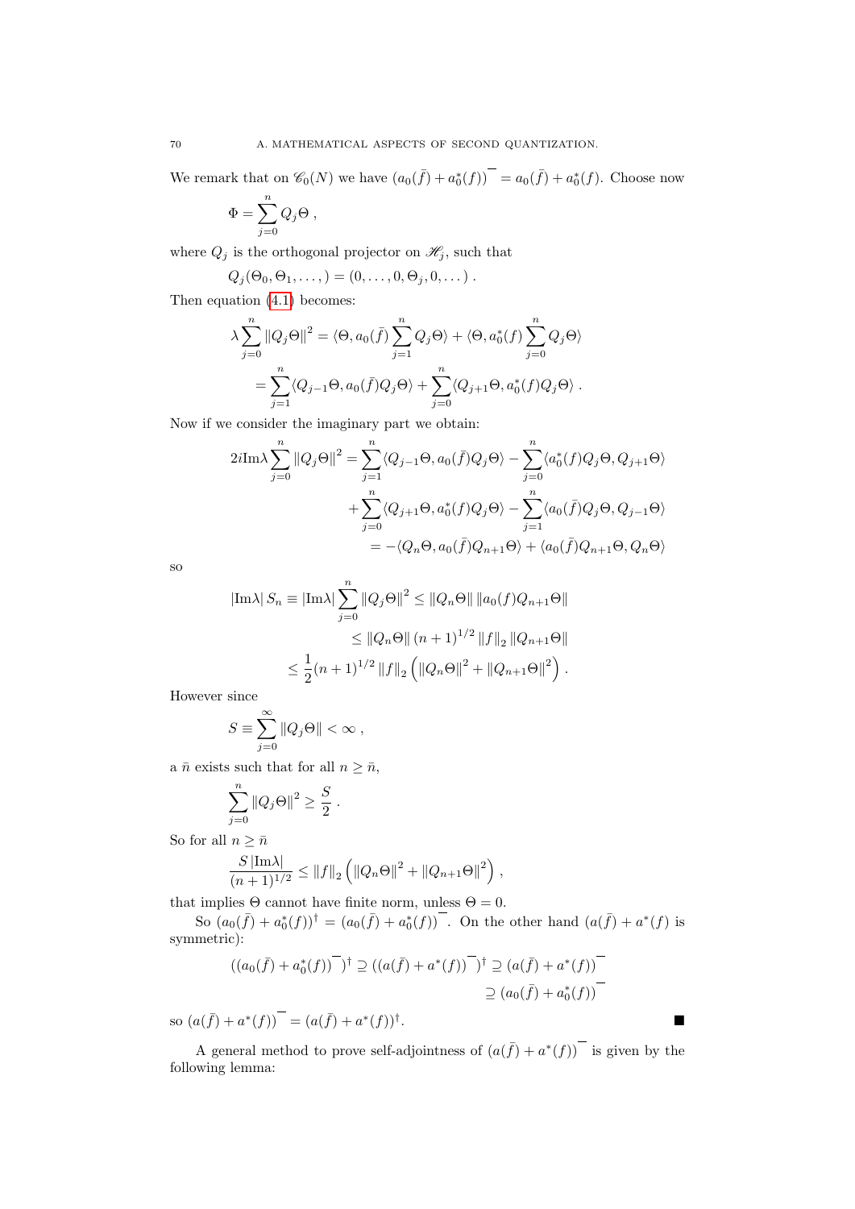We remark that on $\mathscr{C}_0(N)$ we have $\overline{(a_0(\bar{f}) + a_0^*(f))} = a_0(\bar{f}) + a_0^*(f)$. Choose now

$$\Phi = \sum_{j=0}^{n} Q_j \Theta \,,$$

where $Q_j$ is the orthogonal projector on $\mathscr{H}_j$, such that

$$Q_j(\Theta_0, \Theta_1, \dots, ) = (0, \dots, 0, \Theta_j, 0, \dots) \,.$$

Then equation (4.1) becomes:

$$\begin{aligned}
\lambda \sum_{j=0}^{n} \|Q_j \Theta\|^2 &= \langle \Theta, a_0(\bar{f}) \sum_{j=1}^{n} Q_j \Theta \rangle + \langle \Theta, a_0^*(f) \sum_{j=0}^{n} Q_j \Theta \rangle \\
&= \sum_{j=1}^{n} \langle Q_{j-1}\Theta, a_0(\bar{f}) Q_j \Theta \rangle + \sum_{j=0}^{n} \langle Q_{j+1}\Theta, a_0^*(f) Q_j \Theta \rangle \,.
\end{aligned}$$

Now if we consider the imaginary part we obtain:

$$\begin{aligned}
2i\mathrm{Im}\lambda \sum_{j=0}^{n} \|Q_j \Theta\|^2 &= \sum_{j=1}^{n} \langle Q_{j-1}\Theta, a_0(\bar{f}) Q_j \Theta \rangle - \sum_{j=0}^{n} \langle a_0^*(f) Q_j \Theta, Q_{j+1}\Theta \rangle \\
&\quad + \sum_{j=0}^{n} \langle Q_{j+1}\Theta, a_0^*(f) Q_j \Theta \rangle - \sum_{j=1}^{n} \langle a_0(\bar{f}) Q_j \Theta, Q_{j-1}\Theta \rangle \\
&= -\langle Q_n \Theta, a_0(\bar{f}) Q_{n+1} \Theta \rangle + \langle a_0(\bar{f}) Q_{n+1}\Theta, Q_n \Theta \rangle
\end{aligned}$$

so

$$\begin{aligned}
|\mathrm{Im}\lambda|\, S_n \equiv |\mathrm{Im}\lambda| \sum_{j=0}^{n} \|Q_j \Theta\|^2 &\le \|Q_n \Theta\| \, \|a_0(f) Q_{n+1} \Theta\| \\
&\le \|Q_n \Theta\| \, (n+1)^{1/2} \, \|f\|_2 \, \|Q_{n+1}\Theta\| \\
&\le \frac{1}{2}(n+1)^{1/2} \|f\|_2 \left( \|Q_n \Theta\|^2 + \|Q_{n+1}\Theta\|^2 \right) .
\end{aligned}$$

However since

$$S \equiv \sum_{j=0}^{\infty} \|Q_j \Theta\| < \infty \,,$$

a $\bar{n}$ exists such that for all $n \ge \bar{n}$,

$$\sum_{j=0}^{n} \|Q_j \Theta\|^2 \ge \frac{S}{2} \,.$$

So for all $n \ge \bar{n}$

$$\frac{S\,|\mathrm{Im}\lambda|}{(n+1)^{1/2}} \le \|f\|_2 \left( \|Q_n \Theta\|^2 + \|Q_{n+1}\Theta\|^2 \right) ,$$

that implies $\Theta$ cannot have finite norm, unless $\Theta = 0$.

So $(a_0(\bar{f}) + a_0^*(f))^\dagger = \overline{(a_0(\bar{f}) + a_0^*(f))}$. On the other hand $(a(\bar{f}) + a^*(f)$ is symmetric):

$$\begin{aligned}
(\overline{(a_0(\bar{f}) + a_0^*(f))})^\dagger \supseteq (\overline{(a(\bar{f}) + a^*(f))})^\dagger &\supseteq \overline{(a(\bar{f}) + a^*(f))} \\
&\supseteq \overline{(a_0(\bar{f}) + a_0^*(f))}
\end{aligned}$$

so $\overline{(a(\bar{f}) + a^*(f))} = (a(\bar{f}) + a^*(f))^\dagger$. ∎

A general method to prove self-adjointness of $\overline{(a(\bar{f}) + a^*(f))}$ is given by the following lemma: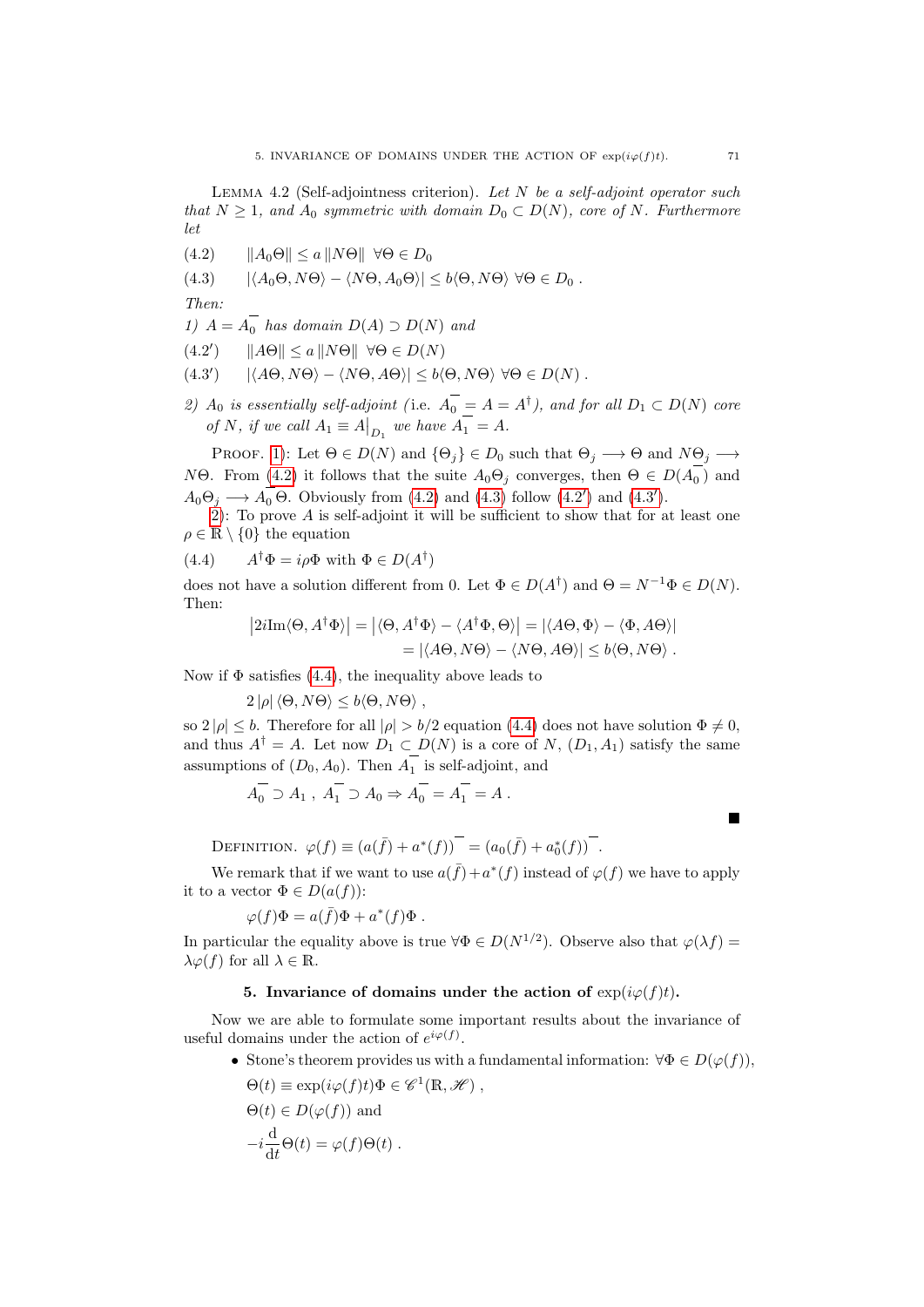**Lemma 4.2** (Self-adjointness criterion). *Let $N$ be a self-adjoint operator such that $N \geq 1$, and $A_0$ symmetric with domain $D_0 \subset D(N)$, core of $N$. Furthermore let*

$$\text{(4.2)} \qquad \|A_0\Theta\| \leq a\,\|N\Theta\| \;\; \forall\Theta \in D_0$$

$$\text{(4.3)} \qquad |\langle A_0\Theta, N\Theta\rangle - \langle N\Theta, A_0\Theta\rangle| \leq b\langle\Theta, N\Theta\rangle \;\forall\Theta \in D_0 \,.$$

*Then:*

*1) $A = \overline{A_0}$ has domain $D(A) \supset D(N)$ and*

$$\text{(4.2}'\text{)} \qquad \|A\Theta\| \leq a\,\|N\Theta\| \;\; \forall\Theta \in D(N)$$

$$\text{(4.3}'\text{)} \qquad |\langle A\Theta, N\Theta\rangle - \langle N\Theta, A\Theta\rangle| \leq b\langle\Theta, N\Theta\rangle \;\forall\Theta \in D(N) \,.$$

*2) $A_0$ is essentially self-adjoint (i.e. $\overline{A_0} = A = A^\dagger$), and for all $D_1 \subset D(N)$ core of $N$, if we call $A_1 \equiv A\big|_{D_1}$ we have $\overline{A_1} = A$.*

Proof. 1): Let $\Theta \in D(N)$ and $\{\Theta_j\} \in D_0$ such that $\Theta_j \longrightarrow \Theta$ and $N\Theta_j \longrightarrow N\Theta$. From (4.2) it follows that the suite $A_0\Theta_j$ converges, then $\Theta \in D(\overline{A_0})$ and $A_0\Theta_j \longrightarrow \overline{A_0}\,\Theta$. Obviously from (4.2) and (4.3) follow (4.2′) and (4.3′).

2): To prove $A$ is self-adjoint it will be sufficient to show that for at least one $\rho \in \mathbb{R} \setminus \{0\}$ the equation

$$\text{(4.4)} \qquad A^\dagger\Phi = i\rho\Phi \text{ with } \Phi \in D(A^\dagger)$$

does not have a solution different from 0. Let $\Phi \in D(A^\dagger)$ and $\Theta = N^{-1}\Phi \in D(N)$. Then:

$$\begin{aligned}\left|2i\mathrm{Im}\langle\Theta, A^\dagger\Phi\rangle\right| &= \left|\langle\Theta, A^\dagger\Phi\rangle - \langle A^\dagger\Phi, \Theta\rangle\right| = |\langle A\Theta, \Phi\rangle - \langle\Phi, A\Theta\rangle| \\ &= |\langle A\Theta, N\Theta\rangle - \langle N\Theta, A\Theta\rangle| \leq b\langle\Theta, N\Theta\rangle \,.\end{aligned}$$

Now if $\Phi$ satisfies (4.4), the inequality above leads to

$$2\,|\rho|\,\langle\Theta, N\Theta\rangle \leq b\langle\Theta, N\Theta\rangle \,,$$

so $2\,|\rho| \leq b$. Therefore for all $|\rho| > b/2$ equation (4.4) does not have solution $\Phi \neq 0$, and thus $A^\dagger = A$. Let now $D_1 \subset D(N)$ is a core of $N$, $(D_1, A_1)$ satisfy the same assumptions of $(D_0, A_0)$. Then $\overline{A_1}$ is self-adjoint, and

$$\overline{A_0} \supset A_1 \,,\; \overline{A_1} \supset A_0 \Rightarrow \overline{A_0} = \overline{A_1} = A \,.$$

■

Definition. $\varphi(f) \equiv \overline{(a(\bar{f}) + a^*(f))} = \overline{(a_0(\bar{f}) + a_0^*(f))}$.

We remark that if we want to use $a(\bar{f}) + a^*(f)$ instead of $\varphi(f)$ we have to apply it to a vector $\Phi \in D(a(f))$:

$$\varphi(f)\Phi = a(\bar{f})\Phi + a^*(f)\Phi \,.$$

In particular the equality above is true $\forall\Phi \in D(N^{1/2})$. Observe also that $\varphi(\lambda f) = \lambda\varphi(f)$ for all $\lambda \in \mathbb{R}$.

### 5. Invariance of domains under the action of $\exp(i\varphi(f)t)$.

Now we are able to formulate some important results about the invariance of useful domains under the action of $e^{i\varphi(f)}$.

- Stone's theorem provides us with a fundamental information: $\forall\Phi \in D(\varphi(f))$,

  $\Theta(t) \equiv \exp(i\varphi(f)t)\Phi \in \mathscr{C}^1(\mathbb{R}, \mathscr{H})$ ,

  $\Theta(t) \in D(\varphi(f))$ and

  $-i\dfrac{\mathrm{d}}{\mathrm{d}t}\Theta(t) = \varphi(f)\Theta(t)$ .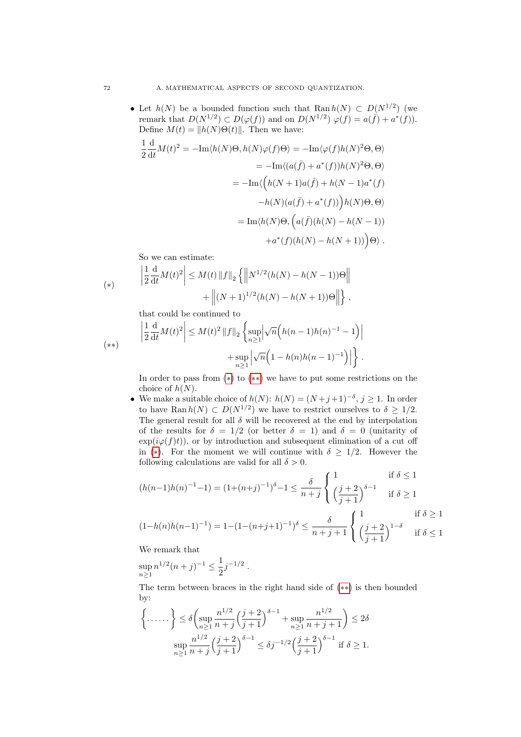- Let $h(N)$ be a bounded function such that $\operatorname{Ran} h(N) \subset D(N^{1/2})$ (we remark that $D(N^{1/2}) \subset D(\varphi(f))$ and on $D(N^{1/2})$ $\varphi(f) = a(\bar{f}) + a^*(f)$). Define $M(t) = \|h(N)\Theta(t)\|$. Then we have:

$$\begin{aligned}
\frac{1}{2}\frac{\mathrm{d}}{\mathrm{d}t}M(t)^2 &= -\mathrm{Im}\langle h(N)\Theta, h(N)\varphi(f)\Theta\rangle = -\mathrm{Im}\langle \varphi(f)h(N)^2\Theta, \Theta\rangle \\
&= -\mathrm{Im}\langle (a(\bar{f}) + a^*(f))h(N)^2\Theta, \Theta\rangle \\
&= -\mathrm{Im}\langle \Big(h(N+1)a(\bar{f}) + h(N-1)a^*(f) \\
&\qquad -h(N)(a(\bar{f}) + a^*(f))\Big)h(N)\Theta, \Theta\rangle \\
&= \mathrm{Im}\langle h(N)\Theta, \Big(a(\bar{f})(h(N) - h(N-1)) \\
&\qquad +a^*(f)(h(N) - h(N+1))\Big)\Theta\rangle\ .
\end{aligned}$$

So we can estimate:

$$(*)\qquad \left|\frac{1}{2}\frac{\mathrm{d}}{\mathrm{d}t}M(t)^2\right| \le M(t)\,\|f\|_2 \left\{\left\|N^{1/2}(h(N) - h(N-1))\Theta\right\| + \left\|(N+1)^{1/2}(h(N) - h(N+1))\Theta\right\|\right\},$$

that could be continued to

$$(**)\qquad \left|\frac{1}{2}\frac{\mathrm{d}}{\mathrm{d}t}M(t)^2\right| \le M(t)^2\,\|f\|_2 \left\{\sup_{n\ge1}\left|\sqrt{n}\Big(h(n-1)h(n)^{-1} - 1\Big)\right| + \sup_{n\ge1}\left|\sqrt{n}\Big(1 - h(n)h(n-1)^{-1}\Big)\right|\right\}.$$

In order to pass from (*) to (**) we have to put some restrictions on the choice of $h(N)$.

- We make a suitable choice of $h(N)$: $h(N) = (N+j+1)^{-\delta}$, $j \ge 1$. In order to have $\operatorname{Ran} h(N) \subset D(N^{1/2})$ we have to restrict ourselves to $\delta \ge 1/2$. The general result for all $\delta$ will be recovered at the end by interpolation of the results for $\delta = 1/2$ (or better $\delta = 1$) and $\delta = 0$ (unitarity of $\exp(i\varphi(f)t)$), or by introduction and subsequent elimination of a cut off in (*). For the moment we will continue with $\delta \ge 1/2$. However the following calculations are valid for all $\delta > 0$.

$$(h(n-1)h(n)^{-1}-1) = (1+(n+j)^{-1})^{\delta}-1 \le \frac{\delta}{n+j}\begin{cases} 1 & \text{if } \delta \le 1 \\ \left(\dfrac{j+2}{j+1}\right)^{\delta-1} & \text{if } \delta \ge 1 \end{cases}$$

$$(1-h(n)h(n-1)^{-1}) = 1-(1-(n+j+1)^{-1})^{\delta} \le \frac{\delta}{n+j+1}\begin{cases} 1 & \text{if } \delta \ge 1 \\ \left(\dfrac{j+2}{j+1}\right)^{1-\delta} & \text{if } \delta \le 1 \end{cases}$$

We remark that

$$\sup_{n\ge1} n^{1/2}(n+j)^{-1} \le \frac{1}{2}j^{-1/2}\,.$$

The term between braces in the right hand side of (**) is then bounded by:

$$\left\{\ldots\ldots\right\} \le \delta\left(\sup_{n\ge1}\frac{n^{1/2}}{n+j}\left(\frac{j+2}{j+1}\right)^{\delta-1} + \sup_{n\ge1}\frac{n^{1/2}}{n+j+1}\right) \le 2\delta$$

$$\sup_{n\ge1}\frac{n^{1/2}}{n+j}\left(\frac{j+2}{j+1}\right)^{\delta-1} \le \delta j^{-1/2}\left(\frac{j+2}{j+1}\right)^{\delta-1} \text{ if } \delta \ge 1.$$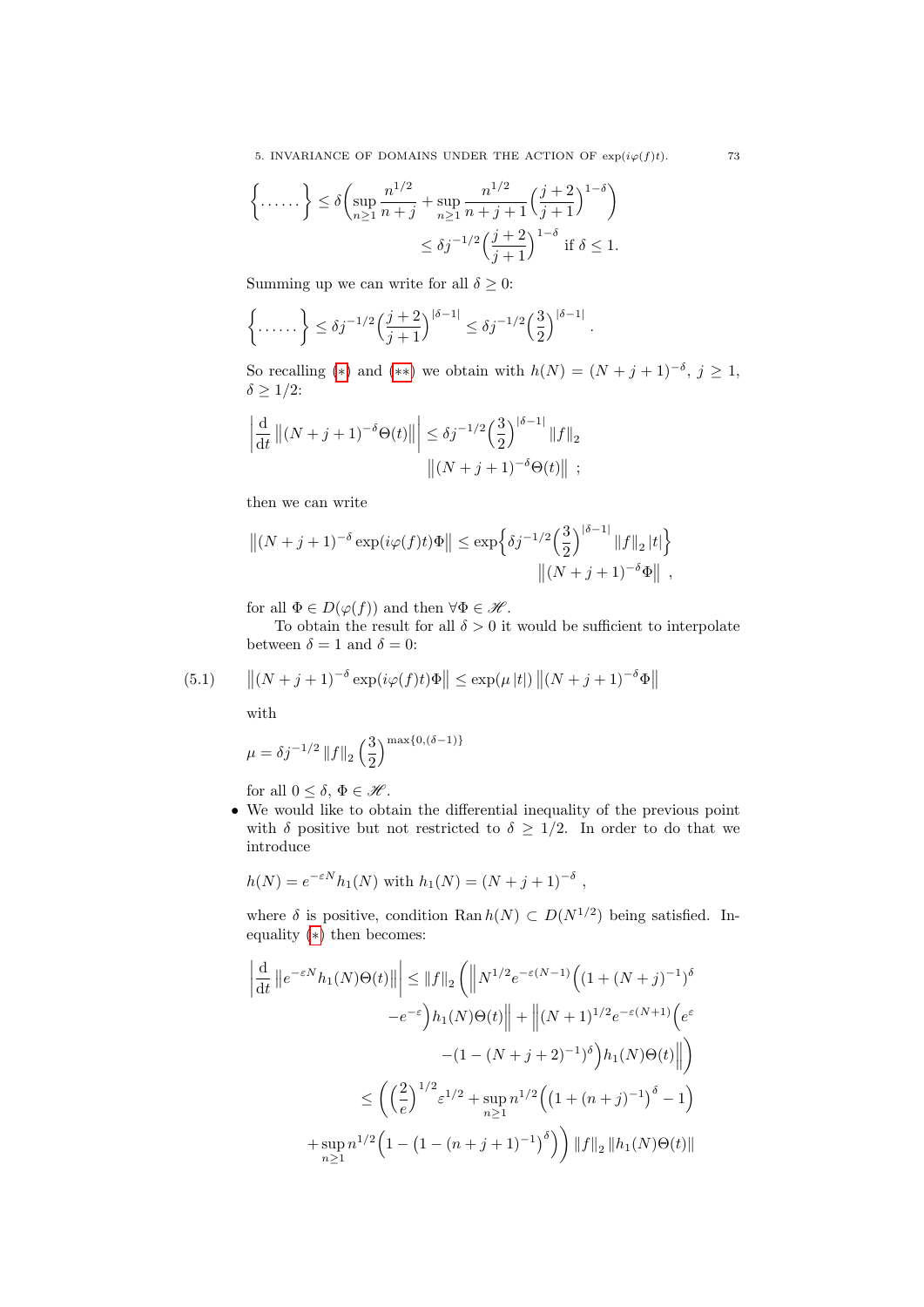$$\Big\{\ldots\ldots\Big\} \leq \delta\bigg(\sup_{n\geq 1}\frac{n^{1/2}}{n+j} + \sup_{n\geq 1}\frac{n^{1/2}}{n+j+1}\Big(\frac{j+2}{j+1}\Big)^{1-\delta}\bigg)$$
$$\leq \delta j^{-1/2}\Big(\frac{j+2}{j+1}\Big)^{1-\delta} \text{ if } \delta \leq 1.$$

Summing up we can write for all $\delta \geq 0$:

$$\Big\{\ldots\ldots\Big\} \leq \delta j^{-1/2}\Big(\frac{j+2}{j+1}\Big)^{|\delta-1|} \leq \delta j^{-1/2}\Big(\frac{3}{2}\Big)^{|\delta-1|}.$$

So recalling (*) and (**) we obtain with $h(N) = (N+j+1)^{-\delta}$, $j \geq 1$, $\delta \geq 1/2$:

$$\left|\frac{\mathrm{d}}{\mathrm{d}t}\left\|(N+j+1)^{-\delta}\Theta(t)\right\|\right| \leq \delta j^{-1/2}\Big(\frac{3}{2}\Big)^{|\delta-1|}\|f\|_2 \left\|(N+j+1)^{-\delta}\Theta(t)\right\| \ ;$$

then we can write

$$\left\|(N+j+1)^{-\delta}\exp(i\varphi(f)t)\Phi\right\| \leq \exp\Big\{\delta j^{-1/2}\Big(\frac{3}{2}\Big)^{|\delta-1|}\|f\|_2\,|t|\Big\} \left\|(N+j+1)^{-\delta}\Phi\right\| \ ,$$

for all $\Phi \in D(\varphi(f))$ and then $\forall \Phi \in \mathscr{H}$.

To obtain the result for all $\delta > 0$ it would be sufficient to interpolate between $\delta = 1$ and $\delta = 0$:

$$\left\|(N+j+1)^{-\delta}\exp(i\varphi(f)t)\Phi\right\| \leq \exp(\mu\,|t|)\left\|(N+j+1)^{-\delta}\Phi\right\| \tag{5.1}$$

with

$$\mu = \delta j^{-1/2}\|f\|_2\Big(\frac{3}{2}\Big)^{\max\{0,(\delta-1)\}}$$

for all $0 \leq \delta$, $\Phi \in \mathscr{H}$.

- We would like to obtain the differential inequality of the previous point with $\delta$ positive but not restricted to $\delta \geq 1/2$. In order to do that we introduce

$$h(N) = e^{-\varepsilon N}h_1(N) \text{ with } h_1(N) = (N+j+1)^{-\delta}\ ,$$

where $\delta$ is positive, condition $\operatorname{Ran} h(N) \subset D(N^{1/2})$ being satisfied. Inequality (*) then becomes:

$$\begin{aligned}
\left|\frac{\mathrm{d}}{\mathrm{d}t}\left\|e^{-\varepsilon N}h_1(N)\Theta(t)\right\|\right| &\leq \|f\|_2\bigg(\Big\|N^{1/2}e^{-\varepsilon(N-1)}\Big(\big(1+(N+j)^{-1}\big)^{\delta} \\
&\quad -e^{-\varepsilon}\Big)h_1(N)\Theta(t)\Big\| + \Big\|(N+1)^{1/2}e^{-\varepsilon(N+1)}\Big(e^{\varepsilon} \\
&\quad -(1-(N+j+2)^{-1})^{\delta}\Big)h_1(N)\Theta(t)\Big\|\bigg) \\
&\leq \bigg(\Big(\frac{2}{e}\Big)^{1/2}\varepsilon^{1/2} + \sup_{n\geq 1} n^{1/2}\Big(\big(1+(n+j)^{-1}\big)^{\delta} - 1\Big) \\
&\quad + \sup_{n\geq 1} n^{1/2}\Big(1-\big(1-(n+j+1)^{-1}\big)^{\delta}\Big)\bigg)\|f\|_2\,\|h_1(N)\Theta(t)\|
\end{aligned}$$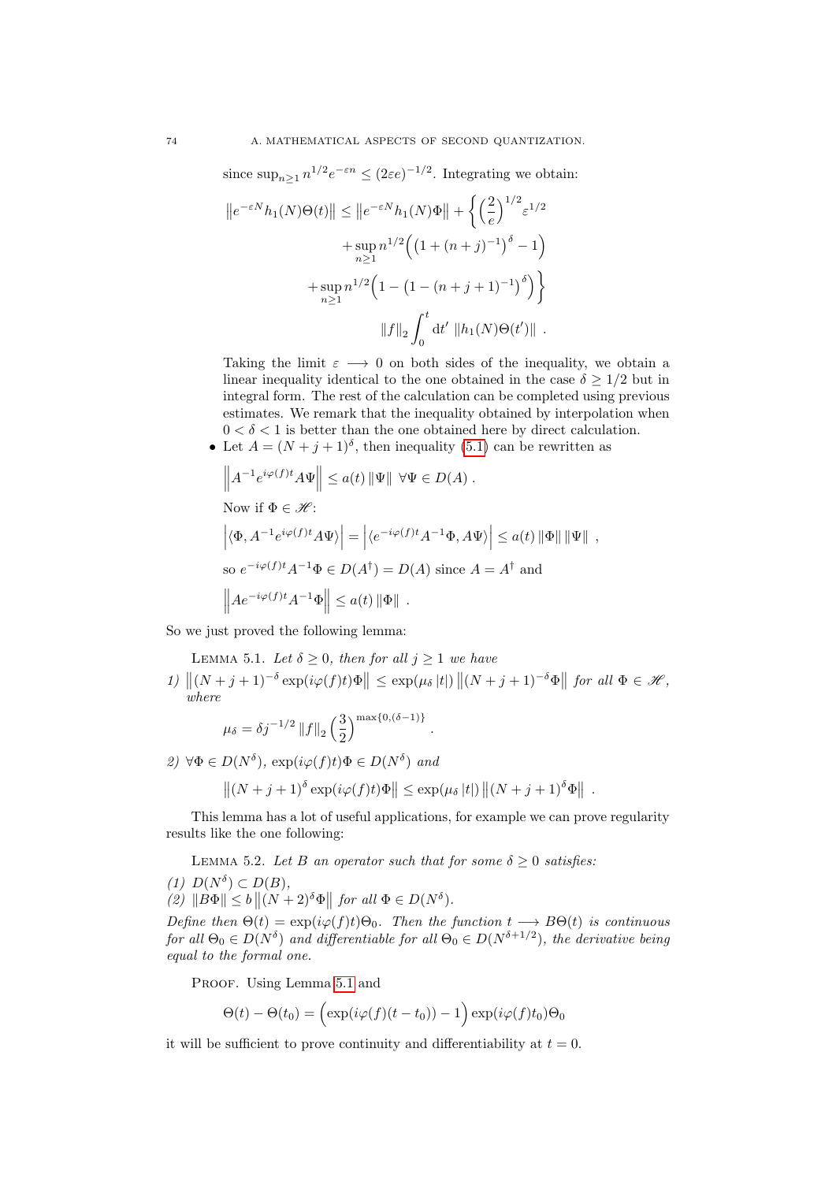since $\sup_{n\geq 1} n^{1/2} e^{-\varepsilon n} \leq (2\varepsilon e)^{-1/2}$. Integrating we obtain:

$$
\begin{aligned}
\left\|e^{-\varepsilon N} h_1(N)\Theta(t)\right\| \leq \left\|e^{-\varepsilon N} h_1(N)\Phi\right\| + \Bigg\{ \left(\frac{2}{e}\right)^{1/2} \varepsilon^{1/2} \\
+ \sup_{n\geq 1} n^{1/2} \Big( \left(1+(n+j)^{-1}\right)^{\delta} - 1 \Big) \\
+ \sup_{n\geq 1} n^{1/2} \Big( 1 - \left(1-(n+j+1)^{-1}\right)^{\delta} \Big) \Bigg\} \\
\|f\|_2 \int_0^t \mathrm{d}t' \, \|h_1(N)\Theta(t')\| \ .
\end{aligned}
$$

Taking the limit $\varepsilon \longrightarrow 0$ on both sides of the inequality, we obtain a linear inequality identical to the one obtained in the case $\delta \geq 1/2$ but in integral form. The rest of the calculation can be completed using previous estimates. We remark that the inequality obtained by interpolation when $0 < \delta < 1$ is better than the one obtained here by direct calculation.

- Let $A = (N+j+1)^{\delta}$, then inequality (5.1) can be rewritten as

  $$\left\|A^{-1} e^{i\varphi(f)t} A\Psi\right\| \leq a(t) \|\Psi\| \ \ \forall \Psi \in D(A) \ .$$

  Now if $\Phi \in \mathscr{H}$:

  $$\left|\langle \Phi, A^{-1} e^{i\varphi(f)t} A\Psi\rangle\right| = \left|\langle e^{-i\varphi(f)t} A^{-1}\Phi, A\Psi\rangle\right| \leq a(t) \|\Phi\| \|\Psi\| \ ,$$

  so $e^{-i\varphi(f)t} A^{-1}\Phi \in D(A^{\dagger}) = D(A)$ since $A = A^{\dagger}$ and

  $$\left\|A e^{-i\varphi(f)t} A^{-1}\Phi\right\| \leq a(t) \|\Phi\| \ .$$

So we just proved the following lemma:

Lemma 5.1. *Let $\delta \geq 0$, then for all $j \geq 1$ we have*

*1)* $\left\|(N+j+1)^{-\delta} \exp(i\varphi(f)t)\Phi\right\| \leq \exp(\mu_\delta |t|) \left\|(N+j+1)^{-\delta}\Phi\right\|$ *for all $\Phi \in \mathscr{H}$, where*

$$\mu_\delta = \delta j^{-1/2} \|f\|_2 \left(\frac{3}{2}\right)^{\max\{0,(\delta-1)\}} .$$

*2)* $\forall \Phi \in D(N^{\delta})$, $\exp(i\varphi(f)t)\Phi \in D(N^{\delta})$ *and*

$$\left\|(N+j+1)^{\delta} \exp(i\varphi(f)t)\Phi\right\| \leq \exp(\mu_\delta |t|) \left\|(N+j+1)^{\delta}\Phi\right\| \ .$$

This lemma has a lot of useful applications, for example we can prove regularity results like the one following:

Lemma 5.2. *Let $B$ an operator such that for some $\delta \geq 0$ satisfies:*

*(1)* $D(N^{\delta}) \subset D(B)$,

*(2)* $\|B\Phi\| \leq b \left\|(N+2)^{\delta}\Phi\right\|$ *for all $\Phi \in D(N^{\delta})$.*

*Define then $\Theta(t) = \exp(i\varphi(f)t)\Theta_0$. Then the function $t \longrightarrow B\Theta(t)$ is continuous for all $\Theta_0 \in D(N^{\delta})$ and differentiable for all $\Theta_0 \in D(N^{\delta+1/2})$, the derivative being equal to the formal one.*

Proof. Using Lemma 5.1 and

$$\Theta(t) - \Theta(t_0) = \Big(\exp(i\varphi(f)(t-t_0)) - 1\Big) \exp(i\varphi(f)t_0)\Theta_0$$

it will be sufficient to prove continuity and differentiability at $t = 0$.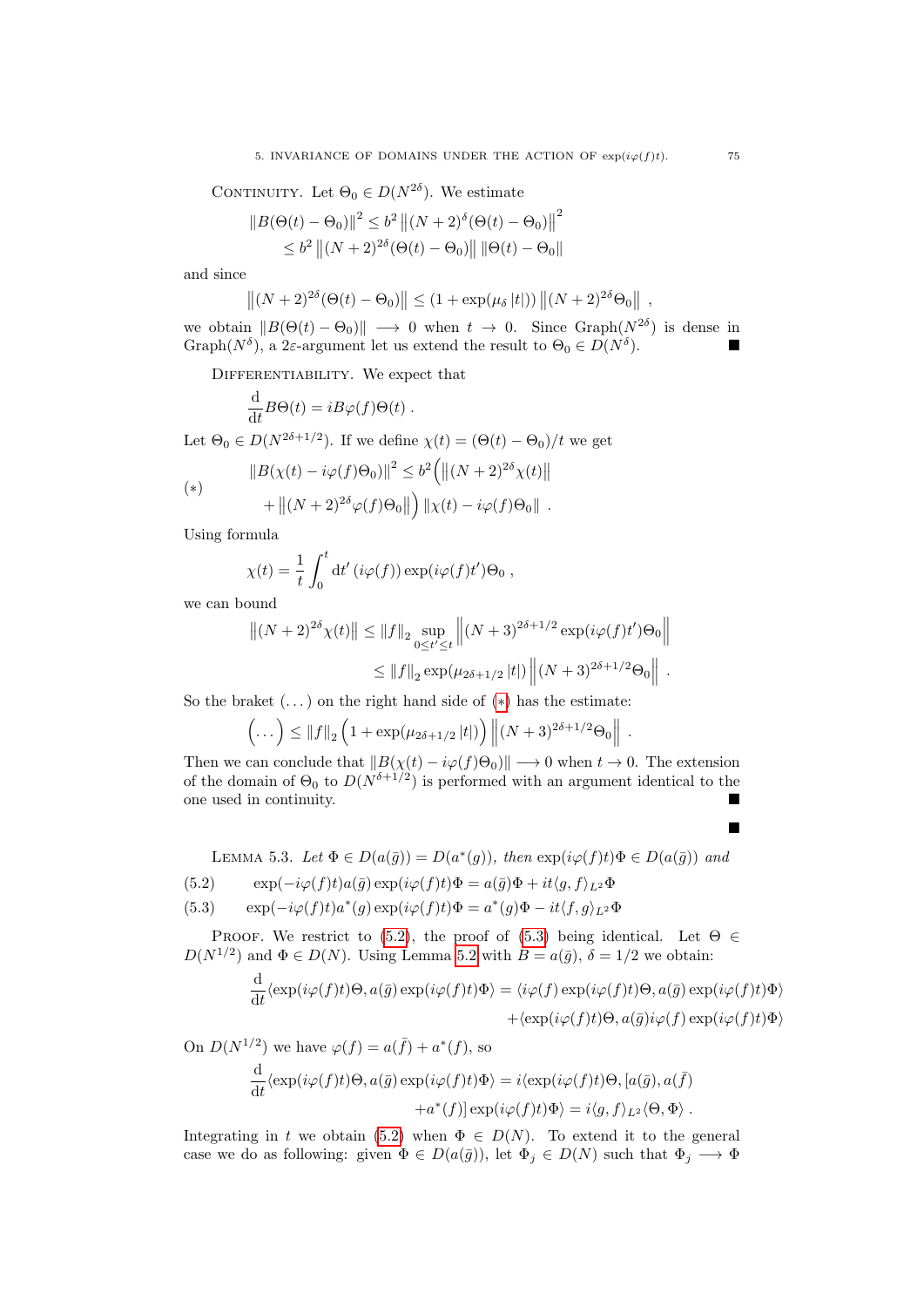Continuity. Let $\Theta_0 \in D(N^{2\delta})$. We estimate

$$\begin{aligned}
\|B(\Theta(t)-\Theta_0)\|^2 &\le b^2 \left\|(N+2)^{\delta}(\Theta(t)-\Theta_0)\right\|^2 \\
&\le b^2 \left\|(N+2)^{2\delta}(\Theta(t)-\Theta_0)\right\| \|\Theta(t)-\Theta_0\|
\end{aligned}$$

and since

$$\left\|(N+2)^{2\delta}(\Theta(t)-\Theta_0)\right\| \le (1+\exp(\mu_\delta |t|)) \left\|(N+2)^{2\delta}\Theta_0\right\| ,$$

we obtain $\|B(\Theta(t)-\Theta_0)\| \longrightarrow 0$ when $t \to 0$. Since $\mathrm{Graph}(N^{2\delta})$ is dense in $\mathrm{Graph}(N^{\delta})$, a $2\varepsilon$-argument let us extend the result to $\Theta_0 \in D(N^{\delta})$. ■

Differentiability. We expect that

$$\frac{\mathrm{d}}{\mathrm{d}t} B\Theta(t) = iB\varphi(f)\Theta(t) .$$

Let $\Theta_0 \in D(N^{2\delta+1/2})$. If we define $\chi(t) = (\Theta(t)-\Theta_0)/t$ we get

$$(*) \qquad \begin{aligned}
\|B(\chi(t)-i\varphi(f)\Theta_0)\|^2 &\le b^2 \Big( \left\|(N+2)^{2\delta}\chi(t)\right\| \\
&\quad + \left\|(N+2)^{2\delta}\varphi(f)\Theta_0\right\| \Big) \|\chi(t)-i\varphi(f)\Theta_0\| .
\end{aligned}$$

Using formula

$$\chi(t) = \frac{1}{t}\int_0^t \mathrm{d}t' \, (i\varphi(f)) \exp(i\varphi(f)t')\Theta_0 ,$$

we can bound

$$\begin{aligned}
\left\|(N+2)^{2\delta}\chi(t)\right\| &\le \|f\|_2 \sup_{0\le t'\le t} \left\|(N+3)^{2\delta+1/2}\exp(i\varphi(f)t')\Theta_0\right\| \\
&\le \|f\|_2 \exp(\mu_{2\delta+1/2}|t|) \left\|(N+3)^{2\delta+1/2}\Theta_0\right\| .
\end{aligned}$$

So the braket $(\dots)$ on the right hand side of $(*)$ has the estimate:

$$\Big(\dots\Big) \le \|f\|_2 \Big(1+\exp(\mu_{2\delta+1/2}|t|)\Big) \left\|(N+3)^{2\delta+1/2}\Theta_0\right\| .$$

Then we can conclude that $\|B(\chi(t)-i\varphi(f)\Theta_0)\| \longrightarrow 0$ when $t \to 0$. The extension of the domain of $\Theta_0$ to $D(N^{\delta+1/2})$ is performed with an argument identical to the one used in continuity. ■

■

Lemma 5.3. *Let $\Phi \in D(a(\bar g)) = D(a^*(g))$, then $\exp(i\varphi(f)t)\Phi \in D(a(\bar g))$ and*

$$\exp(-i\varphi(f)t)a(\bar g)\exp(i\varphi(f)t)\Phi = a(\bar g)\Phi + it\langle g,f\rangle_{L^2}\Phi \tag{5.2}$$

$$\exp(-i\varphi(f)t)a^*(g)\exp(i\varphi(f)t)\Phi = a^*(g)\Phi - it\langle f,g\rangle_{L^2}\Phi \tag{5.3}$$

Proof. We restrict to (5.2), the proof of (5.3) being identical. Let $\Theta \in D(N^{1/2})$ and $\Phi \in D(N)$. Using Lemma 5.2 with $B = a(\bar g)$, $\delta = 1/2$ we obtain:

$$\begin{aligned}
\frac{\mathrm{d}}{\mathrm{d}t}\langle \exp(i\varphi(f)t)\Theta, a(\bar g)\exp(i\varphi(f)t)\Phi\rangle &= \langle i\varphi(f)\exp(i\varphi(f)t)\Theta, a(\bar g)\exp(i\varphi(f)t)\Phi\rangle \\
&\quad + \langle \exp(i\varphi(f)t)\Theta, a(\bar g)i\varphi(f)\exp(i\varphi(f)t)\Phi\rangle
\end{aligned}$$

On $D(N^{1/2})$ we have $\varphi(f) = a(\bar f) + a^*(f)$, so

$$\begin{aligned}
\frac{\mathrm{d}}{\mathrm{d}t}\langle \exp(i\varphi(f)t)\Theta, a(\bar g)\exp(i\varphi(f)t)\Phi\rangle &= i\langle \exp(i\varphi(f)t)\Theta, [a(\bar g), a(\bar f) \\
&\quad + a^*(f)]\exp(i\varphi(f)t)\Phi\rangle = i\langle g,f\rangle_{L^2}\langle\Theta,\Phi\rangle .
\end{aligned}$$

Integrating in $t$ we obtain (5.2) when $\Phi \in D(N)$. To extend it to the general case we do as following: given $\Phi \in D(a(\bar g))$, let $\Phi_j \in D(N)$ such that $\Phi_j \longrightarrow \Phi$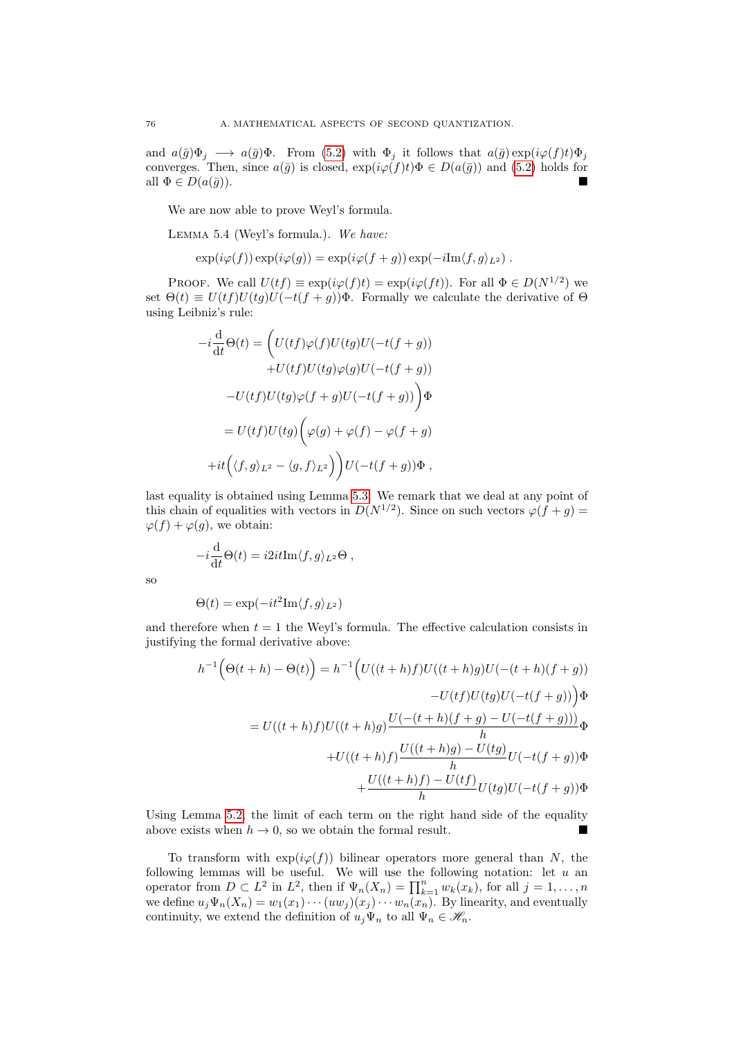and $a(\bar{g})\Phi_j \longrightarrow a(\bar{g})\Phi$. From (5.2) with $\Phi_j$ it follows that $a(\bar{g})\exp(i\varphi(f)t)\Phi_j$ converges. Then, since $a(\bar{g})$ is closed, $\exp(i\varphi(f)t)\Phi \in D(a(\bar{g}))$ and (5.2) holds for all $\Phi \in D(a(\bar{g}))$. ∎

We are now able to prove Weyl's formula.

Lemma 5.4 (Weyl's formula.). *We have:*

$$\exp(i\varphi(f))\exp(i\varphi(g)) = \exp(i\varphi(f+g))\exp(-i\mathrm{Im}\langle f,g\rangle_{L^2}) \; .$$

Proof. We call $U(tf) \equiv \exp(i\varphi(f)t) = \exp(i\varphi(ft))$. For all $\Phi \in D(N^{1/2})$ we set $\Theta(t) \equiv U(tf)U(tg)U(-t(f+g))\Phi$. Formally we calculate the derivative of $\Theta$ using Leibniz's rule:

$$\begin{aligned}
-i\frac{\mathrm{d}}{\mathrm{d}t}\Theta(t) = \Big( & U(tf)\varphi(f)U(tg)U(-t(f+g)) \\
& + U(tf)U(tg)\varphi(g)U(-t(f+g)) \\
& - U(tf)U(tg)\varphi(f+g)U(-t(f+g))\Big)\Phi \\
= {} & U(tf)U(tg)\Big(\varphi(g)+\varphi(f)-\varphi(f+g) \\
& + it\Big(\langle f,g\rangle_{L^2} - \langle g,f\rangle_{L^2}\Big)\Big)U(-t(f+g))\Phi \; ,
\end{aligned}$$

last equality is obtained using Lemma 5.3. We remark that we deal at any point of this chain of equalities with vectors in $D(N^{1/2})$. Since on such vectors $\varphi(f+g) = \varphi(f)+\varphi(g)$, we obtain:

$$-i\frac{\mathrm{d}}{\mathrm{d}t}\Theta(t) = i2it\mathrm{Im}\langle f,g\rangle_{L^2}\Theta \; ,$$

so

$$\Theta(t) = \exp(-it^2\mathrm{Im}\langle f,g\rangle_{L^2})$$

and therefore when $t=1$ the Weyl's formula. The effective calculation consists in justifying the formal derivative above:

$$\begin{aligned}
h^{-1}\Big(\Theta(t+h)-\Theta(t)\Big) = {} & h^{-1}\Big(U((t+h)f)U((t+h)g)U(-(t+h)(f+g)) \\
& - U(tf)U(tg)U(-t(f+g))\Big)\Phi \\
= {} & U((t+h)f)U((t+h)g)\frac{U(-(t+h)(f+g)-U(-t(f+g)))}{h}\Phi \\
& + U((t+h)f)\frac{U((t+h)g)-U(tg)}{h}U(-t(f+g))\Phi \\
& + \frac{U((t+h)f)-U(tf)}{h}U(tg)U(-t(f+g))\Phi
\end{aligned}$$

Using Lemma 5.2, the limit of each term on the right hand side of the equality above exists when $h \to 0$, so we obtain the formal result. ∎

To transform with $\exp(i\varphi(f))$ bilinear operators more general than $N$, the following lemmas will be useful. We will use the following notation: let $u$ an operator from $D \subset L^2$ in $L^2$, then if $\Psi_n(X_n) = \prod_{k=1}^n w_k(x_k)$, for all $j = 1,\dots,n$ we define $u_j\Psi_n(X_n) = w_1(x_1)\cdots(uw_j)(x_j)\cdots w_n(x_n)$. By linearity, and eventually continuity, we extend the definition of $u_j\Psi_n$ to all $\Psi_n \in \mathscr{H}_n$.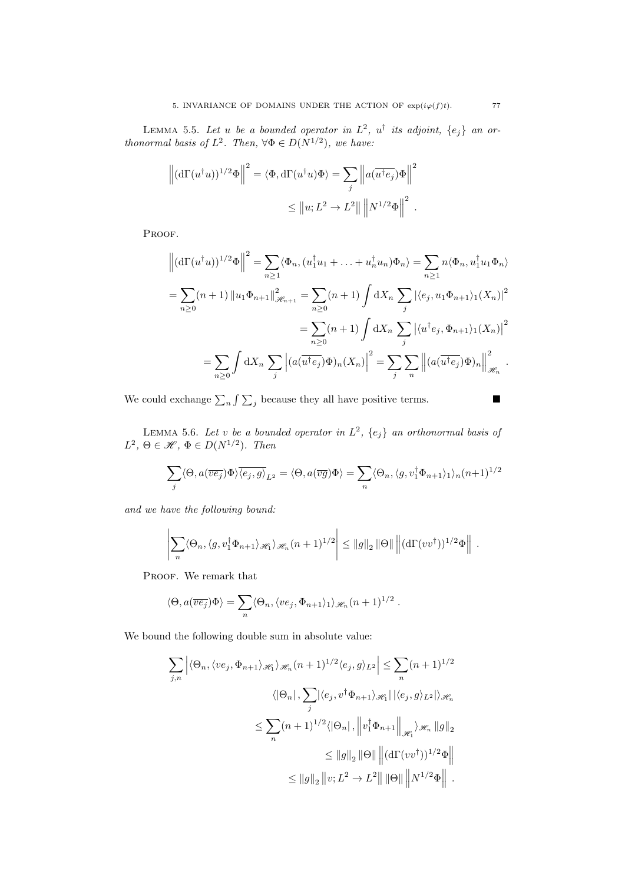LEMMA 5.5. *Let $u$ be a bounded operator in $L^2$, $u^\dagger$ its adjoint, $\{e_j\}$ an orthonormal basis of $L^2$. Then, $\forall \Phi \in D(N^{1/2})$, we have:*

$$\left\|(\mathrm{d}\Gamma(u^\dagger u))^{1/2}\Phi\right\|^2 = \langle \Phi, \mathrm{d}\Gamma(u^\dagger u)\Phi\rangle = \sum_j \left\|a(\overline{u^\dagger e_j})\Phi\right\|^2$$
$$\leq \left\|u; L^2 \to L^2\right\| \left\|N^{1/2}\Phi\right\|^2 .$$

PROOF.

$$\left\|(\mathrm{d}\Gamma(u^\dagger u))^{1/2}\Phi\right\|^2 = \sum_{n\geq 1}\langle \Phi_n, (u_1^\dagger u_1 + \ldots + u_n^\dagger u_n)\Phi_n\rangle = \sum_{n\geq 1} n\langle \Phi_n, u_1^\dagger u_1 \Phi_n\rangle$$
$$= \sum_{n\geq 0}(n+1)\left\|u_1\Phi_{n+1}\right\|^2_{\mathscr{H}_{n+1}} = \sum_{n\geq 0}(n+1)\int \mathrm{d}X_n \sum_j \left|\langle e_j, u_1\Phi_{n+1}\rangle_1(X_n)\right|^2$$
$$= \sum_{n\geq 0}(n+1)\int \mathrm{d}X_n \sum_j \left|\langle u^\dagger e_j, \Phi_{n+1}\rangle_1(X_n)\right|^2$$
$$= \sum_{n\geq 0}\int \mathrm{d}X_n \sum_j \left|(a(\overline{u^\dagger e_j})\Phi)_n(X_n)\right|^2 = \sum_j\sum_n \left\|(a(\overline{u^\dagger e_j})\Phi)_n\right\|^2_{\mathscr{H}_n} .$$

We could exchange $\sum_n \int \sum_j$ because they all have positive terms. ∎

LEMMA 5.6. *Let $v$ be a bounded operator in $L^2$, $\{e_j\}$ an orthonormal basis of $L^2$, $\Theta \in \mathscr{H}$, $\Phi \in D(N^{1/2})$. Then*

$$\sum_j \langle \Theta, a(\overline{ve_j})\Phi\rangle \overline{\langle e_j, g\rangle}_{L^2} = \langle \Theta, a(\overline{vg})\Phi\rangle = \sum_n \langle \Theta_n, \langle g, v_1^\dagger \Phi_{n+1}\rangle_1\rangle_n (n+1)^{1/2}$$

*and we have the following bound:*

$$\left|\sum_n \langle \Theta_n, \langle g, v_1^\dagger \Phi_{n+1}\rangle_{\mathscr{H}_1}\rangle_{\mathscr{H}_n}(n+1)^{1/2}\right| \leq \left\|g\right\|_2 \left\|\Theta\right\| \left\|(\mathrm{d}\Gamma(vv^\dagger))^{1/2}\Phi\right\| .$$

PROOF. We remark that

$$\langle \Theta, a(\overline{ve_j})\Phi\rangle = \sum_n \langle \Theta_n, \langle ve_j, \Phi_{n+1}\rangle_1\rangle_{\mathscr{H}_n}(n+1)^{1/2} .$$

We bound the following double sum in absolute value:

$$\sum_{j,n}\left|\langle \Theta_n, \langle ve_j, \Phi_{n+1}\rangle_{\mathscr{H}_1}\rangle_{\mathscr{H}_n}(n+1)^{1/2}\langle e_j, g\rangle_{L^2}\right| \leq \sum_n (n+1)^{1/2}$$
$$\langle |\Theta_n|, \sum_j |\langle e_j, v^\dagger \Phi_{n+1}\rangle_{\mathscr{H}_1}|\, |\langle e_j, g\rangle_{L^2}|\rangle_{\mathscr{H}_n}$$
$$\leq \sum_n (n+1)^{1/2}\langle |\Theta_n|, \left\|v_1^\dagger \Phi_{n+1}\right\|_{\mathscr{H}_1}\rangle_{\mathscr{H}_n}\left\|g\right\|_2$$
$$\leq \left\|g\right\|_2 \left\|\Theta\right\| \left\|(\mathrm{d}\Gamma(vv^\dagger))^{1/2}\Phi\right\|$$
$$\leq \left\|g\right\|_2 \left\|v; L^2 \to L^2\right\| \left\|\Theta\right\| \left\|N^{1/2}\Phi\right\| .$$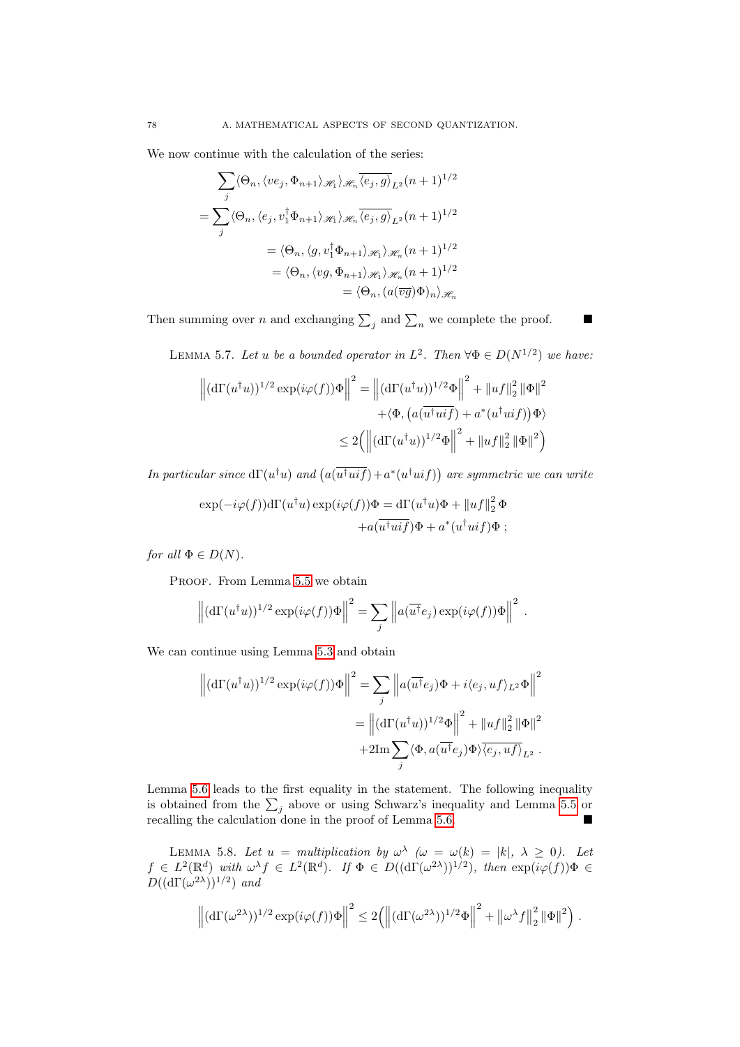We now continue with the calculation of the series:

$$
\begin{aligned}
&\sum_j \langle \Theta_n, \langle v e_j, \Phi_{n+1}\rangle_{\mathscr{H}_1}\rangle_{\mathscr{H}_n} \overline{\langle e_j, g\rangle}_{L^2}(n+1)^{1/2} \\
&= \sum_j \langle \Theta_n, \langle e_j, v_1^\dagger \Phi_{n+1}\rangle_{\mathscr{H}_1}\rangle_{\mathscr{H}_n} \overline{\langle e_j, g\rangle}_{L^2}(n+1)^{1/2} \\
&\qquad = \langle \Theta_n, \langle g, v_1^\dagger \Phi_{n+1}\rangle_{\mathscr{H}_1}\rangle_{\mathscr{H}_n}(n+1)^{1/2} \\
&\qquad = \langle \Theta_n, \langle v g, \Phi_{n+1}\rangle_{\mathscr{H}_1}\rangle_{\mathscr{H}_n}(n+1)^{1/2} \\
&\qquad = \langle \Theta_n, (a(\overline{vg})\Phi)_n\rangle_{\mathscr{H}_n}
\end{aligned}
$$

Then summing over $n$ and exchanging $\sum_j$ and $\sum_n$ we complete the proof. ∎

LEMMA 5.7. *Let $u$ be a bounded operator in $L^2$. Then $\forall \Phi \in D(N^{1/2})$ we have:*

$$
\begin{aligned}
\left\| (\mathrm{d}\Gamma(u^\dagger u))^{1/2} \exp(i\varphi(f))\Phi \right\|^2 &= \left\| (\mathrm{d}\Gamma(u^\dagger u))^{1/2}\Phi \right\|^2 + \|uf\|_2^2 \|\Phi\|^2 \\
&\quad + \langle \Phi, \left(a(\overline{u^\dagger u i f}) + a^*(u^\dagger u i f)\right)\Phi\rangle \\
&\leq 2\Big( \left\| (\mathrm{d}\Gamma(u^\dagger u))^{1/2}\Phi \right\|^2 + \|uf\|_2^2 \|\Phi\|^2 \Big)
\end{aligned}
$$

*In particular since $\mathrm{d}\Gamma(u^\dagger u)$ and $\left(a(\overline{u^\dagger u i f}) + a^*(u^\dagger u i f)\right)$ are symmetric we can write*

$$
\begin{aligned}
\exp(-i\varphi(f))\mathrm{d}\Gamma(u^\dagger u)\exp(i\varphi(f))\Phi &= \mathrm{d}\Gamma(u^\dagger u)\Phi + \|uf\|_2^2 \Phi \\
&\quad + a(\overline{u^\dagger u i f})\Phi + a^*(u^\dagger u i f)\Phi \; ;
\end{aligned}
$$

*for all $\Phi \in D(N)$.*

PROOF. From Lemma 5.5 we obtain

$$
\left\| (\mathrm{d}\Gamma(u^\dagger u))^{1/2} \exp(i\varphi(f))\Phi \right\|^2 = \sum_j \left\| a(\overline{u^\dagger} e_j)\exp(i\varphi(f))\Phi \right\|^2 .
$$

We can continue using Lemma 5.3 and obtain

$$
\begin{aligned}
\left\| (\mathrm{d}\Gamma(u^\dagger u))^{1/2} \exp(i\varphi(f))\Phi \right\|^2 &= \sum_j \left\| a(\overline{u^\dagger} e_j)\Phi + i\langle e_j, uf\rangle_{L^2}\Phi \right\|^2 \\
&= \left\| (\mathrm{d}\Gamma(u^\dagger u))^{1/2}\Phi \right\|^2 + \|uf\|_2^2 \|\Phi\|^2 \\
&\quad + 2\mathrm{Im} \sum_j \langle \Phi, a(\overline{u^\dagger} e_j)\Phi\rangle \overline{\langle e_j, uf\rangle}_{L^2} .
\end{aligned}
$$

Lemma 5.6 leads to the first equality in the statement. The following inequality is obtained from the $\sum_j$ above or using Schwarz's inequality and Lemma 5.5 or recalling the calculation done in the proof of Lemma 5.6. ∎

LEMMA 5.8. *Let $u$ = multiplication by $\omega^\lambda$ ($\omega = \omega(k) = |k|$, $\lambda \geq 0$). Let $f \in L^2(\mathbb{R}^d)$ with $\omega^\lambda f \in L^2(\mathbb{R}^d)$. If $\Phi \in D((\mathrm{d}\Gamma(\omega^{2\lambda}))^{1/2})$, then $\exp(i\varphi(f))\Phi \in D((\mathrm{d}\Gamma(\omega^{2\lambda}))^{1/2})$ and*

$$
\left\| (\mathrm{d}\Gamma(\omega^{2\lambda}))^{1/2} \exp(i\varphi(f))\Phi \right\|^2 \leq 2\Big( \left\| (\mathrm{d}\Gamma(\omega^{2\lambda}))^{1/2}\Phi \right\|^2 + \left\| \omega^\lambda f \right\|_2^2 \|\Phi\|^2 \Big) .
$$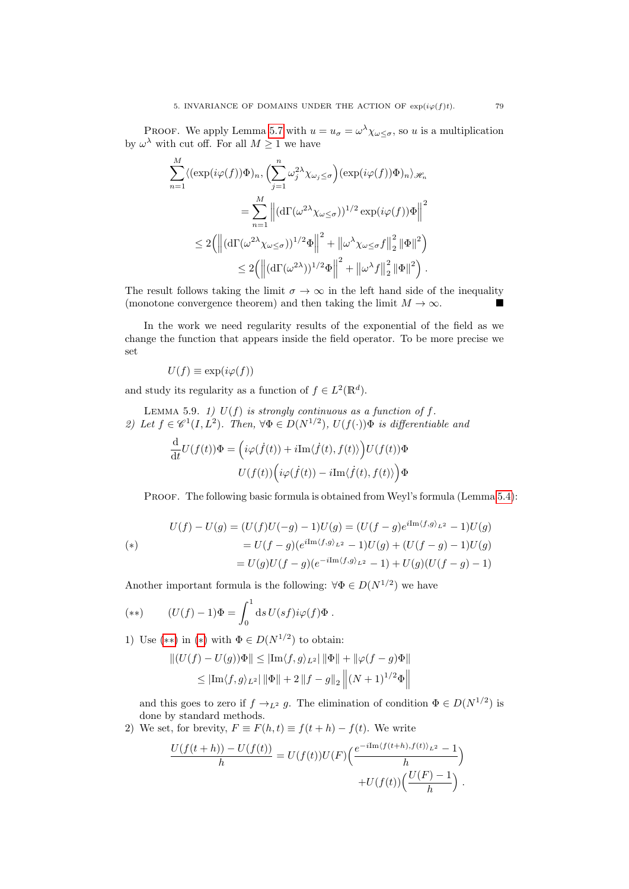PROOF. We apply Lemma 5.7 with $u = u_\sigma = \omega^\lambda \chi_{\omega \le \sigma}$, so $u$ is a multiplication by $\omega^\lambda$ with cut off. For all $M \ge 1$ we have

$$
\begin{aligned}
\sum_{n=1}^{M} \langle (\exp(i\varphi(f))\Phi)_n, \Big(\sum_{j=1}^{n} \omega_j^{2\lambda} \chi_{\omega_j \le \sigma}\Big)(\exp(i\varphi(f))\Phi)_n \rangle_{\mathscr{H}_n} \\
= \sum_{n=1}^{M} \left\| (\mathrm{d}\Gamma(\omega^{2\lambda}\chi_{\omega\le\sigma}))^{1/2} \exp(i\varphi(f))\Phi \right\|^2 \\
\le 2\Big( \left\| (\mathrm{d}\Gamma(\omega^{2\lambda}\chi_{\omega\le\sigma}))^{1/2} \Phi \right\|^2 + \left\| \omega^\lambda \chi_{\omega\le\sigma} f \right\|_2^2 \|\Phi\|^2 \Big) \\
\le 2\Big( \left\| (\mathrm{d}\Gamma(\omega^{2\lambda}))^{1/2} \Phi \right\|^2 + \left\| \omega^\lambda f \right\|_2^2 \|\Phi\|^2 \Big) .
\end{aligned}
$$

The result follows taking the limit $\sigma \to \infty$ in the left hand side of the inequality (monotone convergence theorem) and then taking the limit $M \to \infty$. ■

In the work we need regularity results of the exponential of the field as we change the function that appears inside the field operator. To be more precise we set

$$U(f) \equiv \exp(i\varphi(f))$$

and study its regularity as a function of $f \in L^2(\mathbb{R}^d)$.

LEMMA 5.9. *1) $U(f)$ is strongly continuous as a function of $f$.*
*2) Let $f \in \mathscr{C}^1(I, L^2)$. Then, $\forall \Phi \in D(N^{1/2})$, $U(f(\cdot))\Phi$ is differentiable and*

$$
\begin{aligned}
\frac{\mathrm{d}}{\mathrm{d}t} U(f(t))\Phi &= \Big( i\varphi(\dot f(t)) + i\mathrm{Im}\langle \dot f(t), f(t)\rangle \Big) U(f(t))\Phi \\
& \qquad U(f(t)) \Big( i\varphi(\dot f(t)) - i\mathrm{Im}\langle \dot f(t), f(t)\rangle \Big)\Phi
\end{aligned}
$$

PROOF. The following basic formula is obtained from Weyl's formula (Lemma 5.4):

$$
(*) \qquad
\begin{aligned}
U(f) - U(g) &= (U(f)U(-g) - 1)U(g) = (U(f-g)e^{i\mathrm{Im}\langle f,g\rangle_{L^2}} - 1)U(g) \\
&= U(f-g)(e^{i\mathrm{Im}\langle f,g\rangle_{L^2}} - 1)U(g) + (U(f-g) - 1)U(g) \\
&= U(g)U(f-g)(e^{-i\mathrm{Im}\langle f,g\rangle_{L^2}} - 1) + U(g)(U(f-g) - 1)
\end{aligned}
$$

Another important formula is the following: $\forall \Phi \in D(N^{1/2})$ we have

$$
(**) \qquad (U(f) - 1)\Phi = \int_0^1 \mathrm{d}s \, U(sf) i\varphi(f)\Phi \, .
$$

1) Use (**) in (*) with $\Phi \in D(N^{1/2})$ to obtain:

$$
\begin{aligned}
\|(U(f) - U(g))\Phi\| &\le |\mathrm{Im}\langle f,g\rangle_{L^2}| \, \|\Phi\| + \|\varphi(f-g)\Phi\| \\
&\le |\mathrm{Im}\langle f,g\rangle_{L^2}| \, \|\Phi\| + 2\,\|f-g\|_2 \left\|(N+1)^{1/2}\Phi\right\|
\end{aligned}
$$

and this goes to zero if $f \to_{L^2} g$. The elimination of condition $\Phi \in D(N^{1/2})$ is done by standard methods.

2) We set, for brevity, $F \equiv F(h,t) \equiv f(t+h) - f(t)$. We write

$$
\begin{aligned}
\frac{U(f(t+h)) - U(f(t))}{h} &= U(f(t))U(F)\Big( \frac{e^{-i\mathrm{Im}\langle f(t+h), f(t)\rangle_{L^2}} - 1}{h} \Big) \\
&\quad + U(f(t))\Big( \frac{U(F) - 1}{h} \Big) .
\end{aligned}
$$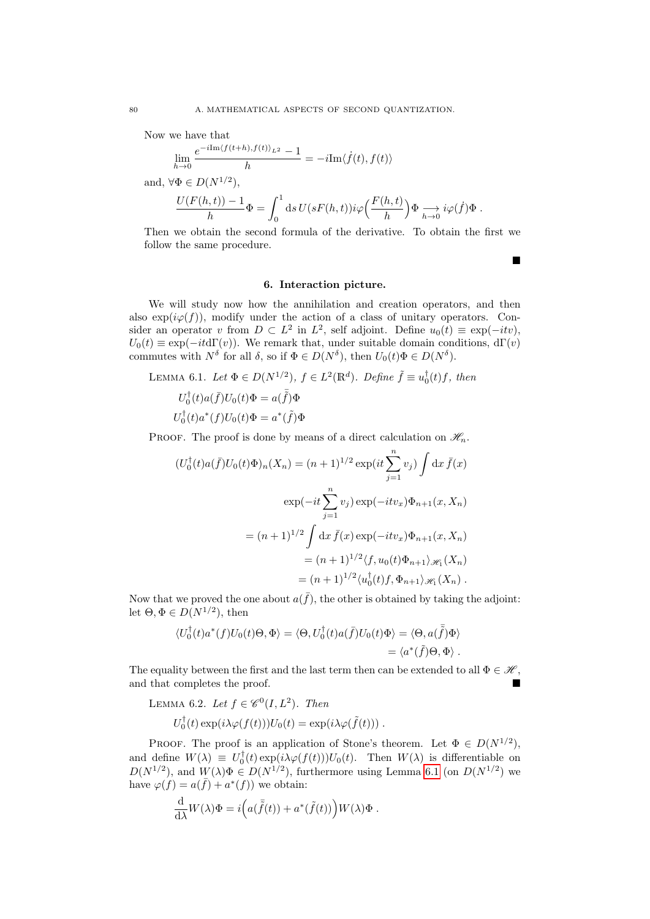Now we have that

$$\lim_{h\to 0} \frac{e^{-i\mathrm{Im}\langle f(t+h), f(t)\rangle_{L^2}} - 1}{h} = -i\mathrm{Im}\langle \dot{f}(t), f(t)\rangle$$

and, $\forall \Phi \in D(N^{1/2})$,

$$\frac{U(F(h,t)) - 1}{h}\Phi = \int_0^1 \mathrm{d}s\, U(sF(h,t)) i\varphi\Big(\frac{F(h,t)}{h}\Big)\Phi \underset{h\to 0}{\longrightarrow} i\varphi(\dot{f})\Phi\ .$$

Then we obtain the second formula of the derivative. To obtain the first we follow the same procedure.

■

## 6. Interaction picture.

We will study now how the annihilation and creation operators, and then also $\exp(i\varphi(f))$, modify under the action of a class of unitary operators. Consider an operator $v$ from $D \subset L^2$ in $L^2$, self adjoint. Define $u_0(t) \equiv \exp(-itv)$, $U_0(t) \equiv \exp(-it\mathrm{d}\Gamma(v))$. We remark that, under suitable domain conditions, $\mathrm{d}\Gamma(v)$ commutes with $N^\delta$ for all $\delta$, so if $\Phi \in D(N^\delta)$, then $U_0(t)\Phi \in D(N^\delta)$.

Lemma 6.1. *Let $\Phi \in D(N^{1/2})$, $f \in L^2(\mathbb{R}^d)$. Define $\tilde{f} \equiv u_0^\dagger(t) f$, then*

$$U_0^\dagger(t) a(\bar{f}) U_0(t)\Phi = a(\bar{\tilde{f}})\Phi$$
$$U_0^\dagger(t) a^*(f) U_0(t)\Phi = a^*(\tilde{f})\Phi$$

Proof. The proof is done by means of a direct calculation on $\mathscr{H}_n$.

$$\begin{aligned}
(U_0^\dagger(t) a(\bar{f}) U_0(t)\Phi)_n(X_n) &= (n+1)^{1/2} \exp(it\sum_{j=1}^n v_j) \int \mathrm{d}x\, \bar{f}(x) \\
&\qquad \exp(-it\sum_{j=1}^n v_j)\exp(-itv_x)\Phi_{n+1}(x, X_n) \\
&= (n+1)^{1/2} \int \mathrm{d}x\, \bar{f}(x)\exp(-itv_x)\Phi_{n+1}(x, X_n) \\
&= (n+1)^{1/2} \langle f, u_0(t)\Phi_{n+1}\rangle_{\mathscr{H}_1}(X_n) \\
&= (n+1)^{1/2} \langle u_0^\dagger(t) f, \Phi_{n+1}\rangle_{\mathscr{H}_1}(X_n)\ .
\end{aligned}$$

Now that we proved the one about $a(\bar{f})$, the other is obtained by taking the adjoint: let $\Theta, \Phi \in D(N^{1/2})$, then

$$\begin{aligned}
\langle U_0^\dagger(t) a^*(f) U_0(t)\Theta, \Phi\rangle = \langle \Theta, U_0^\dagger(t) a(\bar{f}) U_0(t)\Phi\rangle &= \langle \Theta, a(\bar{\tilde{f}})\Phi\rangle \\
&= \langle a^*(\tilde{f})\Theta, \Phi\rangle\ .
\end{aligned}$$

The equality between the first and the last term then can be extended to all $\Phi \in \mathscr{H}$, and that completes the proof. ■

Lemma 6.2. *Let $f \in \mathscr{C}^0(I, L^2)$. Then*

$$U_0^\dagger(t)\exp(i\lambda\varphi(f(t)))U_0(t) = \exp(i\lambda\varphi(\tilde{f}(t)))\ .$$

Proof. The proof is an application of Stone's theorem. Let $\Phi \in D(N^{1/2})$, and define $W(\lambda) \equiv U_0^\dagger(t)\exp(i\lambda\varphi(f(t)))U_0(t)$. Then $W(\lambda)$ is differentiable on $D(N^{1/2})$, and $W(\lambda)\Phi \in D(N^{1/2})$, furthermore using Lemma 6.1 (on $D(N^{1/2})$ we have $\varphi(f) = a(\bar{f}) + a^*(f)$) we obtain:

$$\frac{\mathrm{d}}{\mathrm{d}\lambda} W(\lambda)\Phi = i\Big(a(\bar{\tilde{f}}(t)) + a^*(\tilde{f}(t))\Big)W(\lambda)\Phi\ .$$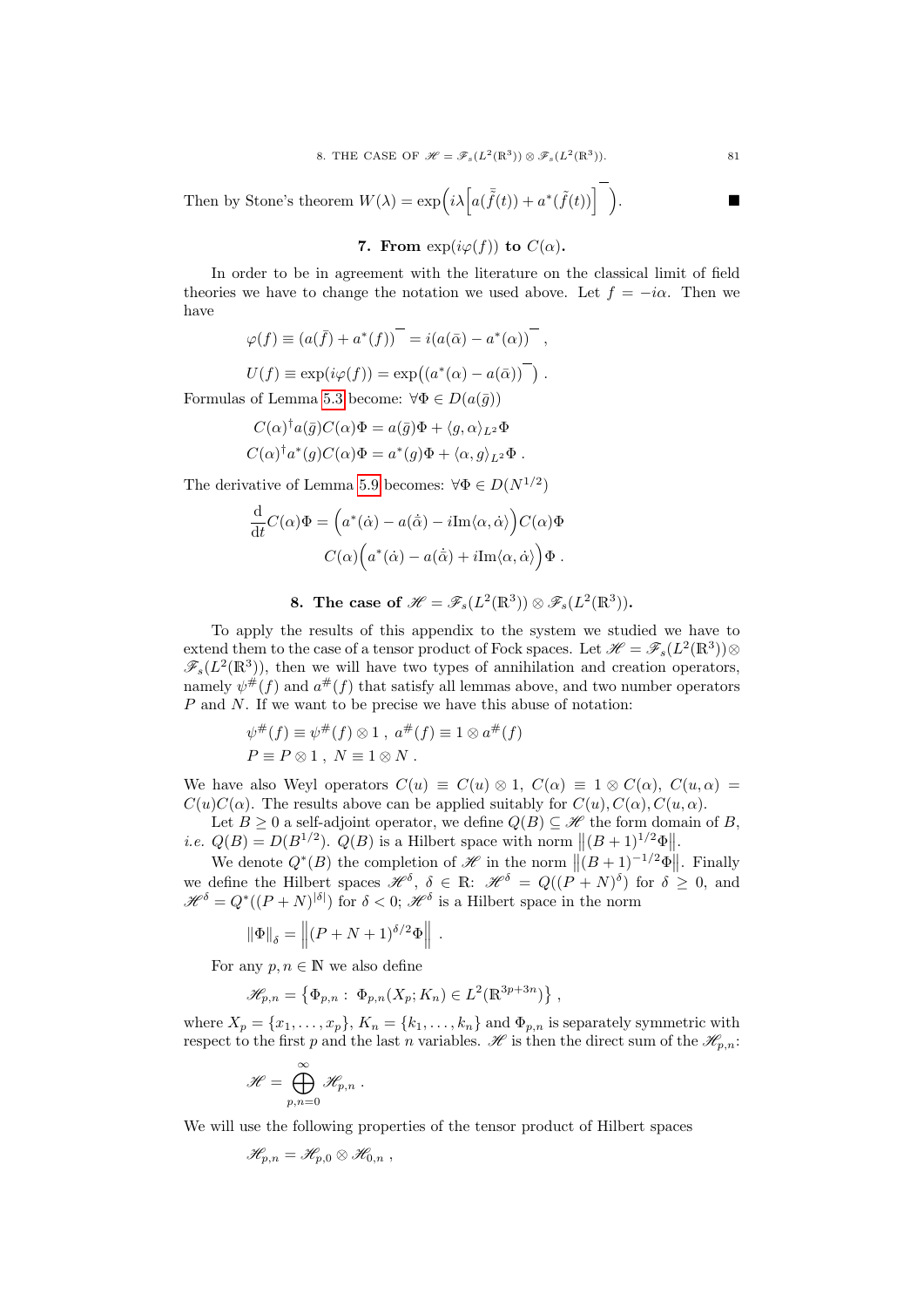Then by Stone's theorem $W(\lambda) = \exp\Big(i\lambda\Big[a(\bar{\tilde{f}}(t)) + a^*(\tilde{f}(t))\Big]^{-}\Big)$. ■

## 7. From $\exp(i\varphi(f))$ to $C(\alpha)$.

In order to be in agreement with the literature on the classical limit of field theories we have to change the notation we used above. Let $f = -i\alpha$. Then we have

$$\varphi(f) \equiv \big(a(\bar{f}) + a^*(f)\big)^{-} = i\big(a(\bar{\alpha}) - a^*(\alpha)\big)^{-} ,$$

$$U(f) \equiv \exp(i\varphi(f)) = \exp\Big(\big(a^*(\alpha) - a(\bar{\alpha})\big)^{-}\Big) .$$

Formulas of Lemma 5.3 become: $\forall \Phi \in D(a(\bar{g}))$

$$C(\alpha)^\dagger a(\bar{g}) C(\alpha)\Phi = a(\bar{g})\Phi + \langle g, \alpha\rangle_{L^2}\Phi$$

$$C(\alpha)^\dagger a^*(g) C(\alpha)\Phi = a^*(g)\Phi + \langle \alpha, g\rangle_{L^2}\Phi .$$

The derivative of Lemma 5.9 becomes: $\forall \Phi \in D(N^{1/2})$

$$\frac{\mathrm{d}}{\mathrm{d}t}C(\alpha)\Phi = \Big(a^*(\dot{\alpha}) - a(\dot{\bar{\alpha}}) - i\mathrm{Im}\langle \alpha, \dot{\alpha}\rangle\Big)C(\alpha)\Phi$$

$$C(\alpha)\Big(a^*(\dot{\alpha}) - a(\dot{\bar{\alpha}}) + i\mathrm{Im}\langle \alpha, \dot{\alpha}\rangle\Big)\Phi .$$

## 8. The case of $\mathscr{H} = \mathscr{F}_s(L^2(\mathbb{R}^3)) \otimes \mathscr{F}_s(L^2(\mathbb{R}^3))$.

To apply the results of this appendix to the system we studied we have to extend them to the case of a tensor product of Fock spaces. Let $\mathscr{H} = \mathscr{F}_s(L^2(\mathbb{R}^3)) \otimes \mathscr{F}_s(L^2(\mathbb{R}^3))$, then we will have two types of annihilation and creation operators, namely $\psi^\#(f)$ and $a^\#(f)$ that satisfy all lemmas above, and two number operators $P$ and $N$. If we want to be precise we have this abuse of notation:

$$\psi^\#(f) \equiv \psi^\#(f) \otimes 1 \;,\; a^\#(f) \equiv 1 \otimes a^\#(f)$$

$$P \equiv P \otimes 1 \;,\; N \equiv 1 \otimes N .$$

We have also Weyl operators $C(u) \equiv C(u) \otimes 1$, $C(\alpha) \equiv 1 \otimes C(\alpha)$, $C(u,\alpha) = C(u)C(\alpha)$. The results above can be applied suitably for $C(u), C(\alpha), C(u,\alpha)$.

Let $B \geq 0$ a self-adjoint operator, we define $Q(B) \subseteq \mathscr{H}$ the form domain of $B$, *i.e.* $Q(B) = D(B^{1/2})$. $Q(B)$ is a Hilbert space with norm $\big\|(B+1)^{1/2}\Phi\big\|$.

We denote $Q^*(B)$ the completion of $\mathscr{H}$ in the norm $\big\|(B+1)^{-1/2}\Phi\big\|$. Finally we define the Hilbert spaces $\mathscr{H}^\delta$, $\delta \in \mathbb{R}$: $\mathscr{H}^\delta = Q((P+N)^\delta)$ for $\delta \geq 0$, and $\mathscr{H}^\delta = Q^*((P+N)^{|\delta|})$ for $\delta < 0$; $\mathscr{H}^\delta$ is a Hilbert space in the norm

$$\|\Phi\|_\delta = \Big\|(P+N+1)^{\delta/2}\Phi\Big\| .$$

For any $p, n \in \mathbb{N}$ we also define

$$\mathscr{H}_{p,n} = \big\{\Phi_{p,n} : \; \Phi_{p,n}(X_p; K_n) \in L^2(\mathbb{R}^{3p+3n})\big\} ,$$

where $X_p = \{x_1, \dots, x_p\}$, $K_n = \{k_1, \dots, k_n\}$ and $\Phi_{p,n}$ is separately symmetric with respect to the first $p$ and the last $n$ variables. $\mathscr{H}$ is then the direct sum of the $\mathscr{H}_{p,n}$:

$$\mathscr{H} = \bigoplus_{p,n=0}^{\infty} \mathscr{H}_{p,n} .$$

We will use the following properties of the tensor product of Hilbert spaces

$$\mathscr{H}_{p,n} = \mathscr{H}_{p,0} \otimes \mathscr{H}_{0,n} ,$$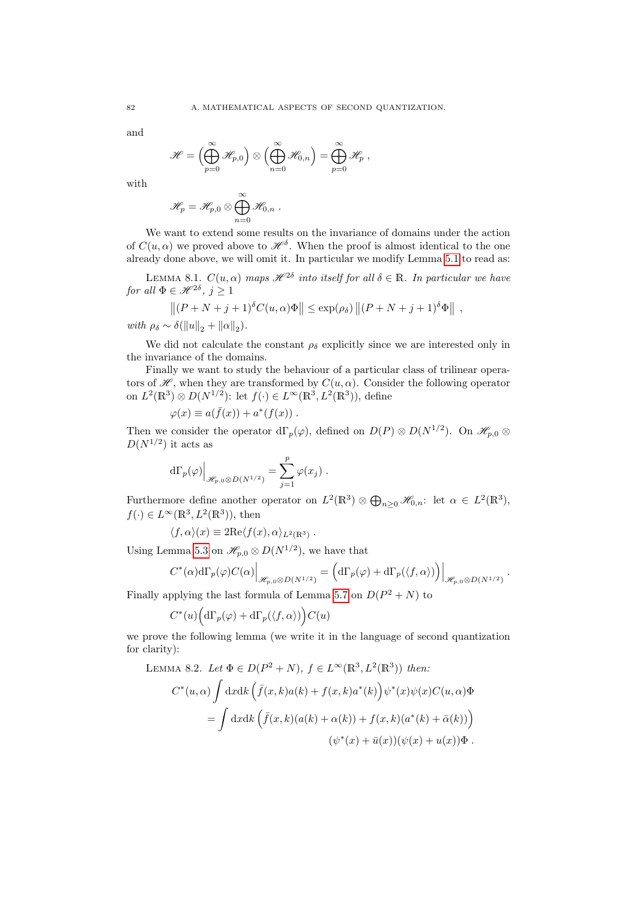and

$$\mathscr{H} = \Big(\bigoplus_{p=0}^{\infty} \mathscr{H}_{p,0}\Big) \otimes \Big(\bigoplus_{n=0}^{\infty} \mathscr{H}_{0,n}\Big) = \bigoplus_{p=0}^{\infty} \mathscr{H}_p \ ,$$

with

$$\mathscr{H}_p = \mathscr{H}_{p,0} \otimes \bigoplus_{n=0}^{\infty} \mathscr{H}_{0,n} \ .$$

We want to extend some results on the invariance of domains under the action of $C(u,\alpha)$ we proved above to $\mathscr{H}^{\delta}$. When the proof is almost identical to the one already done above, we will omit it. In particular we modify Lemma 5.1 to read as:

LEMMA 8.1. *$C(u,\alpha)$ maps $\mathscr{H}^{2\delta}$ into itself for all $\delta \in \mathbb{R}$. In particular we have for all $\Phi \in \mathscr{H}^{2\delta}$, $j \geq 1$*

$$\left\| (P+N+j+1)^{\delta} C(u,\alpha)\Phi \right\| \leq \exp(\rho_\delta) \left\| (P+N+j+1)^{\delta}\Phi \right\| \ ,$$

*with $\rho_\delta \sim \delta(\|u\|_2 + \|\alpha\|_2)$.*

We did not calculate the constant $\rho_\delta$ explicitly since we are interested only in the invariance of the domains.

Finally we want to study the behaviour of a particular class of trilinear operators of $\mathscr{H}$, when they are transformed by $C(u,\alpha)$. Consider the following operator on $L^2(\mathbb{R}^3) \otimes D(N^{1/2})$: let $f(\cdot) \in L^{\infty}(\mathbb{R}^3, L^2(\mathbb{R}^3))$, define

$$\varphi(x) \equiv a(\bar{f}(x)) + a^*(f(x)) \ .$$

Then we consider the operator $\mathrm{d}\Gamma_p(\varphi)$, defined on $D(P) \otimes D(N^{1/2})$. On $\mathscr{H}_{p,0} \otimes D(N^{1/2})$ it acts as

$$\mathrm{d}\Gamma_p(\varphi)\Big|_{\mathscr{H}_{p,0}\otimes D(N^{1/2})} = \sum_{j=1}^{p} \varphi(x_j) \ .$$

Furthermore define another operator on $L^2(\mathbb{R}^3) \otimes \bigoplus_{n\geq 0} \mathscr{H}_{0,n}$: let $\alpha \in L^2(\mathbb{R}^3)$, $f(\cdot) \in L^{\infty}(\mathbb{R}^3, L^2(\mathbb{R}^3))$, then

$$\langle f, \alpha\rangle(x) \equiv 2\mathrm{Re}\langle f(x), \alpha\rangle_{L^2(\mathbb{R}^3)} \ .$$

Using Lemma 5.3 on $\mathscr{H}_{p,0} \otimes D(N^{1/2})$, we have that

$$C^*(\alpha)\mathrm{d}\Gamma_p(\varphi)C(\alpha)\Big|_{\mathscr{H}_{p,0}\otimes D(N^{1/2})} = \Big(\mathrm{d}\Gamma_p(\varphi) + \mathrm{d}\Gamma_p(\langle f,\alpha\rangle)\Big)\Big|_{\mathscr{H}_{p,0}\otimes D(N^{1/2})} \ .$$

Finally applying the last formula of Lemma 5.7 on $D(P^2+N)$ to

$$C^*(u)\Big(\mathrm{d}\Gamma_p(\varphi) + \mathrm{d}\Gamma_p(\langle f,\alpha\rangle)\Big)C(u)$$

we prove the following lemma (we write it in the language of second quantization for clarity):

LEMMA 8.2. *Let $\Phi \in D(P^2+N)$, $f \in L^{\infty}(\mathbb{R}^3, L^2(\mathbb{R}^3))$ then:*

$$\begin{aligned} C^*(u,\alpha)\int \mathrm{d}x\mathrm{d}k \left(\bar{f}(x,k)a(k) + f(x,k)a^*(k)\right)\psi^*(x)\psi(x)C(u,\alpha)\Phi \\ = \int \mathrm{d}x\mathrm{d}k \left(\bar{f}(x,k)(a(k)+\alpha(k)) + f(x,k)(a^*(k)+\bar{\alpha}(k))\right) \\ (\psi^*(x)+\bar{u}(x))(\psi(x)+u(x))\Phi \ . \end{aligned}$$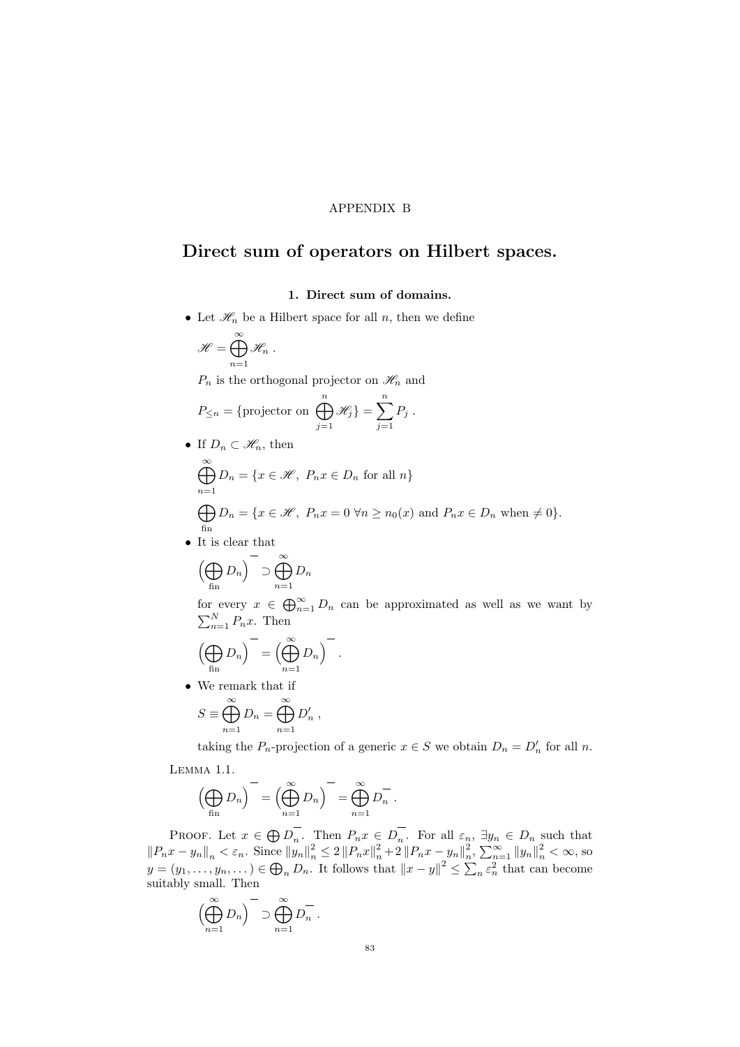APPENDIX B

# Direct sum of operators on Hilbert spaces.

## 1. Direct sum of domains.

- Let $\mathscr{H}_n$ be a Hilbert space for all $n$, then we define

  $$\mathscr{H} = \bigoplus_{n=1}^{\infty} \mathscr{H}_n \,.$$

  $P_n$ is the orthogonal projector on $\mathscr{H}_n$ and

  $$P_{\leq n} = \{\text{projector on } \bigoplus_{j=1}^{n} \mathscr{H}_j\} = \sum_{j=1}^{n} P_j \,.$$

- If $D_n \subset \mathscr{H}_n$, then

  $$\bigoplus_{n=1}^{\infty} D_n = \{x \in \mathscr{H},\ P_n x \in D_n \text{ for all } n\}$$

  $$\bigoplus_{\text{fin}} D_n = \{x \in \mathscr{H},\ P_n x = 0\ \forall n \geq n_0(x) \text{ and } P_n x \in D_n \text{ when } \neq 0\}.$$

- It is clear that

  $$\Big(\bigoplus_{\text{fin}} D_n\Big)^{-} \supset \bigoplus_{n=1}^{\infty} D_n$$

  for every $x \in \bigoplus_{n=1}^{\infty} D_n$ can be approximated as well as we want by $\sum_{n=1}^{N} P_n x$. Then

  $$\Big(\bigoplus_{\text{fin}} D_n\Big)^{-} = \Big(\bigoplus_{n=1}^{\infty} D_n\Big)^{-} \,.$$

- We remark that if

  $$S \equiv \bigoplus_{n=1}^{\infty} D_n = \bigoplus_{n=1}^{\infty} D'_n \,,$$

  taking the $P_n$-projection of a generic $x \in S$ we obtain $D_n = D'_n$ for all $n$.

Lemma 1.1.

$$\Big(\bigoplus_{\text{fin}} D_n\Big)^{-} = \Big(\bigoplus_{n=1}^{\infty} D_n\Big)^{-} = \bigoplus_{n=1}^{\infty} D_n^{-} \,.$$

Proof. Let $x \in \bigoplus D_n^{-}$. Then $P_n x \in D_n^{-}$. For all $\varepsilon_n$, $\exists y_n \in D_n$ such that $\|P_n x - y_n\|_n < \varepsilon_n$. Since $\|y_n\|_n^2 \leq 2\,\|P_n x\|_n^2 + 2\,\|P_n x - y_n\|_n^2$, $\sum_{n=1}^{\infty} \|y_n\|_n^2 < \infty$, so $y = (y_1, \dots, y_n, \dots) \in \bigoplus_n D_n$. It follows that $\|x - y\|^2 \leq \sum_n \varepsilon_n^2$ that can become suitably small. Then

$$\Big(\bigoplus_{n=1}^{\infty} D_n\Big)^{-} \supset \bigoplus_{n=1}^{\infty} D_n^{-} \,.$$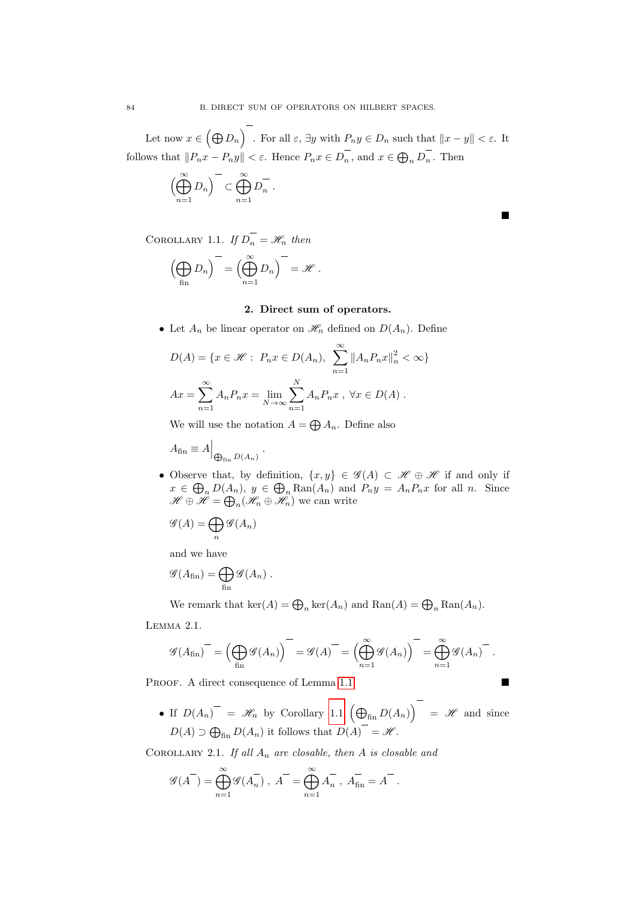Let now $x \in \left(\bigoplus D_n\right)^{-}$. For all $\varepsilon$, $\exists y$ with $P_n y \in D_n$ such that $\|x - y\| < \varepsilon$. It follows that $\|P_n x - P_n y\| < \varepsilon$. Hence $P_n x \in D_n^{-}$, and $x \in \bigoplus_n D_n^{-}$. Then

$$\left(\bigoplus_{n=1}^{\infty} D_n\right)^{-} \subset \bigoplus_{n=1}^{\infty} D_n^{-} .$$

■

COROLLARY 1.1. *If $D_n^{-} = \mathscr{H}_n$ then*

$$\left(\bigoplus_{\text{fin}} D_n\right)^{-} = \left(\bigoplus_{n=1}^{\infty} D_n\right)^{-} = \mathscr{H} .$$

## 2. Direct sum of operators.

- Let $A_n$ be linear operator on $\mathscr{H}_n$ defined on $D(A_n)$. Define

$$D(A) = \{x \in \mathscr{H} : \; P_n x \in D(A_n), \; \sum_{n=1}^{\infty} \|A_n P_n x\|_n^2 < \infty\}$$

$$Ax = \sum_{n=1}^{\infty} A_n P_n x = \lim_{N \to \infty} \sum_{n=1}^{N} A_n P_n x \; , \; \forall x \in D(A) \; .$$

  We will use the notation $A = \bigoplus A_n$. Define also

$$A_{\text{fin}} \equiv A\Big|_{\bigoplus_{\text{fin}} D(A_n)} .$$

- Observe that, by definition, $\{x, y\} \in \mathscr{G}(A) \subset \mathscr{H} \oplus \mathscr{H}$ if and only if $x \in \bigoplus_n D(A_n)$, $y \in \bigoplus_n \text{Ran}(A_n)$ and $P_n y = A_n P_n x$ for all $n$. Since $\mathscr{H} \oplus \mathscr{H} = \bigoplus_n (\mathscr{H}_n \oplus \mathscr{H}_n)$ we can write

$$\mathscr{G}(A) = \bigoplus_n \mathscr{G}(A_n)$$

  and we have

$$\mathscr{G}(A_{\text{fin}}) = \bigoplus_{\text{fin}} \mathscr{G}(A_n) .$$

  We remark that $\ker(A) = \bigoplus_n \ker(A_n)$ and $\text{Ran}(A) = \bigoplus_n \text{Ran}(A_n)$.

LEMMA 2.1.

$$\mathscr{G}(A_{\text{fin}})^{-} = \left(\bigoplus_{\text{fin}} \mathscr{G}(A_n)\right)^{-} = \mathscr{G}(A)^{-} = \left(\bigoplus_{n=1}^{\infty} \mathscr{G}(A_n)\right)^{-} = \bigoplus_{n=1}^{\infty} \mathscr{G}(A_n)^{-} .$$

PROOF. A direct consequence of Lemma 1.1. ■

- If $D(A_n)^{-} = \mathscr{H}_n$ by Corollary 1.1 $\left(\bigoplus_{\text{fin}} D(A_n)\right)^{-} = \mathscr{H}$ and since $D(A) \supset \bigoplus_{\text{fin}} D(A_n)$ it follows that $D(A)^{-} = \mathscr{H}$.

COROLLARY 2.1. *If all $A_n$ are closable, then $A$ is closable and*

$$\mathscr{G}(A^{-}) = \bigoplus_{n=1}^{\infty} \mathscr{G}(A_n^{-}) \; , \; A^{-} = \bigoplus_{n=1}^{\infty} A_n^{-} \; , \; A_{\text{fin}}^{-} = A^{-} .$$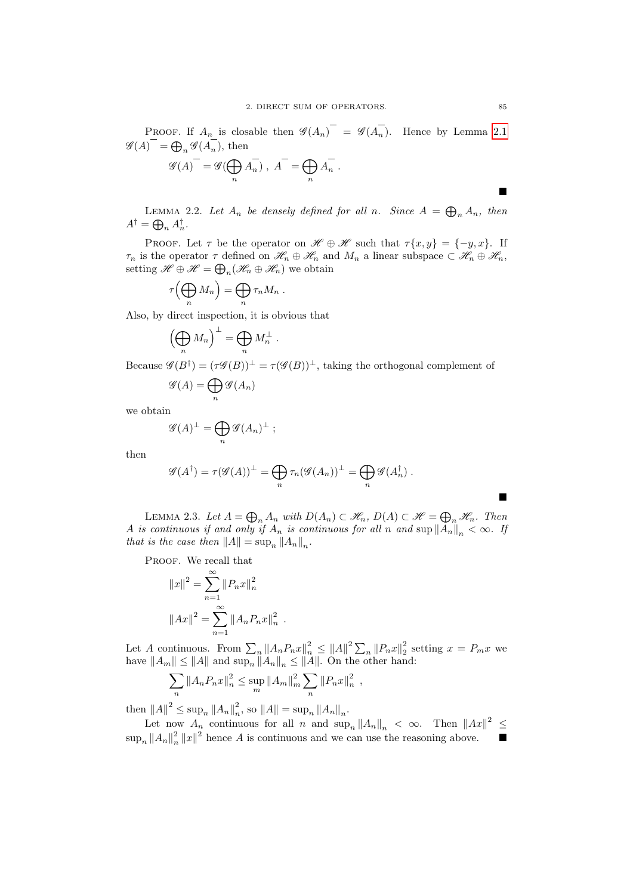PROOF. If $A_n$ is closable then $\overline{\mathscr{G}(A_n)} = \mathscr{G}(\overline{A_n})$. Hence by Lemma 2.1 $\overline{\mathscr{G}(A)} = \bigoplus_n \mathscr{G}(\overline{A_n})$, then

$$\overline{\mathscr{G}(A)} = \mathscr{G}(\bigoplus_n \overline{A_n}) \;,\; \overline{A} = \bigoplus_n \overline{A_n} \;.$$

■

LEMMA 2.2. *Let $A_n$ be densely defined for all $n$. Since $A = \bigoplus_n A_n$, then $A^\dagger = \bigoplus_n A_n^\dagger$.*

PROOF. Let $\tau$ be the operator on $\mathscr{H} \oplus \mathscr{H}$ such that $\tau\{x, y\} = \{-y, x\}$. If $\tau_n$ is the operator $\tau$ defined on $\mathscr{H}_n \oplus \mathscr{H}_n$ and $M_n$ a linear subspace $\subset \mathscr{H}_n \oplus \mathscr{H}_n$, setting $\mathscr{H} \oplus \mathscr{H} = \bigoplus_n (\mathscr{H}_n \oplus \mathscr{H}_n)$ we obtain

$$\tau\Big(\bigoplus_n M_n\Big) = \bigoplus_n \tau_n M_n \;.$$

Also, by direct inspection, it is obvious that

$$\Big(\bigoplus_n M_n\Big)^\perp = \bigoplus_n M_n^\perp \;.$$

Because $\mathscr{G}(B^\dagger) = (\tau \mathscr{G}(B))^\perp = \tau(\mathscr{G}(B))^\perp$, taking the orthogonal complement of

$$\mathscr{G}(A) = \bigoplus_n \mathscr{G}(A_n)$$

we obtain

$$\mathscr{G}(A)^\perp = \bigoplus_n \mathscr{G}(A_n)^\perp \;;$$

then

$$\mathscr{G}(A^\dagger) = \tau(\mathscr{G}(A))^\perp = \bigoplus_n \tau_n(\mathscr{G}(A_n))^\perp = \bigoplus_n \mathscr{G}(A_n^\dagger) \;.$$

■

LEMMA 2.3. *Let $A = \bigoplus_n A_n$ with $D(A_n) \subset \mathscr{H}_n$, $D(A) \subset \mathscr{H} = \bigoplus_n \mathscr{H}_n$. Then $A$ is continuous if and only if $A_n$ is continuous for all $n$ and $\sup \|A_n\|_n < \infty$. If that is the case then $\|A\| = \sup_n \|A_n\|_n$.*

PROOF. We recall that

$$\|x\|^2 = \sum_{n=1}^{\infty} \|P_n x\|_n^2$$

$$\|Ax\|^2 = \sum_{n=1}^{\infty} \|A_n P_n x\|_n^2 \;.$$

Let $A$ continuous. From $\sum_n \|A_n P_n x\|_n^2 \le \|A\|^2 \sum_n \|P_n x\|_2^2$ setting $x = P_m x$ we have $\|A_m\| \le \|A\|$ and $\sup_n \|A_n\|_n \le \|A\|$. On the other hand:

$$\sum_n \|A_n P_n x\|_n^2 \le \sup_m \|A_m\|_m^2 \sum_n \|P_n x\|_n^2 \;,$$

then $\|A\|^2 \le \sup_n \|A_n\|_n^2$, so $\|A\| = \sup_n \|A_n\|_n$.

Let now $A_n$ continuous for all $n$ and $\sup_n \|A_n\|_n < \infty$. Then $\|Ax\|^2 \le \sup_n \|A_n\|_n^2 \|x\|^2$ hence $A$ is continuous and we can use the reasoning above. ■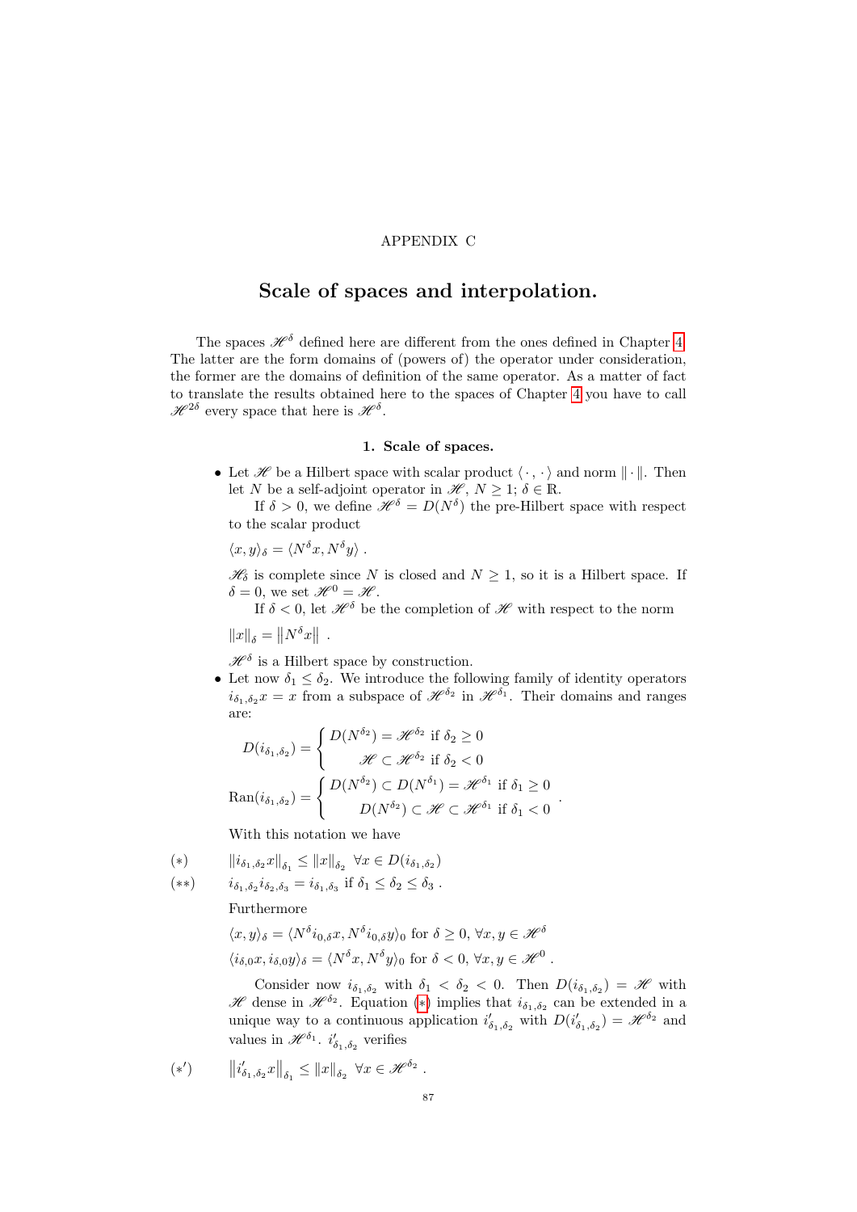APPENDIX C

# Scale of spaces and interpolation.

The spaces $\mathscr{H}^\delta$ defined here are different from the ones defined in Chapter 4. The latter are the form domains of (powers of) the operator under consideration, the former are the domains of definition of the same operator. As a matter of fact to translate the results obtained here to the spaces of Chapter 4 you have to call $\mathscr{H}^{2\delta}$ every space that here is $\mathscr{H}^\delta$.

## 1. Scale of spaces.

- Let $\mathscr{H}$ be a Hilbert space with scalar product $\langle\cdot,\cdot\rangle$ and norm $\|\cdot\|$. Then let $N$ be a self-adjoint operator in $\mathscr{H}$, $N \geq 1$; $\delta \in \mathbb{R}$.

  If $\delta > 0$, we define $\mathscr{H}^\delta = D(N^\delta)$ the pre-Hilbert space with respect to the scalar product

  $\langle x, y\rangle_\delta = \langle N^\delta x, N^\delta y\rangle$ .

  $\mathscr{H}_\delta$ is complete since $N$ is closed and $N \geq 1$, so it is a Hilbert space. If $\delta = 0$, we set $\mathscr{H}^0 = \mathscr{H}$.

  If $\delta < 0$, let $\mathscr{H}^\delta$ be the completion of $\mathscr{H}$ with respect to the norm

  $\|x\|_\delta = \|N^\delta x\|$ .

  $\mathscr{H}^\delta$ is a Hilbert space by construction.

- Let now $\delta_1 \leq \delta_2$. We introduce the following family of identity operators $i_{\delta_1,\delta_2} x = x$ from a subspace of $\mathscr{H}^{\delta_2}$ in $\mathscr{H}^{\delta_1}$. Their domains and ranges are:

$$D(i_{\delta_1,\delta_2}) = \begin{cases} D(N^{\delta_2}) = \mathscr{H}^{\delta_2} \text{ if } \delta_2 \geq 0 \\ \mathscr{H} \subset \mathscr{H}^{\delta_2} \text{ if } \delta_2 < 0 \end{cases}$$

$$\mathrm{Ran}(i_{\delta_1,\delta_2}) = \begin{cases} D(N^{\delta_2}) \subset D(N^{\delta_1}) = \mathscr{H}^{\delta_1} \text{ if } \delta_1 \geq 0 \\ D(N^{\delta_2}) \subset \mathscr{H} \subset \mathscr{H}^{\delta_1} \text{ if } \delta_1 < 0 \end{cases} .$$

With this notation we have

$$(*) \qquad \|i_{\delta_1,\delta_2} x\|_{\delta_1} \leq \|x\|_{\delta_2} \ \forall x \in D(i_{\delta_1,\delta_2})$$

$$(**) \qquad i_{\delta_1,\delta_2} i_{\delta_2,\delta_3} = i_{\delta_1,\delta_3} \text{ if } \delta_1 \leq \delta_2 \leq \delta_3 .$$

Furthermore

$\langle x, y\rangle_\delta = \langle N^\delta i_{0,\delta} x, N^\delta i_{0,\delta} y\rangle_0$ for $\delta \geq 0$, $\forall x, y \in \mathscr{H}^\delta$

$\langle i_{\delta,0} x, i_{\delta,0} y\rangle_\delta = \langle N^\delta x, N^\delta y\rangle_0$ for $\delta < 0$, $\forall x, y \in \mathscr{H}^0$ .

Consider now $i_{\delta_1,\delta_2}$ with $\delta_1 < \delta_2 < 0$. Then $D(i_{\delta_1,\delta_2}) = \mathscr{H}$ with $\mathscr{H}$ dense in $\mathscr{H}^{\delta_2}$. Equation (*) implies that $i_{\delta_1,\delta_2}$ can be extended in a unique way to a continuous application $i'_{\delta_1,\delta_2}$ with $D(i'_{\delta_1,\delta_2}) = \mathscr{H}^{\delta_2}$ and values in $\mathscr{H}^{\delta_1}$. $i'_{\delta_1,\delta_2}$ verifies

$$(*') \qquad \|i'_{\delta_1,\delta_2} x\|_{\delta_1} \leq \|x\|_{\delta_2} \ \forall x \in \mathscr{H}^{\delta_2} .$$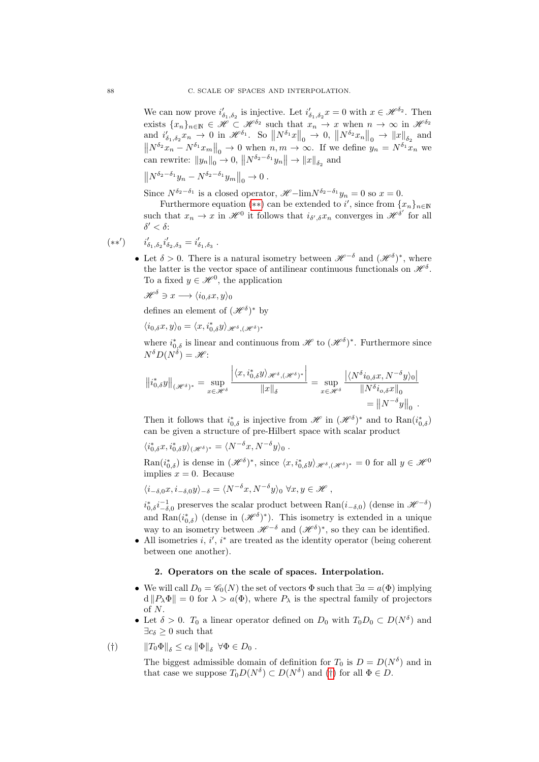We can now prove $i'_{\delta_1,\delta_2}$ is injective. Let $i'_{\delta_1,\delta_2}x = 0$ with $x \in \mathscr{H}^{\delta_2}$. Then exists $\{x_n\}_{n\in\mathbb{N}} \in \mathscr{H} \subset \mathscr{H}^{\delta_2}$ such that $x_n \to x$ when $n \to \infty$ in $\mathscr{H}^{\delta_2}$ and $i'_{\delta_1,\delta_2}x_n \to 0$ in $\mathscr{H}^{\delta_1}$. So $\left\|N^{\delta_1}x\right\|_0 \to 0$, $\left\|N^{\delta_2}x_n\right\|_0 \to \|x\|_{\delta_2}$ and $\left\|N^{\delta_2}x_n - N^{\delta_1}x_m\right\|_0 \to 0$ when $n, m \to \infty$. If we define $y_n = N^{\delta_1}x_n$ we can rewrite: $\|y_n\|_0 \to 0$, $\left\|N^{\delta_2-\delta_1}y_n\right\| \to \|x\|_{\delta_2}$ and

$$\left\|N^{\delta_2-\delta_1}y_n - N^{\delta_2-\delta_1}y_m\right\|_0 \to 0 \,.$$

Since $N^{\delta_2-\delta_1}$ is a closed operator, $\mathscr{H}-\lim N^{\delta_2-\delta_1}y_n = 0$ so $x = 0$.

Furthermore equation (**) can be extended to $i'$, since from $\{x_n\}_{n\in\mathbb{N}}$ such that $x_n \to x$ in $\mathscr{H}^0$ it follows that $i_{\delta',\delta}x_n$ converges in $\mathscr{H}^{\delta'}$ for all $\delta' < \delta$:

$$(**') \qquad i'_{\delta_1,\delta_2}i'_{\delta_2,\delta_3} = i'_{\delta_1,\delta_3} \,.$$

- Let $\delta > 0$. There is a natural isometry between $\mathscr{H}^{-\delta}$ and $(\mathscr{H}^\delta)^*$, where the latter is the vector space of antilinear continuous functionals on $\mathscr{H}^\delta$. To a fixed $y \in \mathscr{H}^0$, the application

  $$\mathscr{H}^\delta \ni x \longrightarrow \langle i_{0,\delta}x, y\rangle_0$$

  defines an element of $(\mathscr{H}^\delta)^*$ by

  $$\langle i_{0,\delta}x, y\rangle_0 = \langle x, i^*_{0,\delta}y\rangle_{\mathscr{H}^\delta,(\mathscr{H}^\delta)^*}$$

  where $i^*_{0,\delta}$ is linear and continuous from $\mathscr{H}$ to $(\mathscr{H}^\delta)^*$. Furthermore since $N^\delta D(N^\delta) = \mathscr{H}$:

  $$\left\|i^*_{0,\delta}y\right\|_{(\mathscr{H}^\delta)^*} = \sup_{x\in\mathscr{H}^\delta} \frac{\left|\langle x, i^*_{0,\delta}y\rangle_{\mathscr{H}^\delta,(\mathscr{H}^\delta)^*}\right|}{\|x\|_\delta} = \sup_{x\in\mathscr{H}^\delta} \frac{\left|\langle N^\delta i_{0,\delta}x, N^{-\delta}y\rangle_0\right|}{\|N^\delta i_{o,\delta}x\|_0} = \left\|N^{-\delta}y\right\|_0 \,.$$

  Then it follows that $i^*_{0,\delta}$ is injective from $\mathscr{H}$ in $(\mathscr{H}^\delta)^*$ and to $\mathrm{Ran}(i^*_{0,\delta})$ can be given a structure of pre-Hilbert space with scalar product

  $$\langle i^*_{0,\delta}x, i^*_{0,\delta}y\rangle_{(\mathscr{H}^\delta)^*} = \langle N^{-\delta}x, N^{-\delta}y\rangle_0 \,.$$

  $\mathrm{Ran}(i^*_{0,\delta})$ is dense in $(\mathscr{H}^\delta)^*$, since $\langle x, i^*_{0,\delta}y\rangle_{\mathscr{H}^\delta,(\mathscr{H}^\delta)^*} = 0$ for all $y \in \mathscr{H}^0$ implies $x = 0$. Because

  $$\langle i_{-\delta,0}x, i_{-\delta,0}y\rangle_{-\delta} = \langle N^{-\delta}x, N^{-\delta}y\rangle_0 \ \forall x, y \in \mathscr{H} \,,$$

  $i^*_{0,\delta}i^{-1}_{-\delta,0}$ preserves the scalar product between $\mathrm{Ran}(i_{-\delta,0})$ (dense in $\mathscr{H}^{-\delta}$) and $\mathrm{Ran}(i^*_{0,\delta})$ (dense in $(\mathscr{H}^\delta)^*$). This isometry is extended in a unique way to an isometry between $\mathscr{H}^{-\delta}$ and $(\mathscr{H}^\delta)^*$, so they can be identified.
- All isometries $i$, $i'$, $i^*$ are treated as the identity operator (being coherent between one another).

## 2. Operators on the scale of spaces. Interpolation.

- We will call $D_0 = \mathscr{C}_0(N)$ the set of vectors $\Phi$ such that $\exists a = a(\Phi)$ implying $\mathrm{d}\,\|P_\lambda\Phi\| = 0$ for $\lambda > a(\Phi)$, where $P_\lambda$ is the spectral family of projectors of $N$.
- Let $\delta > 0$. $T_0$ a linear operator defined on $D_0$ with $T_0D_0 \subset D(N^\delta)$ and $\exists c_\delta \geq 0$ such that

  $$(\dagger) \qquad \|T_0\Phi\|_\delta \leq c_\delta \|\Phi\|_\delta \ \ \forall\Phi \in D_0 \,.$$

  The biggest admissible domain of definition for $T_0$ is $D = D(N^\delta)$ and in that case we suppose $T_0D(N^\delta) \subset D(N^\delta)$ and (†) for all $\Phi \in D$.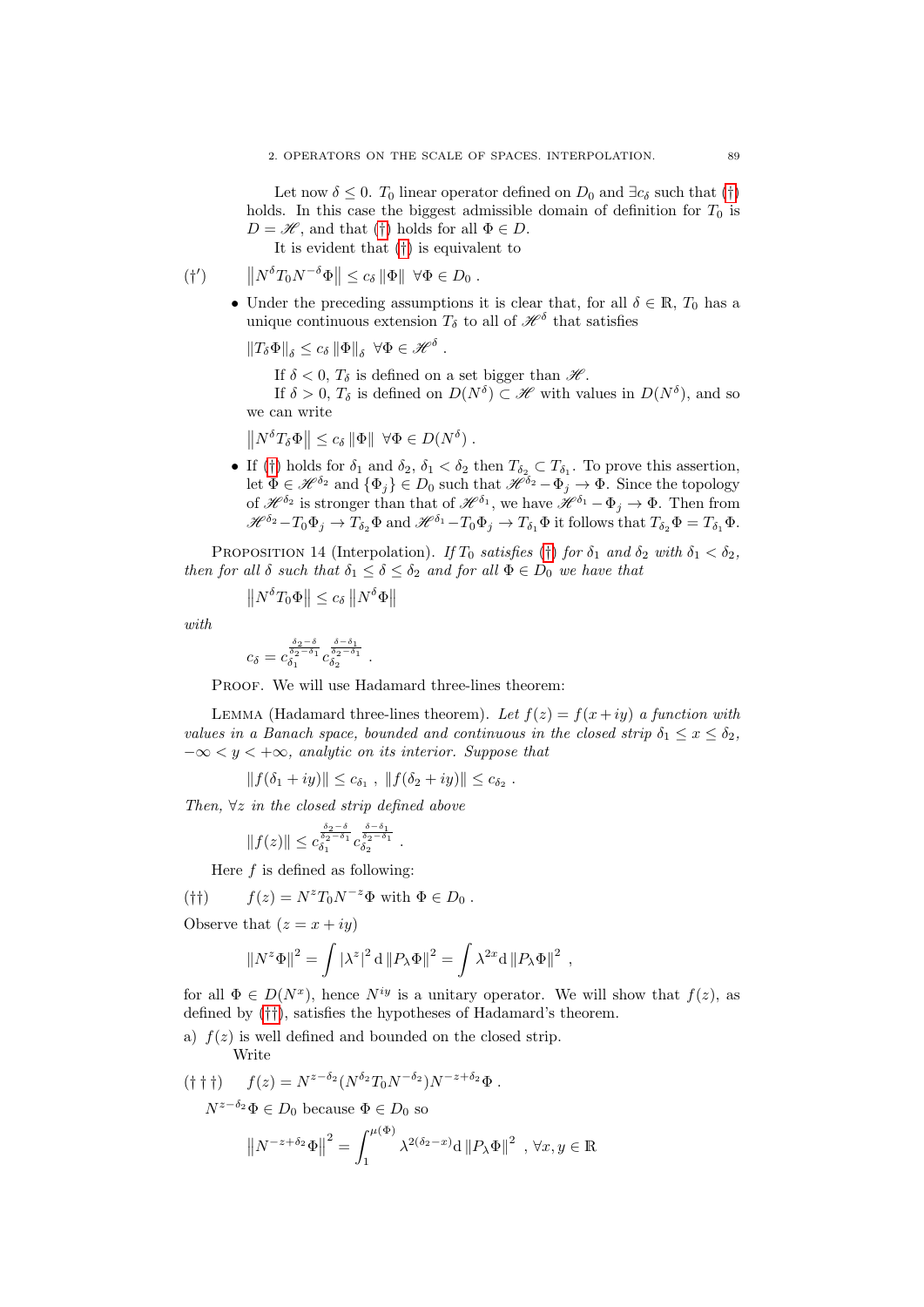Let now $\delta \leq 0$. $T_0$ linear operator defined on $D_0$ and $\exists c_\delta$ such that (†) holds. In this case the biggest admissible domain of definition for $T_0$ is $D = \mathscr{H}$, and that (†) holds for all $\Phi \in D$.

It is evident that (†) is equivalent to

$$(\dagger') \qquad \left\| N^\delta T_0 N^{-\delta} \Phi \right\| \leq c_\delta \left\| \Phi \right\| \ \ \forall \Phi \in D_0 \ .$$

- Under the preceding assumptions it is clear that, for all $\delta \in \mathbb{R}$, $T_0$ has a unique continuous extension $T_\delta$ to all of $\mathscr{H}^\delta$ that satisfies

  $$\left\| T_\delta \Phi \right\|_\delta \leq c_\delta \left\| \Phi \right\|_\delta \ \ \forall \Phi \in \mathscr{H}^\delta \ .$$

  If $\delta < 0$, $T_\delta$ is defined on a set bigger than $\mathscr{H}$.

  If $\delta > 0$, $T_\delta$ is defined on $D(N^\delta) \subset \mathscr{H}$ with values in $D(N^\delta)$, and so we can write

  $$\left\| N^\delta T_\delta \Phi \right\| \leq c_\delta \left\| \Phi \right\| \ \ \forall \Phi \in D(N^\delta) \ .$$

- If (†) holds for $\delta_1$ and $\delta_2$, $\delta_1 < \delta_2$ then $T_{\delta_2} \subset T_{\delta_1}$. To prove this assertion, let $\Phi \in \mathscr{H}^{\delta_2}$ and $\{\Phi_j\} \in D_0$ such that $\mathscr{H}^{\delta_2} - \Phi_j \to \Phi$. Since the topology of $\mathscr{H}^{\delta_2}$ is stronger than that of $\mathscr{H}^{\delta_1}$, we have $\mathscr{H}^{\delta_1} - \Phi_j \to \Phi$. Then from $\mathscr{H}^{\delta_2} - T_0 \Phi_j \to T_{\delta_2}\Phi$ and $\mathscr{H}^{\delta_1} - T_0 \Phi_j \to T_{\delta_1}\Phi$ it follows that $T_{\delta_2}\Phi = T_{\delta_1}\Phi$.

Proposition 14 (Interpolation). *If $T_0$ satisfies (†) for $\delta_1$ and $\delta_2$ with $\delta_1 < \delta_2$, then for all $\delta$ such that $\delta_1 \leq \delta \leq \delta_2$ and for all $\Phi \in D_0$ we have that*

$$\left\| N^\delta T_0 \Phi \right\| \leq c_\delta \left\| N^\delta \Phi \right\|$$

*with*

$$c_\delta = c_{\delta_1}^{\frac{\delta_2 - \delta}{\delta_2 - \delta_1}} c_{\delta_2}^{\frac{\delta - \delta_1}{\delta_2 - \delta_1}} \ .$$

Proof. We will use Hadamard three-lines theorem:

Lemma (Hadamard three-lines theorem). *Let $f(z) = f(x+iy)$ a function with values in a Banach space, bounded and continuous in the closed strip $\delta_1 \leq x \leq \delta_2$, $-\infty < y < +\infty$, analytic on its interior. Suppose that*

$$\left\| f(\delta_1 + iy) \right\| \leq c_{\delta_1} \ , \ \left\| f(\delta_2 + iy) \right\| \leq c_{\delta_2} \ .$$

*Then, $\forall z$ in the closed strip defined above*

$$\left\| f(z) \right\| \leq c_{\delta_1}^{\frac{\delta_2 - \delta}{\delta_2 - \delta_1}} c_{\delta_2}^{\frac{\delta - \delta_1}{\delta_2 - \delta_1}} \ .$$

Here $f$ is defined as following:

$$(\dagger\dagger) \qquad f(z) = N^z T_0 N^{-z} \Phi \text{ with } \Phi \in D_0 \ .$$

Observe that ($z = x + iy$)

$$\left\| N^z \Phi \right\|^2 = \int \left| \lambda^z \right|^2 \mathrm{d} \left\| P_\lambda \Phi \right\|^2 = \int \lambda^{2x} \mathrm{d} \left\| P_\lambda \Phi \right\|^2 \ ,$$

for all $\Phi \in D(N^x)$, hence $N^{iy}$ is a unitary operator. We will show that $f(z)$, as defined by (††), satisfies the hypotheses of Hadamard's theorem.

a) $f(z)$ is well defined and bounded on the closed strip.

   Write

$$(\dagger\dagger\dagger) \qquad f(z) = N^{z - \delta_2}(N^{\delta_2} T_0 N^{-\delta_2}) N^{-z + \delta_2} \Phi \ .$$

$N^{z - \delta_2}\Phi \in D_0$ because $\Phi \in D_0$ so

$$\left\| N^{-z+\delta_2} \Phi \right\|^2 = \int_1^{\mu(\Phi)} \lambda^{2(\delta_2 - x)} \mathrm{d} \left\| P_\lambda \Phi \right\|^2 \ , \forall x, y \in \mathbb{R}$$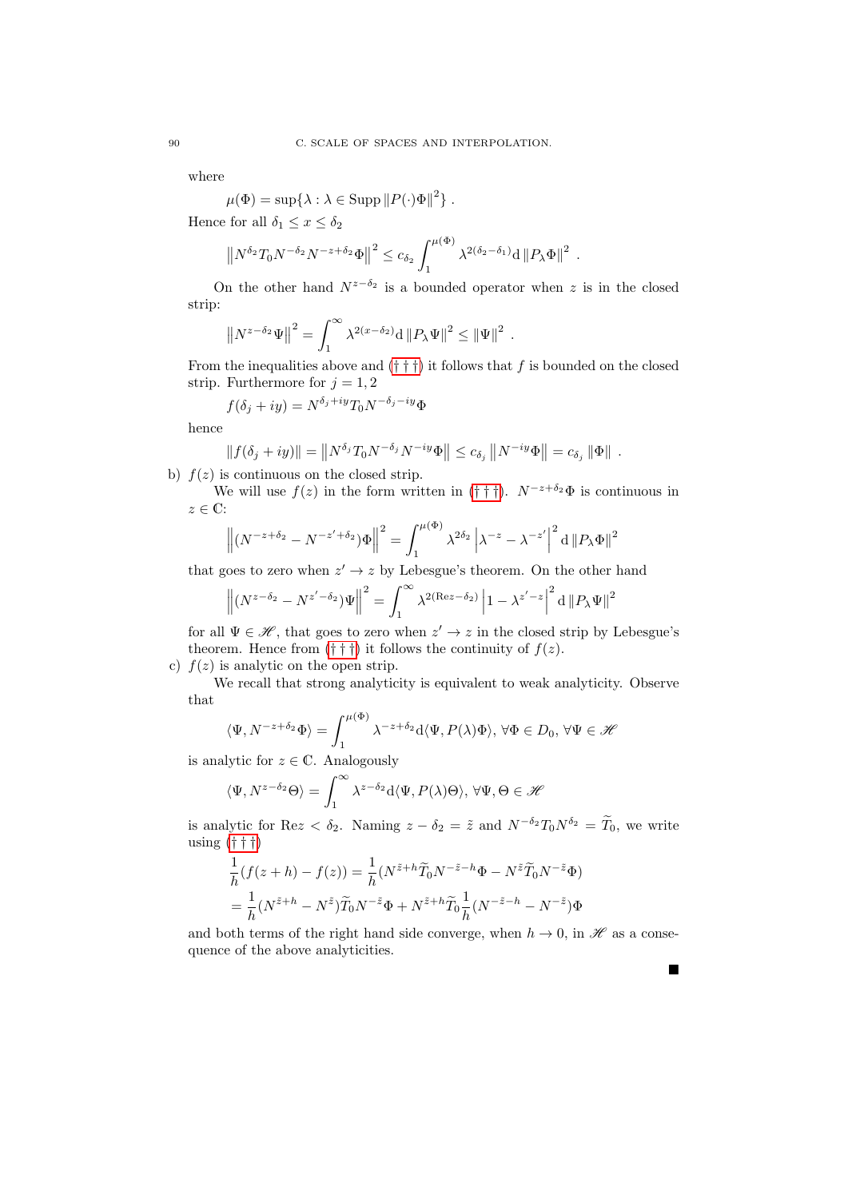where

$$\mu(\Phi) = \sup\{\lambda : \lambda \in \operatorname{Supp} \|P(\cdot)\Phi\|^2\} .$$

Hence for all $\delta_1 \le x \le \delta_2$

$$\left\|N^{\delta_2} T_0 N^{-\delta_2} N^{-z+\delta_2}\Phi\right\|^2 \le c_{\delta_2} \int_1^{\mu(\Phi)} \lambda^{2(\delta_2-\delta_1)} \mathrm{d}\left\|P_\lambda \Phi\right\|^2 .$$

On the other hand $N^{z-\delta_2}$ is a bounded operator when $z$ is in the closed strip:

$$\left\|N^{z-\delta_2}\Psi\right\|^2 = \int_1^\infty \lambda^{2(x-\delta_2)} \mathrm{d}\left\|P_\lambda \Psi\right\|^2 \le \left\|\Psi\right\|^2 .$$

From the inequalities above and (†††) it follows that $f$ is bounded on the closed strip. Furthermore for $j = 1, 2$

$$f(\delta_j + iy) = N^{\delta_j + iy} T_0 N^{-\delta_j - iy}\Phi$$

hence

$$\|f(\delta_j + iy)\| = \left\|N^{\delta_j} T_0 N^{-\delta_j} N^{-iy}\Phi\right\| \le c_{\delta_j} \left\|N^{-iy}\Phi\right\| = c_{\delta_j} \left\|\Phi\right\| .$$

b) $f(z)$ is continuous on the closed strip.

We will use $f(z)$ in the form written in (†††). $N^{-z+\delta_2}\Phi$ is continuous in $z \in \mathbb{C}$:

$$\left\|(N^{-z+\delta_2} - N^{-z'+\delta_2})\Phi\right\|^2 = \int_1^{\mu(\Phi)} \lambda^{2\delta_2} \left|\lambda^{-z} - \lambda^{-z'}\right|^2 \mathrm{d}\left\|P_\lambda\Phi\right\|^2$$

that goes to zero when $z' \to z$ by Lebesgue's theorem. On the other hand

$$\left\|(N^{z-\delta_2} - N^{z'-\delta_2})\Psi\right\|^2 = \int_1^\infty \lambda^{2(\mathrm{Re} z - \delta_2)} \left|1 - \lambda^{z'-z}\right|^2 \mathrm{d}\left\|P_\lambda\Psi\right\|^2$$

for all $\Psi \in \mathscr{H}$, that goes to zero when $z' \to z$ in the closed strip by Lebesgue's theorem. Hence from (†††) it follows the continuity of $f(z)$.

c) $f(z)$ is analytic on the open strip.

We recall that strong analyticity is equivalent to weak analyticity. Observe that

$$\langle\Psi, N^{-z+\delta_2}\Phi\rangle = \int_1^{\mu(\Phi)} \lambda^{-z+\delta_2} \mathrm{d}\langle\Psi, P(\lambda)\Phi\rangle, \ \forall \Phi \in D_0, \ \forall \Psi \in \mathscr{H}$$

is analytic for $z \in \mathbb{C}$. Analogously

$$\langle\Psi, N^{z-\delta_2}\Theta\rangle = \int_1^\infty \lambda^{z-\delta_2} \mathrm{d}\langle\Psi, P(\lambda)\Theta\rangle, \ \forall \Psi, \Theta \in \mathscr{H}$$

is analytic for $\mathrm{Re} z < \delta_2$. Naming $z - \delta_2 = \tilde{z}$ and $N^{-\delta_2} T_0 N^{\delta_2} = \widetilde{T}_0$, we write using (†††)

$$\begin{aligned}
\frac{1}{h}(f(z+h) - f(z)) &= \frac{1}{h}(N^{\tilde{z}+h}\widetilde{T}_0 N^{-\tilde{z}-h}\Phi - N^{\tilde{z}}\widetilde{T}_0 N^{-\tilde{z}}\Phi) \\
&= \frac{1}{h}(N^{\tilde{z}+h} - N^{\tilde{z}})\widetilde{T}_0 N^{-\tilde{z}}\Phi + N^{\tilde{z}+h}\widetilde{T}_0 \frac{1}{h}(N^{-\tilde{z}-h} - N^{-\tilde{z}})\Phi
\end{aligned}$$

and both terms of the right hand side converge, when $h \to 0$, in $\mathscr{H}$ as a consequence of the above analyticities.

■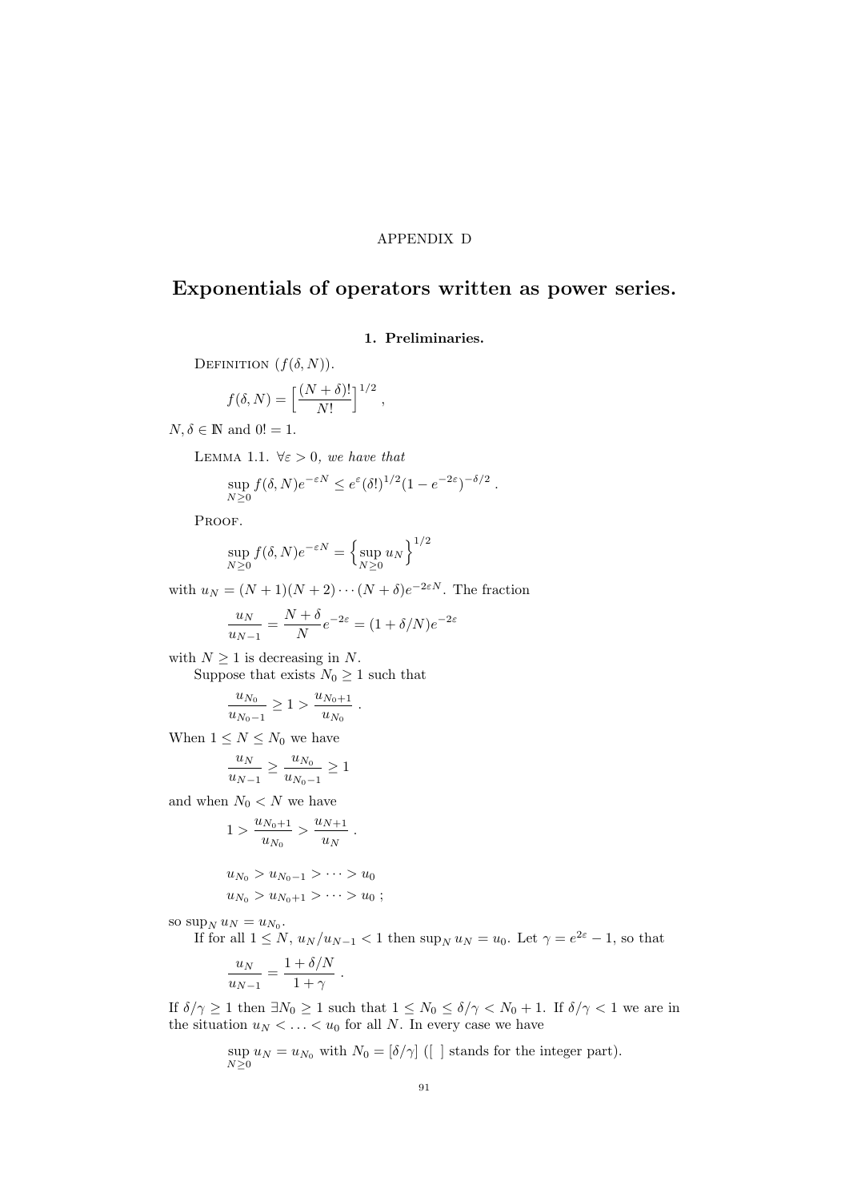APPENDIX D

# Exponentials of operators written as power series.

## 1. Preliminaries.

DEFINITION ($f(\delta, N)$).

$$f(\delta, N) = \Big[\frac{(N+\delta)!}{N!}\Big]^{1/2} \ ,$$

$N, \delta \in \mathbb{N}$ and $0! = 1$.

LEMMA 1.1. *$\forall \varepsilon > 0$, we have that*

$$\sup_{N \geq 0} f(\delta, N) e^{-\varepsilon N} \leq e^{\varepsilon} (\delta!)^{1/2} (1 - e^{-2\varepsilon})^{-\delta/2} \ .$$

PROOF.

$$\sup_{N \geq 0} f(\delta, N) e^{-\varepsilon N} = \Big\{ \sup_{N \geq 0} u_N \Big\}^{1/2}$$

with $u_N = (N+1)(N+2) \cdots (N+\delta) e^{-2\varepsilon N}$. The fraction

$$\frac{u_N}{u_{N-1}} = \frac{N+\delta}{N} e^{-2\varepsilon} = (1 + \delta/N) e^{-2\varepsilon}$$

with $N \geq 1$ is decreasing in $N$.

Suppose that exists $N_0 \geq 1$ such that

$$\frac{u_{N_0}}{u_{N_0-1}} \geq 1 > \frac{u_{N_0+1}}{u_{N_0}} \ .$$

When $1 \leq N \leq N_0$ we have

$$\frac{u_N}{u_{N-1}} \geq \frac{u_{N_0}}{u_{N_0-1}} \geq 1$$

and when $N_0 < N$ we have

$$1 > \frac{u_{N_0+1}}{u_{N_0}} > \frac{u_{N+1}}{u_N} \ .$$

$$u_{N_0} > u_{N_0-1} > \cdots > u_0$$
$$u_{N_0} > u_{N_0+1} > \cdots > u_0 \ ;$$

so $\sup_N u_N = u_{N_0}$.

If for all $1 \leq N$, $u_N/u_{N-1} < 1$ then $\sup_N u_N = u_0$. Let $\gamma = e^{2\varepsilon} - 1$, so that

$$\frac{u_N}{u_{N-1}} = \frac{1 + \delta/N}{1 + \gamma} \ .$$

If $\delta/\gamma \geq 1$ then $\exists N_0 \geq 1$ such that $1 \leq N_0 \leq \delta/\gamma < N_0 + 1$. If $\delta/\gamma < 1$ we are in the situation $u_N < \ldots < u_0$ for all $N$. In every case we have

$$\sup_{N \geq 0} u_N = u_{N_0} \text{ with } N_0 = [\delta/\gamma] \text{ ([ ] stands for the integer part).}$$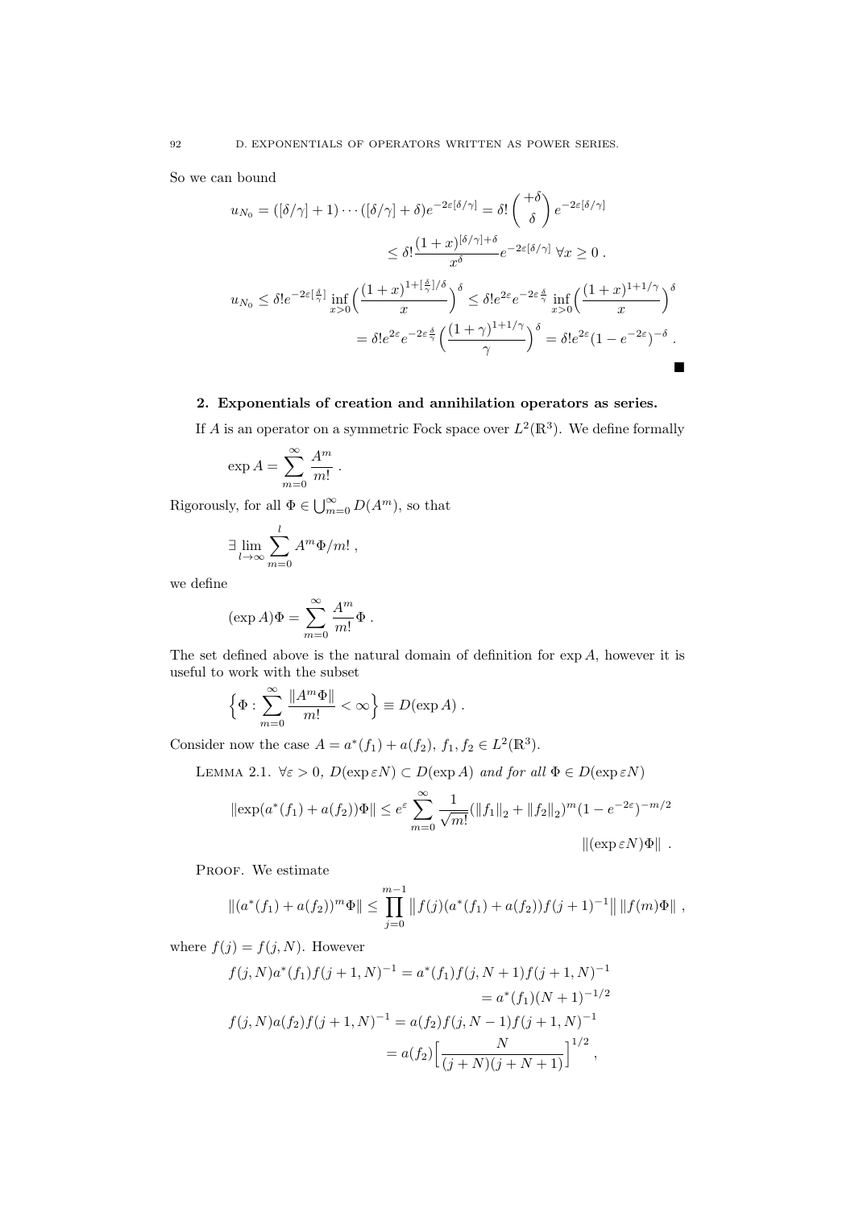So we can bound

$$u_{N_0} = ([\delta/\gamma]+1)\cdots([\delta/\gamma]+\delta)e^{-2\varepsilon[\delta/\gamma]} = \delta!\binom{+\delta}{\delta}e^{-2\varepsilon[\delta/\gamma]}$$

$$\leq \delta!\frac{(1+x)^{[\delta/\gamma]+\delta}}{x^\delta}e^{-2\varepsilon[\delta/\gamma]}\ \forall x \geq 0\ .$$

$$u_{N_0} \leq \delta! e^{-2\varepsilon[\frac{\delta}{\gamma}]}\inf_{x>0}\Big(\frac{(1+x)^{1+[\frac{\delta}{\gamma}]/\delta}}{x}\Big)^\delta \leq \delta! e^{2\varepsilon}e^{-2\varepsilon\frac{\delta}{\gamma}}\inf_{x>0}\Big(\frac{(1+x)^{1+1/\gamma}}{x}\Big)^\delta$$

$$= \delta! e^{2\varepsilon}e^{-2\varepsilon\frac{\delta}{\gamma}}\Big(\frac{(1+\gamma)^{1+1/\gamma}}{\gamma}\Big)^\delta = \delta! e^{2\varepsilon}(1-e^{-2\varepsilon})^{-\delta}\ .$$

∎

## 2. Exponentials of creation and annihilation operators as series.

If $A$ is an operator on a symmetric Fock space over $L^2(\mathbb{R}^3)$. We define formally

$$\exp A = \sum_{m=0}^{\infty}\frac{A^m}{m!}\ .$$

Rigorously, for all $\Phi \in \bigcup_{m=0}^{\infty} D(A^m)$, so that

$$\exists \lim_{l\to\infty}\sum_{m=0}^{l} A^m\Phi/m!\ ,$$

we define

$$(\exp A)\Phi = \sum_{m=0}^{\infty}\frac{A^m}{m!}\Phi\ .$$

The set defined above is the natural domain of definition for $\exp A$, however it is useful to work with the subset

$$\Big\{\Phi : \sum_{m=0}^{\infty}\frac{\|A^m\Phi\|}{m!} < \infty\Big\} \equiv D(\exp A)\ .$$

Consider now the case $A = a^*(f_1) + a(f_2)$, $f_1, f_2 \in L^2(\mathbb{R}^3)$.

LEMMA 2.1. *$\forall\varepsilon > 0$, $D(\exp\varepsilon N) \subset D(\exp A)$ and for all $\Phi \in D(\exp\varepsilon N)$*

$$\|\exp(a^*(f_1)+a(f_2))\Phi\| \leq e^\varepsilon\sum_{m=0}^{\infty}\frac{1}{\sqrt{m!}}(\|f_1\|_2+\|f_2\|_2)^m(1-e^{-2\varepsilon})^{-m/2}$$

$$\|(\exp\varepsilon N)\Phi\|\ .$$

PROOF. We estimate

$$\|(a^*(f_1)+a(f_2))^m\Phi\| \leq \prod_{j=0}^{m-1}\big\|f(j)(a^*(f_1)+a(f_2))f(j+1)^{-1}\big\|\,\|f(m)\Phi\|\ ,$$

where $f(j) = f(j,N)$. However

$$f(j,N)a^*(f_1)f(j+1,N)^{-1} = a^*(f_1)f(j,N+1)f(j+1,N)^{-1}$$

$$= a^*(f_1)(N+1)^{-1/2}$$

$$f(j,N)a(f_2)f(j+1,N)^{-1} = a(f_2)f(j,N-1)f(j+1,N)^{-1}$$

$$= a(f_2)\Big[\frac{N}{(j+N)(j+N+1)}\Big]^{1/2}\ ,$$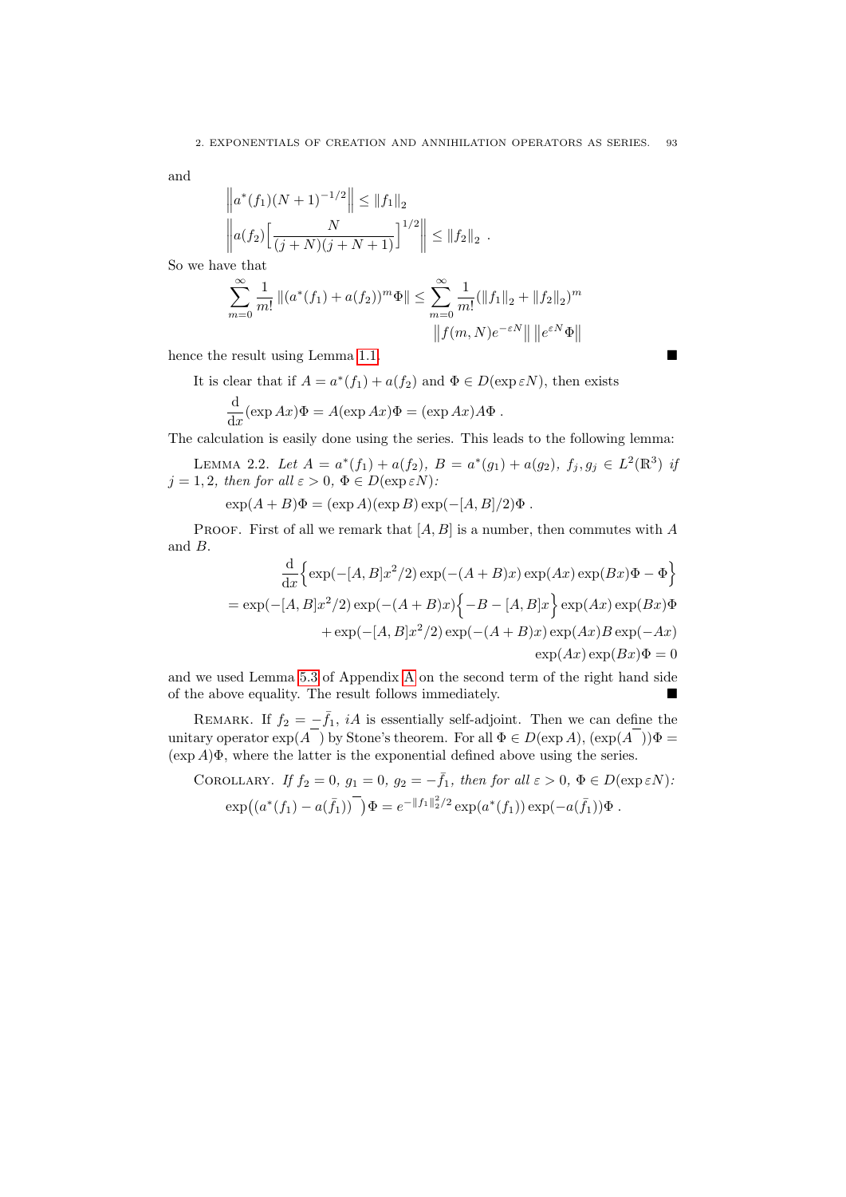and

$$\left\| a^*(f_1)(N+1)^{-1/2} \right\| \leq \|f_1\|_2$$
$$\left\| a(f_2)\Big[\frac{N}{(j+N)(j+N+1)}\Big]^{1/2} \right\| \leq \|f_2\|_2 \ .$$

So we have that

$$\sum_{m=0}^{\infty} \frac{1}{m!} \left\|(a^*(f_1)+a(f_2))^m \Phi\right\| \leq \sum_{m=0}^{\infty} \frac{1}{m!} (\|f_1\|_2 + \|f_2\|_2)^m \left\| f(m,N) e^{-\varepsilon N} \right\| \left\| e^{\varepsilon N} \Phi \right\|$$

hence the result using Lemma 1.1. ■

It is clear that if $A = a^*(f_1) + a(f_2)$ and $\Phi \in D(\exp \varepsilon N)$, then exists

$$\frac{\mathrm{d}}{\mathrm{d}x} (\exp Ax)\Phi = A(\exp Ax)\Phi = (\exp Ax)A\Phi \ .$$

The calculation is easily done using the series. This leads to the following lemma:

Lemma 2.2. *Let $A = a^*(f_1) + a(f_2)$, $B = a^*(g_1) + a(g_2)$, $f_j, g_j \in L^2(\mathbb{R}^3)$ if $j = 1, 2$, then for all $\varepsilon > 0$, $\Phi \in D(\exp \varepsilon N)$:*

$$\exp(A+B)\Phi = (\exp A)(\exp B)\exp(-[A,B]/2)\Phi \ .$$

Proof. First of all we remark that $[A, B]$ is a number, then commutes with $A$ and $B$.

$$\frac{\mathrm{d}}{\mathrm{d}x}\Big\{ \exp(-[A,B]x^2/2)\exp(-(A+B)x)\exp(Ax)\exp(Bx)\Phi - \Phi \Big\}$$
$$= \exp(-[A,B]x^2/2)\exp(-(A+B)x)\Big\{-B - [A,B]x\Big\}\exp(Ax)\exp(Bx)\Phi$$
$$+ \exp(-[A,B]x^2/2)\exp(-(A+B)x)\exp(Ax)B\exp(-Ax)$$
$$\exp(Ax)\exp(Bx)\Phi = 0$$

and we used Lemma 5.3 of Appendix A on the second term of the right hand side of the above equality. The result follows immediately. ■

Remark. If $f_2 = -\bar{f}_1$, $iA$ is essentially self-adjoint. Then we can define the unitary operator $\exp(\overline{A})$ by Stone's theorem. For all $\Phi \in D(\exp A)$, $(\exp(\overline{A}))\Phi = (\exp A)\Phi$, where the latter is the exponential defined above using the series.

Corollary. *If $f_2 = 0$, $g_1 = 0$, $g_2 = -\bar{f}_1$, then for all $\varepsilon > 0$, $\Phi \in D(\exp \varepsilon N)$:*

$$\exp\big(\overline{(a^*(f_1) - a(\bar{f}_1))}\big)\Phi = e^{-\|f_1\|_2^2/2}\exp(a^*(f_1))\exp(-a(\bar{f}_1))\Phi \ .$$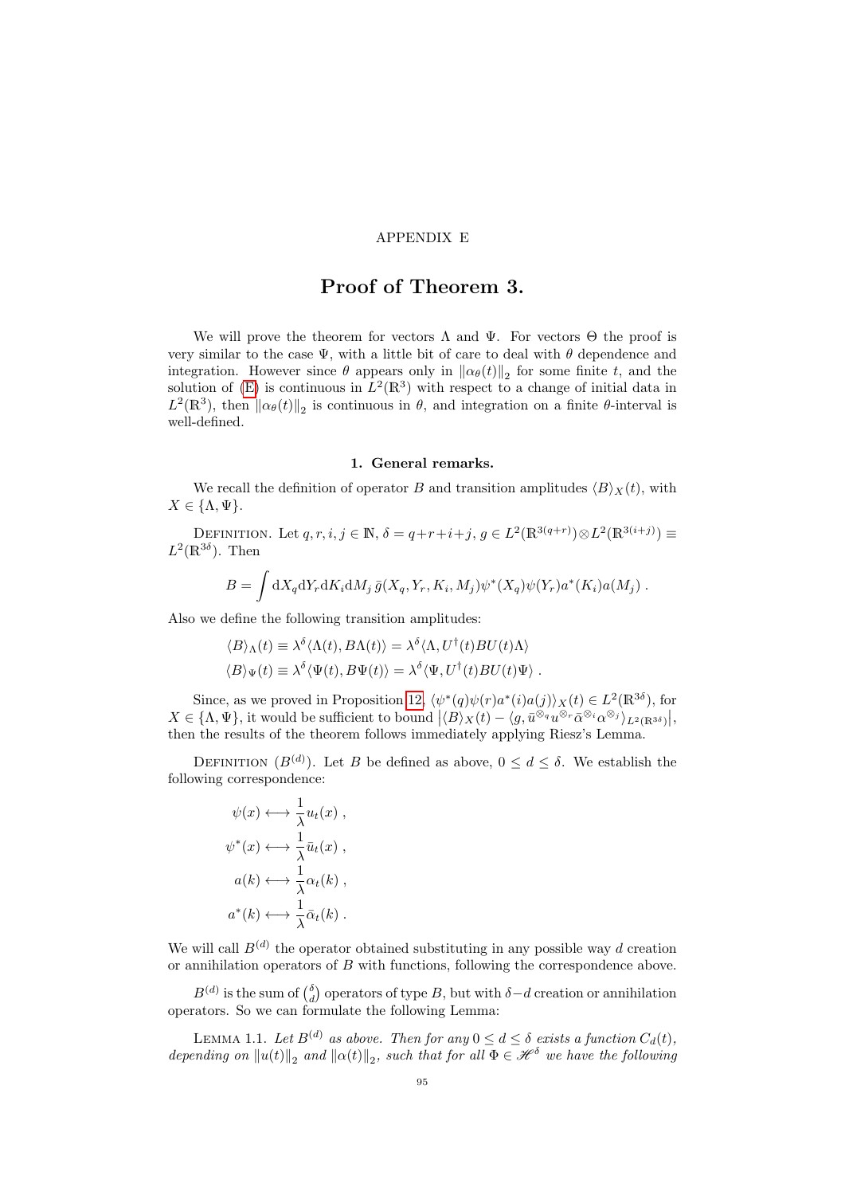APPENDIX E

# Proof of Theorem 3.

We will prove the theorem for vectors $\Lambda$ and $\Psi$. For vectors $\Theta$ the proof is very similar to the case $\Psi$, with a little bit of care to deal with $\theta$ dependence and integration. However since $\theta$ appears only in $\|\alpha_\theta(t)\|_2$ for some finite $t$, and the solution of (E) is continuous in $L^2(\mathbb{R}^3)$ with respect to a change of initial data in $L^2(\mathbb{R}^3)$, then $\|\alpha_\theta(t)\|_2$ is continuous in $\theta$, and integration on a finite $\theta$-interval is well-defined.

## 1. General remarks.

We recall the definition of operator $B$ and transition amplitudes $\langle B\rangle_X(t)$, with $X \in \{\Lambda, \Psi\}$.

Definition. Let $q, r, i, j \in \mathbb{N}$, $\delta = q+r+i+j$, $g \in L^2(\mathbb{R}^{3(q+r)}) \otimes L^2(\mathbb{R}^{3(i+j)}) \equiv L^2(\mathbb{R}^{3\delta})$. Then

$$B = \int \mathrm{d}X_q \mathrm{d}Y_r \mathrm{d}K_i \mathrm{d}M_j \, \bar{g}(X_q, Y_r, K_i, M_j)\psi^*(X_q)\psi(Y_r)a^*(K_i)a(M_j) \; .$$

Also we define the following transition amplitudes:

$$\langle B\rangle_\Lambda(t) \equiv \lambda^\delta \langle \Lambda(t), B\Lambda(t)\rangle = \lambda^\delta \langle \Lambda, U^\dagger(t) B U(t)\Lambda\rangle$$
$$\langle B\rangle_\Psi(t) \equiv \lambda^\delta \langle \Psi(t), B\Psi(t)\rangle = \lambda^\delta \langle \Psi, U^\dagger(t) B U(t)\Psi\rangle \; .$$

Since, as we proved in Proposition 12, $\langle \psi^*(q)\psi(r)a^*(i)a(j)\rangle_X(t) \in L^2(\mathbb{R}^{3\delta})$, for $X \in \{\Lambda, \Psi\}$, it would be sufficient to bound $\left|\langle B\rangle_X(t) - \langle g, \bar{u}^{\otimes_q} u^{\otimes_r} \bar{\alpha}^{\otimes_i} \alpha^{\otimes_j}\rangle_{L^2(\mathbb{R}^{3\delta})}\right|$, then the results of the theorem follows immediately applying Riesz's Lemma.

Definition ($B^{(d)}$). Let $B$ be defined as above, $0 \leq d \leq \delta$. We establish the following correspondence:

$$\psi(x) \longleftrightarrow \frac{1}{\lambda} u_t(x) \; ,$$
$$\psi^*(x) \longleftrightarrow \frac{1}{\lambda} \bar{u}_t(x) \; ,$$
$$a(k) \longleftrightarrow \frac{1}{\lambda} \alpha_t(k) \; ,$$
$$a^*(k) \longleftrightarrow \frac{1}{\lambda} \bar{\alpha}_t(k) \; .$$

We will call $B^{(d)}$ the operator obtained substituting in any possible way $d$ creation or annihilation operators of $B$ with functions, following the correspondence above.

$B^{(d)}$ is the sum of $\binom{\delta}{d}$ operators of type $B$, but with $\delta - d$ creation or annihilation operators. So we can formulate the following Lemma:

Lemma 1.1. *Let $B^{(d)}$ as above. Then for any $0 \leq d \leq \delta$ exists a function $C_d(t)$, depending on $\|u(t)\|_2$ and $\|\alpha(t)\|_2$, such that for all $\Phi \in \mathscr{H}^\delta$ we have the following*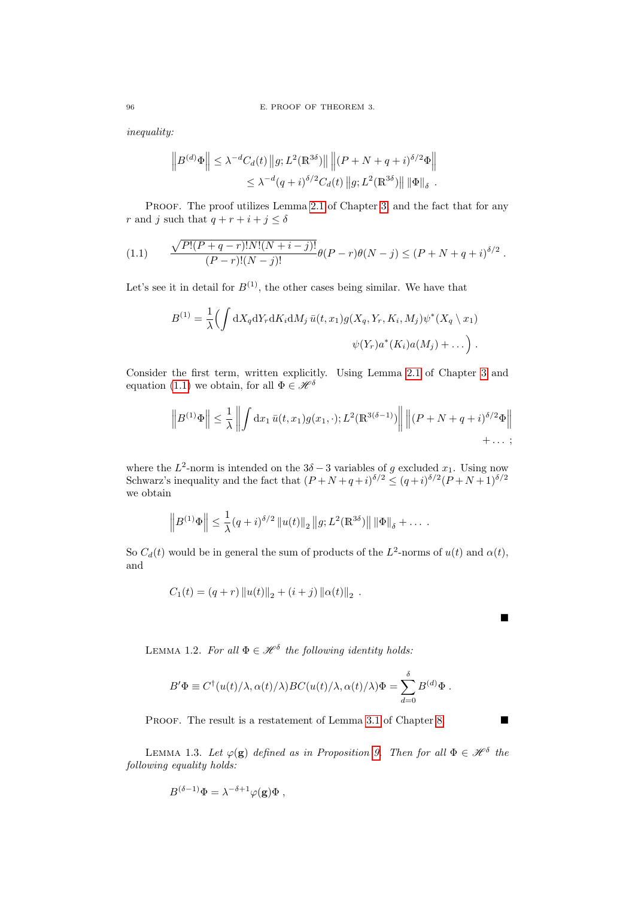*inequality:*

$$\left\| B^{(d)}\Phi \right\| \leq \lambda^{-d} C_d(t) \left\| g; L^2(\mathbb{R}^{3\delta}) \right\| \left\| (P+N+q+i)^{\delta/2}\Phi \right\|$$
$$\leq \lambda^{-d}(q+i)^{\delta/2} C_d(t) \left\| g; L^2(\mathbb{R}^{3\delta}) \right\| \left\| \Phi \right\|_\delta \; .$$

Proof. The proof utilizes Lemma 2.1 of Chapter 3, and the fact that for any $r$ and $j$ such that $q+r+i+j \leq \delta$

$$\frac{\sqrt{P!(P+q-r)!N!(N+i-j)!}}{(P-r)!(N-j)!}\theta(P-r)\theta(N-j) \leq (P+N+q+i)^{\delta/2} \; . \tag{1.1}$$

Let's see it in detail for $B^{(1)}$, the other cases being similar. We have that

$$B^{(1)} = \frac{1}{\lambda}\Big( \int \mathrm{d}X_q \mathrm{d}Y_r \mathrm{d}K_i \mathrm{d}M_j \, \bar{u}(t,x_1) g(X_q,Y_r,K_i,M_j) \psi^*(X_q \setminus x_1)$$
$$\psi(Y_r) a^*(K_i) a(M_j) + \dots \Big) \; .$$

Consider the first term, written explicitly. Using Lemma 2.1 of Chapter 3 and equation (1.1) we obtain, for all $\Phi \in \mathscr{H}^\delta$

$$\left\| B^{(1)}\Phi \right\| \leq \frac{1}{\lambda} \left\| \int \mathrm{d}x_1 \, \bar{u}(t,x_1) g(x_1,\cdot); L^2(\mathbb{R}^{3(\delta-1)}) \right\| \left\| (P+N+q+i)^{\delta/2}\Phi \right\|$$
$$+ \dots \; ;$$

where the $L^2$-norm is intended on the $3\delta - 3$ variables of $g$ excluded $x_1$. Using now Schwarz's inequality and the fact that $(P+N+q+i)^{\delta/2} \leq (q+i)^{\delta/2}(P+N+1)^{\delta/2}$ we obtain

$$\left\| B^{(1)}\Phi \right\| \leq \frac{1}{\lambda}(q+i)^{\delta/2} \left\| u(t) \right\|_2 \left\| g; L^2(\mathbb{R}^{3\delta}) \right\| \left\| \Phi \right\|_\delta + \dots \; .$$

So $C_d(t)$ would be in general the sum of products of the $L^2$-norms of $u(t)$ and $\alpha(t)$, and

$$C_1(t) = (q+r) \left\| u(t) \right\|_2 + (i+j) \left\| \alpha(t) \right\|_2 \; .$$

■

Lemma 1.2. *For all $\Phi \in \mathscr{H}^\delta$ the following identity holds:*

$$B'\Phi \equiv C^\dagger(u(t)/\lambda, \alpha(t)/\lambda) B C(u(t)/\lambda, \alpha(t)/\lambda)\Phi = \sum_{d=0}^{\delta} B^{(d)}\Phi \; .$$

Proof. The result is a restatement of Lemma 3.1 of Chapter 8. ■

Lemma 1.3. *Let $\varphi(\mathbf{g})$ defined as in Proposition 9. Then for all $\Phi \in \mathscr{H}^\delta$ the following equality holds:*

$$B^{(\delta-1)}\Phi = \lambda^{-\delta+1}\varphi(\mathbf{g})\Phi \; ,$$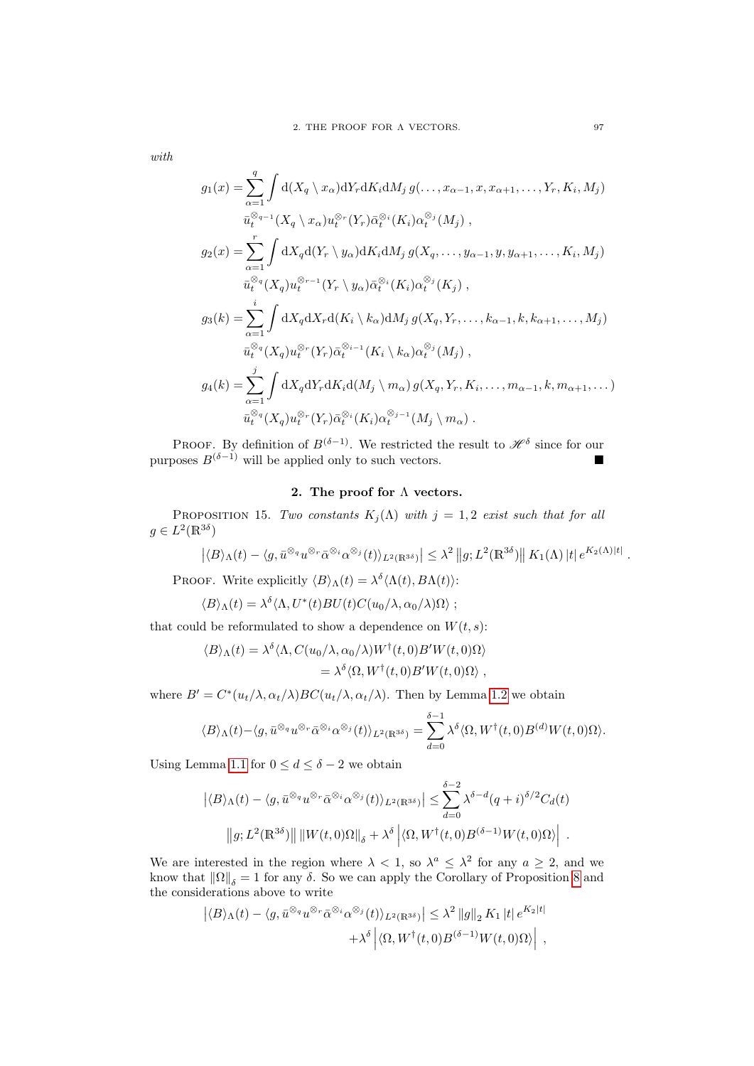*with*

$$g_1(x) = \sum_{\alpha=1}^{q} \int \mathrm{d}(X_q \setminus x_\alpha)\mathrm{d}Y_r \mathrm{d}K_i \mathrm{d}M_j \, g(\ldots, x_{\alpha-1}, x, x_{\alpha+1}, \ldots, Y_r, K_i, M_j)$$
$$\bar{u}_t^{\otimes_{q-1}}(X_q \setminus x_\alpha) u_t^{\otimes_r}(Y_r) \bar{\alpha}_t^{\otimes_i}(K_i) \alpha_t^{\otimes_j}(M_j) \, ,$$

$$g_2(x) = \sum_{\alpha=1}^{r} \int \mathrm{d}X_q \mathrm{d}(Y_r \setminus y_\alpha)\mathrm{d}K_i \mathrm{d}M_j \, g(X_q, \ldots, y_{\alpha-1}, y, y_{\alpha+1}, \ldots, K_i, M_j)$$
$$\bar{u}_t^{\otimes_q}(X_q) u_t^{\otimes_{r-1}}(Y_r \setminus y_\alpha) \bar{\alpha}_t^{\otimes_i}(K_i) \alpha_t^{\otimes_j}(K_j) \, ,$$

$$g_3(k) = \sum_{\alpha=1}^{i} \int \mathrm{d}X_q \mathrm{d}X_r \mathrm{d}(K_i \setminus k_\alpha) \mathrm{d}M_j \, g(X_q, Y_r, \ldots, k_{\alpha-1}, k, k_{\alpha+1}, \ldots, M_j)$$
$$\bar{u}_t^{\otimes_q}(X_q) u_t^{\otimes_r}(Y_r) \bar{\alpha}_t^{\otimes_{i-1}}(K_i \setminus k_\alpha) \alpha_t^{\otimes_j}(M_j) \, ,$$

$$g_4(k) = \sum_{\alpha=1}^{j} \int \mathrm{d}X_q \mathrm{d}Y_r \mathrm{d}K_i \mathrm{d}(M_j \setminus m_\alpha) \, g(X_q, Y_r, K_i, \ldots, m_{\alpha-1}, k, m_{\alpha+1}, \ldots)$$
$$\bar{u}_t^{\otimes_q}(X_q) u_t^{\otimes_r}(Y_r) \bar{\alpha}_t^{\otimes_i}(K_i) \alpha_t^{\otimes_{j-1}}(M_j \setminus m_\alpha) \, .$$

Proof. By definition of $B^{(\delta-1)}$. We restricted the result to $\mathscr{H}^\delta$ since for our purposes $B^{(\delta-1)}$ will be applied only to such vectors. ∎

## 2. The proof for Λ vectors.

Proposition 15. *Two constants $K_j(\Lambda)$ with $j = 1, 2$ exist such that for all $g \in L^2(\mathbb{R}^{3\delta})$*

$$\left|\langle B\rangle_\Lambda(t) - \langle g, \bar{u}^{\otimes_q} u^{\otimes_r} \bar{\alpha}^{\otimes_i} \alpha^{\otimes_j}(t)\rangle_{L^2(\mathbb{R}^{3\delta})}\right| \leq \lambda^2 \left\|g; L^2(\mathbb{R}^{3\delta})\right\| K_1(\Lambda) \, |t| \, e^{K_2(\Lambda)|t|} \, .$$

Proof. Write explicitly $\langle B\rangle_\Lambda(t) = \lambda^\delta \langle \Lambda(t), B\Lambda(t)\rangle$:

$$\langle B\rangle_\Lambda(t) = \lambda^\delta \langle \Lambda, U^*(t) B U(t) C(u_0/\lambda, \alpha_0/\lambda)\Omega\rangle \, ;$$

that could be reformulated to show a dependence on $W(t,s)$:

$$\begin{aligned}\langle B\rangle_\Lambda(t) &= \lambda^\delta \langle \Lambda, C(u_0/\lambda, \alpha_0/\lambda) W^\dagger(t,0) B' W(t,0)\Omega\rangle \\ &= \lambda^\delta \langle \Omega, W^\dagger(t,0) B' W(t,0)\Omega\rangle \, ,\end{aligned}$$

where $B' = C^*(u_t/\lambda, \alpha_t/\lambda) B C(u_t/\lambda, \alpha_t/\lambda)$. Then by Lemma 1.2 we obtain

$$\langle B\rangle_\Lambda(t) - \langle g, \bar{u}^{\otimes_q} u^{\otimes_r} \bar{\alpha}^{\otimes_i} \alpha^{\otimes_j}(t)\rangle_{L^2(\mathbb{R}^{3\delta})} = \sum_{d=0}^{\delta-1} \lambda^\delta \langle \Omega, W^\dagger(t,0) B^{(d)} W(t,0)\Omega\rangle.$$

Using Lemma 1.1 for $0 \leq d \leq \delta - 2$ we obtain

$$\left|\langle B\rangle_\Lambda(t) - \langle g, \bar{u}^{\otimes_q} u^{\otimes_r} \bar{\alpha}^{\otimes_i} \alpha^{\otimes_j}(t)\rangle_{L^2(\mathbb{R}^{3\delta})}\right| \leq \sum_{d=0}^{\delta-2} \lambda^{\delta-d}(q+i)^{\delta/2} C_d(t)$$
$$\left\|g; L^2(\mathbb{R}^{3\delta})\right\| \left\|W(t,0)\Omega\right\|_\delta + \lambda^\delta \left|\langle \Omega, W^\dagger(t,0) B^{(\delta-1)} W(t,0)\Omega\rangle\right| \, .$$

We are interested in the region where $\lambda < 1$, so $\lambda^a \leq \lambda^2$ for any $a \geq 2$, and we know that $\left\|\Omega\right\|_\delta = 1$ for any $\delta$. So we can apply the Corollary of Proposition 8 and the considerations above to write

$$\begin{aligned}\left|\langle B\rangle_\Lambda(t) - \langle g, \bar{u}^{\otimes_q} u^{\otimes_r} \bar{\alpha}^{\otimes_i} \alpha^{\otimes_j}(t)\rangle_{L^2(\mathbb{R}^{3\delta})}\right| &\leq \lambda^2 \left\|g\right\|_2 K_1 \, |t| \, e^{K_2|t|} \\ &\quad + \lambda^\delta \left|\langle \Omega, W^\dagger(t,0) B^{(\delta-1)} W(t,0)\Omega\rangle\right| \, ,\end{aligned}$$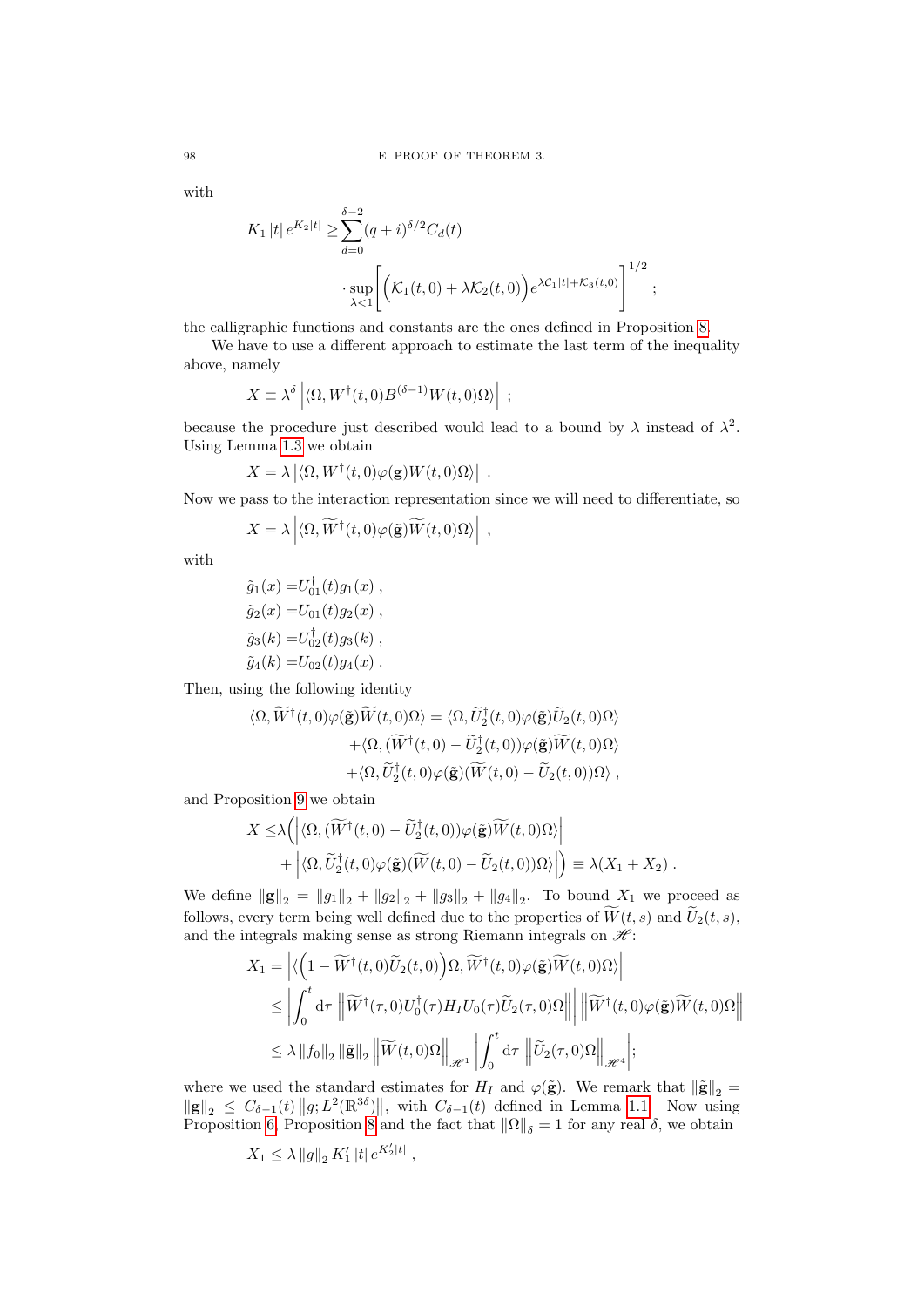with

$$K_1\,|t|\,e^{K_2|t|} \geq \sum_{d=0}^{\delta-2}(q+i)^{\delta/2}C_d(t)$$
$$\cdot \sup_{\lambda<1}\left[\Big(\mathcal{K}_1(t,0)+\lambda\mathcal{K}_2(t,0)\Big)e^{\lambda\mathcal{C}_1|t|+\mathcal{K}_3(t,0)}\right]^{1/2};$$

the calligraphic functions and constants are the ones defined in Proposition 8.

We have to use a different approach to estimate the last term of the inequality above, namely

$$X \equiv \lambda^\delta\left|\langle\Omega, W^\dagger(t,0)B^{(\delta-1)}W(t,0)\Omega\rangle\right| ;$$

because the procedure just described would lead to a bound by $\lambda$ instead of $\lambda^2$. Using Lemma 1.3 we obtain

$$X = \lambda\left|\langle\Omega, W^\dagger(t,0)\varphi(\mathbf{g})W(t,0)\Omega\rangle\right| .$$

Now we pass to the interaction representation since we will need to differentiate, so

$$X = \lambda\left|\langle\Omega, \widetilde{W}^\dagger(t,0)\varphi(\tilde{\mathbf{g}})\widetilde{W}(t,0)\Omega\rangle\right| ,$$

with

$$\begin{aligned}
\tilde{g}_1(x) =& U_{01}^\dagger(t)g_1(x) ,\\
\tilde{g}_2(x) =& U_{01}(t)g_2(x) ,\\
\tilde{g}_3(k) =& U_{02}^\dagger(t)g_3(k) ,\\
\tilde{g}_4(k) =& U_{02}(t)g_4(x) .
\end{aligned}$$

Then, using the following identity

$$\begin{aligned}
\langle\Omega, \widetilde{W}^\dagger(t,0)\varphi(\tilde{\mathbf{g}})\widetilde{W}(t,0)\Omega\rangle =& \langle\Omega, \widetilde{U}_2^\dagger(t,0)\varphi(\tilde{\mathbf{g}})\widetilde{U}_2(t,0)\Omega\rangle\\
&+\langle\Omega, (\widetilde{W}^\dagger(t,0)-\widetilde{U}_2^\dagger(t,0))\varphi(\tilde{\mathbf{g}})\widetilde{W}(t,0)\Omega\rangle\\
&+\langle\Omega, \widetilde{U}_2^\dagger(t,0)\varphi(\tilde{\mathbf{g}})(\widetilde{W}(t,0)-\widetilde{U}_2(t,0))\Omega\rangle ,
\end{aligned}$$

and Proposition 9 we obtain

$$\begin{aligned}
X \leq& \lambda\Big(\left|\langle\Omega, (\widetilde{W}^\dagger(t,0)-\widetilde{U}_2^\dagger(t,0))\varphi(\tilde{\mathbf{g}})\widetilde{W}(t,0)\Omega\rangle\right|\\
&+\left|\langle\Omega, \widetilde{U}_2^\dagger(t,0)\varphi(\tilde{\mathbf{g}})(\widetilde{W}(t,0)-\widetilde{U}_2(t,0))\Omega\rangle\right|\Big) \equiv \lambda(X_1+X_2) .
\end{aligned}$$

We define $\|\mathbf{g}\|_2 = \|g_1\|_2+\|g_2\|_2+\|g_3\|_2+\|g_4\|_2$. To bound $X_1$ we proceed as follows, every term being well defined due to the properties of $\widetilde{W}(t,s)$ and $\widetilde{U}_2(t,s)$, and the integrals making sense as strong Riemann integrals on $\mathscr{H}$:

$$\begin{aligned}
X_1 =& \left|\langle\Big(1-\widetilde{W}^\dagger(t,0)\widetilde{U}_2(t,0)\Big)\Omega, \widetilde{W}^\dagger(t,0)\varphi(\tilde{\mathbf{g}})\widetilde{W}(t,0)\Omega\rangle\right|\\
\leq& \left|\int_0^t \mathrm{d}\tau\,\left\|\widetilde{W}^\dagger(\tau,0)U_0^\dagger(\tau)H_IU_0(\tau)\widetilde{U}_2(\tau,0)\Omega\right\|\right|\,\left\|\widetilde{W}^\dagger(t,0)\varphi(\tilde{\mathbf{g}})\widetilde{W}(t,0)\Omega\right\|\\
\leq& \lambda\,\|f_0\|_2\,\|\tilde{\mathbf{g}}\|_2\,\left\|\widetilde{W}(t,0)\Omega\right\|_{\mathscr{H}^1}\left|\int_0^t\mathrm{d}\tau\,\left\|\widetilde{U}_2(\tau,0)\Omega\right\|_{\mathscr{H}^4}\right|;
\end{aligned}$$

where we used the standard estimates for $H_I$ and $\varphi(\tilde{\mathbf{g}})$. We remark that $\|\tilde{\mathbf{g}}\|_2 = \|\mathbf{g}\|_2 \leq C_{\delta-1}(t)\left\|g;L^2(\mathbb{R}^{3\delta})\right\|$, with $C_{\delta-1}(t)$ defined in Lemma 1.1. Now using Proposition 6, Proposition 8 and the fact that $\|\Omega\|_\delta = 1$ for any real $\delta$, we obtain

$$X_1 \leq \lambda\,\|g\|_2\,K_1'\,|t|\,e^{K_2'|t|} ,$$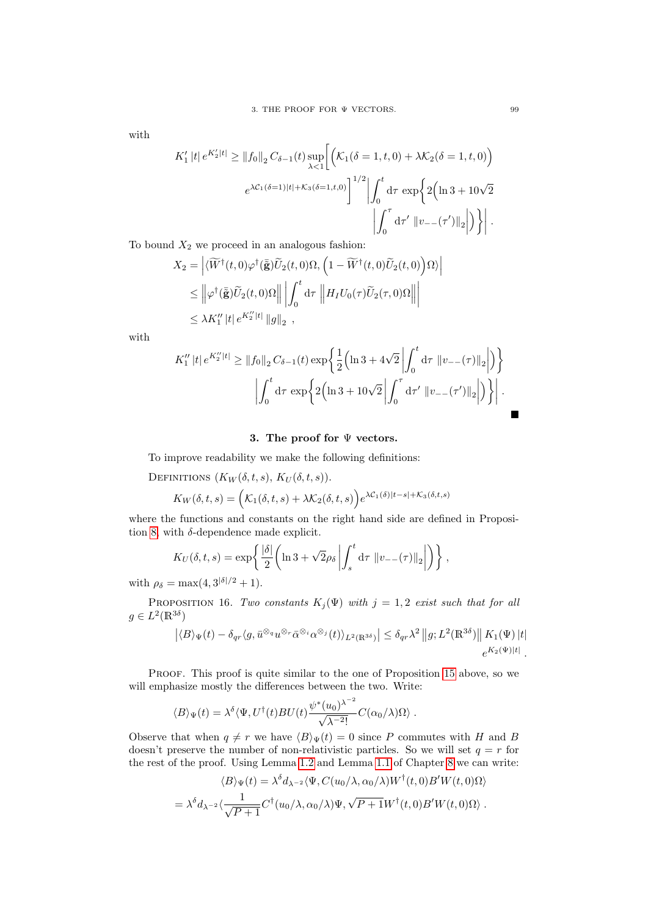with

$$K_1' \, |t| \, e^{K_2'|t|} \geq \|f_0\|_2 \, C_{\delta-1}(t) \sup_{\lambda<1} \bigg[ \Big( \mathcal{K}_1(\delta=1,t,0) + \lambda \mathcal{K}_2(\delta=1,t,0) \Big) e^{\lambda \mathcal{C}_1(\delta=1)|t| + \mathcal{K}_3(\delta=1,t,0)} \bigg]^{1/2} \bigg| \int_0^t \mathrm{d}\tau \, \exp\bigg\{ 2\Big( \ln 3 + 10\sqrt{2} \, \bigg| \int_0^\tau \mathrm{d}\tau' \, \|v_{--}(\tau')\|_2 \bigg| \Big) \bigg\} \bigg| \, .$$

To bound $X_2$ we proceed in an analogous fashion:

$$\begin{aligned} X_2 &= \Big| \langle \widetilde{W}^\dagger(t,0) \varphi^\dagger(\bar{\tilde{\mathbf{g}}}) \widetilde{U}_2(t,0)\Omega, \Big( 1 - \widetilde{W}^\dagger(t,0)\widetilde{U}_2(t,0) \Big)\Omega \rangle \Big| \\ &\leq \Big\| \varphi^\dagger(\bar{\tilde{\mathbf{g}}}) \widetilde{U}_2(t,0)\Omega \Big\| \, \bigg| \int_0^t \mathrm{d}\tau \, \Big\| H_I U_0(\tau) \widetilde{U}_2(\tau,0)\Omega \Big\| \bigg| \\ &\leq \lambda K_1'' \, |t| \, e^{K_2''|t|} \, \|g\|_2 \, , \end{aligned}$$

with

$$K_1'' \, |t| \, e^{K_2''|t|} \geq \|f_0\|_2 \, C_{\delta-1}(t) \exp\bigg\{ \frac{1}{2} \Big( \ln 3 + 4\sqrt{2} \, \bigg| \int_0^t \mathrm{d}\tau \, \|v_{--}(\tau)\|_2 \bigg| \Big) \bigg\} \bigg| \int_0^t \mathrm{d}\tau \, \exp\bigg\{ 2\Big( \ln 3 + 10\sqrt{2} \, \bigg| \int_0^\tau \mathrm{d}\tau' \, \|v_{--}(\tau')\|_2 \bigg| \Big) \bigg\} \bigg| \, .$$

■

## 3. The proof for $\Psi$ vectors.

To improve readability we make the following definitions:

Definitions ($K_W(\delta,t,s)$, $K_U(\delta,t,s)$).

$$K_W(\delta,t,s) = \Big( \mathcal{K}_1(\delta,t,s) + \lambda \mathcal{K}_2(\delta,t,s) \Big) e^{\lambda \mathcal{C}_1(\delta)|t-s| + \mathcal{K}_3(\delta,t,s)}$$

where the functions and constants on the right hand side are defined in Proposition 8, with $\delta$-dependence made explicit.

$$K_U(\delta,t,s) = \exp\bigg\{ \frac{|\delta|}{2} \Big( \ln 3 + \sqrt{2}\rho_\delta \, \bigg| \int_s^t \mathrm{d}\tau \, \|v_{--}(\tau)\|_2 \bigg| \Big) \bigg\} \, ,$$

with $\rho_\delta = \max(4, 3^{|\delta|/2} + 1)$.

Proposition 16. *Two constants $K_j(\Psi)$ with $j = 1,2$ exist such that for all $g \in L^2(\mathbb{R}^{3\delta})$*

$$\Big| \langle B \rangle_\Psi(t) - \delta_{qr} \langle g, \bar{u}^{\otimes_q} u^{\otimes_r} \bar{\alpha}^{\otimes_i} \alpha^{\otimes_j}(t) \rangle_{L^2(\mathbb{R}^{3\delta})} \Big| \leq \delta_{qr} \lambda^2 \, \big\| g; L^2(\mathbb{R}^{3\delta}) \big\| \, K_1(\Psi) \, |t| \, e^{K_2(\Psi)|t|} \, .$$

Proof. This proof is quite similar to the one of Proposition 15 above, so we will emphasize mostly the differences between the two. Write:

$$\langle B \rangle_\Psi(t) = \lambda^\delta \langle \Psi, U^\dagger(t) B U(t) \frac{\psi^*(u_0)^{\lambda^{-2}}}{\sqrt{\lambda^{-2}!}} C(\alpha_0/\lambda)\Omega \rangle \, .$$

Observe that when $q \neq r$ we have $\langle B \rangle_\Psi(t) = 0$ since $P$ commutes with $H$ and $B$ doesn't preserve the number of non-relativistic particles. So we will set $q = r$ for the rest of the proof. Using Lemma 1.2 and Lemma 1.1 of Chapter 8 we can write:

$$\begin{aligned} \langle B \rangle_\Psi(t) &= \lambda^\delta d_{\lambda^{-2}} \langle \Psi, C(u_0/\lambda, \alpha_0/\lambda) W^\dagger(t,0) B' W(t,0)\Omega \rangle \\ &= \lambda^\delta d_{\lambda^{-2}} \langle \frac{1}{\sqrt{P+1}} C^\dagger(u_0/\lambda, \alpha_0/\lambda)\Psi, \sqrt{P+1} W^\dagger(t,0) B' W(t,0)\Omega \rangle \, . \end{aligned}$$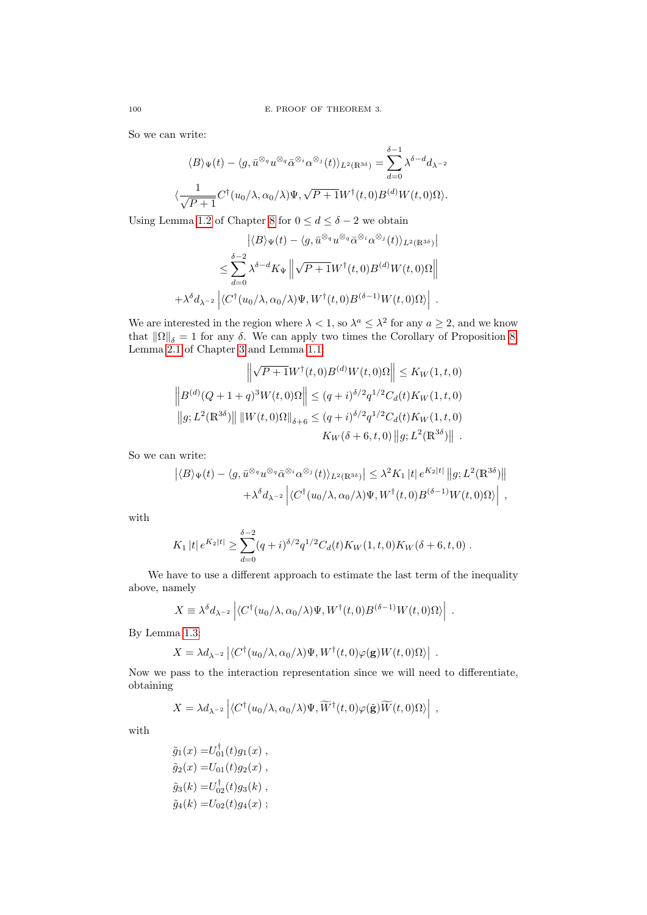So we can write:

$$\langle B\rangle_\Psi(t) - \langle g, \bar{u}^{\otimes_q} u^{\otimes_q} \bar{\alpha}^{\otimes_i} \alpha^{\otimes_j}(t)\rangle_{L^2(\mathbb{R}^{3\delta})} = \sum_{d=0}^{\delta-1} \lambda^{\delta-d} d_{\lambda^{-2}}$$

$$\langle \frac{1}{\sqrt{P+1}} C^\dagger(u_0/\lambda, \alpha_0/\lambda)\Psi, \sqrt{P+1} W^\dagger(t,0) B^{(d)} W(t,0)\Omega\rangle.$$

Using Lemma 1.2 of Chapter 8 for $0 \leq d \leq \delta - 2$ we obtain

$$\left|\langle B\rangle_\Psi(t) - \langle g, \bar{u}^{\otimes_q} u^{\otimes_q} \bar{\alpha}^{\otimes_i} \alpha^{\otimes_j}(t)\rangle_{L^2(\mathbb{R}^{3\delta})}\right|$$

$$\leq \sum_{d=0}^{\delta-2} \lambda^{\delta-d} K_\Psi \left\| \sqrt{P+1} W^\dagger(t,0) B^{(d)} W(t,0)\Omega\right\|$$

$$+\lambda^\delta d_{\lambda^{-2}} \left| \langle C^\dagger(u_0/\lambda, \alpha_0/\lambda)\Psi, W^\dagger(t,0) B^{(\delta-1)} W(t,0)\Omega\rangle\right| \ .$$

We are interested in the region where $\lambda < 1$, so $\lambda^a \leq \lambda^2$ for any $a \geq 2$, and we know that $\|\Omega\|_\delta = 1$ for any $\delta$. We can apply two times the Corollary of Proposition 8, Lemma 2.1 of Chapter 3 and Lemma 1.1:

$$\left\| \sqrt{P+1} W^\dagger(t,0) B^{(d)} W(t,0)\Omega\right\| \leq K_W(1,t,0)$$

$$\left\| B^{(d)} (Q+1+q)^3 W(t,0)\Omega\right\| \leq (q+i)^{\delta/2} q^{1/2} C_d(t) K_W(1,t,0)$$

$$\left\| g; L^2(\mathbb{R}^{3\delta})\right\| \|W(t,0)\Omega\|_{\delta+6} \leq (q+i)^{\delta/2} q^{1/2} C_d(t) K_W(1,t,0)$$

$$K_W(\delta+6,t,0) \left\| g; L^2(\mathbb{R}^{3\delta})\right\| \ .$$

So we can write:

$$\left|\langle B\rangle_\Psi(t) - \langle g, \bar{u}^{\otimes_q} u^{\otimes_q} \bar{\alpha}^{\otimes_i} \alpha^{\otimes_j}(t)\rangle_{L^2(\mathbb{R}^{3\delta})}\right| \leq \lambda^2 K_1 |t| e^{K_2|t|} \left\| g; L^2(\mathbb{R}^{3\delta})\right\|$$

$$+\lambda^\delta d_{\lambda^{-2}} \left| \langle C^\dagger(u_0/\lambda, \alpha_0/\lambda)\Psi, W^\dagger(t,0) B^{(\delta-1)} W(t,0)\Omega\rangle\right| \ ,$$

with

$$K_1 |t| e^{K_2|t|} \geq \sum_{d=0}^{\delta-2} (q+i)^{\delta/2} q^{1/2} C_d(t) K_W(1,t,0) K_W(\delta+6,t,0) \ .$$

We have to use a different approach to estimate the last term of the inequality above, namely

$$X \equiv \lambda^\delta d_{\lambda^{-2}} \left| \langle C^\dagger(u_0/\lambda, \alpha_0/\lambda)\Psi, W^\dagger(t,0) B^{(\delta-1)} W(t,0)\Omega\rangle\right| \ .$$

By Lemma 1.3:

$$X = \lambda d_{\lambda^{-2}} \left| \langle C^\dagger(u_0/\lambda, \alpha_0/\lambda)\Psi, W^\dagger(t,0) \varphi(\mathbf{g}) W(t,0)\Omega\rangle\right| \ .$$

Now we pass to the interaction representation since we will need to differentiate, obtaining

$$X = \lambda d_{\lambda^{-2}} \left| \langle C^\dagger(u_0/\lambda, \alpha_0/\lambda)\Psi, \widetilde{W}^\dagger(t,0) \varphi(\tilde{\mathbf{g}}) \widetilde{W}(t,0)\Omega\rangle\right| \ ,$$

with

$$\begin{aligned}
\tilde{g}_1(x) =& U_{01}^\dagger(t) g_1(x) \ , \\
\tilde{g}_2(x) =& U_{01}(t) g_2(x) \ , \\
\tilde{g}_3(k) =& U_{02}^\dagger(t) g_3(k) \ , \\
\tilde{g}_4(k) =& U_{02}(t) g_4(x) \ ;
\end{aligned}$$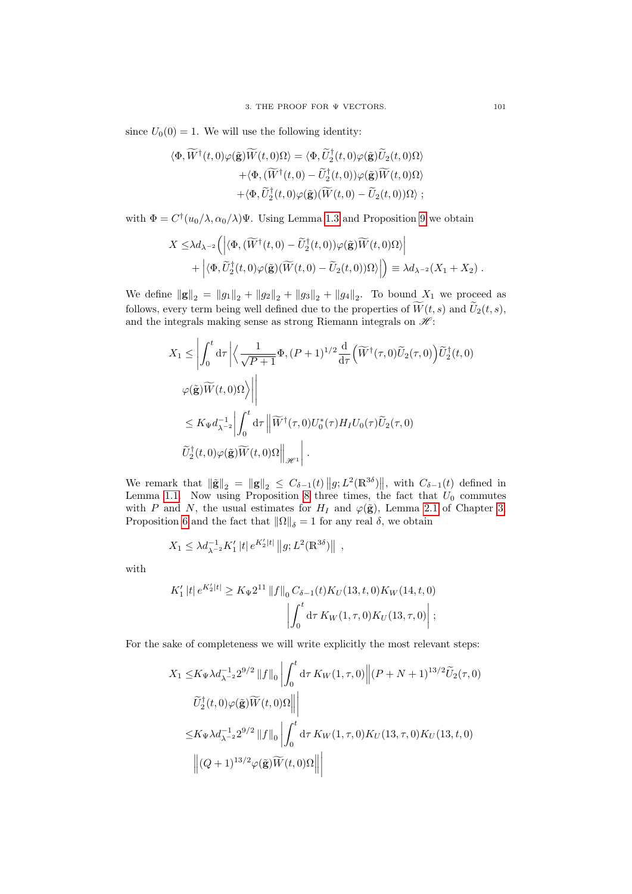since $U_0(0) = 1$. We will use the following identity:

$$
\begin{aligned}
\langle \Phi, \widetilde{W}^\dagger(t,0)\varphi(\tilde{\mathbf{g}})\widetilde{W}(t,0)\Omega\rangle = \langle \Phi, \widetilde{U}_2^\dagger(t,0)\varphi(\tilde{\mathbf{g}})\widetilde{U}_2(t,0)\Omega\rangle \\
+\langle \Phi, (\widetilde{W}^\dagger(t,0) - \widetilde{U}_2^\dagger(t,0))\varphi(\tilde{\mathbf{g}})\widetilde{W}(t,0)\Omega\rangle \\
+\langle \Phi, \widetilde{U}_2^\dagger(t,0)\varphi(\tilde{\mathbf{g}})(\widetilde{W}(t,0) - \widetilde{U}_2(t,0))\Omega\rangle \; ;
\end{aligned}
$$

with $\Phi = C^\dagger(u_0/\lambda, \alpha_0/\lambda)\Psi$. Using Lemma 1.3 and Proposition 9 we obtain

$$
\begin{aligned}
X \leq & \lambda d_{\lambda^{-2}}\Big(\Big|\langle \Phi, (\widetilde{W}^\dagger(t,0) - \widetilde{U}_2^\dagger(t,0))\varphi(\tilde{\mathbf{g}})\widetilde{W}(t,0)\Omega\rangle\Big| \\
&+ \Big|\langle \Phi, \widetilde{U}_2^\dagger(t,0)\varphi(\tilde{\mathbf{g}})(\widetilde{W}(t,0) - \widetilde{U}_2(t,0))\Omega\rangle\Big|\Big) \equiv \lambda d_{\lambda^{-2}}(X_1 + X_2) \; .
\end{aligned}
$$

We define $\|\mathbf{g}\|_2 = \|g_1\|_2 + \|g_2\|_2 + \|g_3\|_2 + \|g_4\|_2$. To bound $X_1$ we proceed as follows, every term being well defined due to the properties of $\widetilde{W}(t,s)$ and $\widetilde{U}_2(t,s)$, and the integrals making sense as strong Riemann integrals on $\mathscr{H}$:

$$
\begin{aligned}
X_1 \leq & \left|\int_0^t \mathrm{d}\tau \left|\Big\langle \frac{1}{\sqrt{P+1}}\Phi, (P+1)^{1/2}\frac{\mathrm{d}}{\mathrm{d}\tau}\Big(\widetilde{W}^\dagger(\tau,0)\widetilde{U}_2(\tau,0)\Big)\widetilde{U}_2^\dagger(t,0)\right.\right. \\
&\left.\left. \varphi(\tilde{\mathbf{g}})\widetilde{W}(t,0)\Omega\Big\rangle\right|\right| \\
\leq & K_\Psi d_{\lambda^{-2}}^{-1}\left|\int_0^t \mathrm{d}\tau \left\|\widetilde{W}^\dagger(\tau,0)U_0^*(\tau)H_I U_0(\tau)\widetilde{U}_2(\tau,0)\right.\right. \\
&\left.\left. \widetilde{U}_2^\dagger(t,0)\varphi(\tilde{\mathbf{g}})\widetilde{W}(t,0)\Omega\right\|_{\mathscr{H}^1}\right| .
\end{aligned}
$$

We remark that $\|\tilde{\mathbf{g}}\|_2 = \|\mathbf{g}\|_2 \leq C_{\delta-1}(t)\left\|g; L^2(\mathbb{R}^{3\delta})\right\|$, with $C_{\delta-1}(t)$ defined in Lemma 1.1. Now using Proposition 8 three times, the fact that $U_0$ commutes with $P$ and $N$, the usual estimates for $H_I$ and $\varphi(\tilde{\mathbf{g}})$, Lemma 2.1 of Chapter 3, Proposition 6 and the fact that $\|\Omega\|_\delta = 1$ for any real $\delta$, we obtain

$$
X_1 \leq \lambda d_{\lambda^{-2}}^{-1} K_1' \, |t| \, e^{K_2'|t|}\left\|g; L^2(\mathbb{R}^{3\delta})\right\| \; ,
$$

with

$$
\begin{aligned}
K_1' \, |t| \, e^{K_2'|t|} \geq K_\Psi 2^{11}\|f\|_0 \, C_{\delta-1}(t) K_U(13,t,0) K_W(14,t,0) \\
\left|\int_0^t \mathrm{d}\tau \, K_W(1,\tau,0)K_U(13,\tau,0)\right| ;
\end{aligned}
$$

For the sake of completeness we will write explicitly the most relevant steps:

$$
\begin{aligned}
X_1 \leq & K_\Psi \lambda d_{\lambda^{-2}}^{-1} 2^{9/2}\|f\|_0 \left|\int_0^t \mathrm{d}\tau \, K_W(1,\tau,0)\left\|(P+N+1)^{13/2}\widetilde{U}_2(\tau,0)\right.\right. \\
&\left.\left. \widetilde{U}_2^\dagger(t,0)\varphi(\tilde{\mathbf{g}})\widetilde{W}(t,0)\Omega\right\|\right| \\
\leq & K_\Psi \lambda d_{\lambda^{-2}}^{-1} 2^{9/2}\|f\|_0 \left|\int_0^t \mathrm{d}\tau \, K_W(1,\tau,0)K_U(13,\tau,0)K_U(13,t,0)\right. \\
&\left. \left\|(Q+1)^{13/2}\varphi(\tilde{\mathbf{g}})\widetilde{W}(t,0)\Omega\right\|\right|
\end{aligned}
$$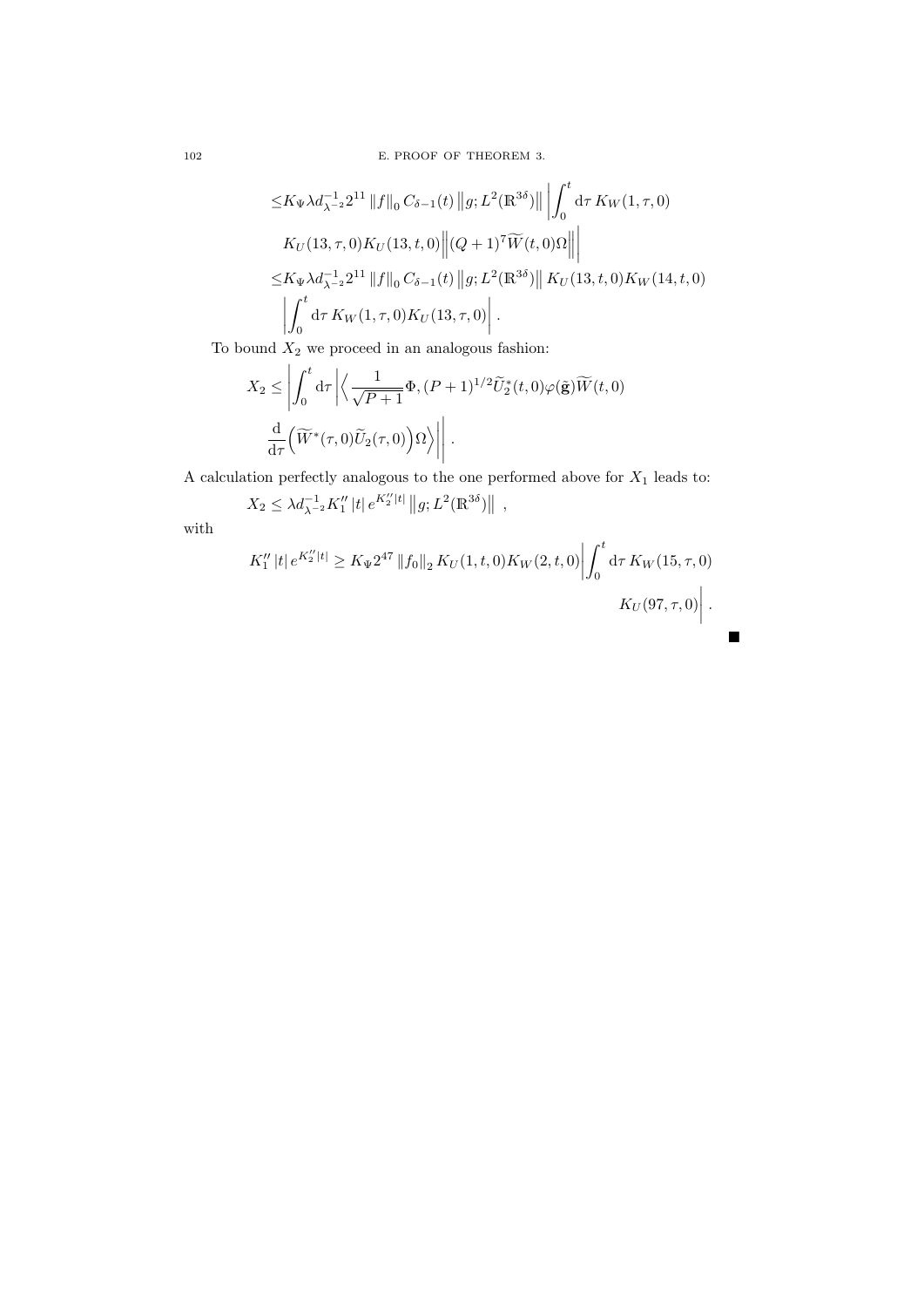$$
\begin{aligned}
&\leq K_\Psi \lambda d_{\lambda^{-2}}^{-1} 2^{11} \left\| f \right\|_0 C_{\delta-1}(t) \left\| g; L^2(\mathbb{R}^{3\delta}) \right\| \left| \int_0^t \mathrm{d}\tau \, K_W(1,\tau,0) \right. \\
&\quad \left. K_U(13,\tau,0) K_U(13,t,0) \left\| (Q+1)^7 \widetilde{W}(t,0)\Omega \right\| \right| \\
&\leq K_\Psi \lambda d_{\lambda^{-2}}^{-1} 2^{11} \left\| f \right\|_0 C_{\delta-1}(t) \left\| g; L^2(\mathbb{R}^{3\delta}) \right\| K_U(13,t,0) K_W(14,t,0) \\
&\quad \left| \int_0^t \mathrm{d}\tau \, K_W(1,\tau,0) K_U(13,\tau,0) \right| .
\end{aligned}
$$

To bound $X_2$ we proceed in an analogous fashion:

$$
\begin{aligned}
X_2 \leq &\left| \int_0^t \mathrm{d}\tau \left| \left\langle \frac{1}{\sqrt{P+1}} \Phi, (P+1)^{1/2} \widetilde{U}_2^*(t,0) \varphi(\tilde{\mathbf{g}}) \widetilde{W}(t,0) \right. \right. \right. \\
&\left. \left. \left. \frac{\mathrm{d}}{\mathrm{d}\tau} \Big( \widetilde{W}^*(\tau,0) \widetilde{U}_2(\tau,0) \Big) \Omega \right\rangle \right| \right| .
\end{aligned}
$$

A calculation perfectly analogous to the one performed above for $X_1$ leads to:

$$
X_2 \leq \lambda d_{\lambda^{-2}}^{-1} K_1'' \left| t \right| e^{K_2'' |t|} \left\| g; L^2(\mathbb{R}^{3\delta}) \right\| ,
$$

with

$$
\begin{aligned}
K_1'' \left| t \right| e^{K_2'' |t|} \geq K_\Psi 2^{47} \left\| f_0 \right\|_2 K_U(1,t,0) K_W(2,t,0) &\left| \int_0^t \mathrm{d}\tau \, K_W(15,\tau,0) \right. \\
&\left. K_U(97,\tau,0) \right| .
\end{aligned}
$$

■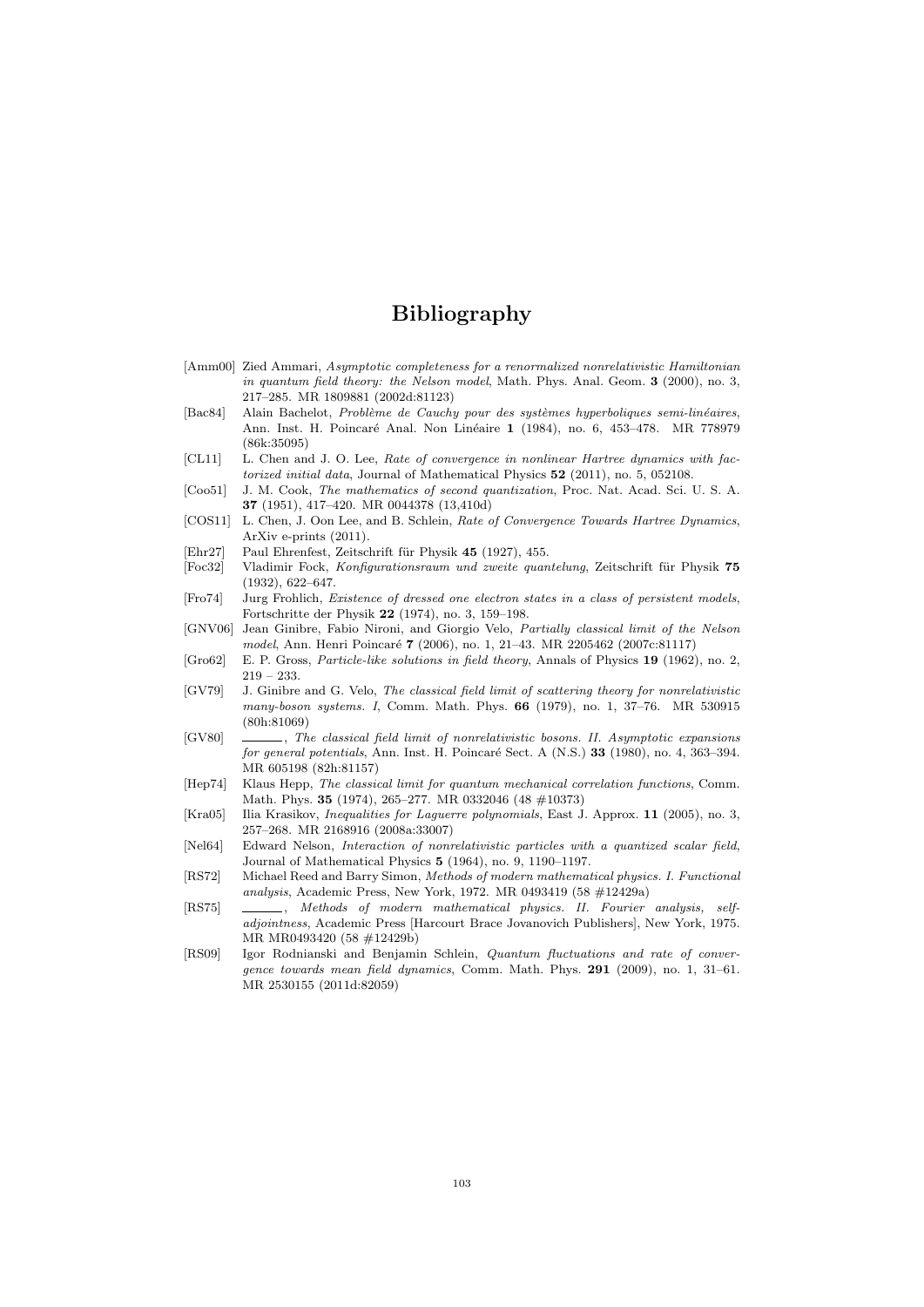# Bibliography

[Amm00] Zied Ammari, *Asymptotic completeness for a renormalized nonrelativistic Hamiltonian in quantum field theory: the Nelson model*, Math. Phys. Anal. Geom. **3** (2000), no. 3, 217–285. MR 1809881 (2002d:81123)

[Bac84] Alain Bachelot, *Problème de Cauchy pour des systèmes hyperboliques semi-linéaires*, Ann. Inst. H. Poincaré Anal. Non Linéaire **1** (1984), no. 6, 453–478. MR 778979 (86k:35095)

[CL11] L. Chen and J. O. Lee, *Rate of convergence in nonlinear Hartree dynamics with factorized initial data*, Journal of Mathematical Physics **52** (2011), no. 5, 052108.

[Coo51] J. M. Cook, *The mathematics of second quantization*, Proc. Nat. Acad. Sci. U. S. A. **37** (1951), 417–420. MR 0044378 (13,410d)

[COS11] L. Chen, J. Oon Lee, and B. Schlein, *Rate of Convergence Towards Hartree Dynamics*, ArXiv e-prints (2011).

[Ehr27] Paul Ehrenfest, Zeitschrift für Physik **45** (1927), 455.

[Foc32] Vladimir Fock, *Konfigurationsraum und zweite quantelung*, Zeitschrift für Physik **75** (1932), 622–647.

[Fro74] Jurg Frohlich, *Existence of dressed one electron states in a class of persistent models*, Fortschritte der Physik **22** (1974), no. 3, 159–198.

[GNV06] Jean Ginibre, Fabio Nironi, and Giorgio Velo, *Partially classical limit of the Nelson model*, Ann. Henri Poincaré **7** (2006), no. 1, 21–43. MR 2205462 (2007c:81117)

[Gro62] E. P. Gross, *Particle-like solutions in field theory*, Annals of Physics **19** (1962), no. 2, 219 – 233.

[GV79] J. Ginibre and G. Velo, *The classical field limit of scattering theory for nonrelativistic many-boson systems. I*, Comm. Math. Phys. **66** (1979), no. 1, 37–76. MR 530915 (80h:81069)

[GV80] ______, *The classical field limit of nonrelativistic bosons. II. Asymptotic expansions for general potentials*, Ann. Inst. H. Poincaré Sect. A (N.S.) **33** (1980), no. 4, 363–394. MR 605198 (82h:81157)

[Hep74] Klaus Hepp, *The classical limit for quantum mechanical correlation functions*, Comm. Math. Phys. **35** (1974), 265–277. MR 0332046 (48 #10373)

[Kra05] Ilia Krasikov, *Inequalities for Laguerre polynomials*, East J. Approx. **11** (2005), no. 3, 257–268. MR 2168916 (2008a:33007)

[Nel64] Edward Nelson, *Interaction of nonrelativistic particles with a quantized scalar field*, Journal of Mathematical Physics **5** (1964), no. 9, 1190–1197.

[RS72] Michael Reed and Barry Simon, *Methods of modern mathematical physics. I. Functional analysis*, Academic Press, New York, 1972. MR 0493419 (58 #12429a)

[RS75] ______, *Methods of modern mathematical physics. II. Fourier analysis, self-adjointness*, Academic Press [Harcourt Brace Jovanovich Publishers], New York, 1975. MR MR0493420 (58 #12429b)

[RS09] Igor Rodnianski and Benjamin Schlein, *Quantum fluctuations and rate of convergence towards mean field dynamics*, Comm. Math. Phys. **291** (2009), no. 1, 31–61. MR 2530155 (2011d:82059)